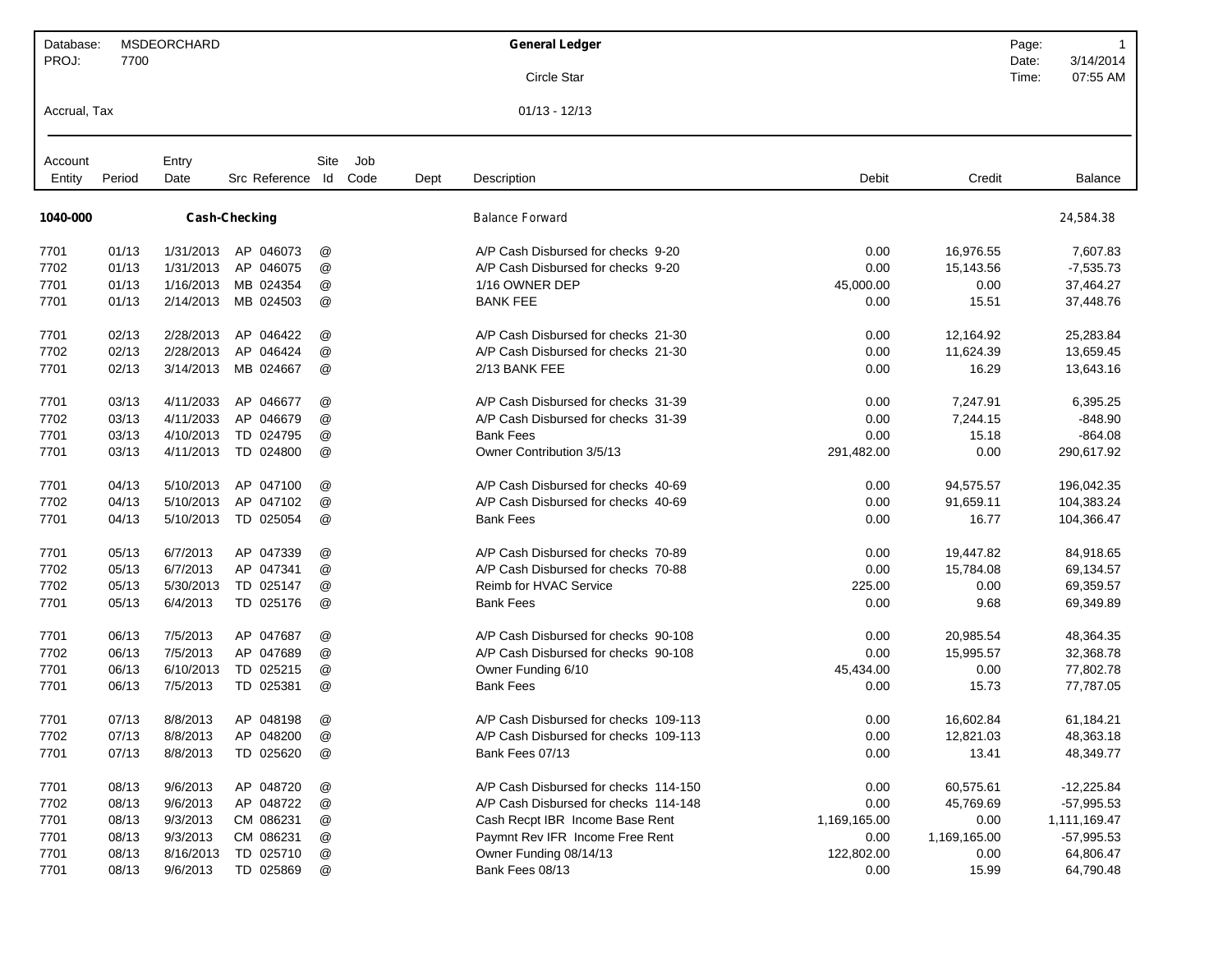| Database: | MSDEORCHARD | | | General Ledger | Page: | 1 |
|---|---|---|---|---|---|---|
| PROJ: | 7700 | | | Circle Star | Date: | 3/14/2014 |
| | | | | | Time: | 07:55 AM |
| Accrual, Tax | | | | 01/13 - 12/13 | | |

| Account Entity | Period | Entry Date | Src | Reference | Site Id | Job Code | Dept | Description | Debit | Credit | Balance |
|---|---|---|---|---|---|---|---|---|---|---|---|
| **1040-000** | | **Cash-Checking** | | | | | | Balance Forward | | | 24,584.38 |
| 7701 | 01/13 | 1/31/2013 | AP | 046073 | @ | | | A/P Cash Disbursed for checks 9-20 | 0.00 | 16,976.55 | 7,607.83 |
| 7702 | 01/13 | 1/31/2013 | AP | 046075 | @ | | | A/P Cash Disbursed for checks 9-20 | 0.00 | 15,143.56 | -7,535.73 |
| 7701 | 01/13 | 1/16/2013 | MB | 024354 | @ | | | 1/16 OWNER DEP | 45,000.00 | 0.00 | 37,464.27 |
| 7701 | 01/13 | 2/14/2013 | MB | 024503 | @ | | | BANK FEE | 0.00 | 15.51 | 37,448.76 |
| 7701 | 02/13 | 2/28/2013 | AP | 046422 | @ | | | A/P Cash Disbursed for checks 21-30 | 0.00 | 12,164.92 | 25,283.84 |
| 7702 | 02/13 | 2/28/2013 | AP | 046424 | @ | | | A/P Cash Disbursed for checks 21-30 | 0.00 | 11,624.39 | 13,659.45 |
| 7701 | 02/13 | 3/14/2013 | MB | 024667 | @ | | | 2/13 BANK FEE | 0.00 | 16.29 | 13,643.16 |
| 7701 | 03/13 | 4/11/2033 | AP | 046677 | @ | | | A/P Cash Disbursed for checks 31-39 | 0.00 | 7,247.91 | 6,395.25 |
| 7702 | 03/13 | 4/11/2033 | AP | 046679 | @ | | | A/P Cash Disbursed for checks 31-39 | 0.00 | 7,244.15 | -848.90 |
| 7701 | 03/13 | 4/10/2013 | TD | 024795 | @ | | | Bank Fees | 0.00 | 15.18 | -864.08 |
| 7701 | 03/13 | 4/11/2013 | TD | 024800 | @ | | | Owner Contribution 3/5/13 | 291,482.00 | 0.00 | 290,617.92 |
| 7701 | 04/13 | 5/10/2013 | AP | 047100 | @ | | | A/P Cash Disbursed for checks 40-69 | 0.00 | 94,575.57 | 196,042.35 |
| 7702 | 04/13 | 5/10/2013 | AP | 047102 | @ | | | A/P Cash Disbursed for checks 40-69 | 0.00 | 91,659.11 | 104,383.24 |
| 7701 | 04/13 | 5/10/2013 | TD | 025054 | @ | | | Bank Fees | 0.00 | 16.77 | 104,366.47 |
| 7701 | 05/13 | 6/7/2013 | AP | 047339 | @ | | | A/P Cash Disbursed for checks 70-89 | 0.00 | 19,447.82 | 84,918.65 |
| 7702 | 05/13 | 6/7/2013 | AP | 047341 | @ | | | A/P Cash Disbursed for checks 70-88 | 0.00 | 15,784.08 | 69,134.57 |
| 7702 | 05/13 | 5/30/2013 | TD | 025147 | @ | | | Reimb for HVAC Service | 225.00 | 0.00 | 69,359.57 |
| 7701 | 05/13 | 6/4/2013 | TD | 025176 | @ | | | Bank Fees | 0.00 | 9.68 | 69,349.89 |
| 7701 | 06/13 | 7/5/2013 | AP | 047687 | @ | | | A/P Cash Disbursed for checks 90-108 | 0.00 | 20,985.54 | 48,364.35 |
| 7702 | 06/13 | 7/5/2013 | AP | 047689 | @ | | | A/P Cash Disbursed for checks 90-108 | 0.00 | 15,995.57 | 32,368.78 |
| 7701 | 06/13 | 6/10/2013 | TD | 025215 | @ | | | Owner Funding 6/10 | 45,434.00 | 0.00 | 77,802.78 |
| 7701 | 06/13 | 7/5/2013 | TD | 025381 | @ | | | Bank Fees | 0.00 | 15.73 | 77,787.05 |
| 7701 | 07/13 | 8/8/2013 | AP | 048198 | @ | | | A/P Cash Disbursed for checks 109-113 | 0.00 | 16,602.84 | 61,184.21 |
| 7702 | 07/13 | 8/8/2013 | AP | 048200 | @ | | | A/P Cash Disbursed for checks 109-113 | 0.00 | 12,821.03 | 48,363.18 |
| 7701 | 07/13 | 8/8/2013 | TD | 025620 | @ | | | Bank Fees 07/13 | 0.00 | 13.41 | 48,349.77 |
| 7701 | 08/13 | 9/6/2013 | AP | 048720 | @ | | | A/P Cash Disbursed for checks 114-150 | 0.00 | 60,575.61 | -12,225.84 |
| 7702 | 08/13 | 9/6/2013 | AP | 048722 | @ | | | A/P Cash Disbursed for checks 114-148 | 0.00 | 45,769.69 | -57,995.53 |
| 7701 | 08/13 | 9/3/2013 | CM | 086231 | @ | | | Cash Recpt IBR Income Base Rent | 1,169,165.00 | 0.00 | 1,111,169.47 |
| 7701 | 08/13 | 9/3/2013 | CM | 086231 | @ | | | Paymnt Rev IFR Income Free Rent | 0.00 | 1,169,165.00 | -57,995.53 |
| 7701 | 08/13 | 8/16/2013 | TD | 025710 | @ | | | Owner Funding 08/14/13 | 122,802.00 | 0.00 | 64,806.47 |
| 7701 | 08/13 | 9/6/2013 | TD | 025869 | @ | | | Bank Fees 08/13 | 0.00 | 15.99 | 64,790.48 |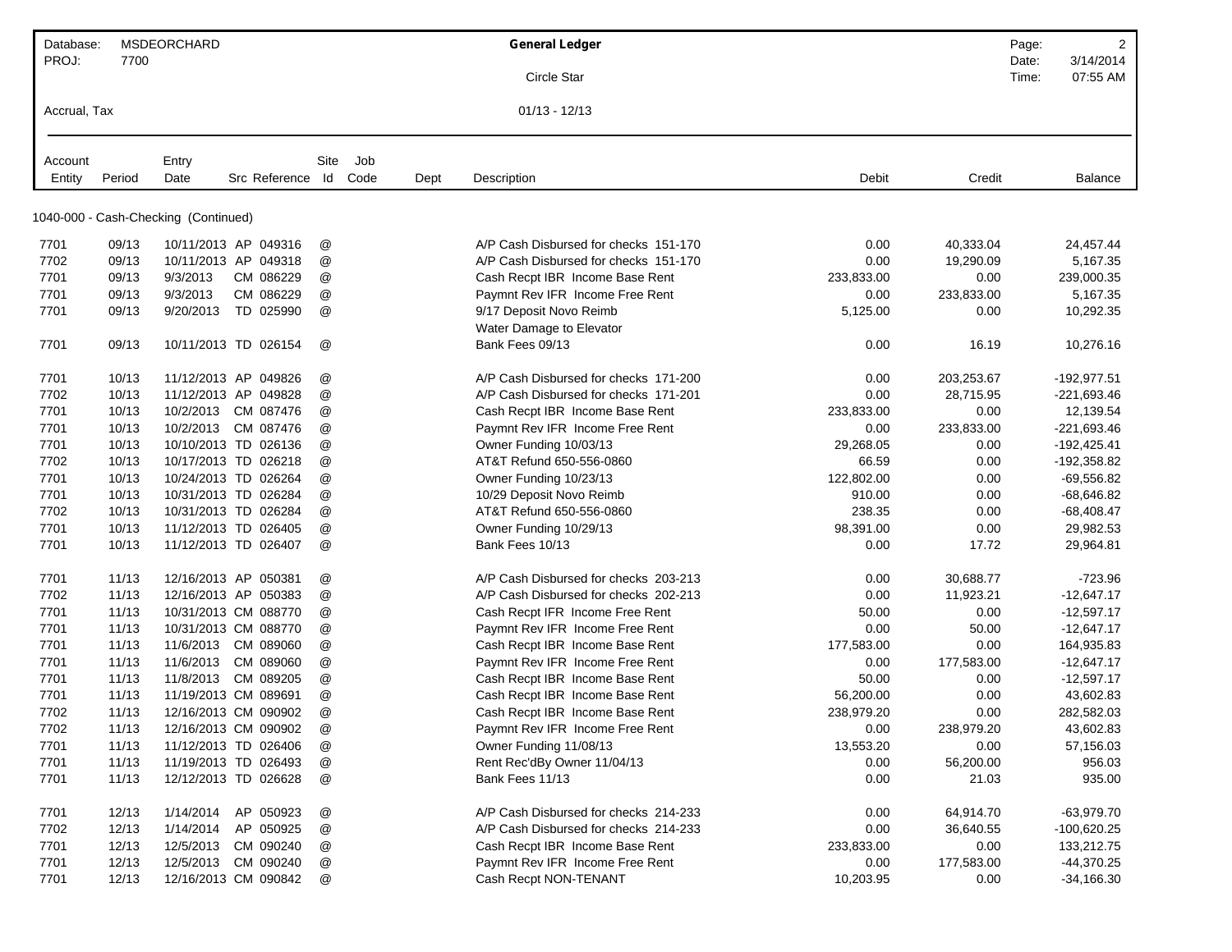Database: MSDEORCHARD
PROJ: 7700

**General Ledger**

Circle Star

Accrual, Tax

01/13 - 12/13

Page: 2
Date: 3/14/2014
Time: 07:55 AM

| Account Entity | Period | Entry Date | Src | Reference | Site Id | Job Code | Dept | Description | Debit | Credit | Balance |
|---|---|---|---|---|---|---|---|---|---|---|---|
| **1040-000 - Cash-Checking (Continued)** | | | | | | | | | | | |
| 7701 | 09/13 | 10/11/2013 | AP | 049316 | @ | | | A/P Cash Disbursed for checks 151-170 | 0.00 | 40,333.04 | 24,457.44 |
| 7702 | 09/13 | 10/11/2013 | AP | 049318 | @ | | | A/P Cash Disbursed for checks 151-170 | 0.00 | 19,290.09 | 5,167.35 |
| 7701 | 09/13 | 9/3/2013 | CM | 086229 | @ | | | Cash Recpt IBR Income Base Rent | 233,833.00 | 0.00 | 239,000.35 |
| 7701 | 09/13 | 9/3/2013 | CM | 086229 | @ | | | Paymnt Rev IFR Income Free Rent | 0.00 | 233,833.00 | 5,167.35 |
| 7701 | 09/13 | 9/20/2013 | TD | 025990 | @ | | | 9/17 Deposit Novo Reimb Water Damage to Elevator | 5,125.00 | 0.00 | 10,292.35 |
| 7701 | 09/13 | 10/11/2013 | TD | 026154 | @ | | | Bank Fees 09/13 | 0.00 | 16.19 | 10,276.16 |
| 7701 | 10/13 | 11/12/2013 | AP | 049826 | @ | | | A/P Cash Disbursed for checks 171-200 | 0.00 | 203,253.67 | -192,977.51 |
| 7702 | 10/13 | 11/12/2013 | AP | 049828 | @ | | | A/P Cash Disbursed for checks 171-201 | 0.00 | 28,715.95 | -221,693.46 |
| 7701 | 10/13 | 10/2/2013 | CM | 087476 | @ | | | Cash Recpt IBR Income Base Rent | 233,833.00 | 0.00 | 12,139.54 |
| 7701 | 10/13 | 10/2/2013 | CM | 087476 | @ | | | Paymnt Rev IFR Income Free Rent | 0.00 | 233,833.00 | -221,693.46 |
| 7701 | 10/13 | 10/10/2013 | TD | 026136 | @ | | | Owner Funding 10/03/13 | 29,268.05 | 0.00 | -192,425.41 |
| 7702 | 10/13 | 10/17/2013 | TD | 026218 | @ | | | AT&T Refund 650-556-0860 | 66.59 | 0.00 | -192,358.82 |
| 7701 | 10/13 | 10/24/2013 | TD | 026264 | @ | | | Owner Funding 10/23/13 | 122,802.00 | 0.00 | -69,556.82 |
| 7701 | 10/13 | 10/31/2013 | TD | 026284 | @ | | | 10/29 Deposit Novo Reimb | 910.00 | 0.00 | -68,646.82 |
| 7702 | 10/13 | 10/31/2013 | TD | 026284 | @ | | | AT&T Refund 650-556-0860 | 238.35 | 0.00 | -68,408.47 |
| 7701 | 10/13 | 11/12/2013 | TD | 026405 | @ | | | Owner Funding 10/29/13 | 98,391.00 | 0.00 | 29,982.53 |
| 7701 | 10/13 | 11/12/2013 | TD | 026407 | @ | | | Bank Fees 10/13 | 0.00 | 17.72 | 29,964.81 |
| 7701 | 11/13 | 12/16/2013 | AP | 050381 | @ | | | A/P Cash Disbursed for checks 203-213 | 0.00 | 30,688.77 | -723.96 |
| 7702 | 11/13 | 12/16/2013 | AP | 050383 | @ | | | A/P Cash Disbursed for checks 202-213 | 0.00 | 11,923.21 | -12,647.17 |
| 7701 | 11/13 | 10/31/2013 | CM | 088770 | @ | | | Cash Recpt IFR Income Free Rent | 50.00 | 0.00 | -12,597.17 |
| 7701 | 11/13 | 10/31/2013 | CM | 088770 | @ | | | Paymnt Rev IFR Income Free Rent | 0.00 | 50.00 | -12,647.17 |
| 7701 | 11/13 | 11/6/2013 | CM | 089060 | @ | | | Cash Recpt IBR Income Base Rent | 177,583.00 | 0.00 | 164,935.83 |
| 7701 | 11/13 | 11/6/2013 | CM | 089060 | @ | | | Paymnt Rev IFR Income Free Rent | 0.00 | 177,583.00 | -12,647.17 |
| 7701 | 11/13 | 11/8/2013 | CM | 089205 | @ | | | Cash Recpt IBR Income Base Rent | 50.00 | 0.00 | -12,597.17 |
| 7701 | 11/13 | 11/19/2013 | CM | 089691 | @ | | | Cash Recpt IBR Income Base Rent | 56,200.00 | 0.00 | 43,602.83 |
| 7702 | 11/13 | 12/16/2013 | CM | 090902 | @ | | | Cash Recpt IBR Income Base Rent | 238,979.20 | 0.00 | 282,582.03 |
| 7702 | 11/13 | 12/16/2013 | CM | 090902 | @ | | | Paymnt Rev IFR Income Free Rent | 0.00 | 238,979.20 | 43,602.83 |
| 7701 | 11/13 | 11/12/2013 | TD | 026406 | @ | | | Owner Funding 11/08/13 | 13,553.20 | 0.00 | 57,156.03 |
| 7701 | 11/13 | 11/19/2013 | TD | 026493 | @ | | | Rent Rec'dBy Owner 11/04/13 | 0.00 | 56,200.00 | 956.03 |
| 7701 | 11/13 | 12/12/2013 | TD | 026628 | @ | | | Bank Fees 11/13 | 0.00 | 21.03 | 935.00 |
| 7701 | 12/13 | 1/14/2014 | AP | 050923 | @ | | | A/P Cash Disbursed for checks 214-233 | 0.00 | 64,914.70 | -63,979.70 |
| 7702 | 12/13 | 1/14/2014 | AP | 050925 | @ | | | A/P Cash Disbursed for checks 214-233 | 0.00 | 36,640.55 | -100,620.25 |
| 7701 | 12/13 | 12/5/2013 | CM | 090240 | @ | | | Cash Recpt IBR Income Base Rent | 233,833.00 | 0.00 | 133,212.75 |
| 7701 | 12/13 | 12/5/2013 | CM | 090240 | @ | | | Paymnt Rev IFR Income Free Rent | 0.00 | 177,583.00 | -44,370.25 |
| 7701 | 12/13 | 12/16/2013 | CM | 090842 | @ | | | Cash Recpt NON-TENANT | 10,203.95 | 0.00 | -34,166.30 |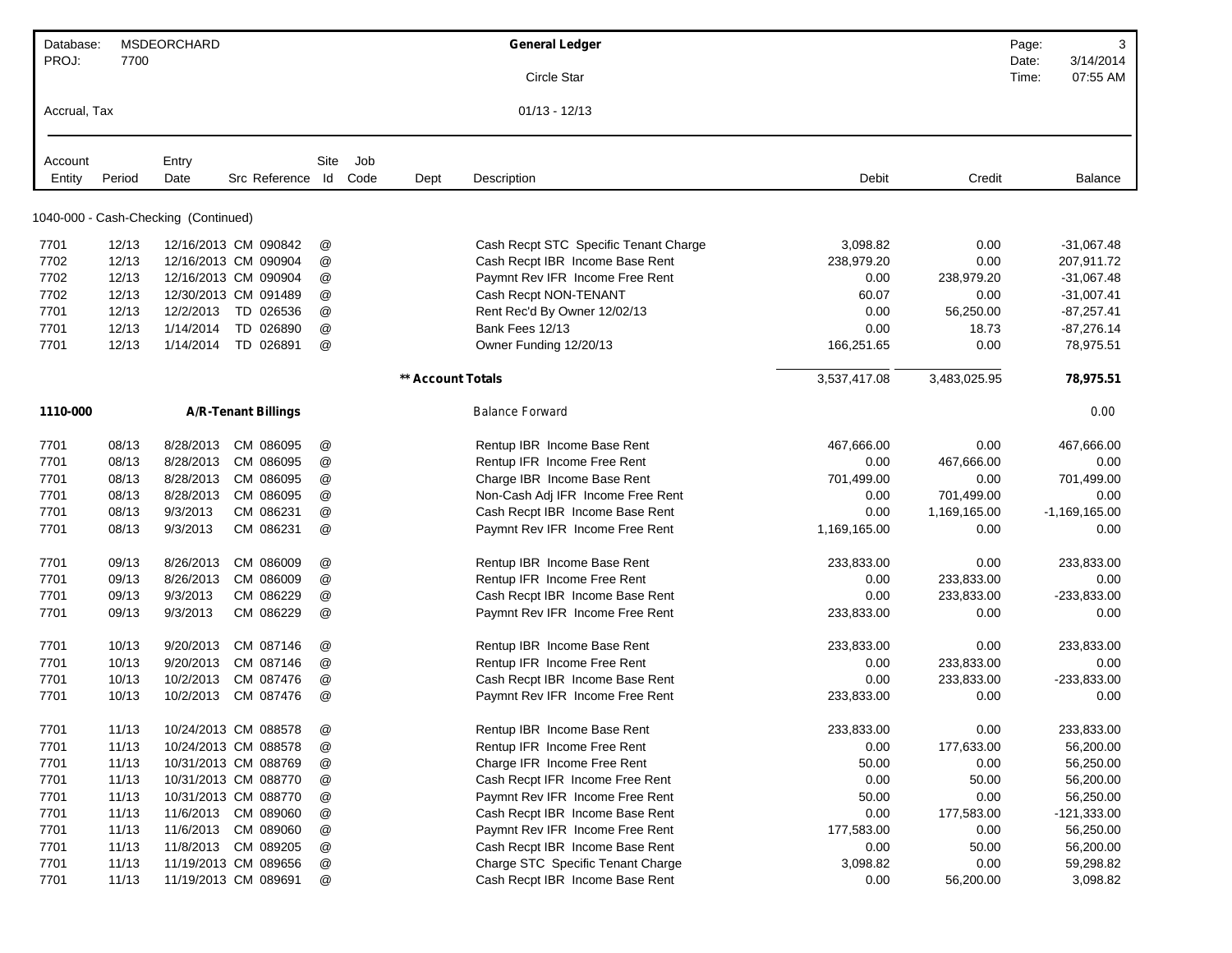Database: MSDEORCHARD
PROJ: 7700

**General Ledger**

Circle Star

Accrual, Tax

01/13 - 12/13

Date: 3/14/2014
Time: 07:55 AM

| Account Entity | Period | Entry Date | Src | Reference | Site Id | Job Code | Dept | Description | Debit | Credit | Balance |
|---|---|---|---|---|---|---|---|---|---|---|---|
| **1040-000 - Cash-Checking (Continued)** | | | | | | | | | | | |
| 7701 | 12/13 | 12/16/2013 | CM | 090842 | @ | | | Cash Recpt STC Specific Tenant Charge | 3,098.82 | 0.00 | -31,067.48 |
| 7702 | 12/13 | 12/16/2013 | CM | 090904 | @ | | | Cash Recpt IBR Income Base Rent | 238,979.20 | 0.00 | 207,911.72 |
| 7702 | 12/13 | 12/16/2013 | CM | 090904 | @ | | | Paymnt Rev IFR Income Free Rent | 0.00 | 238,979.20 | -31,067.48 |
| 7702 | 12/13 | 12/30/2013 | CM | 091489 | @ | | | Cash Recpt NON-TENANT | 60.07 | 0.00 | -31,007.41 |
| 7701 | 12/13 | 12/2/2013 | TD | 026536 | @ | | | Rent Rec'd By Owner 12/02/13 | 0.00 | 56,250.00 | -87,257.41 |
| 7701 | 12/13 | 1/14/2014 | TD | 026890 | @ | | | Bank Fees 12/13 | 0.00 | 18.73 | -87,276.14 |
| 7701 | 12/13 | 1/14/2014 | TD | 026891 | @ | | | Owner Funding 12/20/13 | 166,251.65 | 0.00 | 78,975.51 |
| | | | | | | | **\*\* Account Totals** | | 3,537,417.08 | 3,483,025.95 | **78,975.51** |
| **1110-000** | | | **A/R-Tenant Billings** | | | | | Balance Forward | | | 0.00 |
| 7701 | 08/13 | 8/28/2013 | CM | 086095 | @ | | | Rentup IBR Income Base Rent | 467,666.00 | 0.00 | 467,666.00 |
| 7701 | 08/13 | 8/28/2013 | CM | 086095 | @ | | | Rentup IFR Income Free Rent | 0.00 | 467,666.00 | 0.00 |
| 7701 | 08/13 | 8/28/2013 | CM | 086095 | @ | | | Charge IBR Income Base Rent | 701,499.00 | 0.00 | 701,499.00 |
| 7701 | 08/13 | 8/28/2013 | CM | 086095 | @ | | | Non-Cash Adj IFR Income Free Rent | 0.00 | 701,499.00 | 0.00 |
| 7701 | 08/13 | 9/3/2013 | CM | 086231 | @ | | | Cash Recpt IBR Income Base Rent | 0.00 | 1,169,165.00 | -1,169,165.00 |
| 7701 | 08/13 | 9/3/2013 | CM | 086231 | @ | | | Paymnt Rev IFR Income Free Rent | 1,169,165.00 | 0.00 | 0.00 |
| 7701 | 09/13 | 8/26/2013 | CM | 086009 | @ | | | Rentup IBR Income Base Rent | 233,833.00 | 0.00 | 233,833.00 |
| 7701 | 09/13 | 8/26/2013 | CM | 086009 | @ | | | Rentup IFR Income Free Rent | 0.00 | 233,833.00 | 0.00 |
| 7701 | 09/13 | 9/3/2013 | CM | 086229 | @ | | | Cash Recpt IBR Income Base Rent | 0.00 | 233,833.00 | -233,833.00 |
| 7701 | 09/13 | 9/3/2013 | CM | 086229 | @ | | | Paymnt Rev IFR Income Free Rent | 233,833.00 | 0.00 | 0.00 |
| 7701 | 10/13 | 9/20/2013 | CM | 087146 | @ | | | Rentup IBR Income Base Rent | 233,833.00 | 0.00 | 233,833.00 |
| 7701 | 10/13 | 9/20/2013 | CM | 087146 | @ | | | Rentup IFR Income Free Rent | 0.00 | 233,833.00 | 0.00 |
| 7701 | 10/13 | 10/2/2013 | CM | 087476 | @ | | | Cash Recpt IBR Income Base Rent | 0.00 | 233,833.00 | -233,833.00 |
| 7701 | 10/13 | 10/2/2013 | CM | 087476 | @ | | | Paymnt Rev IFR Income Free Rent | 233,833.00 | 0.00 | 0.00 |
| 7701 | 11/13 | 10/24/2013 | CM | 088578 | @ | | | Rentup IBR Income Base Rent | 233,833.00 | 0.00 | 233,833.00 |
| 7701 | 11/13 | 10/24/2013 | CM | 088578 | @ | | | Rentup IFR Income Free Rent | 0.00 | 177,633.00 | 56,200.00 |
| 7701 | 11/13 | 10/31/2013 | CM | 088769 | @ | | | Charge IFR Income Free Rent | 50.00 | 0.00 | 56,250.00 |
| 7701 | 11/13 | 10/31/2013 | CM | 088770 | @ | | | Cash Recpt IFR Income Free Rent | 0.00 | 50.00 | 56,200.00 |
| 7701 | 11/13 | 10/31/2013 | CM | 088770 | @ | | | Paymnt Rev IFR Income Free Rent | 50.00 | 0.00 | 56,250.00 |
| 7701 | 11/13 | 11/6/2013 | CM | 089060 | @ | | | Cash Recpt IBR Income Base Rent | 0.00 | 177,583.00 | -121,333.00 |
| 7701 | 11/13 | 11/6/2013 | CM | 089060 | @ | | | Paymnt Rev IFR Income Free Rent | 177,583.00 | 0.00 | 56,250.00 |
| 7701 | 11/13 | 11/8/2013 | CM | 089205 | @ | | | Cash Recpt IBR Income Base Rent | 0.00 | 50.00 | 56,200.00 |
| 7701 | 11/13 | 11/19/2013 | CM | 089656 | @ | | | Charge STC Specific Tenant Charge | 3,098.82 | 0.00 | 59,298.82 |
| 7701 | 11/13 | 11/19/2013 | CM | 089691 | @ | | | Cash Recpt IBR Income Base Rent | 0.00 | 56,200.00 | 3,098.82 |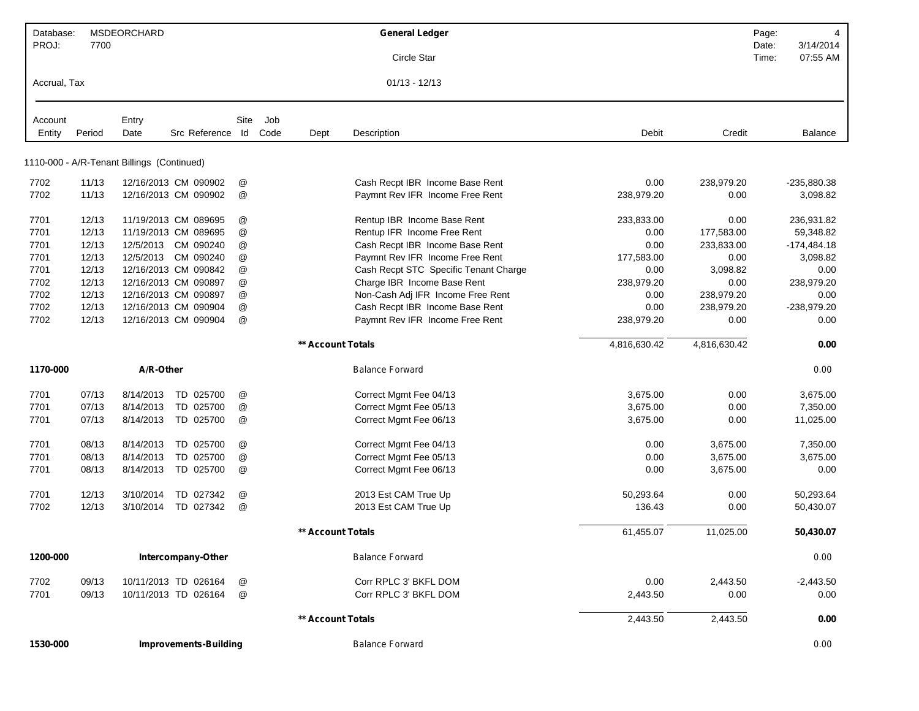| Account Entity | Period | Entry Date | Src | Reference | Site Id | Job Code | Dept | Description | Debit | Credit | Balance |
|---|---|---|---|---|---|---|---|---|---|---|---|
| **1110-000 - A/R-Tenant Billings (Continued)** | | | | | | | | | | | |
| 7702 | 11/13 | 12/16/2013 | CM | 090902 | @ | | | Cash Recpt IBR Income Base Rent | 0.00 | 238,979.20 | -235,880.38 |
| 7702 | 11/13 | 12/16/2013 | CM | 090902 | @ | | | Paymnt Rev IFR Income Free Rent | 238,979.20 | 0.00 | 3,098.82 |
| 7701 | 12/13 | 11/19/2013 | CM | 089695 | @ | | | Rentup IBR Income Base Rent | 233,833.00 | 0.00 | 236,931.82 |
| 7701 | 12/13 | 11/19/2013 | CM | 089695 | @ | | | Rentup IFR Income Free Rent | 0.00 | 177,583.00 | 59,348.82 |
| 7701 | 12/13 | 12/5/2013 | CM | 090240 | @ | | | Cash Recpt IBR Income Base Rent | 0.00 | 233,833.00 | -174,484.18 |
| 7701 | 12/13 | 12/5/2013 | CM | 090240 | @ | | | Paymnt Rev IFR Income Free Rent | 177,583.00 | 0.00 | 3,098.82 |
| 7701 | 12/13 | 12/16/2013 | CM | 090842 | @ | | | Cash Recpt STC Specific Tenant Charge | 0.00 | 3,098.82 | 0.00 |
| 7702 | 12/13 | 12/16/2013 | CM | 090897 | @ | | | Charge IBR Income Base Rent | 238,979.20 | 0.00 | 238,979.20 |
| 7702 | 12/13 | 12/16/2013 | CM | 090897 | @ | | | Non-Cash Adj IFR Income Free Rent | 0.00 | 238,979.20 | 0.00 |
| 7702 | 12/13 | 12/16/2013 | CM | 090904 | @ | | | Cash Recpt IBR Income Base Rent | 0.00 | 238,979.20 | -238,979.20 |
| 7702 | 12/13 | 12/16/2013 | CM | 090904 | @ | | | Paymnt Rev IFR Income Free Rent | 238,979.20 | 0.00 | 0.00 |
| | | | | | | | | **\*\* Account Totals** | 4,816,630.42 | 4,816,630.42 | **0.00** |
| **1170-000** | | **A/R-Other** | | | | | | Balance Forward | | | 0.00 |
| 7701 | 07/13 | 8/14/2013 | TD | 025700 | @ | | | Correct Mgmt Fee 04/13 | 3,675.00 | 0.00 | 3,675.00 |
| 7701 | 07/13 | 8/14/2013 | TD | 025700 | @ | | | Correct Mgmt Fee 05/13 | 3,675.00 | 0.00 | 7,350.00 |
| 7701 | 07/13 | 8/14/2013 | TD | 025700 | @ | | | Correct Mgmt Fee 06/13 | 3,675.00 | 0.00 | 11,025.00 |
| 7701 | 08/13 | 8/14/2013 | TD | 025700 | @ | | | Correct Mgmt Fee 04/13 | 0.00 | 3,675.00 | 7,350.00 |
| 7701 | 08/13 | 8/14/2013 | TD | 025700 | @ | | | Correct Mgmt Fee 05/13 | 0.00 | 3,675.00 | 3,675.00 |
| 7701 | 08/13 | 8/14/2013 | TD | 025700 | @ | | | Correct Mgmt Fee 06/13 | 0.00 | 3,675.00 | 0.00 |
| 7701 | 12/13 | 3/10/2014 | TD | 027342 | @ | | | 2013 Est CAM True Up | 50,293.64 | 0.00 | 50,293.64 |
| 7702 | 12/13 | 3/10/2014 | TD | 027342 | @ | | | 2013 Est CAM True Up | 136.43 | 0.00 | 50,430.07 |
| | | | | | | | | **\*\* Account Totals** | 61,455.07 | 11,025.00 | **50,430.07** |
| **1200-000** | | **Intercompany-Other** | | | | | | Balance Forward | | | 0.00 |
| 7702 | 09/13 | 10/11/2013 | TD | 026164 | @ | | | Corr RPLC 3' BKFL DOM | 0.00 | 2,443.50 | -2,443.50 |
| 7701 | 09/13 | 10/11/2013 | TD | 026164 | @ | | | Corr RPLC 3' BKFL DOM | 2,443.50 | 0.00 | 0.00 |
| | | | | | | | | **\*\* Account Totals** | 2,443.50 | 2,443.50 | **0.00** |
| **1530-000** | | **Improvements-Building** | | | | | | Balance Forward | | | 0.00 |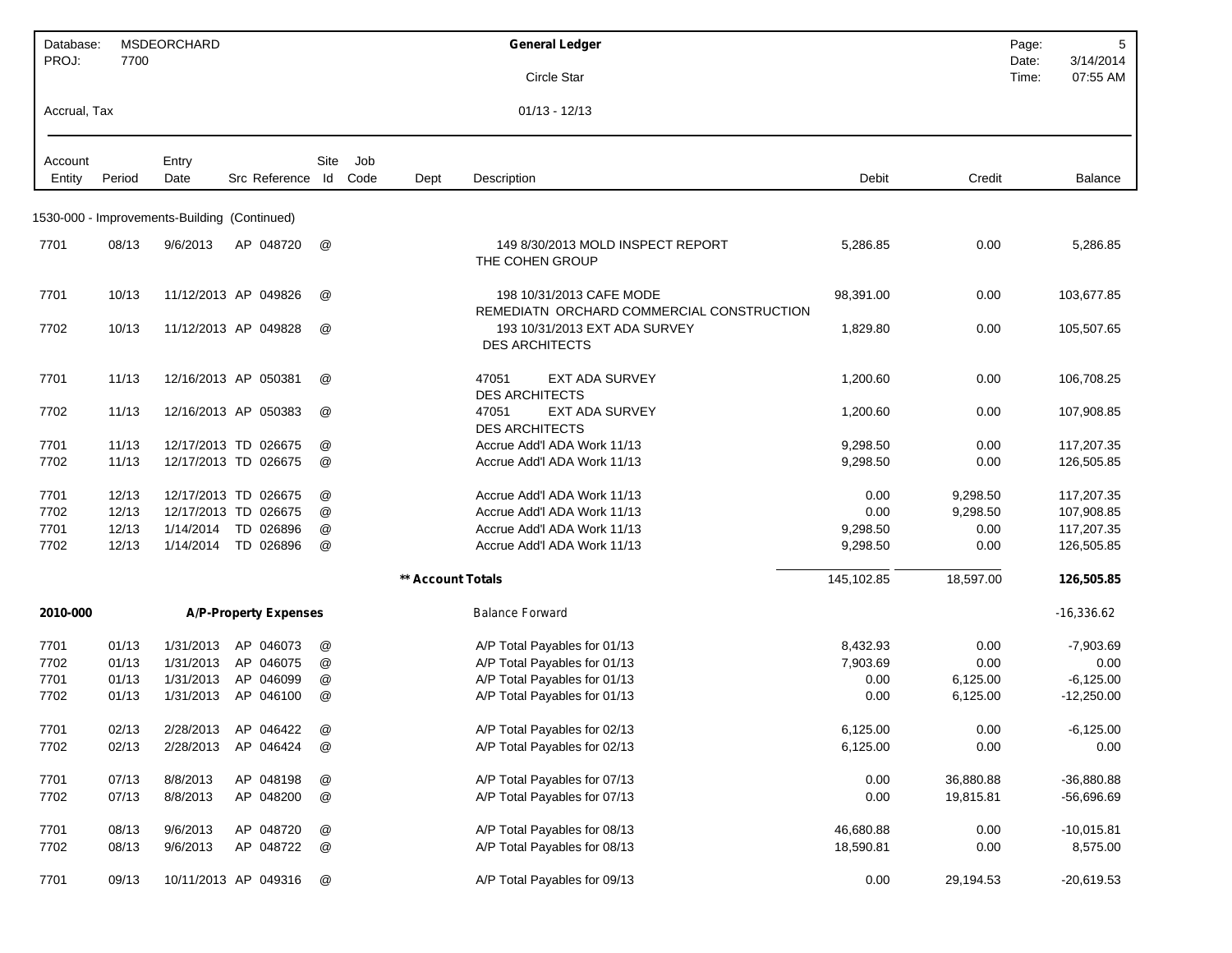| Database: MSDEORCHARD | General Ledger | Page: 5 |
|---|---|---|
| PROJ: 7700 | Circle Star | Date: 3/14/2014 |
| | | Time: 07:55 AM |
| Accrual, Tax | 01/13 - 12/13 | |

| Account Entity | Period | Entry Date | Src | Reference | Site Id | Job Code | Dept | Description | Debit | Credit | Balance |
|---|---|---|---|---|---|---|---|---|---|---|---|
| 1530-000 - Improvements-Building (Continued) | | | | | | | | | | | |
| 7701 | 08/13 | 9/6/2013 | AP | 048720 | @ | | | 149 8/30/2013 MOLD INSPECT REPORT THE COHEN GROUP | 5,286.85 | 0.00 | 5,286.85 |
| 7701 | 10/13 | 11/12/2013 | AP | 049826 | @ | | | 198 10/31/2013 CAFE MODE REMEDIATN ORCHARD COMMERCIAL CONSTRUCTION | 98,391.00 | 0.00 | 103,677.85 |
| 7702 | 10/13 | 11/12/2013 | AP | 049828 | @ | | | 193 10/31/2013 EXT ADA SURVEY DES ARCHITECTS | 1,829.80 | 0.00 | 105,507.65 |
| 7701 | 11/13 | 12/16/2013 | AP | 050381 | @ | | | 47051 EXT ADA SURVEY DES ARCHITECTS | 1,200.60 | 0.00 | 106,708.25 |
| 7702 | 11/13 | 12/16/2013 | AP | 050383 | @ | | | 47051 EXT ADA SURVEY DES ARCHITECTS | 1,200.60 | 0.00 | 107,908.85 |
| 7701 | 11/13 | 12/17/2013 | TD | 026675 | @ | | | Accrue Add'l ADA Work 11/13 | 9,298.50 | 0.00 | 117,207.35 |
| 7702 | 11/13 | 12/17/2013 | TD | 026675 | @ | | | Accrue Add'l ADA Work 11/13 | 9,298.50 | 0.00 | 126,505.85 |
| 7701 | 12/13 | 12/17/2013 | TD | 026675 | @ | | | Accrue Add'l ADA Work 11/13 | 0.00 | 9,298.50 | 117,207.35 |
| 7702 | 12/13 | 12/17/2013 | TD | 026675 | @ | | | Accrue Add'l ADA Work 11/13 | 0.00 | 9,298.50 | 107,908.85 |
| 7701 | 12/13 | 1/14/2014 | TD | 026896 | @ | | | Accrue Add'l ADA Work 11/13 | 9,298.50 | 0.00 | 117,207.35 |
| 7702 | 12/13 | 1/14/2014 | TD | 026896 | @ | | | Accrue Add'l ADA Work 11/13 | 9,298.50 | 0.00 | 126,505.85 |
| | | | | | | | ** Account Totals | | 145,102.85 | 18,597.00 | **126,505.85** |
| **2010-000** | | **A/P-Property Expenses** | | | | | | Balance Forward | | | -16,336.62 |
| 7701 | 01/13 | 1/31/2013 | AP | 046073 | @ | | | A/P Total Payables for 01/13 | 8,432.93 | 0.00 | -7,903.69 |
| 7702 | 01/13 | 1/31/2013 | AP | 046075 | @ | | | A/P Total Payables for 01/13 | 7,903.69 | 0.00 | 0.00 |
| 7701 | 01/13 | 1/31/2013 | AP | 046099 | @ | | | A/P Total Payables for 01/13 | 0.00 | 6,125.00 | -6,125.00 |
| 7702 | 01/13 | 1/31/2013 | AP | 046100 | @ | | | A/P Total Payables for 01/13 | 0.00 | 6,125.00 | -12,250.00 |
| 7701 | 02/13 | 2/28/2013 | AP | 046422 | @ | | | A/P Total Payables for 02/13 | 6,125.00 | 0.00 | -6,125.00 |
| 7702 | 02/13 | 2/28/2013 | AP | 046424 | @ | | | A/P Total Payables for 02/13 | 6,125.00 | 0.00 | 0.00 |
| 7701 | 07/13 | 8/8/2013 | AP | 048198 | @ | | | A/P Total Payables for 07/13 | 0.00 | 36,880.88 | -36,880.88 |
| 7702 | 07/13 | 8/8/2013 | AP | 048200 | @ | | | A/P Total Payables for 07/13 | 0.00 | 19,815.81 | -56,696.69 |
| 7701 | 08/13 | 9/6/2013 | AP | 048720 | @ | | | A/P Total Payables for 08/13 | 46,680.88 | 0.00 | -10,015.81 |
| 7702 | 08/13 | 9/6/2013 | AP | 048722 | @ | | | A/P Total Payables for 08/13 | 18,590.81 | 0.00 | 8,575.00 |
| 7701 | 09/13 | 10/11/2013 | AP | 049316 | @ | | | A/P Total Payables for 09/13 | 0.00 | 29,194.53 | -20,619.53 |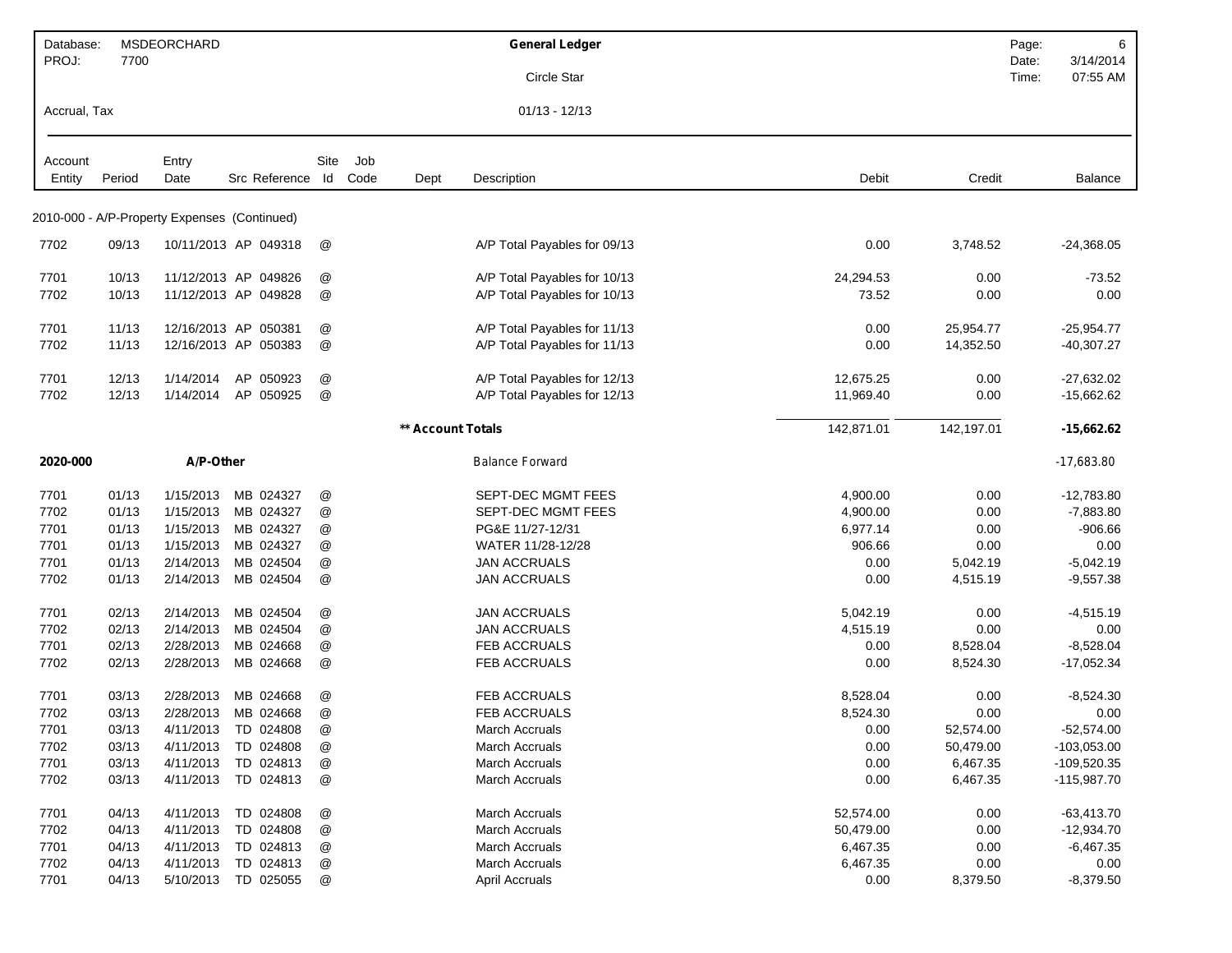| Database: | MSDEORCHARD | General Ledger | Page: | 6 |
|---|---|---|---|---|
| PROJ: | 7700 | Circle Star | Date: | 3/14/2014 |
| | | | Time: | 07:55 AM |
| Accrual, Tax | | 01/13 - 12/13 | | |

| Account Entity | Period | Entry Date | Src | Reference | Site Id | Job Code | Dept | Description | Debit | Credit | Balance |
|---|---|---|---|---|---|---|---|---|---|---|---|
| **2010-000 - A/P-Property Expenses (Continued)** | | | | | | | | | | | |
| 7702 | 09/13 | 10/11/2013 | AP | 049318 | @ | | | A/P Total Payables for 09/13 | 0.00 | 3,748.52 | -24,368.05 |
| 7701 | 10/13 | 11/12/2013 | AP | 049826 | @ | | | A/P Total Payables for 10/13 | 24,294.53 | 0.00 | -73.52 |
| 7702 | 10/13 | 11/12/2013 | AP | 049828 | @ | | | A/P Total Payables for 10/13 | 73.52 | 0.00 | 0.00 |
| 7701 | 11/13 | 12/16/2013 | AP | 050381 | @ | | | A/P Total Payables for 11/13 | 0.00 | 25,954.77 | -25,954.77 |
| 7702 | 11/13 | 12/16/2013 | AP | 050383 | @ | | | A/P Total Payables for 11/13 | 0.00 | 14,352.50 | -40,307.27 |
| 7701 | 12/13 | 1/14/2014 | AP | 050923 | @ | | | A/P Total Payables for 12/13 | 12,675.25 | 0.00 | -27,632.02 |
| 7702 | 12/13 | 1/14/2014 | AP | 050925 | @ | | | A/P Total Payables for 12/13 | 11,969.40 | 0.00 | -15,662.62 |
| | | | | | | | **\*\* Account Totals** | | 142,871.01 | 142,197.01 | **-15,662.62** |
| **2020-000** | | **A/P-Other** | | | | | | Balance Forward | | | -17,683.80 |
| 7701 | 01/13 | 1/15/2013 | MB | 024327 | @ | | | SEPT-DEC MGMT FEES | 4,900.00 | 0.00 | -12,783.80 |
| 7702 | 01/13 | 1/15/2013 | MB | 024327 | @ | | | SEPT-DEC MGMT FEES | 4,900.00 | 0.00 | -7,883.80 |
| 7701 | 01/13 | 1/15/2013 | MB | 024327 | @ | | | PG&E 11/27-12/31 | 6,977.14 | 0.00 | -906.66 |
| 7701 | 01/13 | 1/15/2013 | MB | 024327 | @ | | | WATER 11/28-12/28 | 906.66 | 0.00 | 0.00 |
| 7701 | 01/13 | 2/14/2013 | MB | 024504 | @ | | | JAN ACCRUALS | 0.00 | 5,042.19 | -5,042.19 |
| 7702 | 01/13 | 2/14/2013 | MB | 024504 | @ | | | JAN ACCRUALS | 0.00 | 4,515.19 | -9,557.38 |
| 7701 | 02/13 | 2/14/2013 | MB | 024504 | @ | | | JAN ACCRUALS | 5,042.19 | 0.00 | -4,515.19 |
| 7702 | 02/13 | 2/14/2013 | MB | 024504 | @ | | | JAN ACCRUALS | 4,515.19 | 0.00 | 0.00 |
| 7701 | 02/13 | 2/28/2013 | MB | 024668 | @ | | | FEB ACCRUALS | 0.00 | 8,528.04 | -8,528.04 |
| 7702 | 02/13 | 2/28/2013 | MB | 024668 | @ | | | FEB ACCRUALS | 0.00 | 8,524.30 | -17,052.34 |
| 7701 | 03/13 | 2/28/2013 | MB | 024668 | @ | | | FEB ACCRUALS | 8,528.04 | 0.00 | -8,524.30 |
| 7702 | 03/13 | 2/28/2013 | MB | 024668 | @ | | | FEB ACCRUALS | 8,524.30 | 0.00 | 0.00 |
| 7701 | 03/13 | 4/11/2013 | TD | 024808 | @ | | | March Accruals | 0.00 | 52,574.00 | -52,574.00 |
| 7702 | 03/13 | 4/11/2013 | TD | 024808 | @ | | | March Accruals | 0.00 | 50,479.00 | -103,053.00 |
| 7701 | 03/13 | 4/11/2013 | TD | 024813 | @ | | | March Accruals | 0.00 | 6,467.35 | -109,520.35 |
| 7702 | 03/13 | 4/11/2013 | TD | 024813 | @ | | | March Accruals | 0.00 | 6,467.35 | -115,987.70 |
| 7701 | 04/13 | 4/11/2013 | TD | 024808 | @ | | | March Accruals | 52,574.00 | 0.00 | -63,413.70 |
| 7702 | 04/13 | 4/11/2013 | TD | 024808 | @ | | | March Accruals | 50,479.00 | 0.00 | -12,934.70 |
| 7701 | 04/13 | 4/11/2013 | TD | 024813 | @ | | | March Accruals | 6,467.35 | 0.00 | -6,467.35 |
| 7702 | 04/13 | 4/11/2013 | TD | 024813 | @ | | | March Accruals | 6,467.35 | 0.00 | 0.00 |
| 7701 | 04/13 | 5/10/2013 | TD | 025055 | @ | | | April Accruals | 0.00 | 8,379.50 | -8,379.50 |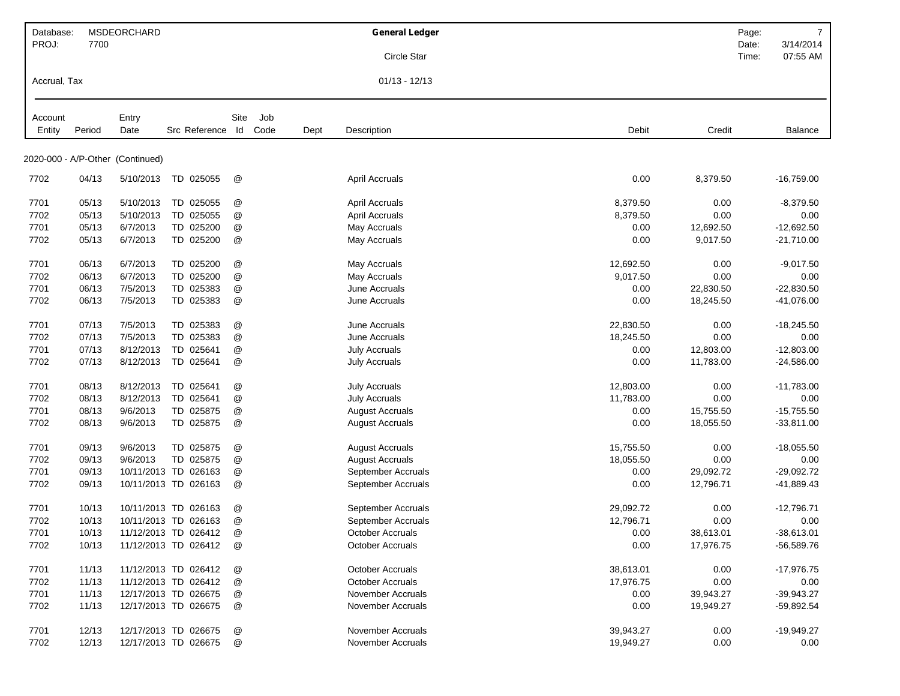| Database: | MSDEORCHARD | General Ledger | Page: | 7 |
|---|---|---|---|---|
| PROJ: | 7700 | Circle Star | Date: | 3/14/2014 |
| | | | Time: | 07:55 AM |
| Accrual, Tax | | 01/13 - 12/13 | | |

| Account Entity | Period | Entry Date | Src | Reference | Site Id | Job Code | Dept | Description | Debit | Credit | Balance |
|---|---|---|---|---|---|---|---|---|---|---|---|
| **2020-000 - A/P-Other (Continued)** | | | | | | | | | | | |
| 7702 | 04/13 | 5/10/2013 | TD | 025055 | @ | | | April Accruals | 0.00 | 8,379.50 | -16,759.00 |
| 7701 | 05/13 | 5/10/2013 | TD | 025055 | @ | | | April Accruals | 8,379.50 | 0.00 | -8,379.50 |
| 7702 | 05/13 | 5/10/2013 | TD | 025055 | @ | | | April Accruals | 8,379.50 | 0.00 | 0.00 |
| 7701 | 05/13 | 6/7/2013 | TD | 025200 | @ | | | May Accruals | 0.00 | 12,692.50 | -12,692.50 |
| 7702 | 05/13 | 6/7/2013 | TD | 025200 | @ | | | May Accruals | 0.00 | 9,017.50 | -21,710.00 |
| 7701 | 06/13 | 6/7/2013 | TD | 025200 | @ | | | May Accruals | 12,692.50 | 0.00 | -9,017.50 |
| 7702 | 06/13 | 6/7/2013 | TD | 025200 | @ | | | May Accruals | 9,017.50 | 0.00 | 0.00 |
| 7701 | 06/13 | 7/5/2013 | TD | 025383 | @ | | | June Accruals | 0.00 | 22,830.50 | -22,830.50 |
| 7702 | 06/13 | 7/5/2013 | TD | 025383 | @ | | | June Accruals | 0.00 | 18,245.50 | -41,076.00 |
| 7701 | 07/13 | 7/5/2013 | TD | 025383 | @ | | | June Accruals | 22,830.50 | 0.00 | -18,245.50 |
| 7702 | 07/13 | 7/5/2013 | TD | 025383 | @ | | | June Accruals | 18,245.50 | 0.00 | 0.00 |
| 7701 | 07/13 | 8/12/2013 | TD | 025641 | @ | | | July Accruals | 0.00 | 12,803.00 | -12,803.00 |
| 7702 | 07/13 | 8/12/2013 | TD | 025641 | @ | | | July Accruals | 0.00 | 11,783.00 | -24,586.00 |
| 7701 | 08/13 | 8/12/2013 | TD | 025641 | @ | | | July Accruals | 12,803.00 | 0.00 | -11,783.00 |
| 7702 | 08/13 | 8/12/2013 | TD | 025641 | @ | | | July Accruals | 11,783.00 | 0.00 | 0.00 |
| 7701 | 08/13 | 9/6/2013 | TD | 025875 | @ | | | August Accruals | 0.00 | 15,755.50 | -15,755.50 |
| 7702 | 08/13 | 9/6/2013 | TD | 025875 | @ | | | August Accruals | 0.00 | 18,055.50 | -33,811.00 |
| 7701 | 09/13 | 9/6/2013 | TD | 025875 | @ | | | August Accruals | 15,755.50 | 0.00 | -18,055.50 |
| 7702 | 09/13 | 9/6/2013 | TD | 025875 | @ | | | August Accruals | 18,055.50 | 0.00 | 0.00 |
| 7701 | 09/13 | 10/11/2013 | TD | 026163 | @ | | | September Accruals | 0.00 | 29,092.72 | -29,092.72 |
| 7702 | 09/13 | 10/11/2013 | TD | 026163 | @ | | | September Accruals | 0.00 | 12,796.71 | -41,889.43 |
| 7701 | 10/13 | 10/11/2013 | TD | 026163 | @ | | | September Accruals | 29,092.72 | 0.00 | -12,796.71 |
| 7702 | 10/13 | 10/11/2013 | TD | 026163 | @ | | | September Accruals | 12,796.71 | 0.00 | 0.00 |
| 7701 | 10/13 | 11/12/2013 | TD | 026412 | @ | | | October Accruals | 0.00 | 38,613.01 | -38,613.01 |
| 7702 | 10/13 | 11/12/2013 | TD | 026412 | @ | | | October Accruals | 0.00 | 17,976.75 | -56,589.76 |
| 7701 | 11/13 | 11/12/2013 | TD | 026412 | @ | | | October Accruals | 38,613.01 | 0.00 | -17,976.75 |
| 7702 | 11/13 | 11/12/2013 | TD | 026412 | @ | | | October Accruals | 17,976.75 | 0.00 | 0.00 |
| 7701 | 11/13 | 12/17/2013 | TD | 026675 | @ | | | November Accruals | 0.00 | 39,943.27 | -39,943.27 |
| 7702 | 11/13 | 12/17/2013 | TD | 026675 | @ | | | November Accruals | 0.00 | 19,949.27 | -59,892.54 |
| 7701 | 12/13 | 12/17/2013 | TD | 026675 | @ | | | November Accruals | 39,943.27 | 0.00 | -19,949.27 |
| 7702 | 12/13 | 12/17/2013 | TD | 026675 | @ | | | November Accruals | 19,949.27 | 0.00 | 0.00 |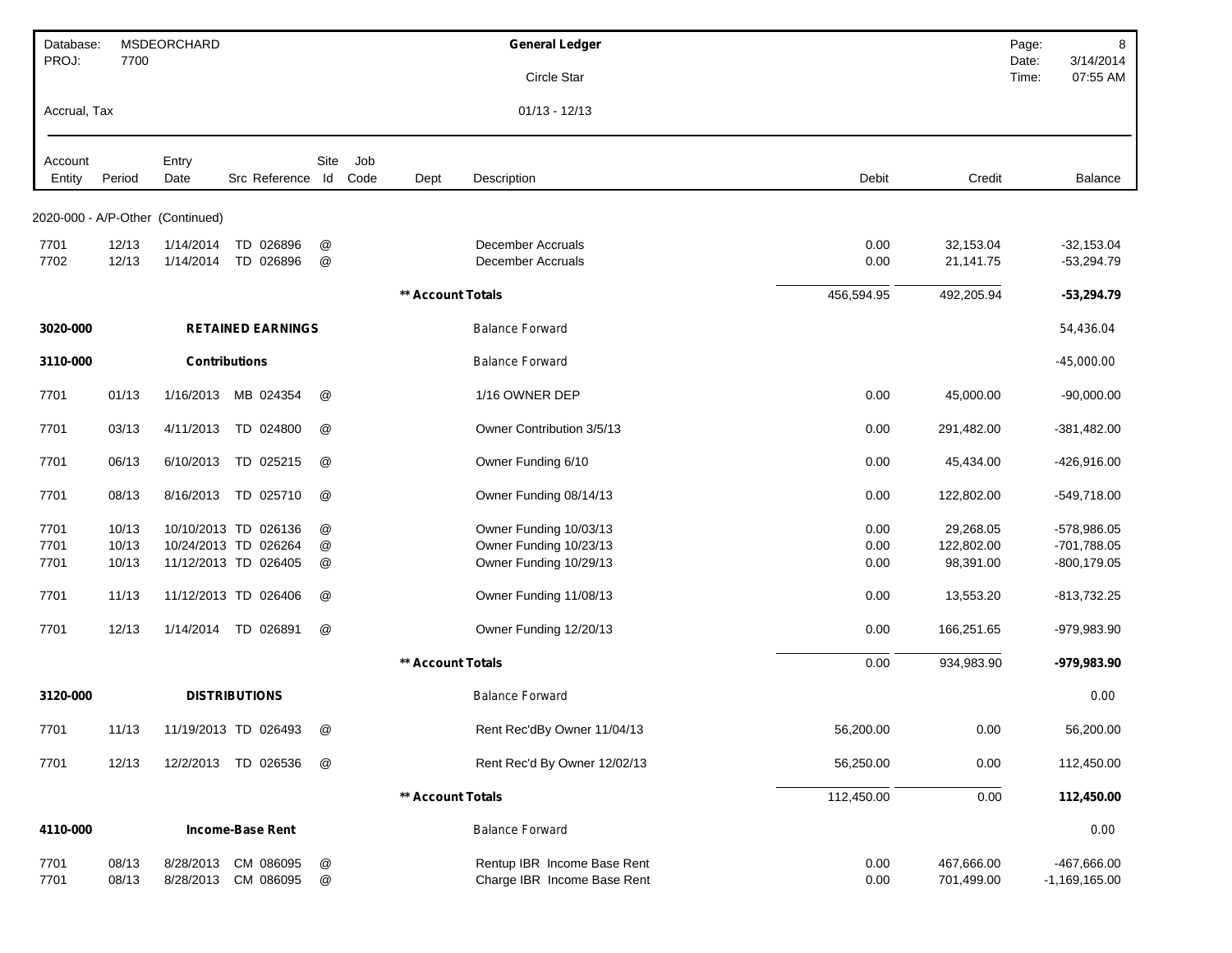| Database: MSDEORCHARD | | | | | | | General Ledger | | | Page: 8 |
|---|---|---|---|---|---|---|---|---|---|---|
| PROJ: 7700 | | | | | | | Circle Star | | | Date: 3/14/2014 |
| | | | | | | | | | | Time: 07:55 AM |
| Accrual, Tax | | | | | | | 01/13 - 12/13 | | | |

| Account Entity | Period | Entry Date | Src | Reference | Site Id | Job Code | Dept | Description | Debit | Credit | Balance |
|---|---|---|---|---|---|---|---|---|---|---|---|
| 2020-000 - A/P-Other (Continued) | | | | | | | | | | | |
| 7701 | 12/13 | 1/14/2014 | TD | 026896 | @ | | | December Accruals | 0.00 | 32,153.04 | -32,153.04 |
| 7702 | 12/13 | 1/14/2014 | TD | 026896 | @ | | | December Accruals | 0.00 | 21,141.75 | -53,294.79 |
| | | | | | | | ** Account Totals | | 456,594.95 | 492,205.94 | **-53,294.79** |
| **3020-000** | | **RETAINED EARNINGS** | | | | | | Balance Forward | | | 54,436.04 |
| **3110-000** | | **Contributions** | | | | | | Balance Forward | | | -45,000.00 |
| 7701 | 01/13 | 1/16/2013 | MB | 024354 | @ | | | 1/16 OWNER DEP | 0.00 | 45,000.00 | -90,000.00 |
| 7701 | 03/13 | 4/11/2013 | TD | 024800 | @ | | | Owner Contribution 3/5/13 | 0.00 | 291,482.00 | -381,482.00 |
| 7701 | 06/13 | 6/10/2013 | TD | 025215 | @ | | | Owner Funding 6/10 | 0.00 | 45,434.00 | -426,916.00 |
| 7701 | 08/13 | 8/16/2013 | TD | 025710 | @ | | | Owner Funding 08/14/13 | 0.00 | 122,802.00 | -549,718.00 |
| 7701 | 10/13 | 10/10/2013 | TD | 026136 | @ | | | Owner Funding 10/03/13 | 0.00 | 29,268.05 | -578,986.05 |
| 7701 | 10/13 | 10/24/2013 | TD | 026264 | @ | | | Owner Funding 10/23/13 | 0.00 | 122,802.00 | -701,788.05 |
| 7701 | 10/13 | 11/12/2013 | TD | 026405 | @ | | | Owner Funding 10/29/13 | 0.00 | 98,391.00 | -800,179.05 |
| 7701 | 11/13 | 11/12/2013 | TD | 026406 | @ | | | Owner Funding 11/08/13 | 0.00 | 13,553.20 | -813,732.25 |
| 7701 | 12/13 | 1/14/2014 | TD | 026891 | @ | | | Owner Funding 12/20/13 | 0.00 | 166,251.65 | -979,983.90 |
| | | | | | | | ** Account Totals | | 0.00 | 934,983.90 | **-979,983.90** |
| **3120-000** | | **DISTRIBUTIONS** | | | | | | Balance Forward | | | 0.00 |
| 7701 | 11/13 | 11/19/2013 | TD | 026493 | @ | | | Rent Rec'dBy Owner 11/04/13 | 56,200.00 | 0.00 | 56,200.00 |
| 7701 | 12/13 | 12/2/2013 | TD | 026536 | @ | | | Rent Rec'd By Owner 12/02/13 | 56,250.00 | 0.00 | 112,450.00 |
| | | | | | | | ** Account Totals | | 112,450.00 | 0.00 | **112,450.00** |
| **4110-000** | | **Income-Base Rent** | | | | | | Balance Forward | | | 0.00 |
| 7701 | 08/13 | 8/28/2013 | CM | 086095 | @ | | | Rentup IBR Income Base Rent | 0.00 | 467,666.00 | -467,666.00 |
| 7701 | 08/13 | 8/28/2013 | CM | 086095 | @ | | | Charge IBR Income Base Rent | 0.00 | 701,499.00 | -1,169,165.00 |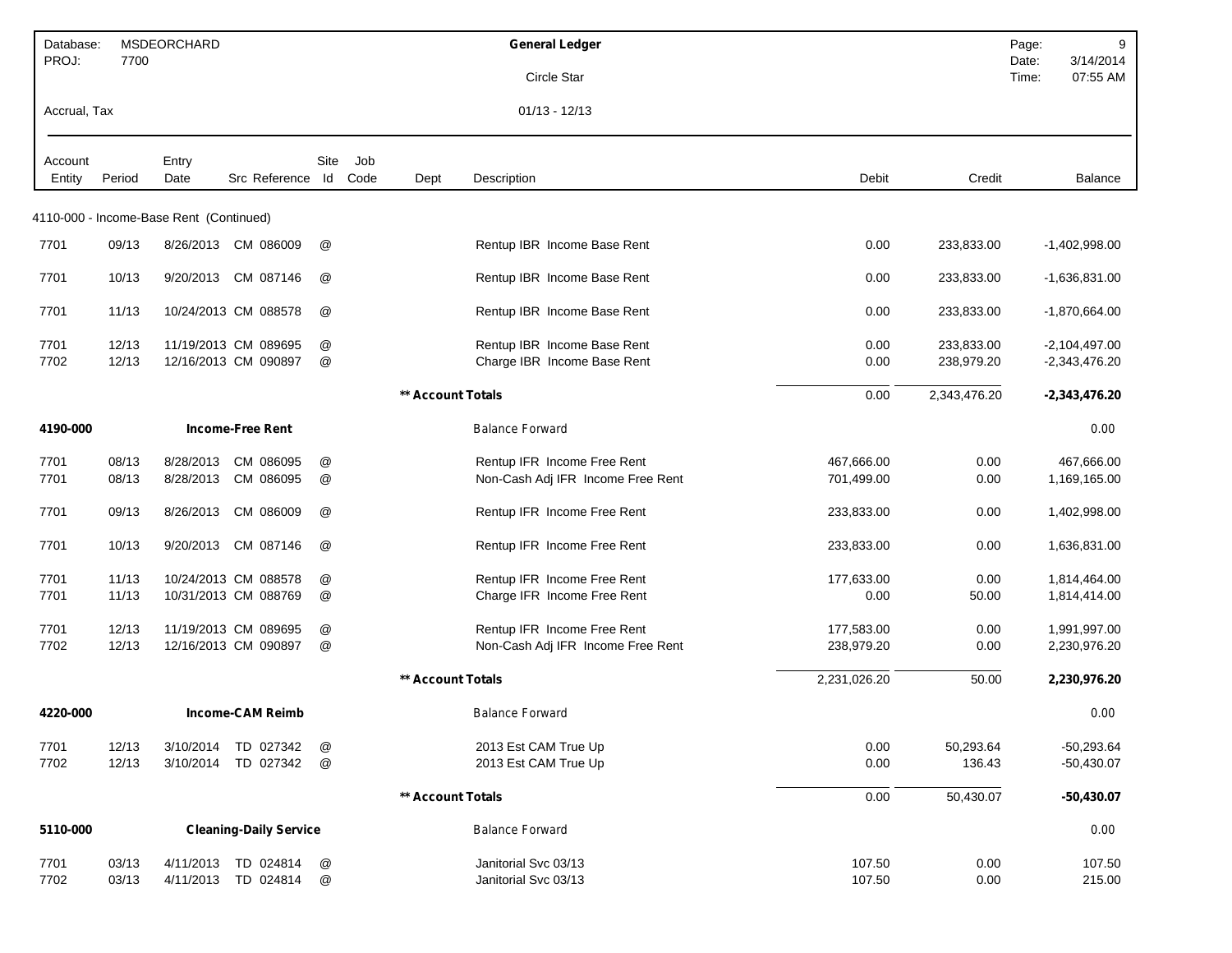| Database: MSDEORCHARD | General Ledger | Date: 3/14/2014 |
|---|---|---|
| PROJ: 7700 | Circle Star | Time: 07:55 AM |
| Accrual, Tax | 01/13 - 12/13 | |

| Account Entity | Period | Entry Date | Src Reference | Site Id | Job Code | Dept | Description | Debit | Credit | Balance |
|---|---|---|---|---|---|---|---|---|---|---|
| 4110-000 - Income-Base Rent (Continued) | | | | | | | | | | |
| 7701 | 09/13 | 8/26/2013 | CM 086009 | @ | | | Rentup IBR Income Base Rent | 0.00 | 233,833.00 | -1,402,998.00 |
| 7701 | 10/13 | 9/20/2013 | CM 087146 | @ | | | Rentup IBR Income Base Rent | 0.00 | 233,833.00 | -1,636,831.00 |
| 7701 | 11/13 | 10/24/2013 | CM 088578 | @ | | | Rentup IBR Income Base Rent | 0.00 | 233,833.00 | -1,870,664.00 |
| 7701 | 12/13 | 11/19/2013 | CM 089695 | @ | | | Rentup IBR Income Base Rent | 0.00 | 233,833.00 | -2,104,497.00 |
| 7702 | 12/13 | 12/16/2013 | CM 090897 | @ | | | Charge IBR Income Base Rent | 0.00 | 238,979.20 | -2,343,476.20 |
| | | | | | | **Account Totals** | | 0.00 | 2,343,476.20 | **-2,343,476.20** |
| **4190-000** | | **Income-Free Rent** | | | | | Balance Forward | | | 0.00 |
| 7701 | 08/13 | 8/28/2013 | CM 086095 | @ | | | Rentup IFR Income Free Rent | 467,666.00 | 0.00 | 467,666.00 |
| 7701 | 08/13 | 8/28/2013 | CM 086095 | @ | | | Non-Cash Adj IFR Income Free Rent | 701,499.00 | 0.00 | 1,169,165.00 |
| 7701 | 09/13 | 8/26/2013 | CM 086009 | @ | | | Rentup IFR Income Free Rent | 233,833.00 | 0.00 | 1,402,998.00 |
| 7701 | 10/13 | 9/20/2013 | CM 087146 | @ | | | Rentup IFR Income Free Rent | 233,833.00 | 0.00 | 1,636,831.00 |
| 7701 | 11/13 | 10/24/2013 | CM 088578 | @ | | | Rentup IFR Income Free Rent | 177,633.00 | 0.00 | 1,814,464.00 |
| 7701 | 11/13 | 10/31/2013 | CM 088769 | @ | | | Charge IFR Income Free Rent | 0.00 | 50.00 | 1,814,414.00 |
| 7701 | 12/13 | 11/19/2013 | CM 089695 | @ | | | Rentup IFR Income Free Rent | 177,583.00 | 0.00 | 1,991,997.00 |
| 7702 | 12/13 | 12/16/2013 | CM 090897 | @ | | | Non-Cash Adj IFR Income Free Rent | 238,979.20 | 0.00 | 2,230,976.20 |
| | | | | | | **Account Totals** | | 2,231,026.20 | 50.00 | **2,230,976.20** |
| **4220-000** | | **Income-CAM Reimb** | | | | | Balance Forward | | | 0.00 |
| 7701 | 12/13 | 3/10/2014 | TD 027342 | @ | | | 2013 Est CAM True Up | 0.00 | 50,293.64 | -50,293.64 |
| 7702 | 12/13 | 3/10/2014 | TD 027342 | @ | | | 2013 Est CAM True Up | 0.00 | 136.43 | -50,430.07 |
| | | | | | | **Account Totals** | | 0.00 | 50,430.07 | **-50,430.07** |
| **5110-000** | | **Cleaning-Daily Service** | | | | | Balance Forward | | | 0.00 |
| 7701 | 03/13 | 4/11/2013 | TD 024814 | @ | | | Janitorial Svc 03/13 | 107.50 | 0.00 | 107.50 |
| 7702 | 03/13 | 4/11/2013 | TD 024814 | @ | | | Janitorial Svc 03/13 | 107.50 | 0.00 | 215.00 |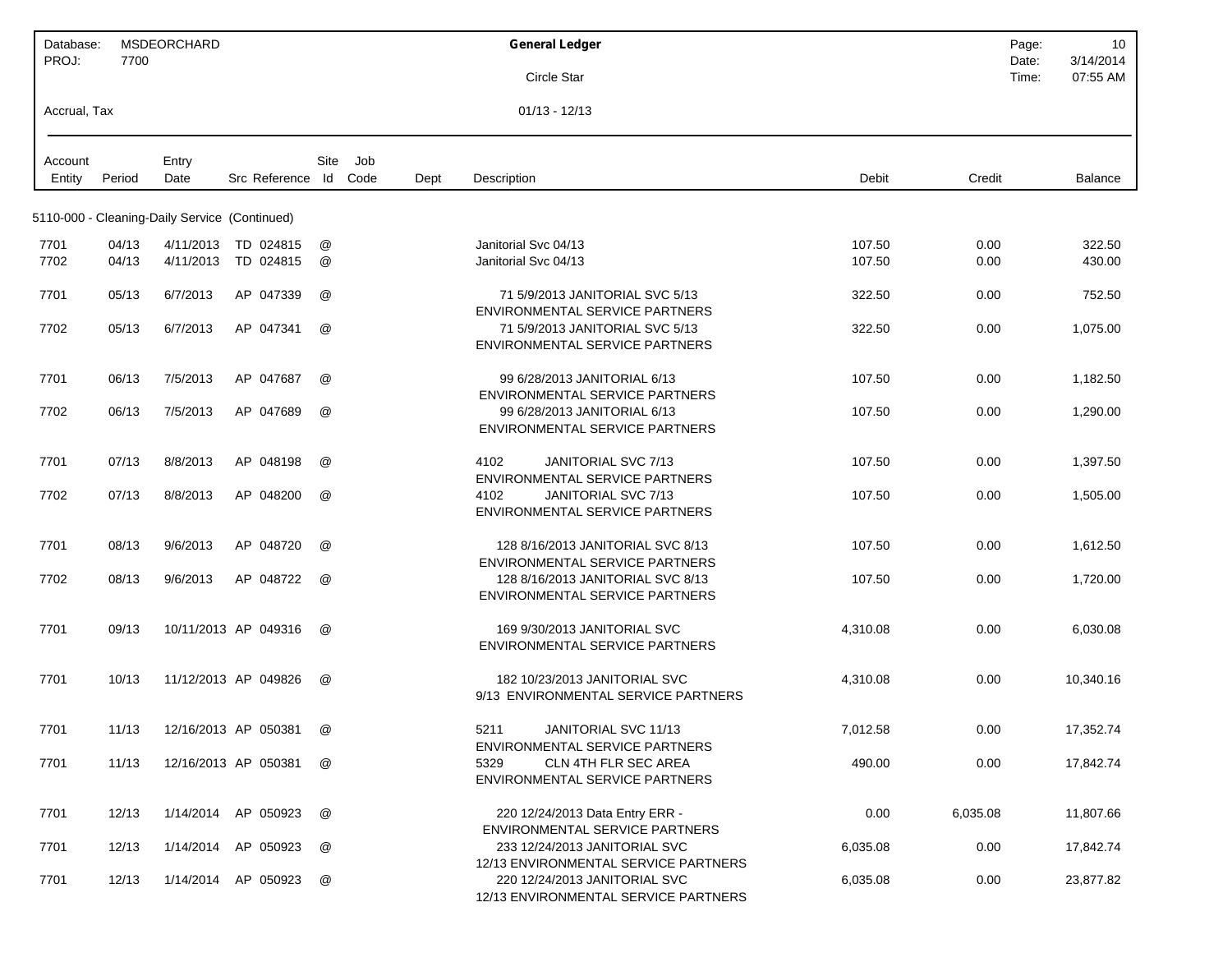| Database: | MSDEORCHARD | General Ledger | Page: | 10 |
|---|---|---|---|---|
| PROJ: | 7700 | | Date: | 3/14/2014 |
| | | Circle Star | Time: | 07:55 AM |
| Accrual, Tax | | 01/13 - 12/13 | | |

| Account Entity | Period | Entry Date | Src Reference | Site Id | Job Code | Dept | Description | Debit | Credit | Balance |
|---|---|---|---|---|---|---|---|---|---|---|
| **5110-000 - Cleaning-Daily Service (Continued)** | | | | | | | | | | |
| 7701 | 04/13 | 4/11/2013 | TD 024815 | @ | | | Janitorial Svc 04/13 | 107.50 | 0.00 | 322.50 |
| 7702 | 04/13 | 4/11/2013 | TD 024815 | @ | | | Janitorial Svc 04/13 | 107.50 | 0.00 | 430.00 |
| 7701 | 05/13 | 6/7/2013 | AP 047339 | @ | | | 71 5/9/2013 JANITORIAL SVC 5/13 ENVIRONMENTAL SERVICE PARTNERS | 322.50 | 0.00 | 752.50 |
| 7702 | 05/13 | 6/7/2013 | AP 047341 | @ | | | 71 5/9/2013 JANITORIAL SVC 5/13 ENVIRONMENTAL SERVICE PARTNERS | 322.50 | 0.00 | 1,075.00 |
| 7701 | 06/13 | 7/5/2013 | AP 047687 | @ | | | 99 6/28/2013 JANITORIAL 6/13 ENVIRONMENTAL SERVICE PARTNERS | 107.50 | 0.00 | 1,182.50 |
| 7702 | 06/13 | 7/5/2013 | AP 047689 | @ | | | 99 6/28/2013 JANITORIAL 6/13 ENVIRONMENTAL SERVICE PARTNERS | 107.50 | 0.00 | 1,290.00 |
| 7701 | 07/13 | 8/8/2013 | AP 048198 | @ | | | 4102 JANITORIAL SVC 7/13 ENVIRONMENTAL SERVICE PARTNERS | 107.50 | 0.00 | 1,397.50 |
| 7702 | 07/13 | 8/8/2013 | AP 048200 | @ | | | 4102 JANITORIAL SVC 7/13 ENVIRONMENTAL SERVICE PARTNERS | 107.50 | 0.00 | 1,505.00 |
| 7701 | 08/13 | 9/6/2013 | AP 048720 | @ | | | 128 8/16/2013 JANITORIAL SVC 8/13 ENVIRONMENTAL SERVICE PARTNERS | 107.50 | 0.00 | 1,612.50 |
| 7702 | 08/13 | 9/6/2013 | AP 048722 | @ | | | 128 8/16/2013 JANITORIAL SVC 8/13 ENVIRONMENTAL SERVICE PARTNERS | 107.50 | 0.00 | 1,720.00 |
| 7701 | 09/13 | 10/11/2013 | AP 049316 | @ | | | 169 9/30/2013 JANITORIAL SVC ENVIRONMENTAL SERVICE PARTNERS | 4,310.08 | 0.00 | 6,030.08 |
| 7701 | 10/13 | 11/12/2013 | AP 049826 | @ | | | 182 10/23/2013 JANITORIAL SVC 9/13 ENVIRONMENTAL SERVICE PARTNERS | 4,310.08 | 0.00 | 10,340.16 |
| 7701 | 11/13 | 12/16/2013 | AP 050381 | @ | | | 5211 JANITORIAL SVC 11/13 ENVIRONMENTAL SERVICE PARTNERS | 7,012.58 | 0.00 | 17,352.74 |
| 7701 | 11/13 | 12/16/2013 | AP 050381 | @ | | | 5329 CLN 4TH FLR SEC AREA ENVIRONMENTAL SERVICE PARTNERS | 490.00 | 0.00 | 17,842.74 |
| 7701 | 12/13 | 1/14/2014 | AP 050923 | @ | | | 220 12/24/2013 Data Entry ERR - ENVIRONMENTAL SERVICE PARTNERS | 0.00 | 6,035.08 | 11,807.66 |
| 7701 | 12/13 | 1/14/2014 | AP 050923 | @ | | | 233 12/24/2013 JANITORIAL SVC 12/13 ENVIRONMENTAL SERVICE PARTNERS | 6,035.08 | 0.00 | 17,842.74 |
| 7701 | 12/13 | 1/14/2014 | AP 050923 | @ | | | 220 12/24/2013 JANITORIAL SVC 12/13 ENVIRONMENTAL SERVICE PARTNERS | 6,035.08 | 0.00 | 23,877.82 |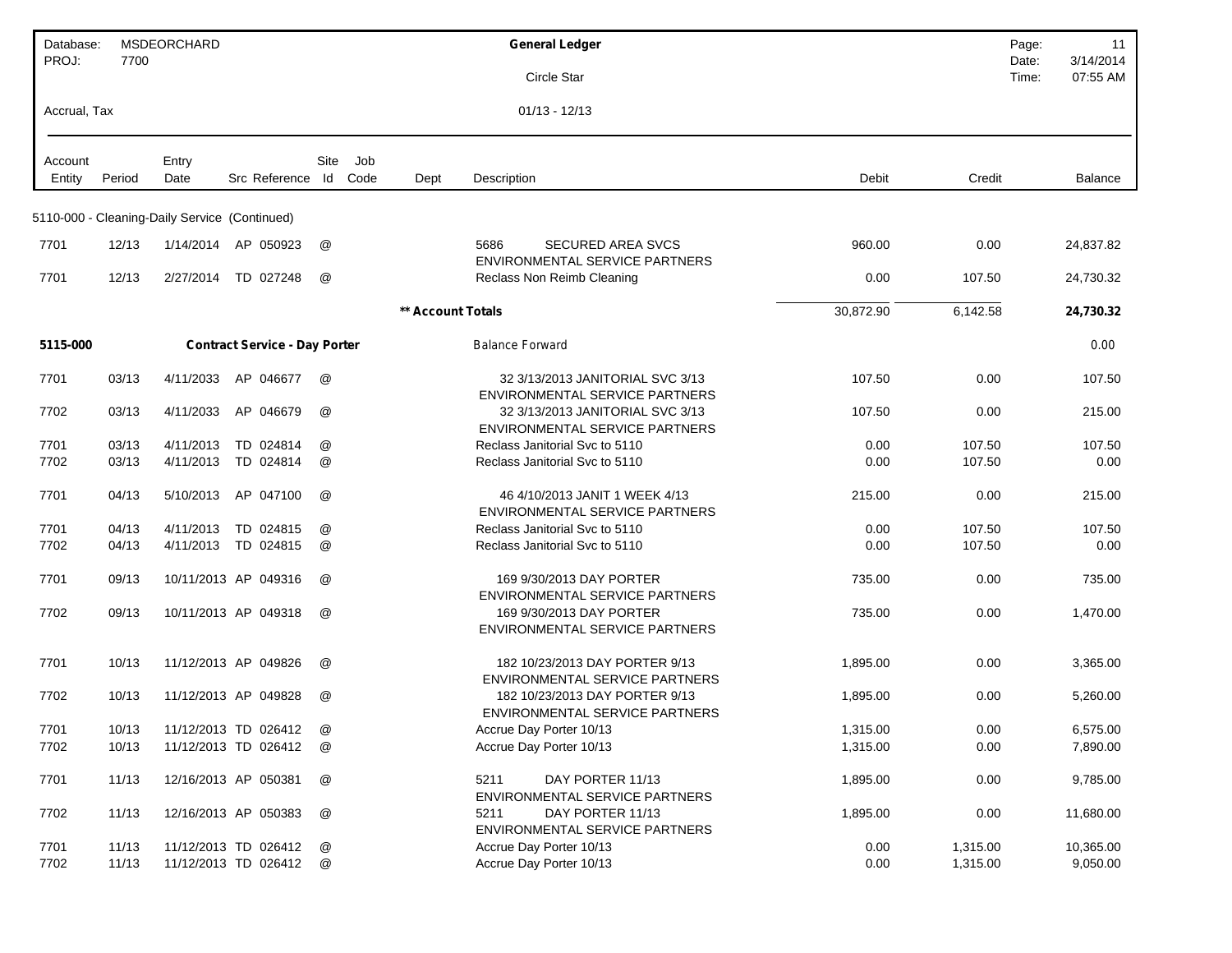Database: MSDEORCHARD
PROJ: 7700

# General Ledger

Circle Star

Accrual, Tax

01/13 - 12/13

Date: 3/14/2014
Time: 07:55 AM

| Account Entity | Period | Entry Date | Src | Reference | Site Id | Job Code | Dept | Description | Debit | Credit | Balance |
|---|---|---|---|---|---|---|---|---|---|---|---|
| **5110-000 - Cleaning-Daily Service (Continued)** | | | | | | | | | | | |
| 7701 | 12/13 | 1/14/2014 | AP | 050923 | @ | | | 5686 SECURED AREA SVCS ENVIRONMENTAL SERVICE PARTNERS | 960.00 | 0.00 | 24,837.82 |
| 7701 | 12/13 | 2/27/2014 | TD | 027248 | @ | | | Reclass Non Reimb Cleaning | 0.00 | 107.50 | 24,730.32 |
| | | | | | | | | ** Account Totals | 30,872.90 | 6,142.58 | **24,730.32** |
| **5115-000** | | **Contract Service - Day Porter** | | | | | | Balance Forward | | | 0.00 |
| 7701 | 03/13 | 4/11/2033 | AP | 046677 | @ | | | 32 3/13/2013 JANITORIAL SVC 3/13 ENVIRONMENTAL SERVICE PARTNERS | 107.50 | 0.00 | 107.50 |
| 7702 | 03/13 | 4/11/2033 | AP | 046679 | @ | | | 32 3/13/2013 JANITORIAL SVC 3/13 ENVIRONMENTAL SERVICE PARTNERS | 107.50 | 0.00 | 215.00 |
| 7701 | 03/13 | 4/11/2013 | TD | 024814 | @ | | | Reclass Janitorial Svc to 5110 | 0.00 | 107.50 | 107.50 |
| 7702 | 03/13 | 4/11/2013 | TD | 024814 | @ | | | Reclass Janitorial Svc to 5110 | 0.00 | 107.50 | 0.00 |
| 7701 | 04/13 | 5/10/2013 | AP | 047100 | @ | | | 46 4/10/2013 JANIT 1 WEEK 4/13 ENVIRONMENTAL SERVICE PARTNERS | 215.00 | 0.00 | 215.00 |
| 7701 | 04/13 | 4/11/2013 | TD | 024815 | @ | | | Reclass Janitorial Svc to 5110 | 0.00 | 107.50 | 107.50 |
| 7702 | 04/13 | 4/11/2013 | TD | 024815 | @ | | | Reclass Janitorial Svc to 5110 | 0.00 | 107.50 | 0.00 |
| 7701 | 09/13 | 10/11/2013 | AP | 049316 | @ | | | 169 9/30/2013 DAY PORTER ENVIRONMENTAL SERVICE PARTNERS | 735.00 | 0.00 | 735.00 |
| 7702 | 09/13 | 10/11/2013 | AP | 049318 | @ | | | 169 9/30/2013 DAY PORTER ENVIRONMENTAL SERVICE PARTNERS | 735.00 | 0.00 | 1,470.00 |
| 7701 | 10/13 | 11/12/2013 | AP | 049826 | @ | | | 182 10/23/2013 DAY PORTER 9/13 ENVIRONMENTAL SERVICE PARTNERS | 1,895.00 | 0.00 | 3,365.00 |
| 7702 | 10/13 | 11/12/2013 | AP | 049828 | @ | | | 182 10/23/2013 DAY PORTER 9/13 ENVIRONMENTAL SERVICE PARTNERS | 1,895.00 | 0.00 | 5,260.00 |
| 7701 | 10/13 | 11/12/2013 | TD | 026412 | @ | | | Accrue Day Porter 10/13 | 1,315.00 | 0.00 | 6,575.00 |
| 7702 | 10/13 | 11/12/2013 | TD | 026412 | @ | | | Accrue Day Porter 10/13 | 1,315.00 | 0.00 | 7,890.00 |
| 7701 | 11/13 | 12/16/2013 | AP | 050381 | @ | | | 5211 DAY PORTER 11/13 ENVIRONMENTAL SERVICE PARTNERS | 1,895.00 | 0.00 | 9,785.00 |
| 7702 | 11/13 | 12/16/2013 | AP | 050383 | @ | | | 5211 DAY PORTER 11/13 ENVIRONMENTAL SERVICE PARTNERS | 1,895.00 | 0.00 | 11,680.00 |
| 7701 | 11/13 | 11/12/2013 | TD | 026412 | @ | | | Accrue Day Porter 10/13 | 0.00 | 1,315.00 | 10,365.00 |
| 7702 | 11/13 | 11/12/2013 | TD | 026412 | @ | | | Accrue Day Porter 10/13 | 0.00 | 1,315.00 | 9,050.00 |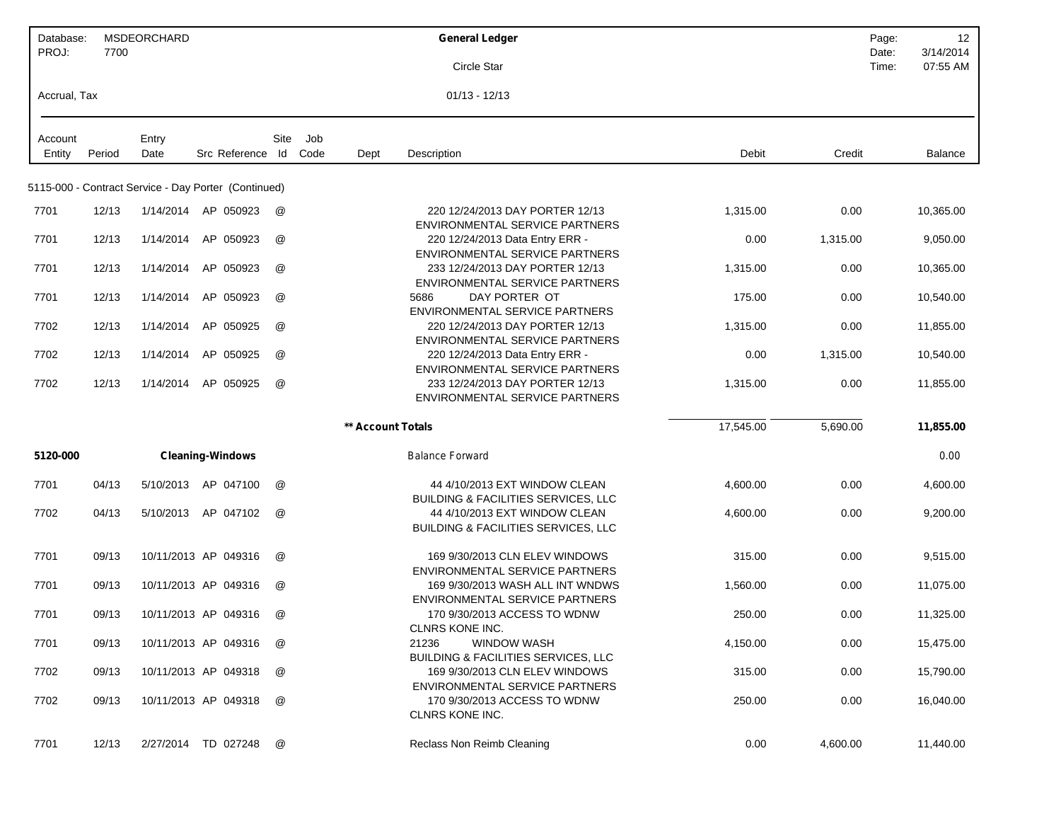| Database: | MSDEORCHARD | General Ledger | Page: | 12 |
|---|---|---|---|---|
| PROJ: | 7700 | Circle Star | Date: | 3/14/2014 |
| | | | Time: | 07:55 AM |
| Accrual, Tax | | 01/13 - 12/13 | | |

| Account Entity | Period | Entry Date | Src Reference | Site Id | Job Code | Dept | Description | Debit | Credit | Balance |
|---|---|---|---|---|---|---|---|---|---|---|
| 5115-000 - Contract Service - Day Porter (Continued) | | | | | | | | | | |
| 7701 | 12/13 | 1/14/2014 | AP 050923 | @ | | | 220 12/24/2013 DAY PORTER 12/13 ENVIRONMENTAL SERVICE PARTNERS | 1,315.00 | 0.00 | 10,365.00 |
| 7701 | 12/13 | 1/14/2014 | AP 050923 | @ | | | 220 12/24/2013 Data Entry ERR - ENVIRONMENTAL SERVICE PARTNERS | 0.00 | 1,315.00 | 9,050.00 |
| 7701 | 12/13 | 1/14/2014 | AP 050923 | @ | | | 233 12/24/2013 DAY PORTER 12/13 ENVIRONMENTAL SERVICE PARTNERS | 1,315.00 | 0.00 | 10,365.00 |
| 7701 | 12/13 | 1/14/2014 | AP 050923 | @ | | | 5686 DAY PORTER OT ENVIRONMENTAL SERVICE PARTNERS | 175.00 | 0.00 | 10,540.00 |
| 7702 | 12/13 | 1/14/2014 | AP 050925 | @ | | | 220 12/24/2013 DAY PORTER 12/13 ENVIRONMENTAL SERVICE PARTNERS | 1,315.00 | 0.00 | 11,855.00 |
| 7702 | 12/13 | 1/14/2014 | AP 050925 | @ | | | 220 12/24/2013 Data Entry ERR - ENVIRONMENTAL SERVICE PARTNERS | 0.00 | 1,315.00 | 10,540.00 |
| 7702 | 12/13 | 1/14/2014 | AP 050925 | @ | | | 233 12/24/2013 DAY PORTER 12/13 ENVIRONMENTAL SERVICE PARTNERS | 1,315.00 | 0.00 | 11,855.00 |
| | | | | | | ** Account Totals | | 17,545.00 | 5,690.00 | **11,855.00** |
| **5120-000** | | **Cleaning-Windows** | | | | | Balance Forward | | | 0.00 |
| 7701 | 04/13 | 5/10/2013 | AP 047100 | @ | | | 44 4/10/2013 EXT WINDOW CLEAN BUILDING & FACILITIES SERVICES, LLC | 4,600.00 | 0.00 | 4,600.00 |
| 7702 | 04/13 | 5/10/2013 | AP 047102 | @ | | | 44 4/10/2013 EXT WINDOW CLEAN BUILDING & FACILITIES SERVICES, LLC | 4,600.00 | 0.00 | 9,200.00 |
| 7701 | 09/13 | 10/11/2013 | AP 049316 | @ | | | 169 9/30/2013 CLN ELEV WINDOWS ENVIRONMENTAL SERVICE PARTNERS | 315.00 | 0.00 | 9,515.00 |
| 7701 | 09/13 | 10/11/2013 | AP 049316 | @ | | | 169 9/30/2013 WASH ALL INT WNDWS ENVIRONMENTAL SERVICE PARTNERS | 1,560.00 | 0.00 | 11,075.00 |
| 7701 | 09/13 | 10/11/2013 | AP 049316 | @ | | | 170 9/30/2013 ACCESS TO WDNW CLNRS KONE INC. | 250.00 | 0.00 | 11,325.00 |
| 7701 | 09/13 | 10/11/2013 | AP 049316 | @ | | | 21236 WINDOW WASH BUILDING & FACILITIES SERVICES, LLC | 4,150.00 | 0.00 | 15,475.00 |
| 7702 | 09/13 | 10/11/2013 | AP 049318 | @ | | | 169 9/30/2013 CLN ELEV WINDOWS ENVIRONMENTAL SERVICE PARTNERS | 315.00 | 0.00 | 15,790.00 |
| 7702 | 09/13 | 10/11/2013 | AP 049318 | @ | | | 170 9/30/2013 ACCESS TO WDNW CLNRS KONE INC. | 250.00 | 0.00 | 16,040.00 |
| 7701 | 12/13 | 2/27/2014 | TD 027248 | @ | | | Reclass Non Reimb Cleaning | 0.00 | 4,600.00 | 11,440.00 |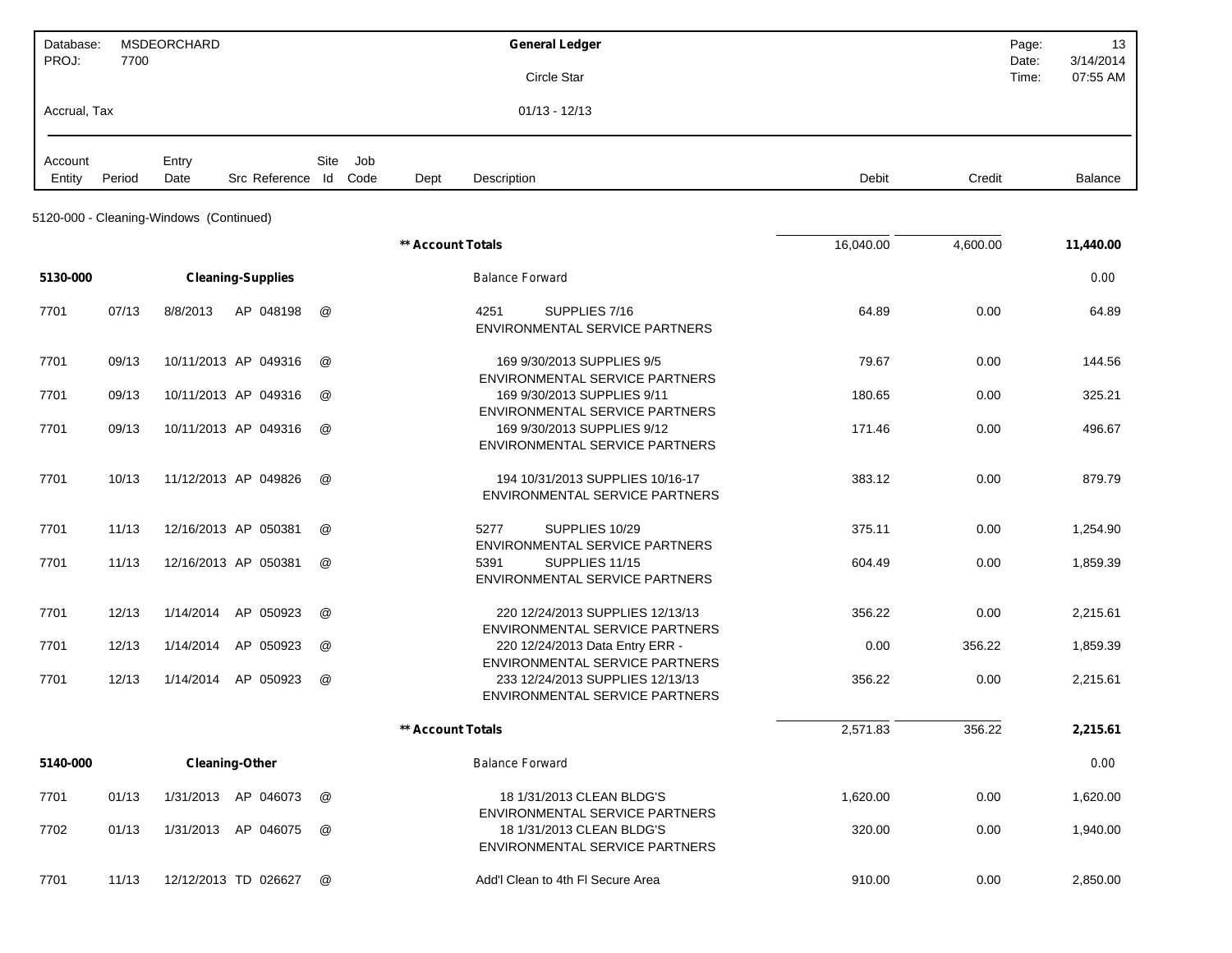| Database: | MSDEORCHARD | General Ledger | Page: | 13 |
|---|---|---|---|---|
| PROJ: | 7700 | | Date: | 3/14/2014 |
| | | Circle Star | Time: | 07:55 AM |
| Accrual, Tax | | 01/13 - 12/13 | | |

| Account Entity | Period | Entry Date | Src | Reference | Site Id | Job Code | Dept | Description | Debit | Credit | Balance |
|---|---|---|---|---|---|---|---|---|---|---|---|
| **5120-000 - Cleaning-Windows (Continued)** | | | | | | | | | | | |
| | | | | | | | **Account Totals | | 16,040.00 | 4,600.00 | **11,440.00** |
| **5130-000** | | **Cleaning-Supplies** | | | | | | Balance Forward | | | 0.00 |
| 7701 | 07/13 | 8/8/2013 | AP | 048198 | @ | | | 4251 SUPPLIES 7/16 ENVIRONMENTAL SERVICE PARTNERS | 64.89 | 0.00 | 64.89 |
| 7701 | 09/13 | 10/11/2013 | AP | 049316 | @ | | | 169 9/30/2013 SUPPLIES 9/5 ENVIRONMENTAL SERVICE PARTNERS | 79.67 | 0.00 | 144.56 |
| 7701 | 09/13 | 10/11/2013 | AP | 049316 | @ | | | 169 9/30/2013 SUPPLIES 9/11 ENVIRONMENTAL SERVICE PARTNERS | 180.65 | 0.00 | 325.21 |
| 7701 | 09/13 | 10/11/2013 | AP | 049316 | @ | | | 169 9/30/2013 SUPPLIES 9/12 ENVIRONMENTAL SERVICE PARTNERS | 171.46 | 0.00 | 496.67 |
| 7701 | 10/13 | 11/12/2013 | AP | 049826 | @ | | | 194 10/31/2013 SUPPLIES 10/16-17 ENVIRONMENTAL SERVICE PARTNERS | 383.12 | 0.00 | 879.79 |
| 7701 | 11/13 | 12/16/2013 | AP | 050381 | @ | | | 5277 SUPPLIES 10/29 ENVIRONMENTAL SERVICE PARTNERS | 375.11 | 0.00 | 1,254.90 |
| 7701 | 11/13 | 12/16/2013 | AP | 050381 | @ | | | 5391 SUPPLIES 11/15 ENVIRONMENTAL SERVICE PARTNERS | 604.49 | 0.00 | 1,859.39 |
| 7701 | 12/13 | 1/14/2014 | AP | 050923 | @ | | | 220 12/24/2013 SUPPLIES 12/13/13 ENVIRONMENTAL SERVICE PARTNERS | 356.22 | 0.00 | 2,215.61 |
| 7701 | 12/13 | 1/14/2014 | AP | 050923 | @ | | | 220 12/24/2013 Data Entry ERR - ENVIRONMENTAL SERVICE PARTNERS | 0.00 | 356.22 | 1,859.39 |
| 7701 | 12/13 | 1/14/2014 | AP | 050923 | @ | | | 233 12/24/2013 SUPPLIES 12/13/13 ENVIRONMENTAL SERVICE PARTNERS | 356.22 | 0.00 | 2,215.61 |
| | | | | | | | **Account Totals | | 2,571.83 | 356.22 | **2,215.61** |
| **5140-000** | | **Cleaning-Other** | | | | | | Balance Forward | | | 0.00 |
| 7701 | 01/13 | 1/31/2013 | AP | 046073 | @ | | | 18 1/31/2013 CLEAN BLDG'S ENVIRONMENTAL SERVICE PARTNERS | 1,620.00 | 0.00 | 1,620.00 |
| 7702 | 01/13 | 1/31/2013 | AP | 046075 | @ | | | 18 1/31/2013 CLEAN BLDG'S ENVIRONMENTAL SERVICE PARTNERS | 320.00 | 0.00 | 1,940.00 |
| 7701 | 11/13 | 12/12/2013 | TD | 026627 | @ | | | Add'l Clean to 4th Fl Secure Area | 910.00 | 0.00 | 2,850.00 |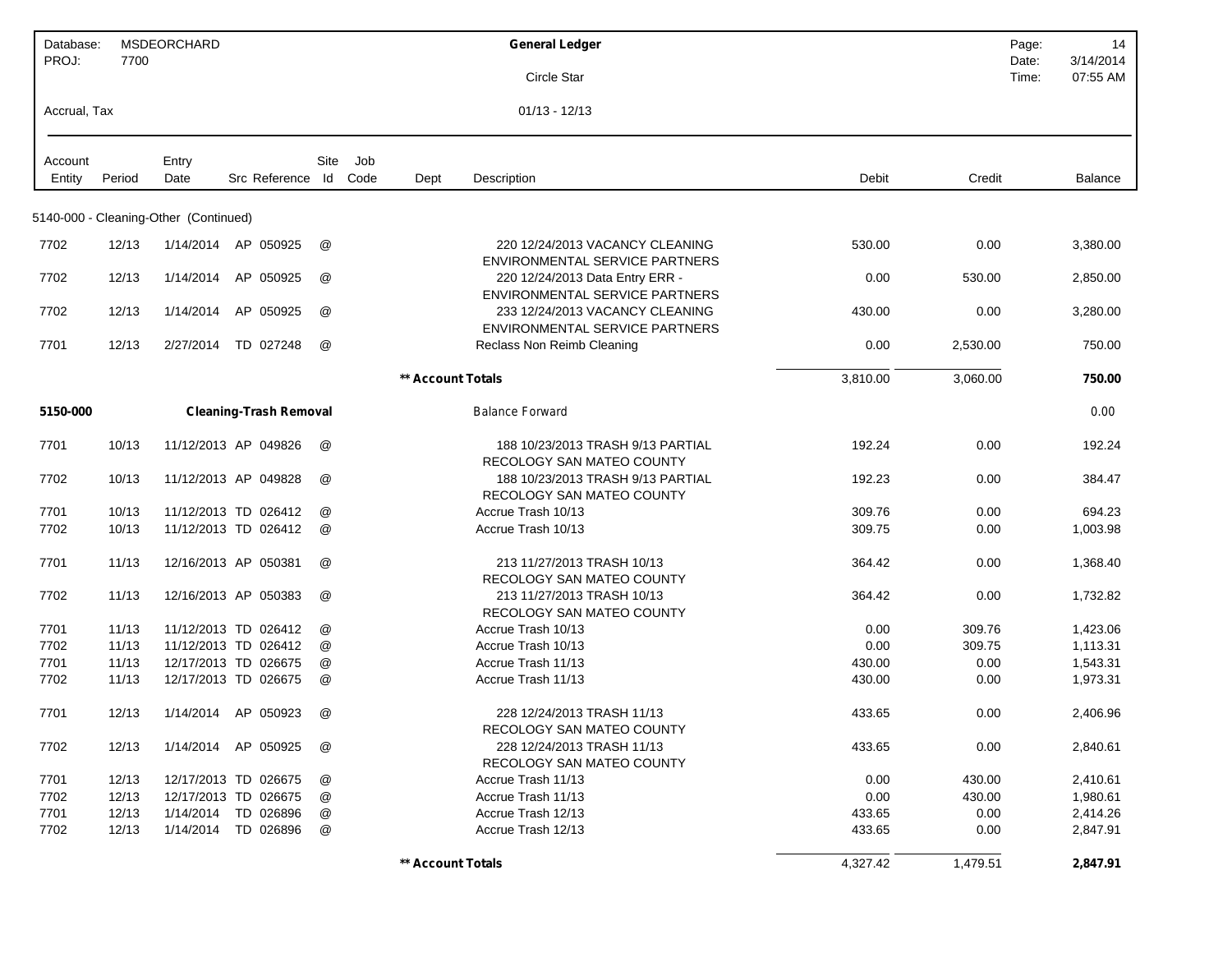| Database: | MSDEORCHARD | General Ledger | Page: | 14 |
|---|---|---|---|---|
| PROJ: | 7700 | Circle Star | Date: | 3/14/2014 |
| | | | Time: | 07:55 AM |
| Accrual, Tax | | 01/13 - 12/13 | | |

| Account Entity | Period | Entry Date | Src | Reference | Site Id | Job Code | Dept | Description | Debit | Credit | Balance |
|---|---|---|---|---|---|---|---|---|---|---|---|
| **5140-000 - Cleaning-Other (Continued)** | | | | | | | | | | | |
| 7702 | 12/13 | 1/14/2014 | AP | 050925 | @ | | | 220 12/24/2013 VACANCY CLEANING ENVIRONMENTAL SERVICE PARTNERS | 530.00 | 0.00 | 3,380.00 |
| 7702 | 12/13 | 1/14/2014 | AP | 050925 | @ | | | 220 12/24/2013 Data Entry ERR - ENVIRONMENTAL SERVICE PARTNERS | 0.00 | 530.00 | 2,850.00 |
| 7702 | 12/13 | 1/14/2014 | AP | 050925 | @ | | | 233 12/24/2013 VACANCY CLEANING ENVIRONMENTAL SERVICE PARTNERS | 430.00 | 0.00 | 3,280.00 |
| 7701 | 12/13 | 2/27/2014 | TD | 027248 | @ | | | Reclass Non Reimb Cleaning | 0.00 | 2,530.00 | 750.00 |
| | | | | | | | **\*\* Account Totals** | | 3,810.00 | 3,060.00 | **750.00** |
| **5150-000** | | **Cleaning-Trash Removal** | | | | | | Balance Forward | | | 0.00 |
| 7701 | 10/13 | 11/12/2013 | AP | 049826 | @ | | | 188 10/23/2013 TRASH 9/13 PARTIAL RECOLOGY SAN MATEO COUNTY | 192.24 | 0.00 | 192.24 |
| 7702 | 10/13 | 11/12/2013 | AP | 049828 | @ | | | 188 10/23/2013 TRASH 9/13 PARTIAL RECOLOGY SAN MATEO COUNTY | 192.23 | 0.00 | 384.47 |
| 7701 | 10/13 | 11/12/2013 | TD | 026412 | @ | | | Accrue Trash 10/13 | 309.76 | 0.00 | 694.23 |
| 7702 | 10/13 | 11/12/2013 | TD | 026412 | @ | | | Accrue Trash 10/13 | 309.75 | 0.00 | 1,003.98 |
| 7701 | 11/13 | 12/16/2013 | AP | 050381 | @ | | | 213 11/27/2013 TRASH 10/13 RECOLOGY SAN MATEO COUNTY | 364.42 | 0.00 | 1,368.40 |
| 7702 | 11/13 | 12/16/2013 | AP | 050383 | @ | | | 213 11/27/2013 TRASH 10/13 RECOLOGY SAN MATEO COUNTY | 364.42 | 0.00 | 1,732.82 |
| 7701 | 11/13 | 11/12/2013 | TD | 026412 | @ | | | Accrue Trash 10/13 | 0.00 | 309.76 | 1,423.06 |
| 7702 | 11/13 | 11/12/2013 | TD | 026412 | @ | | | Accrue Trash 10/13 | 0.00 | 309.75 | 1,113.31 |
| 7701 | 11/13 | 12/17/2013 | TD | 026675 | @ | | | Accrue Trash 11/13 | 430.00 | 0.00 | 1,543.31 |
| 7702 | 11/13 | 12/17/2013 | TD | 026675 | @ | | | Accrue Trash 11/13 | 430.00 | 0.00 | 1,973.31 |
| 7701 | 12/13 | 1/14/2014 | AP | 050923 | @ | | | 228 12/24/2013 TRASH 11/13 RECOLOGY SAN MATEO COUNTY | 433.65 | 0.00 | 2,406.96 |
| 7702 | 12/13 | 1/14/2014 | AP | 050925 | @ | | | 228 12/24/2013 TRASH 11/13 RECOLOGY SAN MATEO COUNTY | 433.65 | 0.00 | 2,840.61 |
| 7701 | 12/13 | 12/17/2013 | TD | 026675 | @ | | | Accrue Trash 11/13 | 0.00 | 430.00 | 2,410.61 |
| 7702 | 12/13 | 12/17/2013 | TD | 026675 | @ | | | Accrue Trash 11/13 | 0.00 | 430.00 | 1,980.61 |
| 7701 | 12/13 | 1/14/2014 | TD | 026896 | @ | | | Accrue Trash 12/13 | 433.65 | 0.00 | 2,414.26 |
| 7702 | 12/13 | 1/14/2014 | TD | 026896 | @ | | | Accrue Trash 12/13 | 433.65 | 0.00 | 2,847.91 |
| | | | | | | | **\*\* Account Totals** | | 4,327.42 | 1,479.51 | **2,847.91** |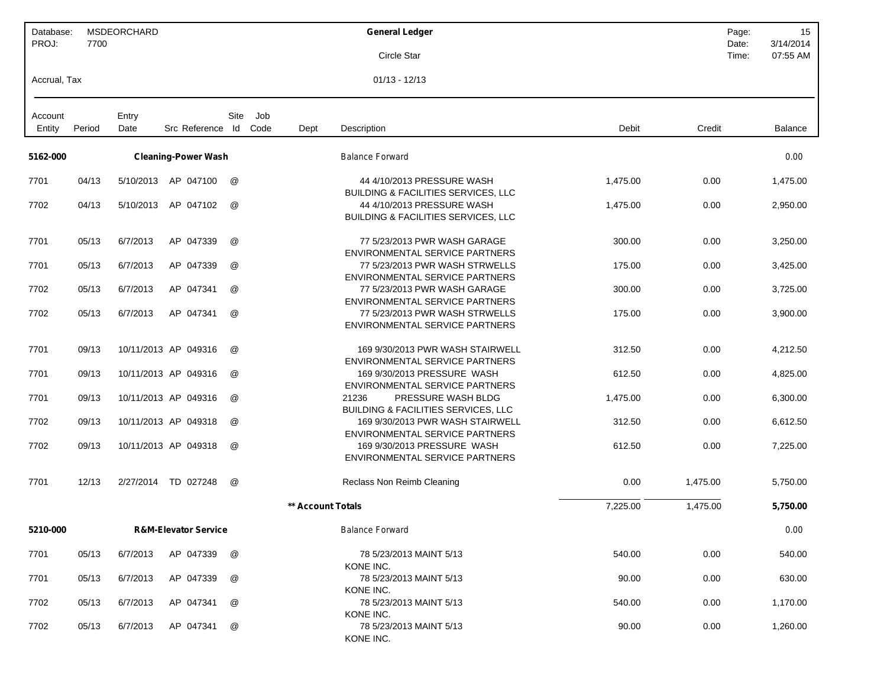| Database: MSDEORCHARD PROJ: 7700 | General Ledger | Page: 15 |
|---|---|---|
| | Circle Star | Date: 3/14/2014 |
| Accrual, Tax | 01/13 - 12/13 | Time: 07:55 AM |

| Account Entity | Period | Entry Date | Src Reference | Site Id | Job Code | Dept | Description | Debit | Credit | Balance |
|---|---|---|---|---|---|---|---|---|---|---|
| **5162-000** | | **Cleaning-Power Wash** | | | | | Balance Forward | | | 0.00 |
| 7701 | 04/13 | 5/10/2013 | AP 047100 | @ | | | 44 4/10/2013 PRESSURE WASH BUILDING & FACILITIES SERVICES, LLC | 1,475.00 | 0.00 | 1,475.00 |
| 7702 | 04/13 | 5/10/2013 | AP 047102 | @ | | | 44 4/10/2013 PRESSURE WASH BUILDING & FACILITIES SERVICES, LLC | 1,475.00 | 0.00 | 2,950.00 |
| 7701 | 05/13 | 6/7/2013 | AP 047339 | @ | | | 77 5/23/2013 PWR WASH GARAGE ENVIRONMENTAL SERVICE PARTNERS | 300.00 | 0.00 | 3,250.00 |
| 7701 | 05/13 | 6/7/2013 | AP 047339 | @ | | | 77 5/23/2013 PWR WASH STRWELLS ENVIRONMENTAL SERVICE PARTNERS | 175.00 | 0.00 | 3,425.00 |
| 7702 | 05/13 | 6/7/2013 | AP 047341 | @ | | | 77 5/23/2013 PWR WASH GARAGE ENVIRONMENTAL SERVICE PARTNERS | 300.00 | 0.00 | 3,725.00 |
| 7702 | 05/13 | 6/7/2013 | AP 047341 | @ | | | 77 5/23/2013 PWR WASH STRWELLS ENVIRONMENTAL SERVICE PARTNERS | 175.00 | 0.00 | 3,900.00 |
| 7701 | 09/13 | 10/11/2013 | AP 049316 | @ | | | 169 9/30/2013 PWR WASH STAIRWELL ENVIRONMENTAL SERVICE PARTNERS | 312.50 | 0.00 | 4,212.50 |
| 7701 | 09/13 | 10/11/2013 | AP 049316 | @ | | | 169 9/30/2013 PRESSURE WASH ENVIRONMENTAL SERVICE PARTNERS | 612.50 | 0.00 | 4,825.00 |
| 7701 | 09/13 | 10/11/2013 | AP 049316 | @ | | | 21236 PRESSURE WASH BLDG BUILDING & FACILITIES SERVICES, LLC | 1,475.00 | 0.00 | 6,300.00 |
| 7702 | 09/13 | 10/11/2013 | AP 049318 | @ | | | 169 9/30/2013 PWR WASH STAIRWELL ENVIRONMENTAL SERVICE PARTNERS | 312.50 | 0.00 | 6,612.50 |
| 7702 | 09/13 | 10/11/2013 | AP 049318 | @ | | | 169 9/30/2013 PRESSURE WASH ENVIRONMENTAL SERVICE PARTNERS | 612.50 | 0.00 | 7,225.00 |
| 7701 | 12/13 | 2/27/2014 | TD 027248 | @ | | | Reclass Non Reimb Cleaning | 0.00 | 1,475.00 | 5,750.00 |
| | | | | | | ** Account Totals | | 7,225.00 | 1,475.00 | **5,750.00** |
| **5210-000** | | **R&M-Elevator Service** | | | | | Balance Forward | | | 0.00 |
| 7701 | 05/13 | 6/7/2013 | AP 047339 | @ | | | 78 5/23/2013 MAINT 5/13 KONE INC. | 540.00 | 0.00 | 540.00 |
| 7701 | 05/13 | 6/7/2013 | AP 047339 | @ | | | 78 5/23/2013 MAINT 5/13 KONE INC. | 90.00 | 0.00 | 630.00 |
| 7702 | 05/13 | 6/7/2013 | AP 047341 | @ | | | 78 5/23/2013 MAINT 5/13 KONE INC. | 540.00 | 0.00 | 1,170.00 |
| 7702 | 05/13 | 6/7/2013 | AP 047341 | @ | | | 78 5/23/2013 MAINT 5/13 KONE INC. | 90.00 | 0.00 | 1,260.00 |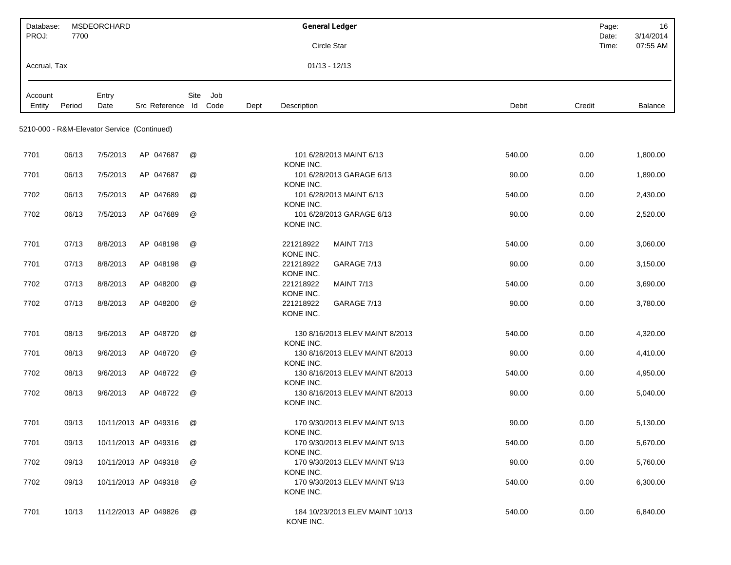| Database: | MSDEORCHARD | General Ledger | Page: | 16 |
|---|---|---|---|---|
| PROJ: | 7700 | Circle Star | Date: | 3/14/2014 |
| | | | Time: | 07:55 AM |
| Accrual, Tax | | 01/13 - 12/13 | | |

5210-000 - R&M-Elevator Service (Continued)

| Account Entity | Period | Entry Date | Src | Reference | Site Id | Job Code | Dept | Description | Debit | Credit | Balance |
|---|---|---|---|---|---|---|---|---|---|---|---|
| 7701 | 06/13 | 7/5/2013 | AP | 047687 | @ | | | 101 6/28/2013 MAINT 6/13 KONE INC. | 540.00 | 0.00 | 1,800.00 |
| 7701 | 06/13 | 7/5/2013 | AP | 047687 | @ | | | 101 6/28/2013 GARAGE 6/13 KONE INC. | 90.00 | 0.00 | 1,890.00 |
| 7702 | 06/13 | 7/5/2013 | AP | 047689 | @ | | | 101 6/28/2013 MAINT 6/13 KONE INC. | 540.00 | 0.00 | 2,430.00 |
| 7702 | 06/13 | 7/5/2013 | AP | 047689 | @ | | | 101 6/28/2013 GARAGE 6/13 KONE INC. | 90.00 | 0.00 | 2,520.00 |
| 7701 | 07/13 | 8/8/2013 | AP | 048198 | @ | | | 221218922 MAINT 7/13 KONE INC. | 540.00 | 0.00 | 3,060.00 |
| 7701 | 07/13 | 8/8/2013 | AP | 048198 | @ | | | 221218922 GARAGE 7/13 KONE INC. | 90.00 | 0.00 | 3,150.00 |
| 7702 | 07/13 | 8/8/2013 | AP | 048200 | @ | | | 221218922 MAINT 7/13 KONE INC. | 540.00 | 0.00 | 3,690.00 |
| 7702 | 07/13 | 8/8/2013 | AP | 048200 | @ | | | 221218922 GARAGE 7/13 KONE INC. | 90.00 | 0.00 | 3,780.00 |
| 7701 | 08/13 | 9/6/2013 | AP | 048720 | @ | | | 130 8/16/2013 ELEV MAINT 8/2013 KONE INC. | 540.00 | 0.00 | 4,320.00 |
| 7701 | 08/13 | 9/6/2013 | AP | 048720 | @ | | | 130 8/16/2013 ELEV MAINT 8/2013 KONE INC. | 90.00 | 0.00 | 4,410.00 |
| 7702 | 08/13 | 9/6/2013 | AP | 048722 | @ | | | 130 8/16/2013 ELEV MAINT 8/2013 KONE INC. | 540.00 | 0.00 | 4,950.00 |
| 7702 | 08/13 | 9/6/2013 | AP | 048722 | @ | | | 130 8/16/2013 ELEV MAINT 8/2013 KONE INC. | 90.00 | 0.00 | 5,040.00 |
| 7701 | 09/13 | 10/11/2013 | AP | 049316 | @ | | | 170 9/30/2013 ELEV MAINT 9/13 KONE INC. | 90.00 | 0.00 | 5,130.00 |
| 7701 | 09/13 | 10/11/2013 | AP | 049316 | @ | | | 170 9/30/2013 ELEV MAINT 9/13 KONE INC. | 540.00 | 0.00 | 5,670.00 |
| 7702 | 09/13 | 10/11/2013 | AP | 049318 | @ | | | 170 9/30/2013 ELEV MAINT 9/13 KONE INC. | 90.00 | 0.00 | 5,760.00 |
| 7702 | 09/13 | 10/11/2013 | AP | 049318 | @ | | | 170 9/30/2013 ELEV MAINT 9/13 KONE INC. | 540.00 | 0.00 | 6,300.00 |
| 7701 | 10/13 | 11/12/2013 | AP | 049826 | @ | | | 184 10/23/2013 ELEV MAINT 10/13 KONE INC. | 540.00 | 0.00 | 6,840.00 |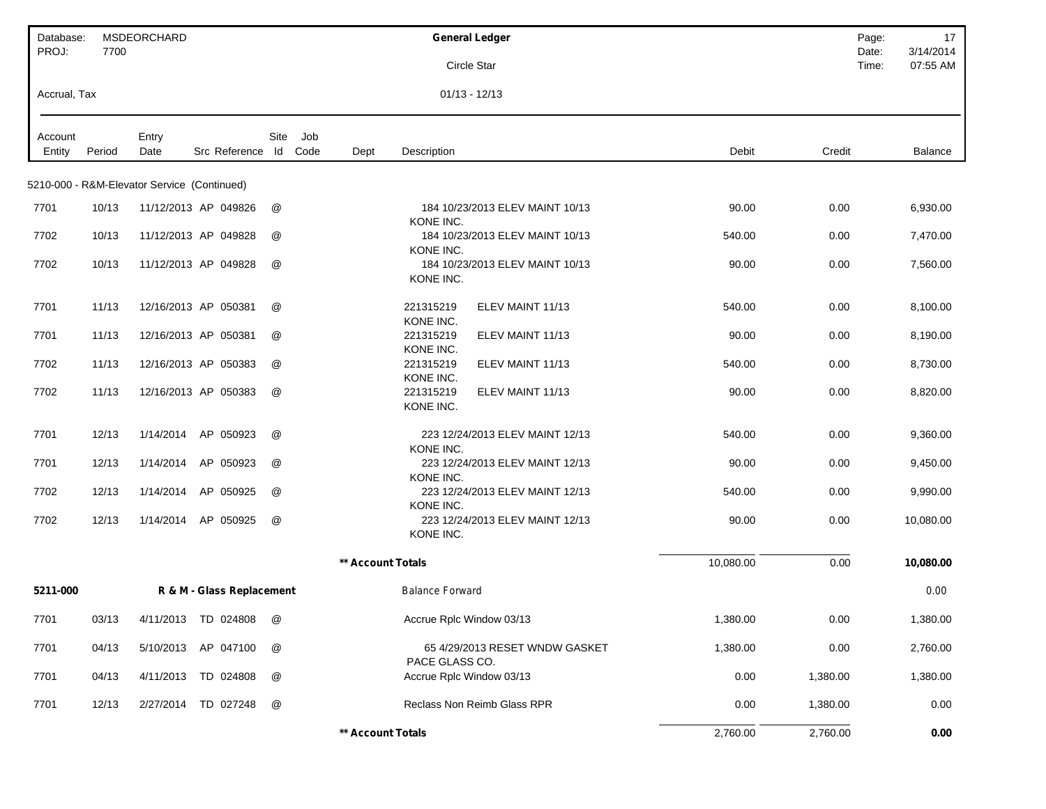Database: MSDEORCHARD
PROJ: 7700

**General Ledger**

Circle Star

Accrual, Tax

01/13 - 12/13

Date: 3/14/2014
Time: 07:55 AM

| Account Entity | Period | Entry Date | Src | Reference | Site Id | Job Code | Dept | Description | Debit | Credit | Balance |
|---|---|---|---|---|---|---|---|---|---|---|---|
| 5210-000 - R&M-Elevator Service (Continued) | | | | | | | | | | | |
| 7701 | 10/13 | 11/12/2013 | AP | 049826 | @ | | | 184 10/23/2013 ELEV MAINT 10/13 KONE INC. | 90.00 | 0.00 | 6,930.00 |
| 7702 | 10/13 | 11/12/2013 | AP | 049828 | @ | | | 184 10/23/2013 ELEV MAINT 10/13 KONE INC. | 540.00 | 0.00 | 7,470.00 |
| 7702 | 10/13 | 11/12/2013 | AP | 049828 | @ | | | 184 10/23/2013 ELEV MAINT 10/13 KONE INC. | 90.00 | 0.00 | 7,560.00 |
| 7701 | 11/13 | 12/16/2013 | AP | 050381 | @ | | | 221315219 ELEV MAINT 11/13 KONE INC. | 540.00 | 0.00 | 8,100.00 |
| 7701 | 11/13 | 12/16/2013 | AP | 050381 | @ | | | 221315219 ELEV MAINT 11/13 KONE INC. | 90.00 | 0.00 | 8,190.00 |
| 7702 | 11/13 | 12/16/2013 | AP | 050383 | @ | | | 221315219 ELEV MAINT 11/13 KONE INC. | 540.00 | 0.00 | 8,730.00 |
| 7702 | 11/13 | 12/16/2013 | AP | 050383 | @ | | | 221315219 ELEV MAINT 11/13 KONE INC. | 90.00 | 0.00 | 8,820.00 |
| 7701 | 12/13 | 1/14/2014 | AP | 050923 | @ | | | 223 12/24/2013 ELEV MAINT 12/13 KONE INC. | 540.00 | 0.00 | 9,360.00 |
| 7701 | 12/13 | 1/14/2014 | AP | 050923 | @ | | | 223 12/24/2013 ELEV MAINT 12/13 KONE INC. | 90.00 | 0.00 | 9,450.00 |
| 7702 | 12/13 | 1/14/2014 | AP | 050925 | @ | | | 223 12/24/2013 ELEV MAINT 12/13 KONE INC. | 540.00 | 0.00 | 9,990.00 |
| 7702 | 12/13 | 1/14/2014 | AP | 050925 | @ | | | 223 12/24/2013 ELEV MAINT 12/13 KONE INC. | 90.00 | 0.00 | 10,080.00 |
| | | | | | | | **\*\* Account Totals** | | 10,080.00 | 0.00 | **10,080.00** |
| **5211-000** | | **R & M - Glass Replacement** | | | | | | Balance Forward | | | 0.00 |
| 7701 | 03/13 | 4/11/2013 | TD | 024808 | @ | | | Accrue Rplc Window 03/13 | 1,380.00 | 0.00 | 1,380.00 |
| 7701 | 04/13 | 5/10/2013 | AP | 047100 | @ | | | 65 4/29/2013 RESET WNDW GASKET PACE GLASS CO. | 1,380.00 | 0.00 | 2,760.00 |
| 7701 | 04/13 | 4/11/2013 | TD | 024808 | @ | | | Accrue Rplc Window 03/13 | 0.00 | 1,380.00 | 1,380.00 |
| 7701 | 12/13 | 2/27/2014 | TD | 027248 | @ | | | Reclass Non Reimb Glass RPR | 0.00 | 1,380.00 | 0.00 |
| | | | | | | | **\*\* Account Totals** | | 2,760.00 | 2,760.00 | **0.00** |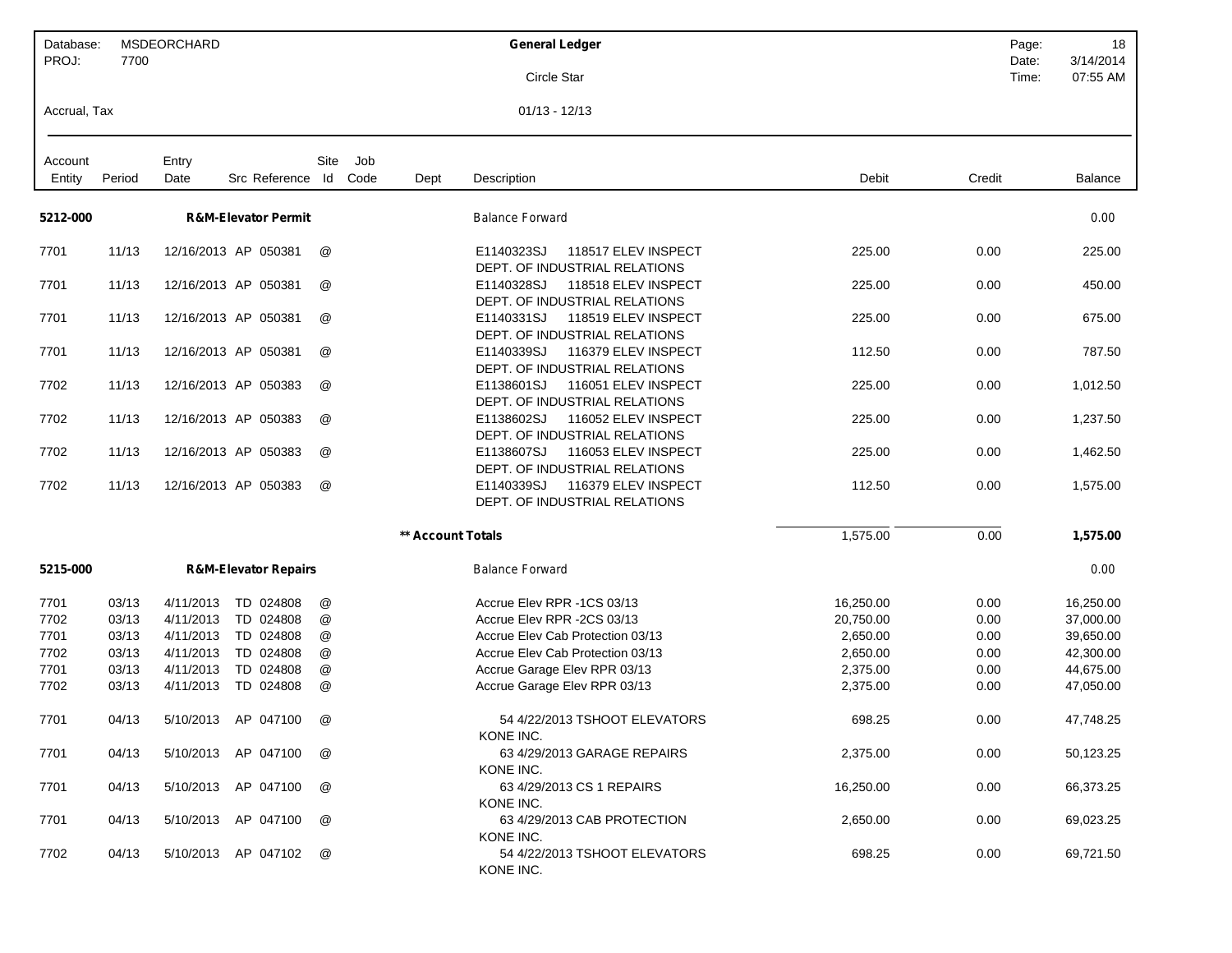| Database: | MSDEORCHARD | General Ledger | Date: | 3/14/2014 |
|---|---|---|---|---|
| PROJ: | 7700 | Circle Star | Time: | 07:55 AM |
| Accrual, Tax | | 01/13 - 12/13 | | |

| Account Entity | Period | Entry Date | Src | Reference | Site Id | Job Code | Dept | Description | Debit | Credit | Balance |
|---|---|---|---|---|---|---|---|---|---|---|---|
| **5212-000** | | **R&M-Elevator Permit** | | | | | | Balance Forward | | | 0.00 |
| 7701 | 11/13 | 12/16/2013 | AP | 050381 | @ | | | E1140323SJ 118517 ELEV INSPECT DEPT. OF INDUSTRIAL RELATIONS | 225.00 | 0.00 | 225.00 |
| 7701 | 11/13 | 12/16/2013 | AP | 050381 | @ | | | E1140328SJ 118518 ELEV INSPECT DEPT. OF INDUSTRIAL RELATIONS | 225.00 | 0.00 | 450.00 |
| 7701 | 11/13 | 12/16/2013 | AP | 050381 | @ | | | E1140331SJ 118519 ELEV INSPECT DEPT. OF INDUSTRIAL RELATIONS | 225.00 | 0.00 | 675.00 |
| 7701 | 11/13 | 12/16/2013 | AP | 050381 | @ | | | E1140339SJ 116379 ELEV INSPECT DEPT. OF INDUSTRIAL RELATIONS | 112.50 | 0.00 | 787.50 |
| 7702 | 11/13 | 12/16/2013 | AP | 050383 | @ | | | E1138601SJ 116051 ELEV INSPECT DEPT. OF INDUSTRIAL RELATIONS | 225.00 | 0.00 | 1,012.50 |
| 7702 | 11/13 | 12/16/2013 | AP | 050383 | @ | | | E1138602SJ 116052 ELEV INSPECT DEPT. OF INDUSTRIAL RELATIONS | 225.00 | 0.00 | 1,237.50 |
| 7702 | 11/13 | 12/16/2013 | AP | 050383 | @ | | | E1138607SJ 116053 ELEV INSPECT DEPT. OF INDUSTRIAL RELATIONS | 225.00 | 0.00 | 1,462.50 |
| 7702 | 11/13 | 12/16/2013 | AP | 050383 | @ | | | E1140339SJ 116379 ELEV INSPECT DEPT. OF INDUSTRIAL RELATIONS | 112.50 | 0.00 | 1,575.00 |
| | | | | | | | **\*\* Account Totals** | | 1,575.00 | 0.00 | **1,575.00** |
| **5215-000** | | **R&M-Elevator Repairs** | | | | | | Balance Forward | | | 0.00 |
| 7701 | 03/13 | 4/11/2013 | TD | 024808 | @ | | | Accrue Elev RPR -1CS 03/13 | 16,250.00 | 0.00 | 16,250.00 |
| 7702 | 03/13 | 4/11/2013 | TD | 024808 | @ | | | Accrue Elev RPR -2CS 03/13 | 20,750.00 | 0.00 | 37,000.00 |
| 7701 | 03/13 | 4/11/2013 | TD | 024808 | @ | | | Accrue Elev Cab Protection 03/13 | 2,650.00 | 0.00 | 39,650.00 |
| 7702 | 03/13 | 4/11/2013 | TD | 024808 | @ | | | Accrue Elev Cab Protection 03/13 | 2,650.00 | 0.00 | 42,300.00 |
| 7701 | 03/13 | 4/11/2013 | TD | 024808 | @ | | | Accrue Garage Elev RPR 03/13 | 2,375.00 | 0.00 | 44,675.00 |
| 7702 | 03/13 | 4/11/2013 | TD | 024808 | @ | | | Accrue Garage Elev RPR 03/13 | 2,375.00 | 0.00 | 47,050.00 |
| 7701 | 04/13 | 5/10/2013 | AP | 047100 | @ | | | 54 4/22/2013 TSHOOT ELEVATORS KONE INC. | 698.25 | 0.00 | 47,748.25 |
| 7701 | 04/13 | 5/10/2013 | AP | 047100 | @ | | | 63 4/29/2013 GARAGE REPAIRS KONE INC. | 2,375.00 | 0.00 | 50,123.25 |
| 7701 | 04/13 | 5/10/2013 | AP | 047100 | @ | | | 63 4/29/2013 CS 1 REPAIRS KONE INC. | 16,250.00 | 0.00 | 66,373.25 |
| 7701 | 04/13 | 5/10/2013 | AP | 047100 | @ | | | 63 4/29/2013 CAB PROTECTION KONE INC. | 2,650.00 | 0.00 | 69,023.25 |
| 7702 | 04/13 | 5/10/2013 | AP | 047102 | @ | | | 54 4/22/2013 TSHOOT ELEVATORS KONE INC. | 698.25 | 0.00 | 69,721.50 |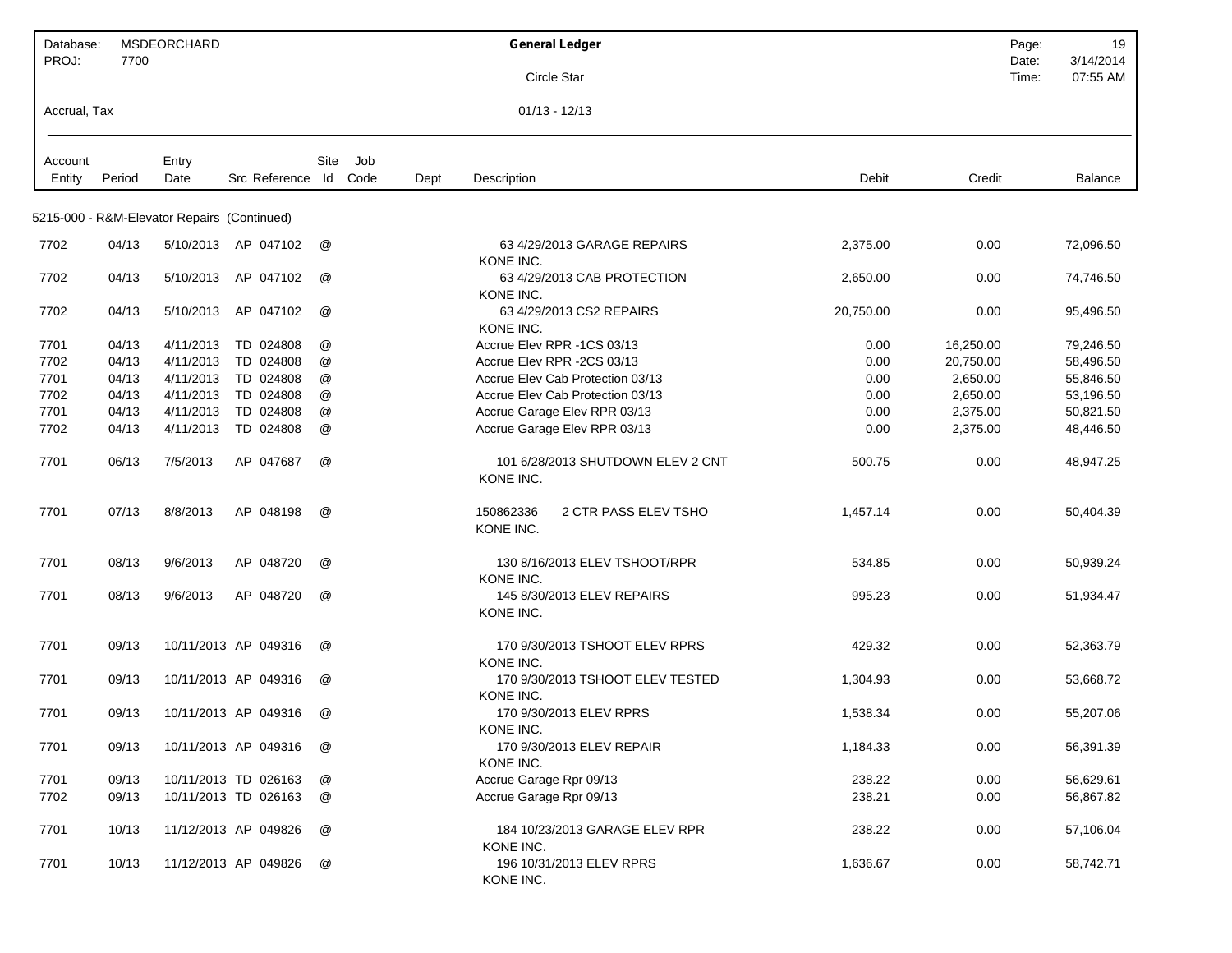| Database: | MSDEORCHARD | General Ledger | Page: | 19 |
|---|---|---|---|---|
| PROJ: | 7700 | Circle Star | Date: | 3/14/2014 |
| | | | Time: | 07:55 AM |
| Accrual, Tax | | 01/13 - 12/13 | | |

| Account Entity | Period | Entry Date | Src Reference | Site Id | Job Code | Dept | Description | Debit | Credit | Balance |
|---|---|---|---|---|---|---|---|---|---|---|
| **5215-000 - R&M-Elevator Repairs (Continued)** | | | | | | | | | | |
| 7702 | 04/13 | 5/10/2013 | AP 047102 | @ | | | 63 4/29/2013 GARAGE REPAIRS KONE INC. | 2,375.00 | 0.00 | 72,096.50 |
| 7702 | 04/13 | 5/10/2013 | AP 047102 | @ | | | 63 4/29/2013 CAB PROTECTION KONE INC. | 2,650.00 | 0.00 | 74,746.50 |
| 7702 | 04/13 | 5/10/2013 | AP 047102 | @ | | | 63 4/29/2013 CS2 REPAIRS KONE INC. | 20,750.00 | 0.00 | 95,496.50 |
| 7701 | 04/13 | 4/11/2013 | TD 024808 | @ | | | Accrue Elev RPR -1CS 03/13 | 0.00 | 16,250.00 | 79,246.50 |
| 7702 | 04/13 | 4/11/2013 | TD 024808 | @ | | | Accrue Elev RPR -2CS 03/13 | 0.00 | 20,750.00 | 58,496.50 |
| 7701 | 04/13 | 4/11/2013 | TD 024808 | @ | | | Accrue Elev Cab Protection 03/13 | 0.00 | 2,650.00 | 55,846.50 |
| 7702 | 04/13 | 4/11/2013 | TD 024808 | @ | | | Accrue Elev Cab Protection 03/13 | 0.00 | 2,650.00 | 53,196.50 |
| 7701 | 04/13 | 4/11/2013 | TD 024808 | @ | | | Accrue Garage Elev RPR 03/13 | 0.00 | 2,375.00 | 50,821.50 |
| 7702 | 04/13 | 4/11/2013 | TD 024808 | @ | | | Accrue Garage Elev RPR 03/13 | 0.00 | 2,375.00 | 48,446.50 |
| 7701 | 06/13 | 7/5/2013 | AP 047687 | @ | | | 101 6/28/2013 SHUTDOWN ELEV 2 CNT KONE INC. | 500.75 | 0.00 | 48,947.25 |
| 7701 | 07/13 | 8/8/2013 | AP 048198 | @ | | | 150862336 2 CTR PASS ELEV TSHO KONE INC. | 1,457.14 | 0.00 | 50,404.39 |
| 7701 | 08/13 | 9/6/2013 | AP 048720 | @ | | | 130 8/16/2013 ELEV TSHOOT/RPR KONE INC. | 534.85 | 0.00 | 50,939.24 |
| 7701 | 08/13 | 9/6/2013 | AP 048720 | @ | | | 145 8/30/2013 ELEV REPAIRS KONE INC. | 995.23 | 0.00 | 51,934.47 |
| 7701 | 09/13 | 10/11/2013 | AP 049316 | @ | | | 170 9/30/2013 TSHOOT ELEV RPRS KONE INC. | 429.32 | 0.00 | 52,363.79 |
| 7701 | 09/13 | 10/11/2013 | AP 049316 | @ | | | 170 9/30/2013 TSHOOT ELEV TESTED KONE INC. | 1,304.93 | 0.00 | 53,668.72 |
| 7701 | 09/13 | 10/11/2013 | AP 049316 | @ | | | 170 9/30/2013 ELEV RPRS KONE INC. | 1,538.34 | 0.00 | 55,207.06 |
| 7701 | 09/13 | 10/11/2013 | AP 049316 | @ | | | 170 9/30/2013 ELEV REPAIR KONE INC. | 1,184.33 | 0.00 | 56,391.39 |
| 7701 | 09/13 | 10/11/2013 | TD 026163 | @ | | | Accrue Garage Rpr 09/13 | 238.22 | 0.00 | 56,629.61 |
| 7702 | 09/13 | 10/11/2013 | TD 026163 | @ | | | Accrue Garage Rpr 09/13 | 238.21 | 0.00 | 56,867.82 |
| 7701 | 10/13 | 11/12/2013 | AP 049826 | @ | | | 184 10/23/2013 GARAGE ELEV RPR KONE INC. | 238.22 | 0.00 | 57,106.04 |
| 7701 | 10/13 | 11/12/2013 | AP 049826 | @ | | | 196 10/31/2013 ELEV RPRS KONE INC. | 1,636.67 | 0.00 | 58,742.71 |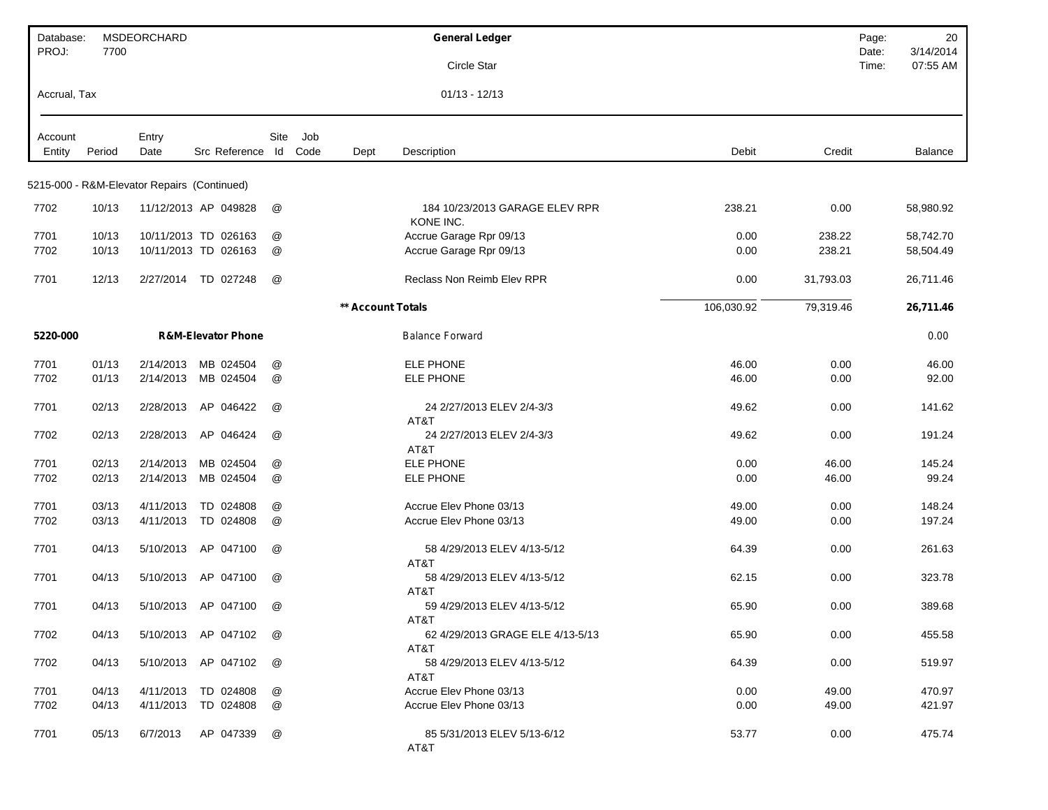Database: MSDEORCHARD
PROJ: 7700

**General Ledger**

Circle Star

Accrual, Tax

01/13 - 12/13

Page: 20
Date: 3/14/2014
Time: 07:55 AM

| Account Entity | Period | Entry Date | Src | Reference | Site Id | Job Code | Dept | Description | Debit | Credit | Balance |
|---|---|---|---|---|---|---|---|---|---|---|---|
| 5215-000 - R&M-Elevator Repairs (Continued) | | | | | | | | | | | |
| 7702 | 10/13 | 11/12/2013 | AP | 049828 | @ | | | 184 10/23/2013 GARAGE ELEV RPR KONE INC. | 238.21 | 0.00 | 58,980.92 |
| 7701 | 10/13 | 10/11/2013 | TD | 026163 | @ | | | Accrue Garage Rpr 09/13 | 0.00 | 238.22 | 58,742.70 |
| 7702 | 10/13 | 10/11/2013 | TD | 026163 | @ | | | Accrue Garage Rpr 09/13 | 0.00 | 238.21 | 58,504.49 |
| 7701 | 12/13 | 2/27/2014 | TD | 027248 | @ | | | Reclass Non Reimb Elev RPR | 0.00 | 31,793.03 | 26,711.46 |
| | | | | | | | **\*\* Account Totals** | | 106,030.92 | 79,319.46 | **26,711.46** |
| **5220-000** | | | | **R&M-Elevator Phone** | | | | Balance Forward | | | 0.00 |
| 7701 | 01/13 | 2/14/2013 | MB | 024504 | @ | | | ELE PHONE | 46.00 | 0.00 | 46.00 |
| 7702 | 01/13 | 2/14/2013 | MB | 024504 | @ | | | ELE PHONE | 46.00 | 0.00 | 92.00 |
| 7701 | 02/13 | 2/28/2013 | AP | 046422 | @ | | | 24 2/27/2013 ELEV 2/4-3/3 AT&T | 49.62 | 0.00 | 141.62 |
| 7702 | 02/13 | 2/28/2013 | AP | 046424 | @ | | | 24 2/27/2013 ELEV 2/4-3/3 AT&T | 49.62 | 0.00 | 191.24 |
| 7701 | 02/13 | 2/14/2013 | MB | 024504 | @ | | | ELE PHONE | 0.00 | 46.00 | 145.24 |
| 7702 | 02/13 | 2/14/2013 | MB | 024504 | @ | | | ELE PHONE | 0.00 | 46.00 | 99.24 |
| 7701 | 03/13 | 4/11/2013 | TD | 024808 | @ | | | Accrue Elev Phone 03/13 | 49.00 | 0.00 | 148.24 |
| 7702 | 03/13 | 4/11/2013 | TD | 024808 | @ | | | Accrue Elev Phone 03/13 | 49.00 | 0.00 | 197.24 |
| 7701 | 04/13 | 5/10/2013 | AP | 047100 | @ | | | 58 4/29/2013 ELEV 4/13-5/12 AT&T | 64.39 | 0.00 | 261.63 |
| 7701 | 04/13 | 5/10/2013 | AP | 047100 | @ | | | 58 4/29/2013 ELEV 4/13-5/12 AT&T | 62.15 | 0.00 | 323.78 |
| 7701 | 04/13 | 5/10/2013 | AP | 047100 | @ | | | 59 4/29/2013 ELEV 4/13-5/12 AT&T | 65.90 | 0.00 | 389.68 |
| 7702 | 04/13 | 5/10/2013 | AP | 047102 | @ | | | 62 4/29/2013 GRAGE ELE 4/13-5/13 AT&T | 65.90 | 0.00 | 455.58 |
| 7702 | 04/13 | 5/10/2013 | AP | 047102 | @ | | | 58 4/29/2013 ELEV 4/13-5/12 AT&T | 64.39 | 0.00 | 519.97 |
| 7701 | 04/13 | 4/11/2013 | TD | 024808 | @ | | | Accrue Elev Phone 03/13 | 0.00 | 49.00 | 470.97 |
| 7702 | 04/13 | 4/11/2013 | TD | 024808 | @ | | | Accrue Elev Phone 03/13 | 0.00 | 49.00 | 421.97 |
| 7701 | 05/13 | 6/7/2013 | AP | 047339 | @ | | | 85 5/31/2013 ELEV 5/13-6/12 AT&T | 53.77 | 0.00 | 475.74 |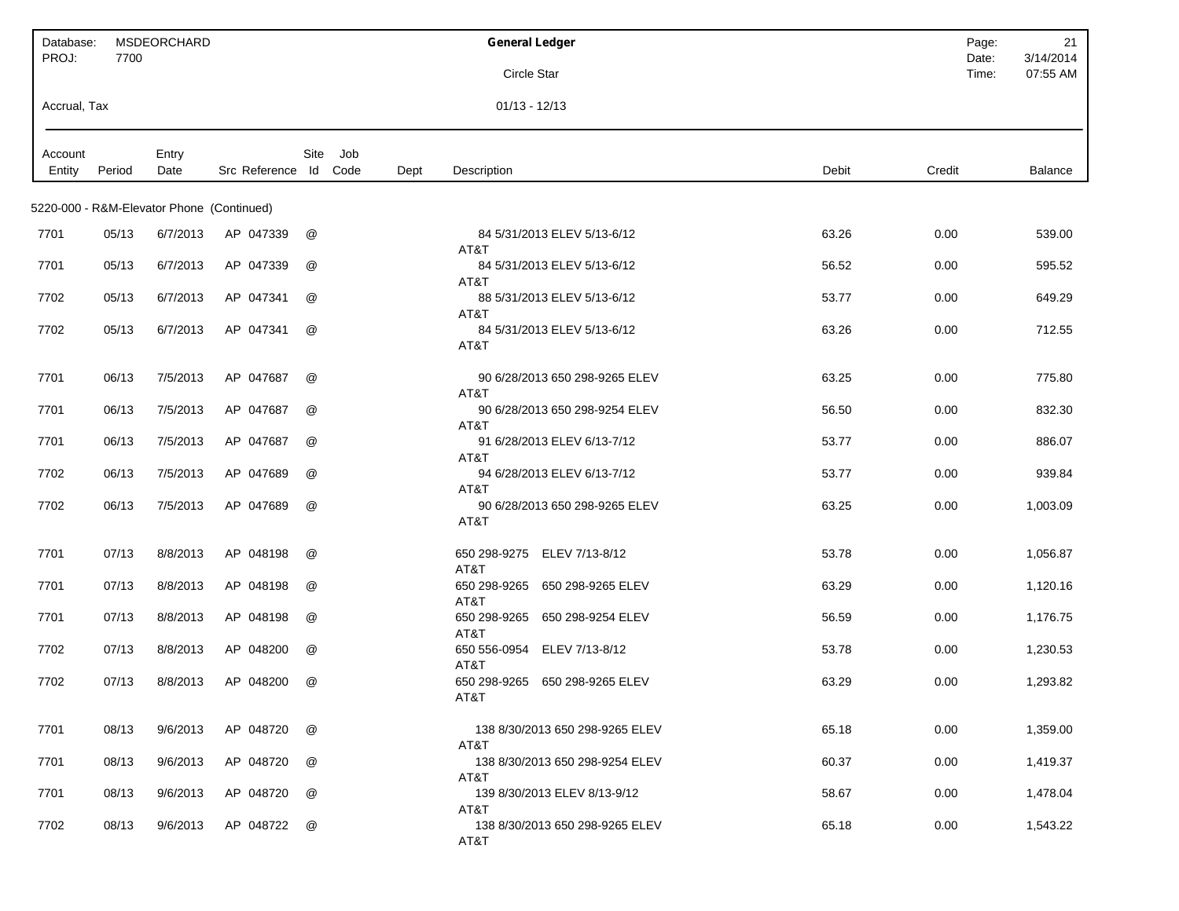Database: MSDEORCHARD
PROJ: 7700

**General Ledger**

Circle Star

Accrual, Tax

01/13 - 12/13

Date: 3/14/2014
Time: 07:55 AM

| Account Entity | Period | Entry Date | Src | Reference | Site Id | Job Code | Dept | Description | Debit | Credit | Balance |
|---|---|---|---|---|---|---|---|---|---|---|---|
| 5220-000 - R&M-Elevator Phone (Continued) | | | | | | | | | | | |
| 7701 | 05/13 | 6/7/2013 | AP | 047339 | @ | | | 84 5/31/2013 ELEV 5/13-6/12 AT&T | 63.26 | 0.00 | 539.00 |
| 7701 | 05/13 | 6/7/2013 | AP | 047339 | @ | | | 84 5/31/2013 ELEV 5/13-6/12 AT&T | 56.52 | 0.00 | 595.52 |
| 7702 | 05/13 | 6/7/2013 | AP | 047341 | @ | | | 88 5/31/2013 ELEV 5/13-6/12 AT&T | 53.77 | 0.00 | 649.29 |
| 7702 | 05/13 | 6/7/2013 | AP | 047341 | @ | | | 84 5/31/2013 ELEV 5/13-6/12 AT&T | 63.26 | 0.00 | 712.55 |
| 7701 | 06/13 | 7/5/2013 | AP | 047687 | @ | | | 90 6/28/2013 650 298-9265 ELEV AT&T | 63.25 | 0.00 | 775.80 |
| 7701 | 06/13 | 7/5/2013 | AP | 047687 | @ | | | 90 6/28/2013 650 298-9254 ELEV AT&T | 56.50 | 0.00 | 832.30 |
| 7701 | 06/13 | 7/5/2013 | AP | 047687 | @ | | | 91 6/28/2013 ELEV 6/13-7/12 AT&T | 53.77 | 0.00 | 886.07 |
| 7702 | 06/13 | 7/5/2013 | AP | 047689 | @ | | | 94 6/28/2013 ELEV 6/13-7/12 AT&T | 53.77 | 0.00 | 939.84 |
| 7702 | 06/13 | 7/5/2013 | AP | 047689 | @ | | | 90 6/28/2013 650 298-9265 ELEV AT&T | 63.25 | 0.00 | 1,003.09 |
| 7701 | 07/13 | 8/8/2013 | AP | 048198 | @ | | | 650 298-9275 ELEV 7/13-8/12 AT&T | 53.78 | 0.00 | 1,056.87 |
| 7701 | 07/13 | 8/8/2013 | AP | 048198 | @ | | | 650 298-9265 650 298-9265 ELEV AT&T | 63.29 | 0.00 | 1,120.16 |
| 7701 | 07/13 | 8/8/2013 | AP | 048198 | @ | | | 650 298-9265 650 298-9254 ELEV AT&T | 56.59 | 0.00 | 1,176.75 |
| 7702 | 07/13 | 8/8/2013 | AP | 048200 | @ | | | 650 556-0954 ELEV 7/13-8/12 AT&T | 53.78 | 0.00 | 1,230.53 |
| 7702 | 07/13 | 8/8/2013 | AP | 048200 | @ | | | 650 298-9265 650 298-9265 ELEV AT&T | 63.29 | 0.00 | 1,293.82 |
| 7701 | 08/13 | 9/6/2013 | AP | 048720 | @ | | | 138 8/30/2013 650 298-9265 ELEV AT&T | 65.18 | 0.00 | 1,359.00 |
| 7701 | 08/13 | 9/6/2013 | AP | 048720 | @ | | | 138 8/30/2013 650 298-9254 ELEV AT&T | 60.37 | 0.00 | 1,419.37 |
| 7701 | 08/13 | 9/6/2013 | AP | 048720 | @ | | | 139 8/30/2013 ELEV 8/13-9/12 AT&T | 58.67 | 0.00 | 1,478.04 |
| 7702 | 08/13 | 9/6/2013 | AP | 048722 | @ | | | 138 8/30/2013 650 298-9265 ELEV AT&T | 65.18 | 0.00 | 1,543.22 |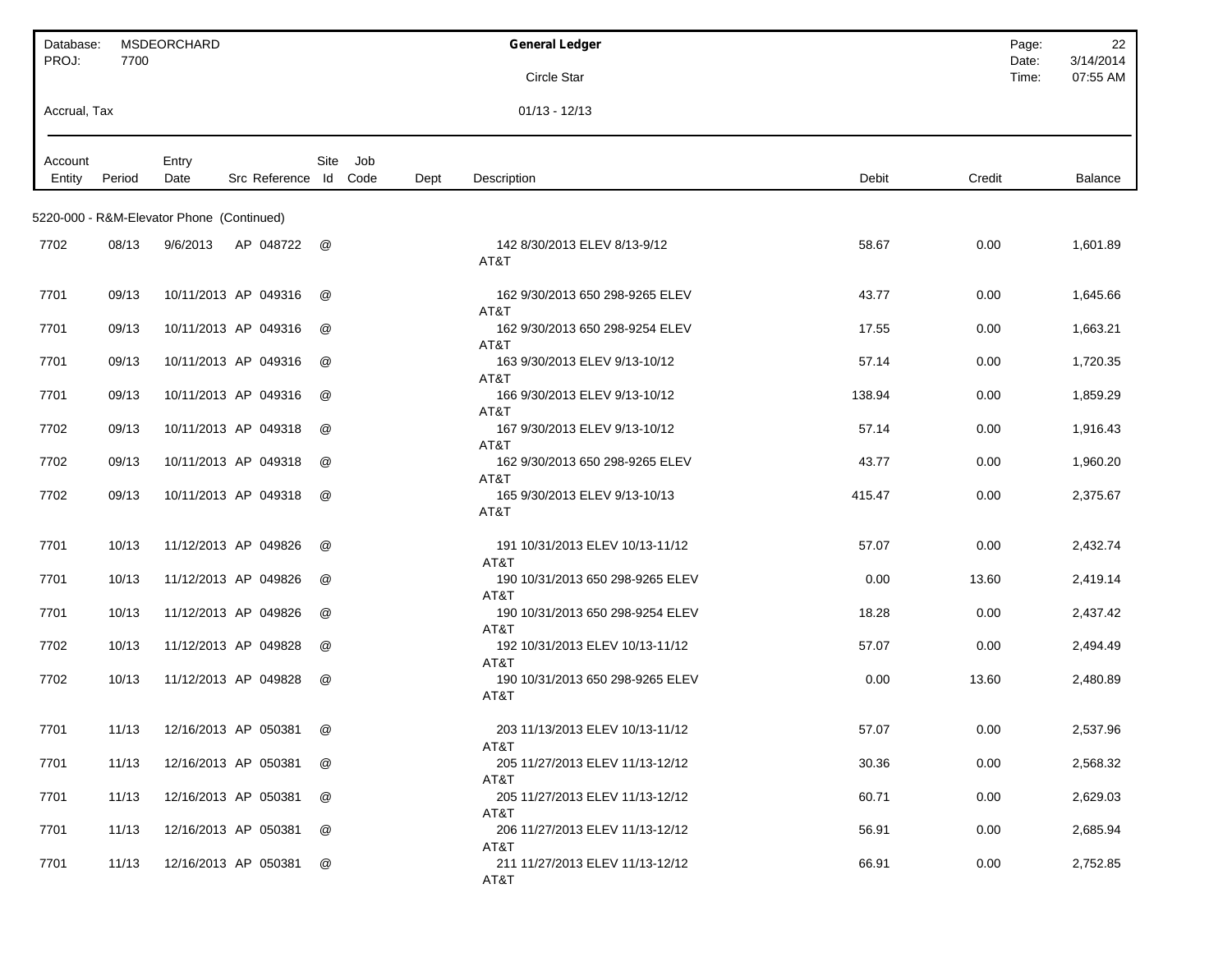| Database: MSDEORCHARD | General Ledger | Page: 22 |
|---|---|---|
| PROJ: 7700 | Circle Star | Date: 3/14/2014 |
| | | Time: 07:55 AM |
| Accrual, Tax | 01/13 - 12/13 | |

| Account Entity | Period | Entry Date | Src | Reference | Site Id | Job Code | Dept | Description | Debit | Credit | Balance |
|---|---|---|---|---|---|---|---|---|---|---|---|
| **5220-000 - R&M-Elevator Phone (Continued)** | | | | | | | | | | | |
| 7702 | 08/13 | 9/6/2013 | AP | 048722 | @ | | | 142 8/30/2013 ELEV 8/13-9/12 AT&T | 58.67 | 0.00 | 1,601.89 |
| 7701 | 09/13 | 10/11/2013 | AP | 049316 | @ | | | 162 9/30/2013 650 298-9265 ELEV AT&T | 43.77 | 0.00 | 1,645.66 |
| 7701 | 09/13 | 10/11/2013 | AP | 049316 | @ | | | 162 9/30/2013 650 298-9254 ELEV AT&T | 17.55 | 0.00 | 1,663.21 |
| 7701 | 09/13 | 10/11/2013 | AP | 049316 | @ | | | 163 9/30/2013 ELEV 9/13-10/12 AT&T | 57.14 | 0.00 | 1,720.35 |
| 7701 | 09/13 | 10/11/2013 | AP | 049316 | @ | | | 166 9/30/2013 ELEV 9/13-10/12 AT&T | 138.94 | 0.00 | 1,859.29 |
| 7702 | 09/13 | 10/11/2013 | AP | 049318 | @ | | | 167 9/30/2013 ELEV 9/13-10/12 AT&T | 57.14 | 0.00 | 1,916.43 |
| 7702 | 09/13 | 10/11/2013 | AP | 049318 | @ | | | 162 9/30/2013 650 298-9265 ELEV AT&T | 43.77 | 0.00 | 1,960.20 |
| 7702 | 09/13 | 10/11/2013 | AP | 049318 | @ | | | 165 9/30/2013 ELEV 9/13-10/13 AT&T | 415.47 | 0.00 | 2,375.67 |
| 7701 | 10/13 | 11/12/2013 | AP | 049826 | @ | | | 191 10/31/2013 ELEV 10/13-11/12 AT&T | 57.07 | 0.00 | 2,432.74 |
| 7701 | 10/13 | 11/12/2013 | AP | 049826 | @ | | | 190 10/31/2013 650 298-9265 ELEV AT&T | 0.00 | 13.60 | 2,419.14 |
| 7701 | 10/13 | 11/12/2013 | AP | 049826 | @ | | | 190 10/31/2013 650 298-9254 ELEV AT&T | 18.28 | 0.00 | 2,437.42 |
| 7702 | 10/13 | 11/12/2013 | AP | 049828 | @ | | | 192 10/31/2013 ELEV 10/13-11/12 AT&T | 57.07 | 0.00 | 2,494.49 |
| 7702 | 10/13 | 11/12/2013 | AP | 049828 | @ | | | 190 10/31/2013 650 298-9265 ELEV AT&T | 0.00 | 13.60 | 2,480.89 |
| 7701 | 11/13 | 12/16/2013 | AP | 050381 | @ | | | 203 11/13/2013 ELEV 10/13-11/12 AT&T | 57.07 | 0.00 | 2,537.96 |
| 7701 | 11/13 | 12/16/2013 | AP | 050381 | @ | | | 205 11/27/2013 ELEV 11/13-12/12 AT&T | 30.36 | 0.00 | 2,568.32 |
| 7701 | 11/13 | 12/16/2013 | AP | 050381 | @ | | | 205 11/27/2013 ELEV 11/13-12/12 AT&T | 60.71 | 0.00 | 2,629.03 |
| 7701 | 11/13 | 12/16/2013 | AP | 050381 | @ | | | 206 11/27/2013 ELEV 11/13-12/12 AT&T | 56.91 | 0.00 | 2,685.94 |
| 7701 | 11/13 | 12/16/2013 | AP | 050381 | @ | | | 211 11/27/2013 ELEV 11/13-12/12 AT&T | 66.91 | 0.00 | 2,752.85 |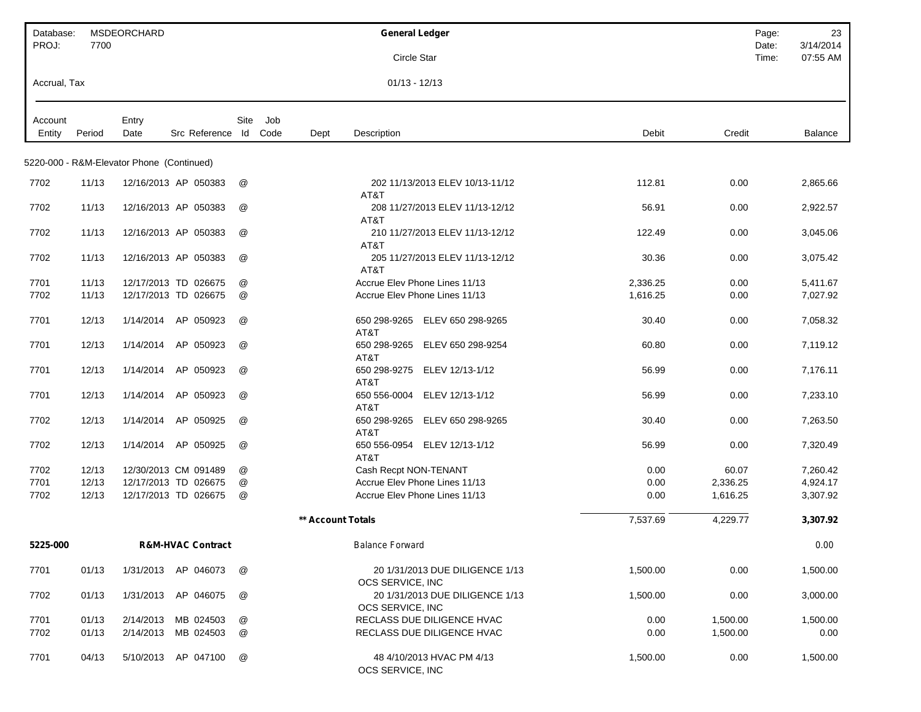Database: MSDEORCHARD
PROJ: 7700

**General Ledger**

Circle Star

Accrual, Tax

01/13 - 12/13

Page: 23
Date: 3/14/2014
Time: 07:55 AM

| Account Entity | Period | Entry Date | Src | Reference | Site Id | Job Code | Dept | Description | Debit | Credit | Balance |
|---|---|---|---|---|---|---|---|---|---|---|---|
| **5220-000 - R&M-Elevator Phone (Continued)** | | | | | | | | | | | |
| 7702 | 11/13 | 12/16/2013 | AP | 050383 | @ | | | 202 11/13/2013 ELEV 10/13-11/12 AT&T | 112.81 | 0.00 | 2,865.66 |
| 7702 | 11/13 | 12/16/2013 | AP | 050383 | @ | | | 208 11/27/2013 ELEV 11/13-12/12 AT&T | 56.91 | 0.00 | 2,922.57 |
| 7702 | 11/13 | 12/16/2013 | AP | 050383 | @ | | | 210 11/27/2013 ELEV 11/13-12/12 AT&T | 122.49 | 0.00 | 3,045.06 |
| 7702 | 11/13 | 12/16/2013 | AP | 050383 | @ | | | 205 11/27/2013 ELEV 11/13-12/12 AT&T | 30.36 | 0.00 | 3,075.42 |
| 7701 | 11/13 | 12/17/2013 | TD | 026675 | @ | | | Accrue Elev Phone Lines 11/13 | 2,336.25 | 0.00 | 5,411.67 |
| 7702 | 11/13 | 12/17/2013 | TD | 026675 | @ | | | Accrue Elev Phone Lines 11/13 | 1,616.25 | 0.00 | 7,027.92 |
| 7701 | 12/13 | 1/14/2014 | AP | 050923 | @ | | | 650 298-9265 ELEV 650 298-9265 AT&T | 30.40 | 0.00 | 7,058.32 |
| 7701 | 12/13 | 1/14/2014 | AP | 050923 | @ | | | 650 298-9265 ELEV 650 298-9254 AT&T | 60.80 | 0.00 | 7,119.12 |
| 7701 | 12/13 | 1/14/2014 | AP | 050923 | @ | | | 650 298-9275 ELEV 12/13-1/12 AT&T | 56.99 | 0.00 | 7,176.11 |
| 7701 | 12/13 | 1/14/2014 | AP | 050923 | @ | | | 650 556-0004 ELEV 12/13-1/12 AT&T | 56.99 | 0.00 | 7,233.10 |
| 7702 | 12/13 | 1/14/2014 | AP | 050925 | @ | | | 650 298-9265 ELEV 650 298-9265 AT&T | 30.40 | 0.00 | 7,263.50 |
| 7702 | 12/13 | 1/14/2014 | AP | 050925 | @ | | | 650 556-0954 ELEV 12/13-1/12 AT&T | 56.99 | 0.00 | 7,320.49 |
| 7702 | 12/13 | 12/30/2013 | CM | 091489 | @ | | | Cash Recpt NON-TENANT | 0.00 | 60.07 | 7,260.42 |
| 7701 | 12/13 | 12/17/2013 | TD | 026675 | @ | | | Accrue Elev Phone Lines 11/13 | 0.00 | 2,336.25 | 4,924.17 |
| 7702 | 12/13 | 12/17/2013 | TD | 026675 | @ | | | Accrue Elev Phone Lines 11/13 | 0.00 | 1,616.25 | 3,307.92 |
| | | | | | | | **\*\* Account Totals** | | 7,537.69 | 4,229.77 | **3,307.92** |
| **5225-000** | | **R&M-HVAC Contract** | | | | | | Balance Forward | | | 0.00 |
| 7701 | 01/13 | 1/31/2013 | AP | 046073 | @ | | | 20 1/31/2013 DUE DILIGENCE 1/13 OCS SERVICE, INC | 1,500.00 | 0.00 | 1,500.00 |
| 7702 | 01/13 | 1/31/2013 | AP | 046075 | @ | | | 20 1/31/2013 DUE DILIGENCE 1/13 OCS SERVICE, INC | 1,500.00 | 0.00 | 3,000.00 |
| 7701 | 01/13 | 2/14/2013 | MB | 024503 | @ | | | RECLASS DUE DILIGENCE HVAC | 0.00 | 1,500.00 | 1,500.00 |
| 7702 | 01/13 | 2/14/2013 | MB | 024503 | @ | | | RECLASS DUE DILIGENCE HVAC | 0.00 | 1,500.00 | 0.00 |
| 7701 | 04/13 | 5/10/2013 | AP | 047100 | @ | | | 48 4/10/2013 HVAC PM 4/13 OCS SERVICE, INC | 1,500.00 | 0.00 | 1,500.00 |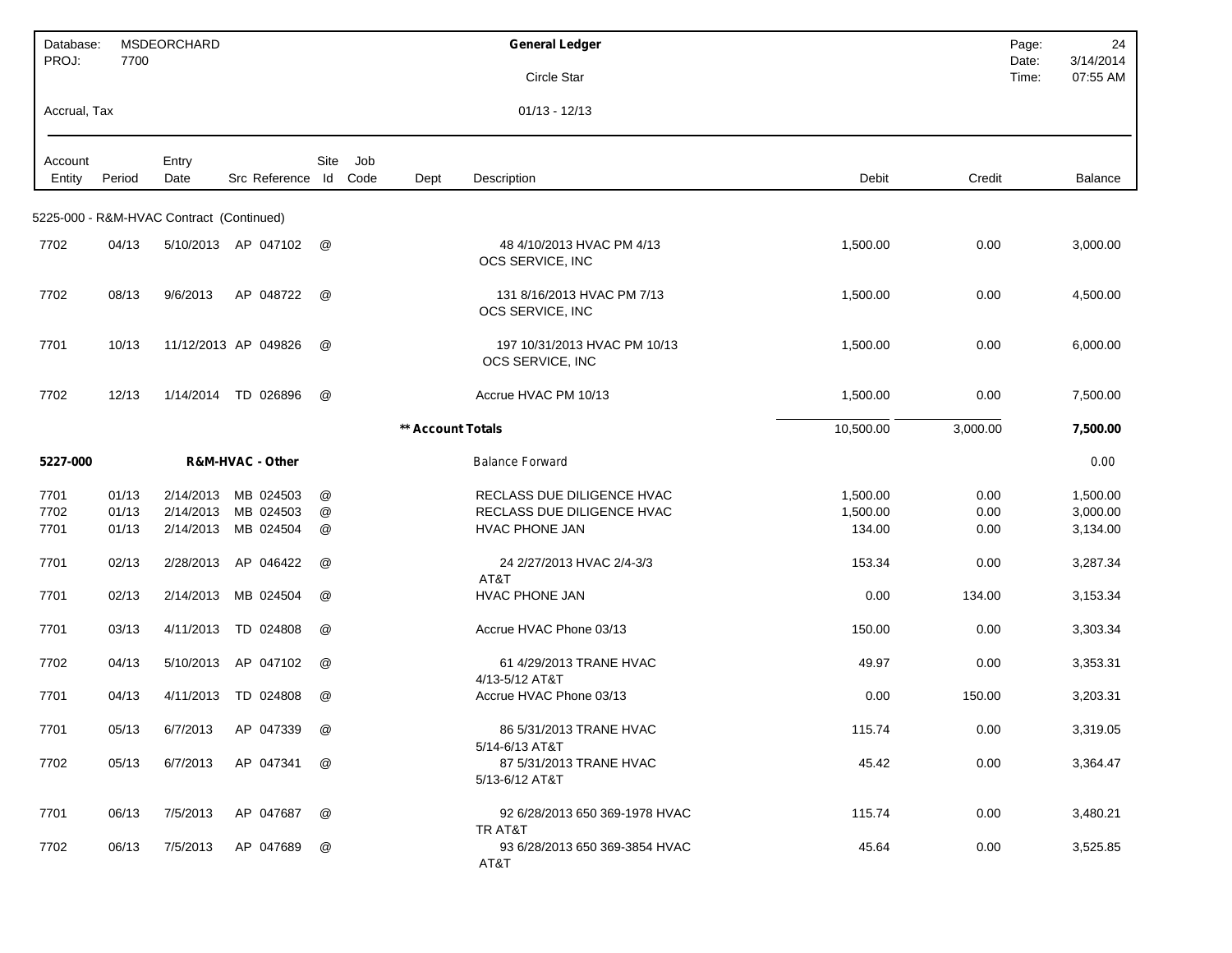Database: MSDEORCHARD
PROJ: 7700

**General Ledger**

Circle Star

Accrual, Tax

01/13 - 12/13

| Account Entity | Period | Entry Date | Src | Reference | Site Id | Job Code | Dept | Description | Debit | Credit | Balance |
|---|---|---|---|---|---|---|---|---|---|---|---|
| 5225-000 - R&M-HVAC Contract (Continued) | | | | | | | | | | | |
| 7702 | 04/13 | 5/10/2013 | AP | 047102 | @ | | | 48 4/10/2013 HVAC PM 4/13 OCS SERVICE, INC | 1,500.00 | 0.00 | 3,000.00 |
| 7702 | 08/13 | 9/6/2013 | AP | 048722 | @ | | | 131 8/16/2013 HVAC PM 7/13 OCS SERVICE, INC | 1,500.00 | 0.00 | 4,500.00 |
| 7701 | 10/13 | 11/12/2013 | AP | 049826 | @ | | | 197 10/31/2013 HVAC PM 10/13 OCS SERVICE, INC | 1,500.00 | 0.00 | 6,000.00 |
| 7702 | 12/13 | 1/14/2014 | TD | 026896 | @ | | | Accrue HVAC PM 10/13 | 1,500.00 | 0.00 | 7,500.00 |
| | | | | | | | **\*\* Account Totals** | | 10,500.00 | 3,000.00 | **7,500.00** |
| **5227-000** | | | **R&M-HVAC - Other** | | | | | Balance Forward | | | 0.00 |
| 7701 | 01/13 | 2/14/2013 | MB | 024503 | @ | | | RECLASS DUE DILIGENCE HVAC | 1,500.00 | 0.00 | 1,500.00 |
| 7702 | 01/13 | 2/14/2013 | MB | 024503 | @ | | | RECLASS DUE DILIGENCE HVAC | 1,500.00 | 0.00 | 3,000.00 |
| 7701 | 01/13 | 2/14/2013 | MB | 024504 | @ | | | HVAC PHONE JAN | 134.00 | 0.00 | 3,134.00 |
| 7701 | 02/13 | 2/28/2013 | AP | 046422 | @ | | | 24 2/27/2013 HVAC 2/4-3/3 AT&T | 153.34 | 0.00 | 3,287.34 |
| 7701 | 02/13 | 2/14/2013 | MB | 024504 | @ | | | HVAC PHONE JAN | 0.00 | 134.00 | 3,153.34 |
| 7701 | 03/13 | 4/11/2013 | TD | 024808 | @ | | | Accrue HVAC Phone 03/13 | 150.00 | 0.00 | 3,303.34 |
| 7702 | 04/13 | 5/10/2013 | AP | 047102 | @ | | | 61 4/29/2013 TRANE HVAC 4/13-5/12 AT&T | 49.97 | 0.00 | 3,353.31 |
| 7701 | 04/13 | 4/11/2013 | TD | 024808 | @ | | | Accrue HVAC Phone 03/13 | 0.00 | 150.00 | 3,203.31 |
| 7701 | 05/13 | 6/7/2013 | AP | 047339 | @ | | | 86 5/31/2013 TRANE HVAC 5/14-6/13 AT&T | 115.74 | 0.00 | 3,319.05 |
| 7702 | 05/13 | 6/7/2013 | AP | 047341 | @ | | | 87 5/31/2013 TRANE HVAC 5/13-6/12 AT&T | 45.42 | 0.00 | 3,364.47 |
| 7701 | 06/13 | 7/5/2013 | AP | 047687 | @ | | | 92 6/28/2013 650 369-1978 HVAC TR AT&T | 115.74 | 0.00 | 3,480.21 |
| 7702 | 06/13 | 7/5/2013 | AP | 047689 | @ | | | 93 6/28/2013 650 369-3854 HVAC AT&T | 45.64 | 0.00 | 3,525.85 |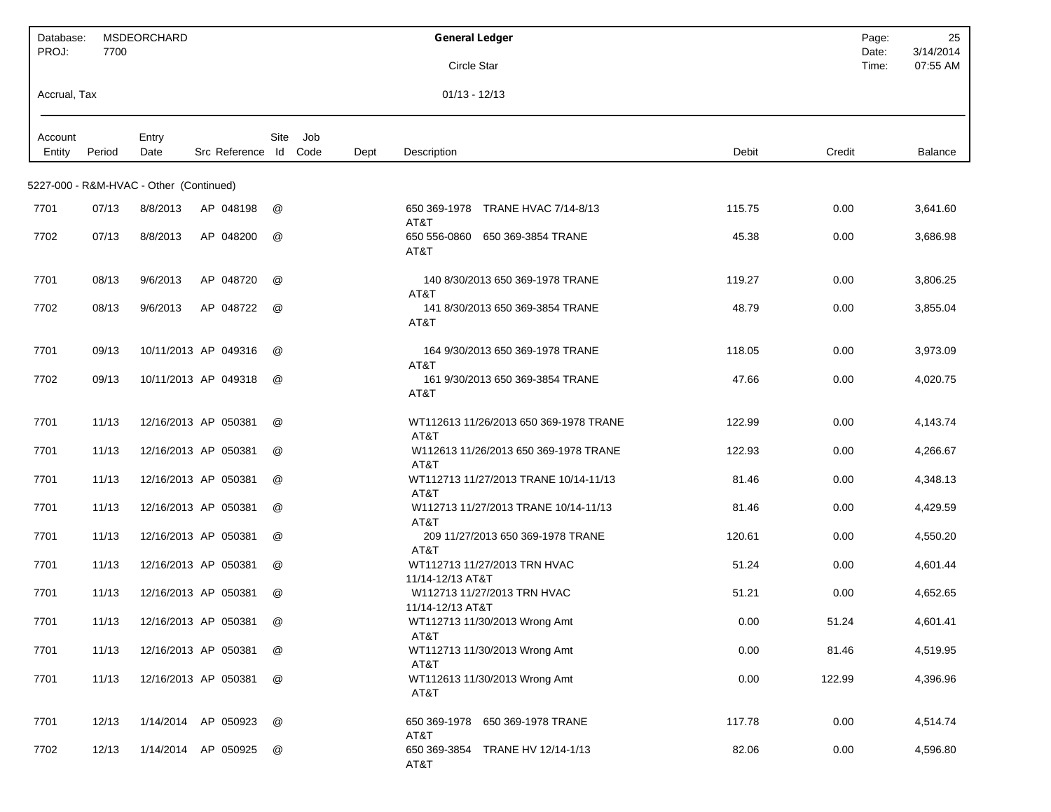| Database: | MSDEORCHARD | General Ledger | Page: | 25 |
|---|---|---|---|---|
| PROJ: | 7700 | Circle Star | Date: | 3/14/2014 |
| | | | Time: | 07:55 AM |
| Accrual, Tax | | 01/13 - 12/13 | | |

| Account Entity | Period | Entry Date | Src | Reference | Site Id | Job Code | Dept | Description | Debit | Credit | Balance |
|---|---|---|---|---|---|---|---|---|---|---|---|
| **5227-000 - R&M-HVAC - Other (Continued)** | | | | | | | | | | | |
| 7701 | 07/13 | 8/8/2013 | AP | 048198 | @ | | | 650 369-1978 TRANE HVAC 7/14-8/13 AT&T | 115.75 | 0.00 | 3,641.60 |
| 7702 | 07/13 | 8/8/2013 | AP | 048200 | @ | | | 650 556-0860 650 369-3854 TRANE AT&T | 45.38 | 0.00 | 3,686.98 |
| 7701 | 08/13 | 9/6/2013 | AP | 048720 | @ | | | 140 8/30/2013 650 369-1978 TRANE AT&T | 119.27 | 0.00 | 3,806.25 |
| 7702 | 08/13 | 9/6/2013 | AP | 048722 | @ | | | 141 8/30/2013 650 369-3854 TRANE AT&T | 48.79 | 0.00 | 3,855.04 |
| 7701 | 09/13 | 10/11/2013 | AP | 049316 | @ | | | 164 9/30/2013 650 369-1978 TRANE AT&T | 118.05 | 0.00 | 3,973.09 |
| 7702 | 09/13 | 10/11/2013 | AP | 049318 | @ | | | 161 9/30/2013 650 369-3854 TRANE AT&T | 47.66 | 0.00 | 4,020.75 |
| 7701 | 11/13 | 12/16/2013 | AP | 050381 | @ | | | WT112613 11/26/2013 650 369-1978 TRANE AT&T | 122.99 | 0.00 | 4,143.74 |
| 7701 | 11/13 | 12/16/2013 | AP | 050381 | @ | | | W112613 11/26/2013 650 369-1978 TRANE AT&T | 122.93 | 0.00 | 4,266.67 |
| 7701 | 11/13 | 12/16/2013 | AP | 050381 | @ | | | WT112713 11/27/2013 TRANE 10/14-11/13 AT&T | 81.46 | 0.00 | 4,348.13 |
| 7701 | 11/13 | 12/16/2013 | AP | 050381 | @ | | | W112713 11/27/2013 TRANE 10/14-11/13 AT&T | 81.46 | 0.00 | 4,429.59 |
| 7701 | 11/13 | 12/16/2013 | AP | 050381 | @ | | | 209 11/27/2013 650 369-1978 TRANE AT&T | 120.61 | 0.00 | 4,550.20 |
| 7701 | 11/13 | 12/16/2013 | AP | 050381 | @ | | | WT112713 11/27/2013 TRN HVAC 11/14-12/13 AT&T | 51.24 | 0.00 | 4,601.44 |
| 7701 | 11/13 | 12/16/2013 | AP | 050381 | @ | | | W112713 11/27/2013 TRN HVAC 11/14-12/13 AT&T | 51.21 | 0.00 | 4,652.65 |
| 7701 | 11/13 | 12/16/2013 | AP | 050381 | @ | | | WT112713 11/30/2013 Wrong Amt AT&T | 0.00 | 51.24 | 4,601.41 |
| 7701 | 11/13 | 12/16/2013 | AP | 050381 | @ | | | WT112713 11/30/2013 Wrong Amt AT&T | 0.00 | 81.46 | 4,519.95 |
| 7701 | 11/13 | 12/16/2013 | AP | 050381 | @ | | | WT112613 11/30/2013 Wrong Amt AT&T | 0.00 | 122.99 | 4,396.96 |
| 7701 | 12/13 | 1/14/2014 | AP | 050923 | @ | | | 650 369-1978 650 369-1978 TRANE AT&T | 117.78 | 0.00 | 4,514.74 |
| 7702 | 12/13 | 1/14/2014 | AP | 050925 | @ | | | 650 369-3854 TRANE HV 12/14-1/13 AT&T | 82.06 | 0.00 | 4,596.80 |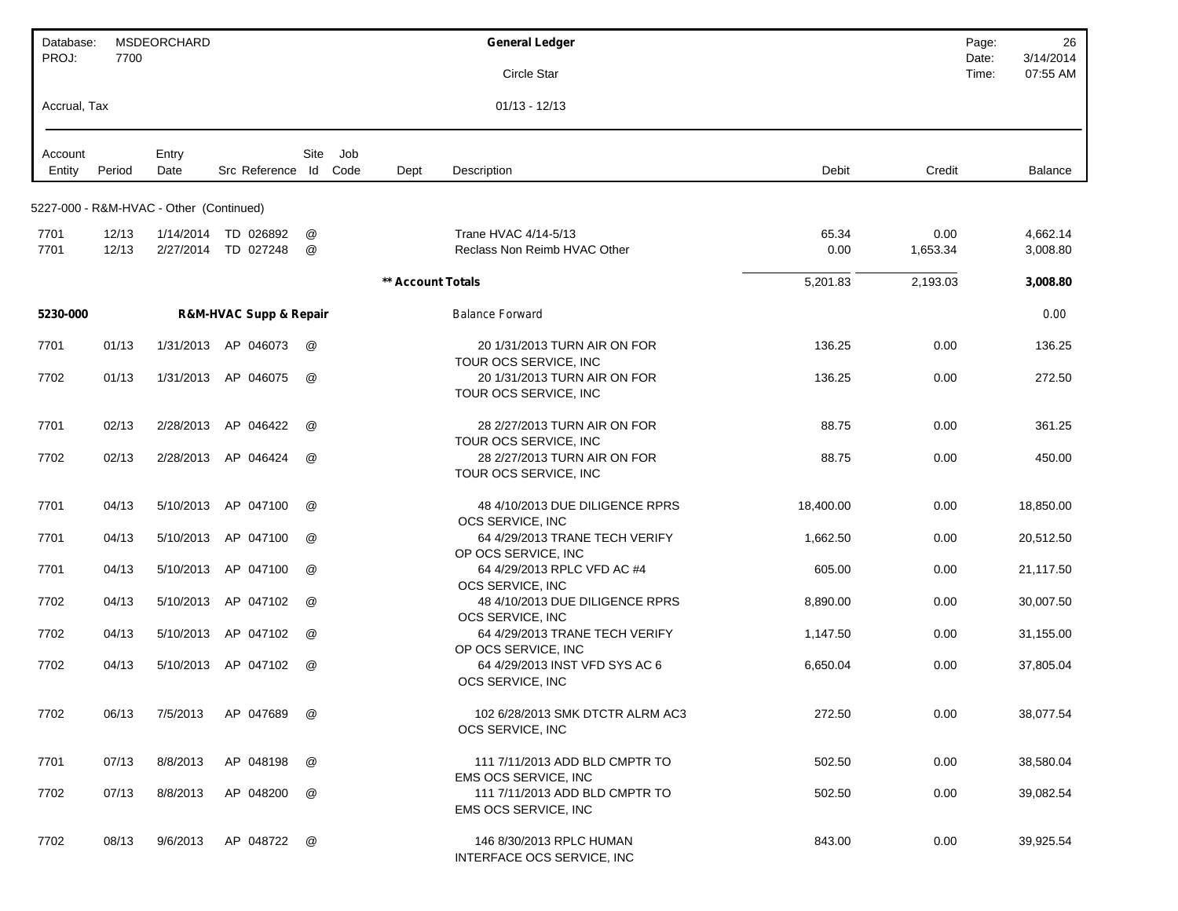| Database: | MSDEORCHARD | | | | General Ledger | | | Page: | 26 |
|---|---|---|---|---|---|---|---|---|---|
| PROJ: | 7700 | | | | Circle Star | | | Date: | 3/14/2014 |
| | | | | | | | | Time: | 07:55 AM |
| Accrual, Tax | | | | | 01/13 - 12/13 | | | | |

| Account Entity | Period | Entry Date | Src Reference | Site Id | Job Code | Dept | Description | Debit | Credit | Balance |
|---|---|---|---|---|---|---|---|---|---|---|
| **5227-000 - R&M-HVAC - Other (Continued)** | | | | | | | | | | |
| 7701 | 12/13 | 1/14/2014 | TD 026892 | @ | | | Trane HVAC 4/14-5/13 | 65.34 | 0.00 | 4,662.14 |
| 7701 | 12/13 | 2/27/2014 | TD 027248 | @ | | | Reclass Non Reimb HVAC Other | 0.00 | 1,653.34 | 3,008.80 |
| | | | | | | **\*\* Account Totals** | | 5,201.83 | 2,193.03 | **3,008.80** |
| **5230-000** | | **R&M-HVAC Supp & Repair** | | | | | Balance Forward | | | 0.00 |
| 7701 | 01/13 | 1/31/2013 | AP 046073 | @ | | | 20 1/31/2013 TURN AIR ON FOR TOUR OCS SERVICE, INC | 136.25 | 0.00 | 136.25 |
| 7702 | 01/13 | 1/31/2013 | AP 046075 | @ | | | 20 1/31/2013 TURN AIR ON FOR TOUR OCS SERVICE, INC | 136.25 | 0.00 | 272.50 |
| 7701 | 02/13 | 2/28/2013 | AP 046422 | @ | | | 28 2/27/2013 TURN AIR ON FOR TOUR OCS SERVICE, INC | 88.75 | 0.00 | 361.25 |
| 7702 | 02/13 | 2/28/2013 | AP 046424 | @ | | | 28 2/27/2013 TURN AIR ON FOR TOUR OCS SERVICE, INC | 88.75 | 0.00 | 450.00 |
| 7701 | 04/13 | 5/10/2013 | AP 047100 | @ | | | 48 4/10/2013 DUE DILIGENCE RPRS OCS SERVICE, INC | 18,400.00 | 0.00 | 18,850.00 |
| 7701 | 04/13 | 5/10/2013 | AP 047100 | @ | | | 64 4/29/2013 TRANE TECH VERIFY OP OCS SERVICE, INC | 1,662.50 | 0.00 | 20,512.50 |
| 7701 | 04/13 | 5/10/2013 | AP 047100 | @ | | | 64 4/29/2013 RPLC VFD AC #4 OCS SERVICE, INC | 605.00 | 0.00 | 21,117.50 |
| 7702 | 04/13 | 5/10/2013 | AP 047102 | @ | | | 48 4/10/2013 DUE DILIGENCE RPRS OCS SERVICE, INC | 8,890.00 | 0.00 | 30,007.50 |
| 7702 | 04/13 | 5/10/2013 | AP 047102 | @ | | | 64 4/29/2013 TRANE TECH VERIFY OP OCS SERVICE, INC | 1,147.50 | 0.00 | 31,155.00 |
| 7702 | 04/13 | 5/10/2013 | AP 047102 | @ | | | 64 4/29/2013 INST VFD SYS AC 6 OCS SERVICE, INC | 6,650.04 | 0.00 | 37,805.04 |
| 7702 | 06/13 | 7/5/2013 | AP 047689 | @ | | | 102 6/28/2013 SMK DTCTR ALRM AC3 OCS SERVICE, INC | 272.50 | 0.00 | 38,077.54 |
| 7701 | 07/13 | 8/8/2013 | AP 048198 | @ | | | 111 7/11/2013 ADD BLD CMPTR TO EMS OCS SERVICE, INC | 502.50 | 0.00 | 38,580.04 |
| 7702 | 07/13 | 8/8/2013 | AP 048200 | @ | | | 111 7/11/2013 ADD BLD CMPTR TO EMS OCS SERVICE, INC | 502.50 | 0.00 | 39,082.54 |
| 7702 | 08/13 | 9/6/2013 | AP 048722 | @ | | | 146 8/30/2013 RPLC HUMAN INTERFACE OCS SERVICE, INC | 843.00 | 0.00 | 39,925.54 |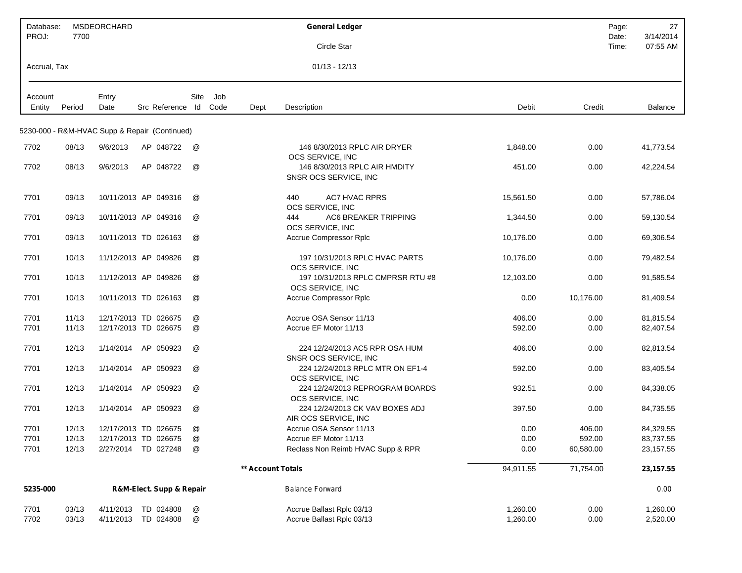Database: MSDEORCHARD
PROJ: 7700

# General Ledger

Circle Star

Accrual, Tax

01/13 - 12/13

Date: 3/14/2014
Time: 07:55 AM

| Account Entity | Period | Entry Date | Src | Reference | Site Id | Job Code | Dept | Description | Debit | Credit | Balance |
|---|---|---|---|---|---|---|---|---|---|---|---|
| **5230-000 - R&M-HVAC Supp & Repair (Continued)** | | | | | | | | | | | |
| 7702 | 08/13 | 9/6/2013 | AP | 048722 | @ | | | 146 8/30/2013 RPLC AIR DRYER OCS SERVICE, INC | 1,848.00 | 0.00 | 41,773.54 |
| 7702 | 08/13 | 9/6/2013 | AP | 048722 | @ | | | 146 8/30/2013 RPLC AIR HMDITY SNSR OCS SERVICE, INC | 451.00 | 0.00 | 42,224.54 |
| 7701 | 09/13 | 10/11/2013 | AP | 049316 | @ | | | 440 AC7 HVAC RPRS OCS SERVICE, INC | 15,561.50 | 0.00 | 57,786.04 |
| 7701 | 09/13 | 10/11/2013 | AP | 049316 | @ | | | 444 AC6 BREAKER TRIPPING OCS SERVICE, INC | 1,344.50 | 0.00 | 59,130.54 |
| 7701 | 09/13 | 10/11/2013 | TD | 026163 | @ | | | Accrue Compressor Rplc | 10,176.00 | 0.00 | 69,306.54 |
| 7701 | 10/13 | 11/12/2013 | AP | 049826 | @ | | | 197 10/31/2013 RPLC HVAC PARTS OCS SERVICE, INC | 10,176.00 | 0.00 | 79,482.54 |
| 7701 | 10/13 | 11/12/2013 | AP | 049826 | @ | | | 197 10/31/2013 RPLC CMPRSR RTU #8 OCS SERVICE, INC | 12,103.00 | 0.00 | 91,585.54 |
| 7701 | 10/13 | 10/11/2013 | TD | 026163 | @ | | | Accrue Compressor Rplc | 0.00 | 10,176.00 | 81,409.54 |
| 7701 | 11/13 | 12/17/2013 | TD | 026675 | @ | | | Accrue OSA Sensor 11/13 | 406.00 | 0.00 | 81,815.54 |
| 7701 | 11/13 | 12/17/2013 | TD | 026675 | @ | | | Accrue EF Motor 11/13 | 592.00 | 0.00 | 82,407.54 |
| 7701 | 12/13 | 1/14/2014 | AP | 050923 | @ | | | 224 12/24/2013 AC5 RPR OSA HUM SNSR OCS SERVICE, INC | 406.00 | 0.00 | 82,813.54 |
| 7701 | 12/13 | 1/14/2014 | AP | 050923 | @ | | | 224 12/24/2013 RPLC MTR ON EF1-4 OCS SERVICE, INC | 592.00 | 0.00 | 83,405.54 |
| 7701 | 12/13 | 1/14/2014 | AP | 050923 | @ | | | 224 12/24/2013 REPROGRAM BOARDS OCS SERVICE, INC | 932.51 | 0.00 | 84,338.05 |
| 7701 | 12/13 | 1/14/2014 | AP | 050923 | @ | | | 224 12/24/2013 CK VAV BOXES ADJ AIR OCS SERVICE, INC | 397.50 | 0.00 | 84,735.55 |
| 7701 | 12/13 | 12/17/2013 | TD | 026675 | @ | | | Accrue OSA Sensor 11/13 | 0.00 | 406.00 | 84,329.55 |
| 7701 | 12/13 | 12/17/2013 | TD | 026675 | @ | | | Accrue EF Motor 11/13 | 0.00 | 592.00 | 83,737.55 |
| 7701 | 12/13 | 2/27/2014 | TD | 027248 | @ | | | Reclass Non Reimb HVAC Supp & RPR | 0.00 | 60,580.00 | 23,157.55 |
| | | | | | | | **\*\* Account Totals** | | 94,911.55 | 71,754.00 | **23,157.55** |
| **5235-000** | | **R&M-Elect. Supp & Repair** | | | | | | Balance Forward | | | 0.00 |
| 7701 | 03/13 | 4/11/2013 | TD | 024808 | @ | | | Accrue Ballast Rplc 03/13 | 1,260.00 | 0.00 | 1,260.00 |
| 7702 | 03/13 | 4/11/2013 | TD | 024808 | @ | | | Accrue Ballast Rplc 03/13 | 1,260.00 | 0.00 | 2,520.00 |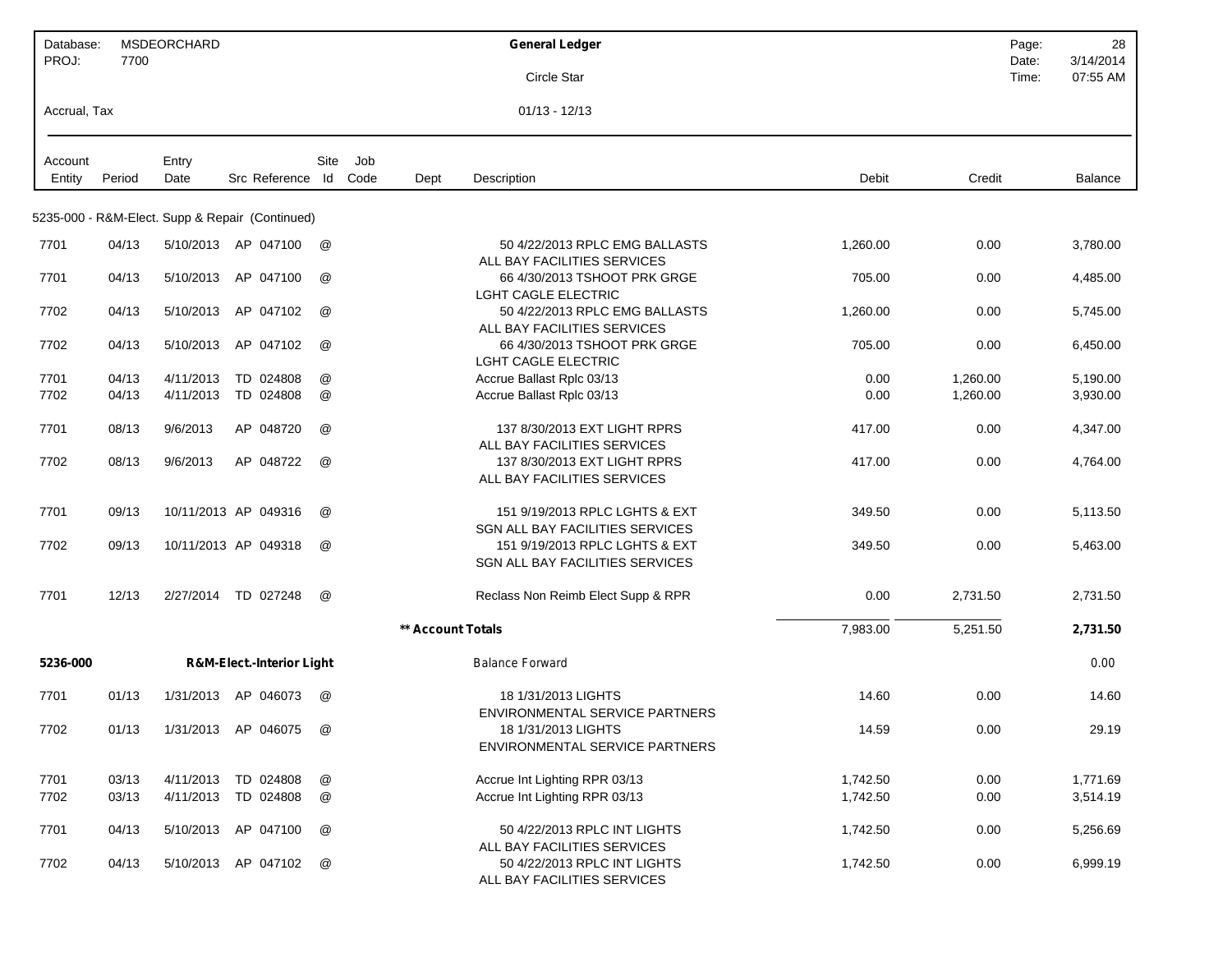| Database: | MSDEORCHARD | General Ledger | Page: | 28 |
|---|---|---|---|---|
| PROJ: | 7700 | Circle Star | Date: | 3/14/2014 |
| | | | Time: | 07:55 AM |
| Accrual, Tax | | 01/13 - 12/13 | | |

| Account Entity | Period | Entry Date | Src | Reference | Site Id | Job Code | Dept | Description | Debit | Credit | Balance |
|---|---|---|---|---|---|---|---|---|---|---|---|
| 5235-000 - R&M-Elect. Supp & Repair (Continued) | | | | | | | | | | | |
| 7701 | 04/13 | 5/10/2013 | AP | 047100 | @ | | | 50 4/22/2013 RPLC EMG BALLASTS ALL BAY FACILITIES SERVICES | 1,260.00 | 0.00 | 3,780.00 |
| 7701 | 04/13 | 5/10/2013 | AP | 047100 | @ | | | 66 4/30/2013 TSHOOT PRK GRGE LGHT CAGLE ELECTRIC | 705.00 | 0.00 | 4,485.00 |
| 7702 | 04/13 | 5/10/2013 | AP | 047102 | @ | | | 50 4/22/2013 RPLC EMG BALLASTS ALL BAY FACILITIES SERVICES | 1,260.00 | 0.00 | 5,745.00 |
| 7702 | 04/13 | 5/10/2013 | AP | 047102 | @ | | | 66 4/30/2013 TSHOOT PRK GRGE LGHT CAGLE ELECTRIC | 705.00 | 0.00 | 6,450.00 |
| 7701 | 04/13 | 4/11/2013 | TD | 024808 | @ | | | Accrue Ballast Rplc 03/13 | 0.00 | 1,260.00 | 5,190.00 |
| 7702 | 04/13 | 4/11/2013 | TD | 024808 | @ | | | Accrue Ballast Rplc 03/13 | 0.00 | 1,260.00 | 3,930.00 |
| 7701 | 08/13 | 9/6/2013 | AP | 048720 | @ | | | 137 8/30/2013 EXT LIGHT RPRS ALL BAY FACILITIES SERVICES | 417.00 | 0.00 | 4,347.00 |
| 7702 | 08/13 | 9/6/2013 | AP | 048722 | @ | | | 137 8/30/2013 EXT LIGHT RPRS ALL BAY FACILITIES SERVICES | 417.00 | 0.00 | 4,764.00 |
| 7701 | 09/13 | 10/11/2013 | AP | 049316 | @ | | | 151 9/19/2013 RPLC LGHTS & EXT SGN ALL BAY FACILITIES SERVICES | 349.50 | 0.00 | 5,113.50 |
| 7702 | 09/13 | 10/11/2013 | AP | 049318 | @ | | | 151 9/19/2013 RPLC LGHTS & EXT SGN ALL BAY FACILITIES SERVICES | 349.50 | 0.00 | 5,463.00 |
| 7701 | 12/13 | 2/27/2014 | TD | 027248 | @ | | | Reclass Non Reimb Elect Supp & RPR | 0.00 | 2,731.50 | 2,731.50 |
| | | | | | | | ** Account Totals | | 7,983.00 | 5,251.50 | **2,731.50** |
| **5236-000** | | **R&M-Elect.-Interior Light** | | | | | | Balance Forward | | | 0.00 |
| 7701 | 01/13 | 1/31/2013 | AP | 046073 | @ | | | 18 1/31/2013 LIGHTS ENVIRONMENTAL SERVICE PARTNERS | 14.60 | 0.00 | 14.60 |
| 7702 | 01/13 | 1/31/2013 | AP | 046075 | @ | | | 18 1/31/2013 LIGHTS ENVIRONMENTAL SERVICE PARTNERS | 14.59 | 0.00 | 29.19 |
| 7701 | 03/13 | 4/11/2013 | TD | 024808 | @ | | | Accrue Int Lighting RPR 03/13 | 1,742.50 | 0.00 | 1,771.69 |
| 7702 | 03/13 | 4/11/2013 | TD | 024808 | @ | | | Accrue Int Lighting RPR 03/13 | 1,742.50 | 0.00 | 3,514.19 |
| 7701 | 04/13 | 5/10/2013 | AP | 047100 | @ | | | 50 4/22/2013 RPLC INT LIGHTS ALL BAY FACILITIES SERVICES | 1,742.50 | 0.00 | 5,256.69 |
| 7702 | 04/13 | 5/10/2013 | AP | 047102 | @ | | | 50 4/22/2013 RPLC INT LIGHTS ALL BAY FACILITIES SERVICES | 1,742.50 | 0.00 | 6,999.19 |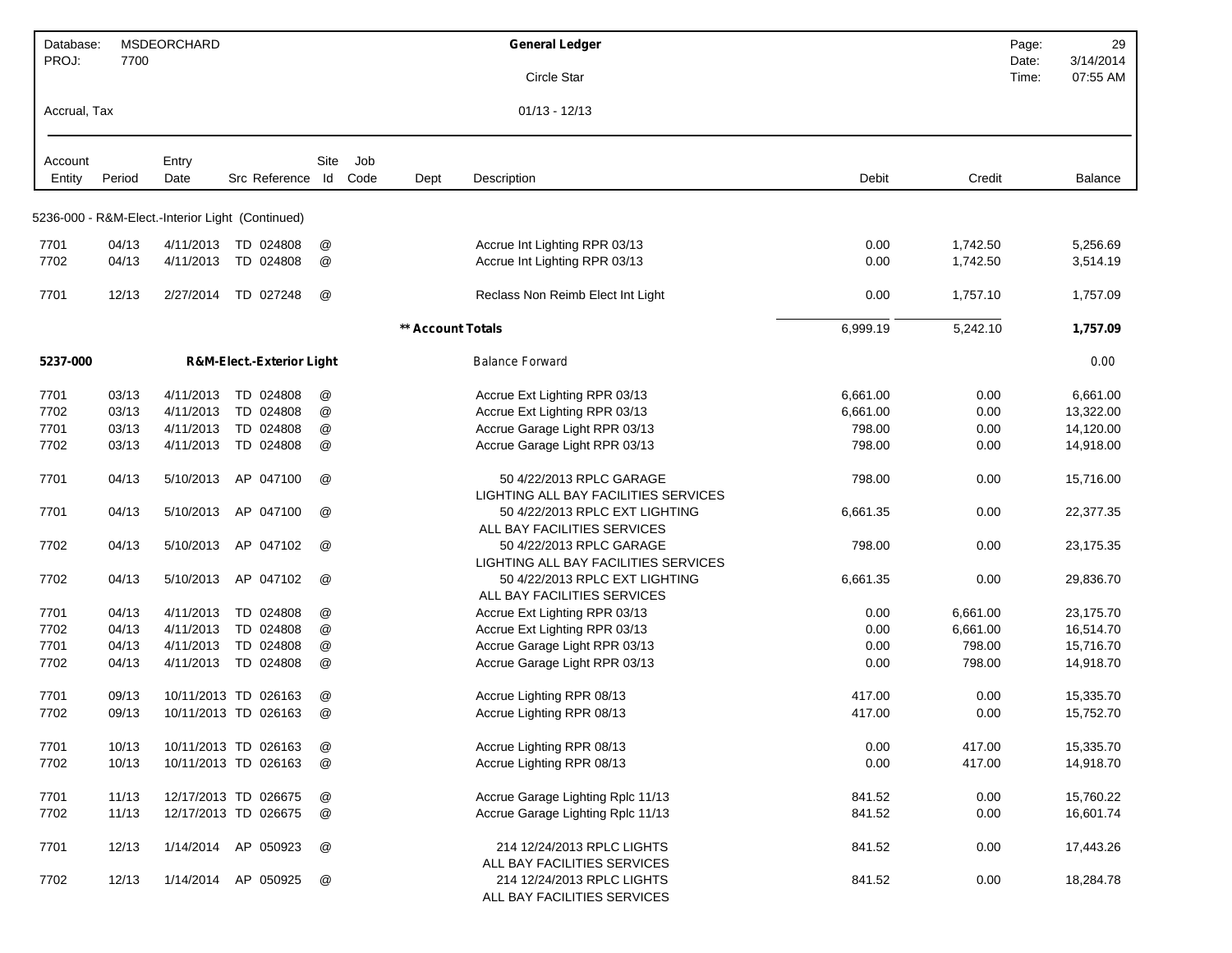Database: MSDEORCHARD
PROJ: 7700

**General Ledger**

Circle Star

Accrual, Tax

01/13 - 12/13

| Account Entity | Period | Entry Date | Src | Reference | Site Id | Job Code | Dept | Description | Debit | Credit | Balance |
|---|---|---|---|---|---|---|---|---|---|---|---|
| 5236-000 - R&M-Elect.-Interior Light (Continued) | | | | | | | | | | | |
| 7701 | 04/13 | 4/11/2013 | TD | 024808 | @ | | | Accrue Int Lighting RPR 03/13 | 0.00 | 1,742.50 | 5,256.69 |
| 7702 | 04/13 | 4/11/2013 | TD | 024808 | @ | | | Accrue Int Lighting RPR 03/13 | 0.00 | 1,742.50 | 3,514.19 |
| 7701 | 12/13 | 2/27/2014 | TD | 027248 | @ | | | Reclass Non Reimb Elect Int Light | 0.00 | 1,757.10 | 1,757.09 |
| | | | | | | | ** Account Totals | | 6,999.19 | 5,242.10 | **1,757.09** |
| **5237-000** | | | **R&M-Elect.-Exterior Light** | | | | | Balance Forward | | | 0.00 |
| 7701 | 03/13 | 4/11/2013 | TD | 024808 | @ | | | Accrue Ext Lighting RPR 03/13 | 6,661.00 | 0.00 | 6,661.00 |
| 7702 | 03/13 | 4/11/2013 | TD | 024808 | @ | | | Accrue Ext Lighting RPR 03/13 | 6,661.00 | 0.00 | 13,322.00 |
| 7701 | 03/13 | 4/11/2013 | TD | 024808 | @ | | | Accrue Garage Light RPR 03/13 | 798.00 | 0.00 | 14,120.00 |
| 7702 | 03/13 | 4/11/2013 | TD | 024808 | @ | | | Accrue Garage Light RPR 03/13 | 798.00 | 0.00 | 14,918.00 |
| 7701 | 04/13 | 5/10/2013 | AP | 047100 | @ | | | 50 4/22/2013 RPLC GARAGE LIGHTING ALL BAY FACILITIES SERVICES | 798.00 | 0.00 | 15,716.00 |
| 7701 | 04/13 | 5/10/2013 | AP | 047100 | @ | | | 50 4/22/2013 RPLC EXT LIGHTING ALL BAY FACILITIES SERVICES | 6,661.35 | 0.00 | 22,377.35 |
| 7702 | 04/13 | 5/10/2013 | AP | 047102 | @ | | | 50 4/22/2013 RPLC GARAGE LIGHTING ALL BAY FACILITIES SERVICES | 798.00 | 0.00 | 23,175.35 |
| 7702 | 04/13 | 5/10/2013 | AP | 047102 | @ | | | 50 4/22/2013 RPLC EXT LIGHTING ALL BAY FACILITIES SERVICES | 6,661.35 | 0.00 | 29,836.70 |
| 7701 | 04/13 | 4/11/2013 | TD | 024808 | @ | | | Accrue Ext Lighting RPR 03/13 | 0.00 | 6,661.00 | 23,175.70 |
| 7702 | 04/13 | 4/11/2013 | TD | 024808 | @ | | | Accrue Ext Lighting RPR 03/13 | 0.00 | 6,661.00 | 16,514.70 |
| 7701 | 04/13 | 4/11/2013 | TD | 024808 | @ | | | Accrue Garage Light RPR 03/13 | 0.00 | 798.00 | 15,716.70 |
| 7702 | 04/13 | 4/11/2013 | TD | 024808 | @ | | | Accrue Garage Light RPR 03/13 | 0.00 | 798.00 | 14,918.70 |
| 7701 | 09/13 | 10/11/2013 | TD | 026163 | @ | | | Accrue Lighting RPR 08/13 | 417.00 | 0.00 | 15,335.70 |
| 7702 | 09/13 | 10/11/2013 | TD | 026163 | @ | | | Accrue Lighting RPR 08/13 | 417.00 | 0.00 | 15,752.70 |
| 7701 | 10/13 | 10/11/2013 | TD | 026163 | @ | | | Accrue Lighting RPR 08/13 | 0.00 | 417.00 | 15,335.70 |
| 7702 | 10/13 | 10/11/2013 | TD | 026163 | @ | | | Accrue Lighting RPR 08/13 | 0.00 | 417.00 | 14,918.70 |
| 7701 | 11/13 | 12/17/2013 | TD | 026675 | @ | | | Accrue Garage Lighting Rplc 11/13 | 841.52 | 0.00 | 15,760.22 |
| 7702 | 11/13 | 12/17/2013 | TD | 026675 | @ | | | Accrue Garage Lighting Rplc 11/13 | 841.52 | 0.00 | 16,601.74 |
| 7701 | 12/13 | 1/14/2014 | AP | 050923 | @ | | | 214 12/24/2013 RPLC LIGHTS ALL BAY FACILITIES SERVICES | 841.52 | 0.00 | 17,443.26 |
| 7702 | 12/13 | 1/14/2014 | AP | 050925 | @ | | | 214 12/24/2013 RPLC LIGHTS ALL BAY FACILITIES SERVICES | 841.52 | 0.00 | 18,284.78 |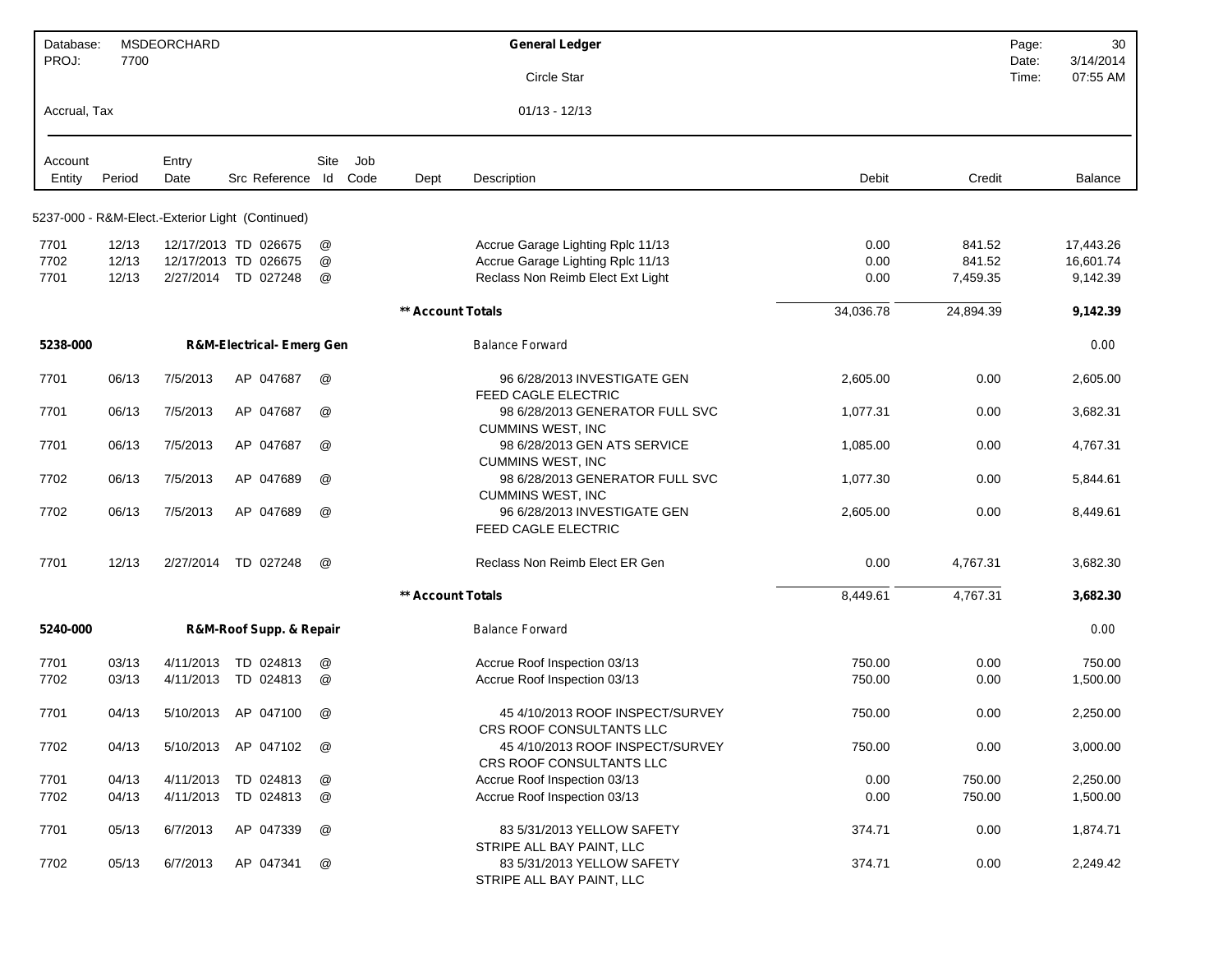| Database: | MSDEORCHARD | General Ledger | Page: | 30 |
|---|---|---|---|---|
| PROJ: | 7700 | Circle Star | Date: | 3/14/2014 |
| | | | Time: | 07:55 AM |
| Accrual, Tax | | 01/13 - 12/13 | | |

| Account Entity | Period | Entry Date | Src | Reference | Site Id | Job Code | Dept | Description | Debit | Credit | Balance |
|---|---|---|---|---|---|---|---|---|---|---|---|
| **5237-000 - R&M-Elect.-Exterior Light (Continued)** | | | | | | | | | | | |
| 7701 | 12/13 | 12/17/2013 | TD | 026675 | @ | | | Accrue Garage Lighting Rplc 11/13 | 0.00 | 841.52 | 17,443.26 |
| 7702 | 12/13 | 12/17/2013 | TD | 026675 | @ | | | Accrue Garage Lighting Rplc 11/13 | 0.00 | 841.52 | 16,601.74 |
| 7701 | 12/13 | 2/27/2014 | TD | 027248 | @ | | | Reclass Non Reimb Elect Ext Light | 0.00 | 7,459.35 | 9,142.39 |
| | | | | | | | ** Account Totals | | 34,036.78 | 24,894.39 | **9,142.39** |
| **5238-000** | | **R&M-Electrical- Emerg Gen** | | | | | | Balance Forward | | | 0.00 |
| 7701 | 06/13 | 7/5/2013 | AP | 047687 | @ | | | 96 6/28/2013 INVESTIGATE GEN FEED CAGLE ELECTRIC | 2,605.00 | 0.00 | 2,605.00 |
| 7701 | 06/13 | 7/5/2013 | AP | 047687 | @ | | | 98 6/28/2013 GENERATOR FULL SVC CUMMINS WEST, INC | 1,077.31 | 0.00 | 3,682.31 |
| 7701 | 06/13 | 7/5/2013 | AP | 047687 | @ | | | 98 6/28/2013 GEN ATS SERVICE CUMMINS WEST, INC | 1,085.00 | 0.00 | 4,767.31 |
| 7702 | 06/13 | 7/5/2013 | AP | 047689 | @ | | | 98 6/28/2013 GENERATOR FULL SVC CUMMINS WEST, INC | 1,077.30 | 0.00 | 5,844.61 |
| 7702 | 06/13 | 7/5/2013 | AP | 047689 | @ | | | 96 6/28/2013 INVESTIGATE GEN FEED CAGLE ELECTRIC | 2,605.00 | 0.00 | 8,449.61 |
| 7701 | 12/13 | 2/27/2014 | TD | 027248 | @ | | | Reclass Non Reimb Elect ER Gen | 0.00 | 4,767.31 | 3,682.30 |
| | | | | | | | ** Account Totals | | 8,449.61 | 4,767.31 | **3,682.30** |
| **5240-000** | | **R&M-Roof Supp. & Repair** | | | | | | Balance Forward | | | 0.00 |
| 7701 | 03/13 | 4/11/2013 | TD | 024813 | @ | | | Accrue Roof Inspection 03/13 | 750.00 | 0.00 | 750.00 |
| 7702 | 03/13 | 4/11/2013 | TD | 024813 | @ | | | Accrue Roof Inspection 03/13 | 750.00 | 0.00 | 1,500.00 |
| 7701 | 04/13 | 5/10/2013 | AP | 047100 | @ | | | 45 4/10/2013 ROOF INSPECT/SURVEY CRS ROOF CONSULTANTS LLC | 750.00 | 0.00 | 2,250.00 |
| 7702 | 04/13 | 5/10/2013 | AP | 047102 | @ | | | 45 4/10/2013 ROOF INSPECT/SURVEY CRS ROOF CONSULTANTS LLC | 750.00 | 0.00 | 3,000.00 |
| 7701 | 04/13 | 4/11/2013 | TD | 024813 | @ | | | Accrue Roof Inspection 03/13 | 0.00 | 750.00 | 2,250.00 |
| 7702 | 04/13 | 4/11/2013 | TD | 024813 | @ | | | Accrue Roof Inspection 03/13 | 0.00 | 750.00 | 1,500.00 |
| 7701 | 05/13 | 6/7/2013 | AP | 047339 | @ | | | 83 5/31/2013 YELLOW SAFETY STRIPE ALL BAY PAINT, LLC | 374.71 | 0.00 | 1,874.71 |
| 7702 | 05/13 | 6/7/2013 | AP | 047341 | @ | | | 83 5/31/2013 YELLOW SAFETY STRIPE ALL BAY PAINT, LLC | 374.71 | 0.00 | 2,249.42 |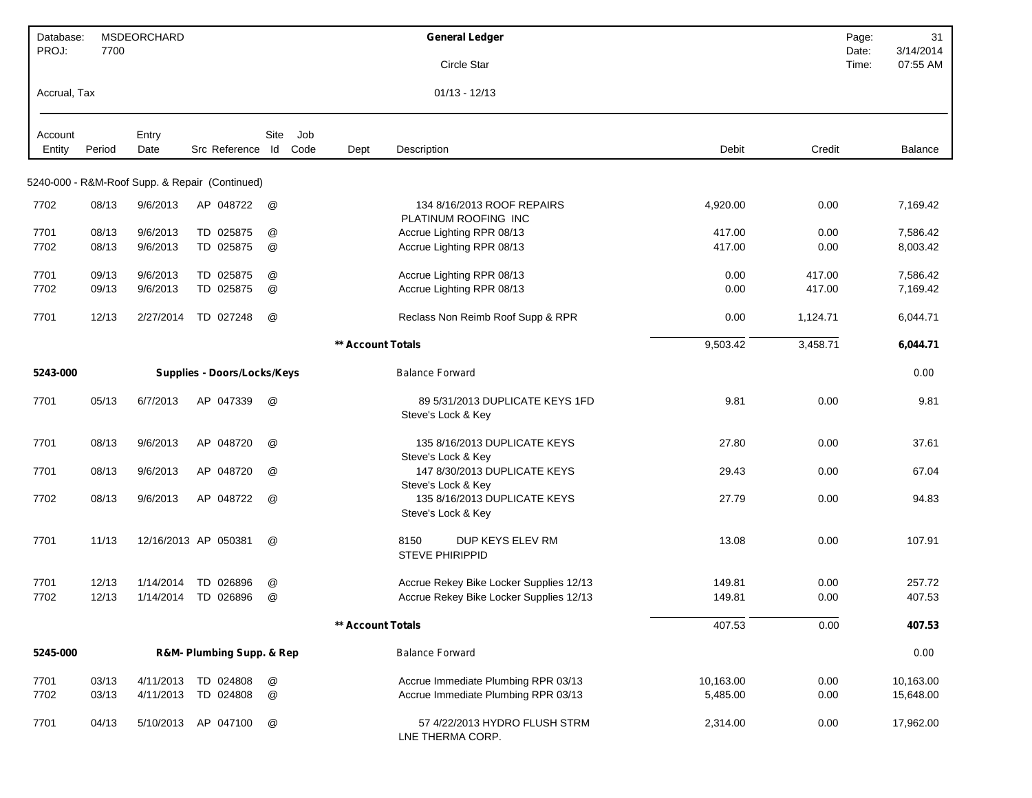| Database: | MSDEORCHARD | General Ledger | Page: | 31 |
|---|---|---|---|---|
| PROJ: | 7700 | Circle Star | Date: | 3/14/2014 |
| | | | Time: | 07:55 AM |
| Accrual, Tax | | 01/13 - 12/13 | | |

| Account Entity | Period | Entry Date | Src Reference | Site Id | Job Code | Dept | Description | Debit | Credit | Balance |
|---|---|---|---|---|---|---|---|---|---|---|
| 5240-000 - R&M-Roof Supp. & Repair (Continued) | | | | | | | | | | |
| 7702 | 08/13 | 9/6/2013 | AP 048722 | @ | | | 134 8/16/2013 ROOF REPAIRS PLATINUM ROOFING INC | 4,920.00 | 0.00 | 7,169.42 |
| 7701 | 08/13 | 9/6/2013 | TD 025875 | @ | | | Accrue Lighting RPR 08/13 | 417.00 | 0.00 | 7,586.42 |
| 7702 | 08/13 | 9/6/2013 | TD 025875 | @ | | | Accrue Lighting RPR 08/13 | 417.00 | 0.00 | 8,003.42 |
| 7701 | 09/13 | 9/6/2013 | TD 025875 | @ | | | Accrue Lighting RPR 08/13 | 0.00 | 417.00 | 7,586.42 |
| 7702 | 09/13 | 9/6/2013 | TD 025875 | @ | | | Accrue Lighting RPR 08/13 | 0.00 | 417.00 | 7,169.42 |
| 7701 | 12/13 | 2/27/2014 | TD 027248 | @ | | | Reclass Non Reimb Roof Supp & RPR | 0.00 | 1,124.71 | 6,044.71 |
| | | | | | | ** Account Totals | | 9,503.42 | 3,458.71 | **6,044.71** |
| **5243-000** | | | **Supplies - Doors/Locks/Keys** | | | | Balance Forward | | | 0.00 |
| 7701 | 05/13 | 6/7/2013 | AP 047339 | @ | | | 89 5/31/2013 DUPLICATE KEYS 1FD Steve's Lock & Key | 9.81 | 0.00 | 9.81 |
| 7701 | 08/13 | 9/6/2013 | AP 048720 | @ | | | 135 8/16/2013 DUPLICATE KEYS Steve's Lock & Key | 27.80 | 0.00 | 37.61 |
| 7701 | 08/13 | 9/6/2013 | AP 048720 | @ | | | 147 8/30/2013 DUPLICATE KEYS Steve's Lock & Key | 29.43 | 0.00 | 67.04 |
| 7702 | 08/13 | 9/6/2013 | AP 048722 | @ | | | 135 8/16/2013 DUPLICATE KEYS Steve's Lock & Key | 27.79 | 0.00 | 94.83 |
| 7701 | 11/13 | 12/16/2013 | AP 050381 | @ | | | 8150 DUP KEYS ELEV RM STEVE PHIRIPPID | 13.08 | 0.00 | 107.91 |
| 7701 | 12/13 | 1/14/2014 | TD 026896 | @ | | | Accrue Rekey Bike Locker Supplies 12/13 | 149.81 | 0.00 | 257.72 |
| 7702 | 12/13 | 1/14/2014 | TD 026896 | @ | | | Accrue Rekey Bike Locker Supplies 12/13 | 149.81 | 0.00 | 407.53 |
| | | | | | | ** Account Totals | | 407.53 | 0.00 | **407.53** |
| **5245-000** | | | **R&M- Plumbing Supp. & Rep** | | | | Balance Forward | | | 0.00 |
| 7701 | 03/13 | 4/11/2013 | TD 024808 | @ | | | Accrue Immediate Plumbing RPR 03/13 | 10,163.00 | 0.00 | 10,163.00 |
| 7702 | 03/13 | 4/11/2013 | TD 024808 | @ | | | Accrue Immediate Plumbing RPR 03/13 | 5,485.00 | 0.00 | 15,648.00 |
| 7701 | 04/13 | 5/10/2013 | AP 047100 | @ | | | 57 4/22/2013 HYDRO FLUSH STRM LNE THERMA CORP. | 2,314.00 | 0.00 | 17,962.00 |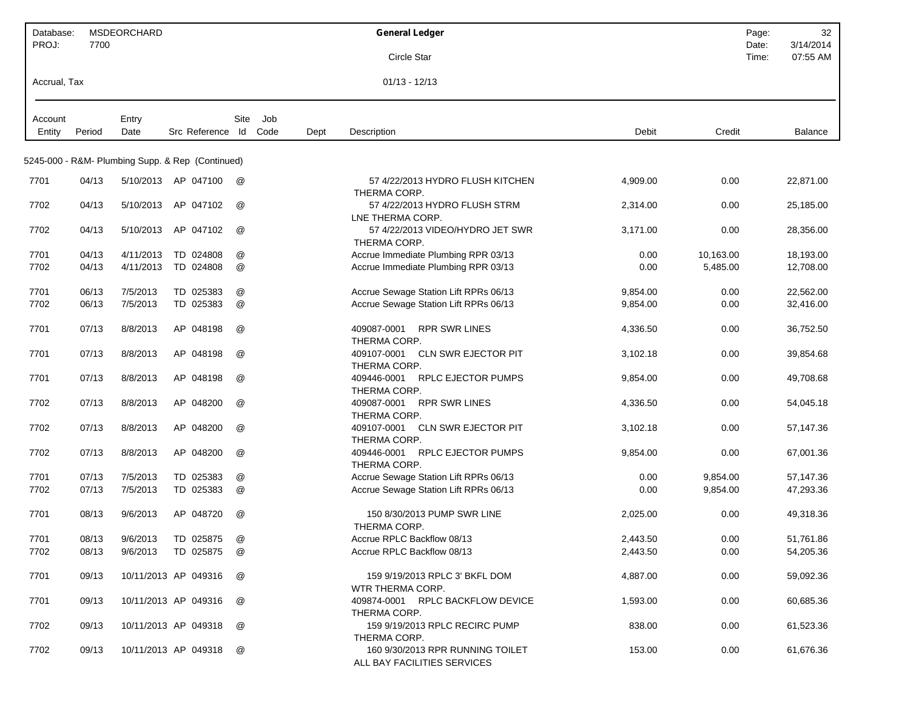| Database: | MSDEORCHARD | General Ledger | Page: | 32 |
|---|---|---|---|---|
| PROJ: | 7700 | Circle Star | Date: | 3/14/2014 |
| | | | Time: | 07:55 AM |
| Accrual, Tax | | 01/13 - 12/13 | | |

5245-000 - R&M- Plumbing Supp. & Rep (Continued)

| Account Entity | Period | Entry Date | Src | Reference | Site Id | Job Code | Dept | Description | Debit | Credit | Balance |
|---|---|---|---|---|---|---|---|---|---|---|---|
| 7701 | 04/13 | 5/10/2013 | AP | 047100 | @ | | | 57 4/22/2013 HYDRO FLUSH KITCHEN THERMA CORP. | 4,909.00 | 0.00 | 22,871.00 |
| 7702 | 04/13 | 5/10/2013 | AP | 047102 | @ | | | 57 4/22/2013 HYDRO FLUSH STRM LNE THERMA CORP. | 2,314.00 | 0.00 | 25,185.00 |
| 7702 | 04/13 | 5/10/2013 | AP | 047102 | @ | | | 57 4/22/2013 VIDEO/HYDRO JET SWR THERMA CORP. | 3,171.00 | 0.00 | 28,356.00 |
| 7701 | 04/13 | 4/11/2013 | TD | 024808 | @ | | | Accrue Immediate Plumbing RPR 03/13 | 0.00 | 10,163.00 | 18,193.00 |
| 7702 | 04/13 | 4/11/2013 | TD | 024808 | @ | | | Accrue Immediate Plumbing RPR 03/13 | 0.00 | 5,485.00 | 12,708.00 |
| 7701 | 06/13 | 7/5/2013 | TD | 025383 | @ | | | Accrue Sewage Station Lift RPRs 06/13 | 9,854.00 | 0.00 | 22,562.00 |
| 7702 | 06/13 | 7/5/2013 | TD | 025383 | @ | | | Accrue Sewage Station Lift RPRs 06/13 | 9,854.00 | 0.00 | 32,416.00 |
| 7701 | 07/13 | 8/8/2013 | AP | 048198 | @ | | | 409087-0001 RPR SWR LINES THERMA CORP. | 4,336.50 | 0.00 | 36,752.50 |
| 7701 | 07/13 | 8/8/2013 | AP | 048198 | @ | | | 409107-0001 CLN SWR EJECTOR PIT THERMA CORP. | 3,102.18 | 0.00 | 39,854.68 |
| 7701 | 07/13 | 8/8/2013 | AP | 048198 | @ | | | 409446-0001 RPLC EJECTOR PUMPS THERMA CORP. | 9,854.00 | 0.00 | 49,708.68 |
| 7702 | 07/13 | 8/8/2013 | AP | 048200 | @ | | | 409087-0001 RPR SWR LINES THERMA CORP. | 4,336.50 | 0.00 | 54,045.18 |
| 7702 | 07/13 | 8/8/2013 | AP | 048200 | @ | | | 409107-0001 CLN SWR EJECTOR PIT THERMA CORP. | 3,102.18 | 0.00 | 57,147.36 |
| 7702 | 07/13 | 8/8/2013 | AP | 048200 | @ | | | 409446-0001 RPLC EJECTOR PUMPS THERMA CORP. | 9,854.00 | 0.00 | 67,001.36 |
| 7701 | 07/13 | 7/5/2013 | TD | 025383 | @ | | | Accrue Sewage Station Lift RPRs 06/13 | 0.00 | 9,854.00 | 57,147.36 |
| 7702 | 07/13 | 7/5/2013 | TD | 025383 | @ | | | Accrue Sewage Station Lift RPRs 06/13 | 0.00 | 9,854.00 | 47,293.36 |
| 7701 | 08/13 | 9/6/2013 | AP | 048720 | @ | | | 150 8/30/2013 PUMP SWR LINE THERMA CORP. | 2,025.00 | 0.00 | 49,318.36 |
| 7701 | 08/13 | 9/6/2013 | TD | 025875 | @ | | | Accrue RPLC Backflow 08/13 | 2,443.50 | 0.00 | 51,761.86 |
| 7702 | 08/13 | 9/6/2013 | TD | 025875 | @ | | | Accrue RPLC Backflow 08/13 | 2,443.50 | 0.00 | 54,205.36 |
| 7701 | 09/13 | 10/11/2013 | AP | 049316 | @ | | | 159 9/19/2013 RPLC 3' BKFL DOM WTR THERMA CORP. | 4,887.00 | 0.00 | 59,092.36 |
| 7701 | 09/13 | 10/11/2013 | AP | 049316 | @ | | | 409874-0001 RPLC BACKFLOW DEVICE THERMA CORP. | 1,593.00 | 0.00 | 60,685.36 |
| 7702 | 09/13 | 10/11/2013 | AP | 049318 | @ | | | 159 9/19/2013 RPLC RECIRC PUMP THERMA CORP. | 838.00 | 0.00 | 61,523.36 |
| 7702 | 09/13 | 10/11/2013 | AP | 049318 | @ | | | 160 9/30/2013 RPR RUNNING TOILET ALL BAY FACILITIES SERVICES | 153.00 | 0.00 | 61,676.36 |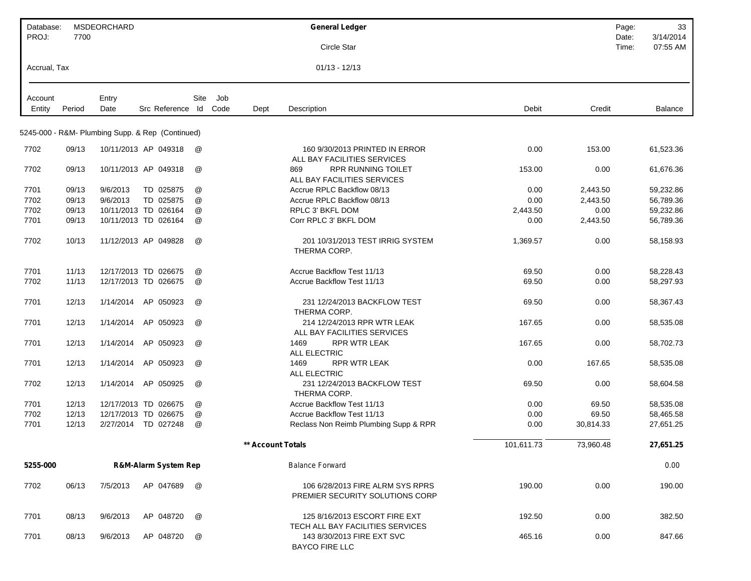| Database: | MSDEORCHARD | General Ledger | Page: | 33 |
|---|---|---|---|---|
| PROJ: | 7700 | Circle Star | Date: | 3/14/2014 |
| | | | Time: | 07:55 AM |
| Accrual, Tax | | 01/13 - 12/13 | | |

5245-000 - R&M- Plumbing Supp. & Rep (Continued)

| Account Entity | Period | Entry Date | Src | Reference | Site Id | Job Code | Dept | Description | Debit | Credit | Balance |
|---|---|---|---|---|---|---|---|---|---|---|---|
| 7702 | 09/13 | 10/11/2013 | AP | 049318 | @ | | | 160 9/30/2013 PRINTED IN ERROR ALL BAY FACILITIES SERVICES | 0.00 | 153.00 | 61,523.36 |
| 7702 | 09/13 | 10/11/2013 | AP | 049318 | @ | | | 869 RPR RUNNING TOILET ALL BAY FACILITIES SERVICES | 153.00 | 0.00 | 61,676.36 |
| 7701 | 09/13 | 9/6/2013 | TD | 025875 | @ | | | Accrue RPLC Backflow 08/13 | 0.00 | 2,443.50 | 59,232.86 |
| 7702 | 09/13 | 9/6/2013 | TD | 025875 | @ | | | Accrue RPLC Backflow 08/13 | 0.00 | 2,443.50 | 56,789.36 |
| 7702 | 09/13 | 10/11/2013 | TD | 026164 | @ | | | RPLC 3' BKFL DOM | 2,443.50 | 0.00 | 59,232.86 |
| 7701 | 09/13 | 10/11/2013 | TD | 026164 | @ | | | Corr RPLC 3' BKFL DOM | 0.00 | 2,443.50 | 56,789.36 |
| 7702 | 10/13 | 11/12/2013 | AP | 049828 | @ | | | 201 10/31/2013 TEST IRRIG SYSTEM THERMA CORP. | 1,369.57 | 0.00 | 58,158.93 |
| 7701 | 11/13 | 12/17/2013 | TD | 026675 | @ | | | Accrue Backflow Test 11/13 | 69.50 | 0.00 | 58,228.43 |
| 7702 | 11/13 | 12/17/2013 | TD | 026675 | @ | | | Accrue Backflow Test 11/13 | 69.50 | 0.00 | 58,297.93 |
| 7701 | 12/13 | 1/14/2014 | AP | 050923 | @ | | | 231 12/24/2013 BACKFLOW TEST THERMA CORP. | 69.50 | 0.00 | 58,367.43 |
| 7701 | 12/13 | 1/14/2014 | AP | 050923 | @ | | | 214 12/24/2013 RPR WTR LEAK ALL BAY FACILITIES SERVICES | 167.65 | 0.00 | 58,535.08 |
| 7701 | 12/13 | 1/14/2014 | AP | 050923 | @ | | | 1469 RPR WTR LEAK ALL ELECTRIC | 167.65 | 0.00 | 58,702.73 |
| 7701 | 12/13 | 1/14/2014 | AP | 050923 | @ | | | 1469 RPR WTR LEAK ALL ELECTRIC | 0.00 | 167.65 | 58,535.08 |
| 7702 | 12/13 | 1/14/2014 | AP | 050925 | @ | | | 231 12/24/2013 BACKFLOW TEST THERMA CORP. | 69.50 | 0.00 | 58,604.58 |
| 7701 | 12/13 | 12/17/2013 | TD | 026675 | @ | | | Accrue Backflow Test 11/13 | 0.00 | 69.50 | 58,535.08 |
| 7702 | 12/13 | 12/17/2013 | TD | 026675 | @ | | | Accrue Backflow Test 11/13 | 0.00 | 69.50 | 58,465.58 |
| 7701 | 12/13 | 2/27/2014 | TD | 027248 | @ | | | Reclass Non Reimb Plumbing Supp & RPR | 0.00 | 30,814.33 | 27,651.25 |
| | | | | | | | | **\*\* Account Totals** | 101,611.73 | 73,960.48 | **27,651.25** |
| **5255-000** | | **R&M-Alarm System Rep** | | | | | | Balance Forward | | | 0.00 |
| 7702 | 06/13 | 7/5/2013 | AP | 047689 | @ | | | 106 6/28/2013 FIRE ALRM SYS RPRS PREMIER SECURITY SOLUTIONS CORP | 190.00 | 0.00 | 190.00 |
| 7701 | 08/13 | 9/6/2013 | AP | 048720 | @ | | | 125 8/16/2013 ESCORT FIRE EXT TECH ALL BAY FACILITIES SERVICES | 192.50 | 0.00 | 382.50 |
| 7701 | 08/13 | 9/6/2013 | AP | 048720 | @ | | | 143 8/30/2013 FIRE EXT SVC BAYCO FIRE LLC | 465.16 | 0.00 | 847.66 |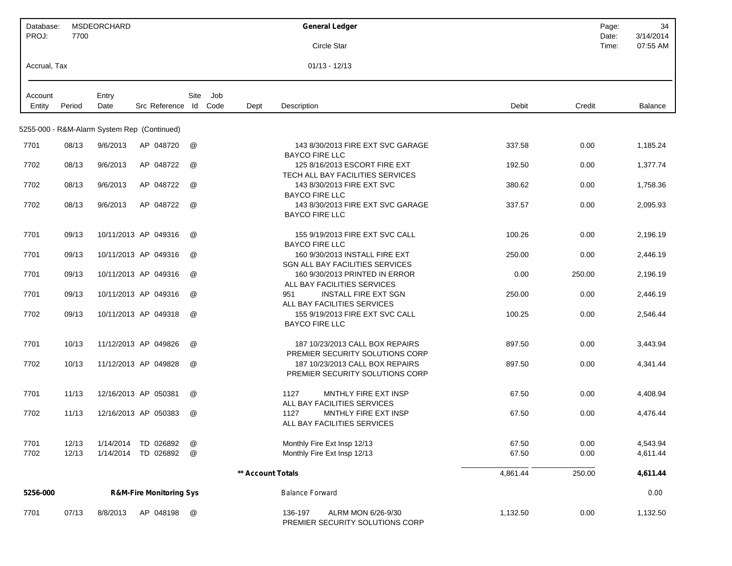Database: MSDEORCHARD
PROJ: 7700

**General Ledger**

Circle Star

Accrual, Tax

01/13 - 12/13

Date: 3/14/2014
Time: 07:55 AM

| Account Entity | Period | Entry Date | Src | Reference | Site Id | Job Code | Dept | Description | Debit | Credit | Balance |
|---|---|---|---|---|---|---|---|---|---|---|---|
| 5255-000 - R&M-Alarm System Rep (Continued) | | | | | | | | | | | |
| 7701 | 08/13 | 9/6/2013 | AP | 048720 | @ | | | 143 8/30/2013 FIRE EXT SVC GARAGE BAYCO FIRE LLC | 337.58 | 0.00 | 1,185.24 |
| 7702 | 08/13 | 9/6/2013 | AP | 048722 | @ | | | 125 8/16/2013 ESCORT FIRE EXT TECH ALL BAY FACILITIES SERVICES | 192.50 | 0.00 | 1,377.74 |
| 7702 | 08/13 | 9/6/2013 | AP | 048722 | @ | | | 143 8/30/2013 FIRE EXT SVC BAYCO FIRE LLC | 380.62 | 0.00 | 1,758.36 |
| 7702 | 08/13 | 9/6/2013 | AP | 048722 | @ | | | 143 8/30/2013 FIRE EXT SVC GARAGE BAYCO FIRE LLC | 337.57 | 0.00 | 2,095.93 |
| 7701 | 09/13 | 10/11/2013 | AP | 049316 | @ | | | 155 9/19/2013 FIRE EXT SVC CALL BAYCO FIRE LLC | 100.26 | 0.00 | 2,196.19 |
| 7701 | 09/13 | 10/11/2013 | AP | 049316 | @ | | | 160 9/30/2013 INSTALL FIRE EXT SGN ALL BAY FACILITIES SERVICES | 250.00 | 0.00 | 2,446.19 |
| 7701 | 09/13 | 10/11/2013 | AP | 049316 | @ | | | 160 9/30/2013 PRINTED IN ERROR ALL BAY FACILITIES SERVICES | 0.00 | 250.00 | 2,196.19 |
| 7701 | 09/13 | 10/11/2013 | AP | 049316 | @ | | | 951 INSTALL FIRE EXT SGN ALL BAY FACILITIES SERVICES | 250.00 | 0.00 | 2,446.19 |
| 7702 | 09/13 | 10/11/2013 | AP | 049318 | @ | | | 155 9/19/2013 FIRE EXT SVC CALL BAYCO FIRE LLC | 100.25 | 0.00 | 2,546.44 |
| 7701 | 10/13 | 11/12/2013 | AP | 049826 | @ | | | 187 10/23/2013 CALL BOX REPAIRS PREMIER SECURITY SOLUTIONS CORP | 897.50 | 0.00 | 3,443.94 |
| 7702 | 10/13 | 11/12/2013 | AP | 049828 | @ | | | 187 10/23/2013 CALL BOX REPAIRS PREMIER SECURITY SOLUTIONS CORP | 897.50 | 0.00 | 4,341.44 |
| 7701 | 11/13 | 12/16/2013 | AP | 050381 | @ | | | 1127 MNTHLY FIRE EXT INSP ALL BAY FACILITIES SERVICES | 67.50 | 0.00 | 4,408.94 |
| 7702 | 11/13 | 12/16/2013 | AP | 050383 | @ | | | 1127 MNTHLY FIRE EXT INSP ALL BAY FACILITIES SERVICES | 67.50 | 0.00 | 4,476.44 |
| 7701 | 12/13 | 1/14/2014 | TD | 026892 | @ | | | Monthly Fire Ext Insp 12/13 | 67.50 | 0.00 | 4,543.94 |
| 7702 | 12/13 | 1/14/2014 | TD | 026892 | @ | | | Monthly Fire Ext Insp 12/13 | 67.50 | 0.00 | 4,611.44 |
| | | | | | | | **\*\* Account Totals** | | 4,861.44 | 250.00 | **4,611.44** |
| **5256-000** | | **R&M-Fire Monitoring Sys** | | | | | | Balance Forward | | | 0.00 |
| 7701 | 07/13 | 8/8/2013 | AP | 048198 | @ | | | 136-197 ALRM MON 6/26-9/30 PREMIER SECURITY SOLUTIONS CORP | 1,132.50 | 0.00 | 1,132.50 |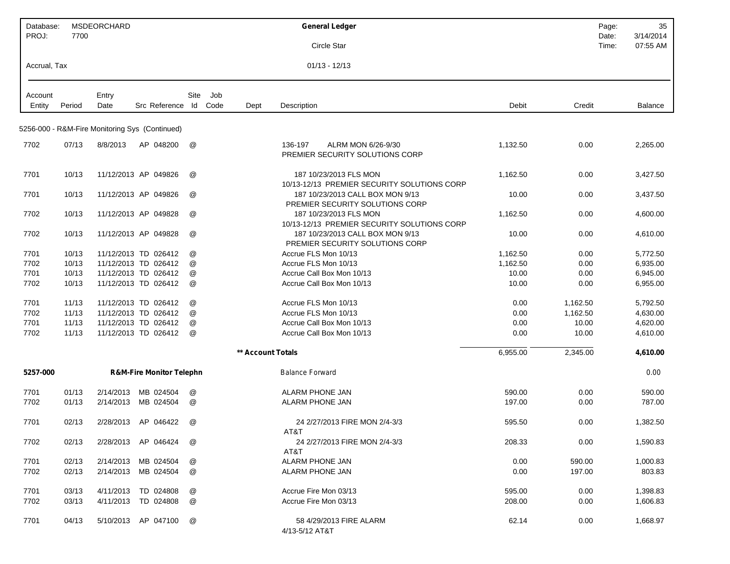Database: MSDEORCHARD
PROJ: 7700

**General Ledger**

Circle Star

Accrual, Tax

01/13 - 12/13

Date: 3/14/2014
Time: 07:55 AM

| Account Entity | Period | Entry Date | Src | Reference | Site Id | Job Code | Dept | Description | Debit | Credit | Balance |
|---|---|---|---|---|---|---|---|---|---|---|---|
| 5256-000 - R&M-Fire Monitoring Sys (Continued) | | | | | | | | | | | |
| 7702 | 07/13 | 8/8/2013 | AP | 048200 | @ | | | 136-197 ALRM MON 6/26-9/30 PREMIER SECURITY SOLUTIONS CORP | 1,132.50 | 0.00 | 2,265.00 |
| 7701 | 10/13 | 11/12/2013 | AP | 049826 | @ | | | 187 10/23/2013 FLS MON 10/13-12/13 PREMIER SECURITY SOLUTIONS CORP | 1,162.50 | 0.00 | 3,427.50 |
| 7701 | 10/13 | 11/12/2013 | AP | 049826 | @ | | | 187 10/23/2013 CALL BOX MON 9/13 PREMIER SECURITY SOLUTIONS CORP | 10.00 | 0.00 | 3,437.50 |
| 7702 | 10/13 | 11/12/2013 | AP | 049828 | @ | | | 187 10/23/2013 FLS MON 10/13-12/13 PREMIER SECURITY SOLUTIONS CORP | 1,162.50 | 0.00 | 4,600.00 |
| 7702 | 10/13 | 11/12/2013 | AP | 049828 | @ | | | 187 10/23/2013 CALL BOX MON 9/13 PREMIER SECURITY SOLUTIONS CORP | 10.00 | 0.00 | 4,610.00 |
| 7701 | 10/13 | 11/12/2013 | TD | 026412 | @ | | | Accrue FLS Mon 10/13 | 1,162.50 | 0.00 | 5,772.50 |
| 7702 | 10/13 | 11/12/2013 | TD | 026412 | @ | | | Accrue FLS Mon 10/13 | 1,162.50 | 0.00 | 6,935.00 |
| 7701 | 10/13 | 11/12/2013 | TD | 026412 | @ | | | Accrue Call Box Mon 10/13 | 10.00 | 0.00 | 6,945.00 |
| 7702 | 10/13 | 11/12/2013 | TD | 026412 | @ | | | Accrue Call Box Mon 10/13 | 10.00 | 0.00 | 6,955.00 |
| 7701 | 11/13 | 11/12/2013 | TD | 026412 | @ | | | Accrue FLS Mon 10/13 | 0.00 | 1,162.50 | 5,792.50 |
| 7702 | 11/13 | 11/12/2013 | TD | 026412 | @ | | | Accrue FLS Mon 10/13 | 0.00 | 1,162.50 | 4,630.00 |
| 7701 | 11/13 | 11/12/2013 | TD | 026412 | @ | | | Accrue Call Box Mon 10/13 | 0.00 | 10.00 | 4,620.00 |
| 7702 | 11/13 | 11/12/2013 | TD | 026412 | @ | | | Accrue Call Box Mon 10/13 | 0.00 | 10.00 | 4,610.00 |
| | | | | | | | **\*\* Account Totals** | | 6,955.00 | 2,345.00 | **4,610.00** |
| **5257-000** | | | **R&M-Fire Monitor Telephn** | | | | | Balance Forward | | | 0.00 |
| 7701 | 01/13 | 2/14/2013 | MB | 024504 | @ | | | ALARM PHONE JAN | 590.00 | 0.00 | 590.00 |
| 7702 | 01/13 | 2/14/2013 | MB | 024504 | @ | | | ALARM PHONE JAN | 197.00 | 0.00 | 787.00 |
| 7701 | 02/13 | 2/28/2013 | AP | 046422 | @ | | | 24 2/27/2013 FIRE MON 2/4-3/3 AT&T | 595.50 | 0.00 | 1,382.50 |
| 7702 | 02/13 | 2/28/2013 | AP | 046424 | @ | | | 24 2/27/2013 FIRE MON 2/4-3/3 AT&T | 208.33 | 0.00 | 1,590.83 |
| 7701 | 02/13 | 2/14/2013 | MB | 024504 | @ | | | ALARM PHONE JAN | 0.00 | 590.00 | 1,000.83 |
| 7702 | 02/13 | 2/14/2013 | MB | 024504 | @ | | | ALARM PHONE JAN | 0.00 | 197.00 | 803.83 |
| 7701 | 03/13 | 4/11/2013 | TD | 024808 | @ | | | Accrue Fire Mon 03/13 | 595.00 | 0.00 | 1,398.83 |
| 7702 | 03/13 | 4/11/2013 | TD | 024808 | @ | | | Accrue Fire Mon 03/13 | 208.00 | 0.00 | 1,606.83 |
| 7701 | 04/13 | 5/10/2013 | AP | 047100 | @ | | | 58 4/29/2013 FIRE ALARM 4/13-5/12 AT&T | 62.14 | 0.00 | 1,668.97 |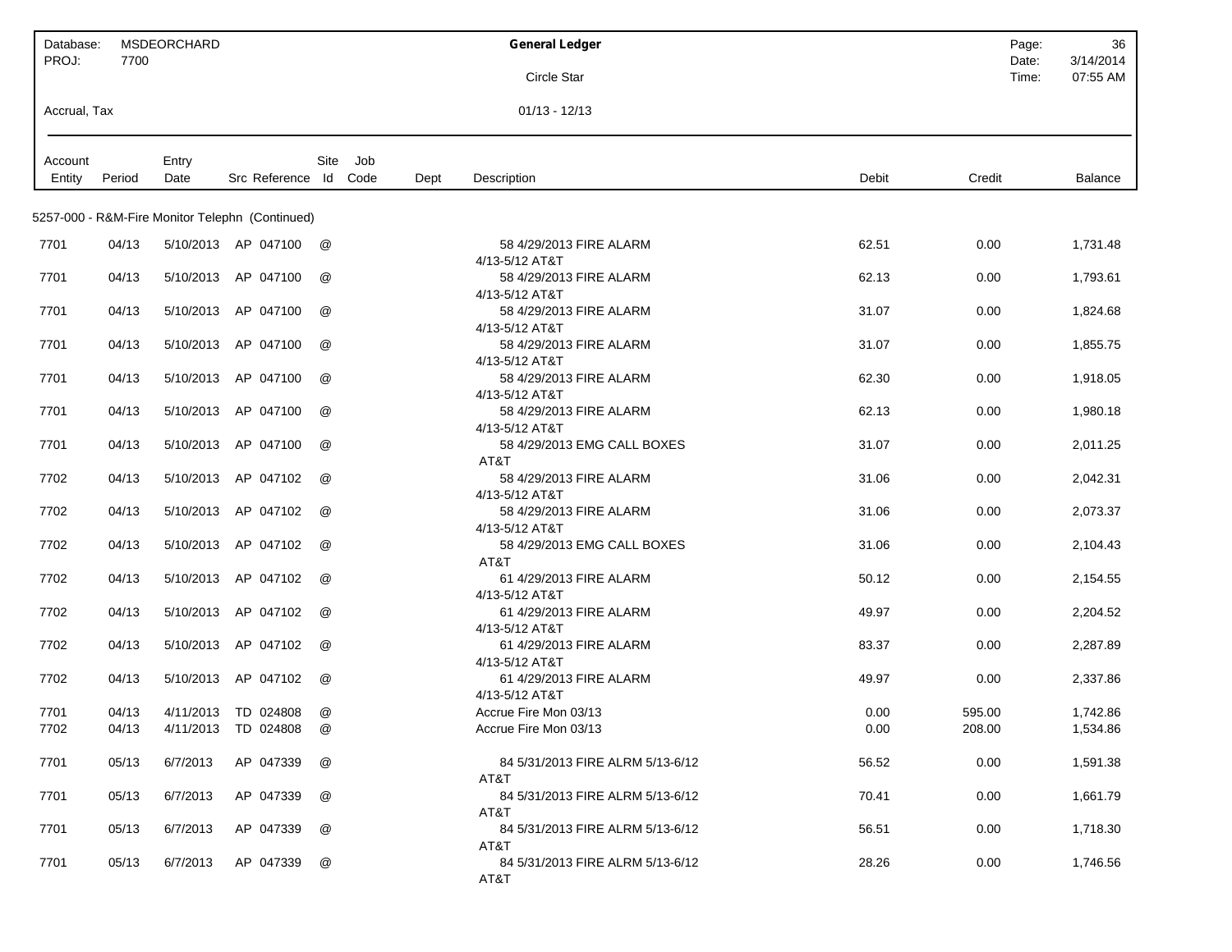| Database: | MSDEORCHARD | General Ledger | Page: | 36 |
|---|---|---|---|---|
| PROJ: | 7700 | Circle Star | Date: | 3/14/2014 |
| | | | Time: | 07:55 AM |
| Accrual, Tax | | 01/13 - 12/13 | | |

5257-000 - R&M-Fire Monitor Telephn (Continued)

| Account Entity | Period | Entry Date | Src | Reference | Site Id | Job Code | Dept | Description | Debit | Credit | Balance |
|---|---|---|---|---|---|---|---|---|---|---|---|
| 7701 | 04/13 | 5/10/2013 | AP | 047100 | @ | | | 58 4/29/2013 FIRE ALARM 4/13-5/12 AT&T | 62.51 | 0.00 | 1,731.48 |
| 7701 | 04/13 | 5/10/2013 | AP | 047100 | @ | | | 58 4/29/2013 FIRE ALARM 4/13-5/12 AT&T | 62.13 | 0.00 | 1,793.61 |
| 7701 | 04/13 | 5/10/2013 | AP | 047100 | @ | | | 58 4/29/2013 FIRE ALARM 4/13-5/12 AT&T | 31.07 | 0.00 | 1,824.68 |
| 7701 | 04/13 | 5/10/2013 | AP | 047100 | @ | | | 58 4/29/2013 FIRE ALARM 4/13-5/12 AT&T | 31.07 | 0.00 | 1,855.75 |
| 7701 | 04/13 | 5/10/2013 | AP | 047100 | @ | | | 58 4/29/2013 FIRE ALARM 4/13-5/12 AT&T | 62.30 | 0.00 | 1,918.05 |
| 7701 | 04/13 | 5/10/2013 | AP | 047100 | @ | | | 58 4/29/2013 FIRE ALARM 4/13-5/12 AT&T | 62.13 | 0.00 | 1,980.18 |
| 7701 | 04/13 | 5/10/2013 | AP | 047100 | @ | | | 58 4/29/2013 EMG CALL BOXES AT&T | 31.07 | 0.00 | 2,011.25 |
| 7702 | 04/13 | 5/10/2013 | AP | 047102 | @ | | | 58 4/29/2013 FIRE ALARM 4/13-5/12 AT&T | 31.06 | 0.00 | 2,042.31 |
| 7702 | 04/13 | 5/10/2013 | AP | 047102 | @ | | | 58 4/29/2013 FIRE ALARM 4/13-5/12 AT&T | 31.06 | 0.00 | 2,073.37 |
| 7702 | 04/13 | 5/10/2013 | AP | 047102 | @ | | | 58 4/29/2013 EMG CALL BOXES AT&T | 31.06 | 0.00 | 2,104.43 |
| 7702 | 04/13 | 5/10/2013 | AP | 047102 | @ | | | 61 4/29/2013 FIRE ALARM 4/13-5/12 AT&T | 50.12 | 0.00 | 2,154.55 |
| 7702 | 04/13 | 5/10/2013 | AP | 047102 | @ | | | 61 4/29/2013 FIRE ALARM 4/13-5/12 AT&T | 49.97 | 0.00 | 2,204.52 |
| 7702 | 04/13 | 5/10/2013 | AP | 047102 | @ | | | 61 4/29/2013 FIRE ALARM 4/13-5/12 AT&T | 83.37 | 0.00 | 2,287.89 |
| 7702 | 04/13 | 5/10/2013 | AP | 047102 | @ | | | 61 4/29/2013 FIRE ALARM 4/13-5/12 AT&T | 49.97 | 0.00 | 2,337.86 |
| 7701 | 04/13 | 4/11/2013 | TD | 024808 | @ | | | Accrue Fire Mon 03/13 | 0.00 | 595.00 | 1,742.86 |
| 7702 | 04/13 | 4/11/2013 | TD | 024808 | @ | | | Accrue Fire Mon 03/13 | 0.00 | 208.00 | 1,534.86 |
| 7701 | 05/13 | 6/7/2013 | AP | 047339 | @ | | | 84 5/31/2013 FIRE ALRM 5/13-6/12 AT&T | 56.52 | 0.00 | 1,591.38 |
| 7701 | 05/13 | 6/7/2013 | AP | 047339 | @ | | | 84 5/31/2013 FIRE ALRM 5/13-6/12 AT&T | 70.41 | 0.00 | 1,661.79 |
| 7701 | 05/13 | 6/7/2013 | AP | 047339 | @ | | | 84 5/31/2013 FIRE ALRM 5/13-6/12 AT&T | 56.51 | 0.00 | 1,718.30 |
| 7701 | 05/13 | 6/7/2013 | AP | 047339 | @ | | | 84 5/31/2013 FIRE ALRM 5/13-6/12 AT&T | 28.26 | 0.00 | 1,746.56 |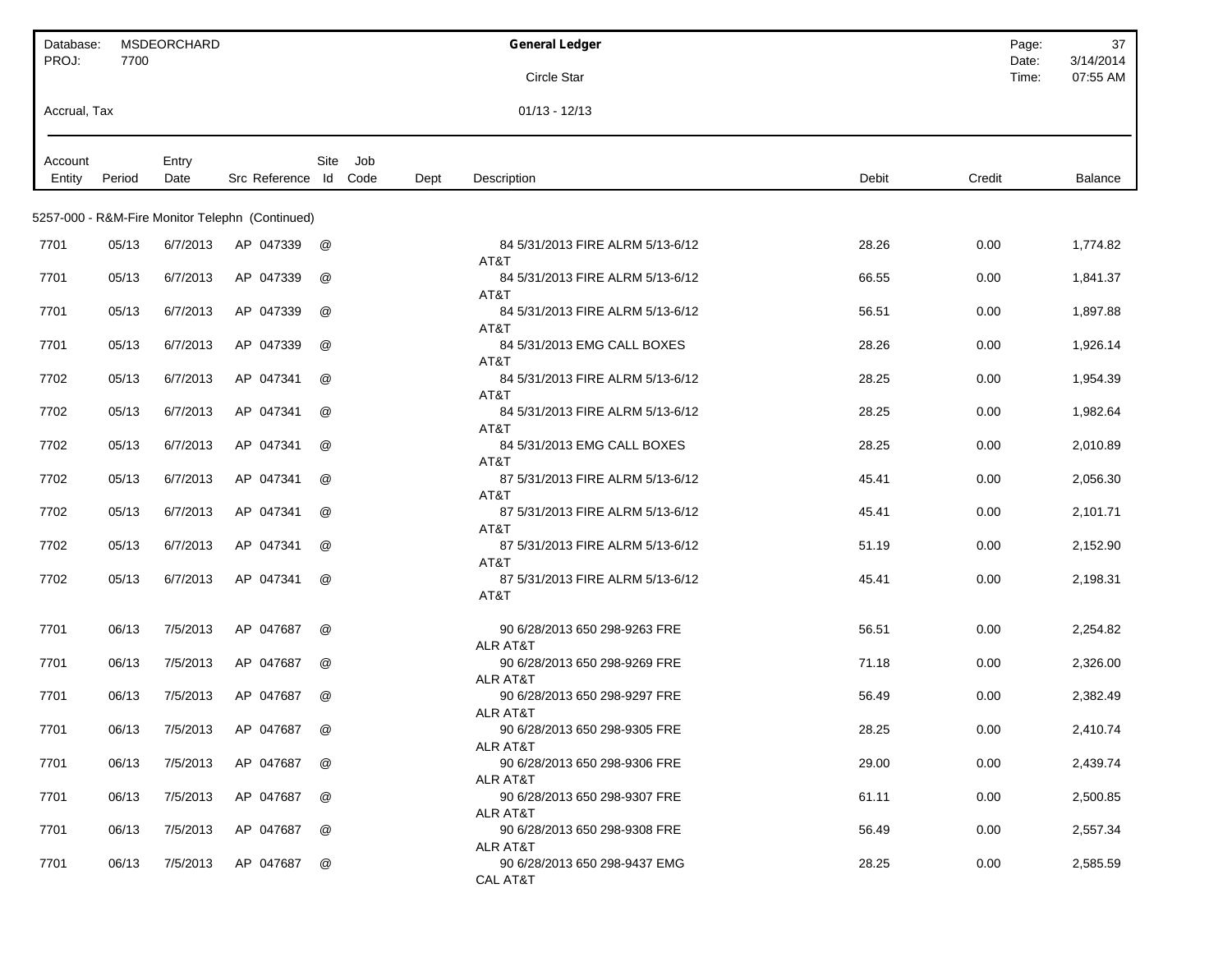Database: MSDEORCHARD
PROJ: 7700

**General Ledger**

Circle Star

Accrual, Tax

01/13 - 12/13

Date: 3/14/2014
Time: 07:55 AM

| Account Entity | Period | Entry Date | Src Reference | Site Id | Job Code | Dept | Description | Debit | Credit | Balance |
|---|---|---|---|---|---|---|---|---|---|---|

5257-000 - R&M-Fire Monitor Telephn (Continued)

| Account Entity | Period | Entry Date | Src Reference | Site Id | Job Code | Dept | Description | Debit | Credit | Balance |
|---|---|---|---|---|---|---|---|---|---|---|
| 7701 | 05/13 | 6/7/2013 | AP 047339 | @ | | | 84 5/31/2013 FIRE ALRM 5/13-6/12 AT&T | 28.26 | 0.00 | 1,774.82 |
| 7701 | 05/13 | 6/7/2013 | AP 047339 | @ | | | 84 5/31/2013 FIRE ALRM 5/13-6/12 AT&T | 66.55 | 0.00 | 1,841.37 |
| 7701 | 05/13 | 6/7/2013 | AP 047339 | @ | | | 84 5/31/2013 FIRE ALRM 5/13-6/12 AT&T | 56.51 | 0.00 | 1,897.88 |
| 7701 | 05/13 | 6/7/2013 | AP 047339 | @ | | | 84 5/31/2013 EMG CALL BOXES AT&T | 28.26 | 0.00 | 1,926.14 |
| 7702 | 05/13 | 6/7/2013 | AP 047341 | @ | | | 84 5/31/2013 FIRE ALRM 5/13-6/12 AT&T | 28.25 | 0.00 | 1,954.39 |
| 7702 | 05/13 | 6/7/2013 | AP 047341 | @ | | | 84 5/31/2013 FIRE ALRM 5/13-6/12 AT&T | 28.25 | 0.00 | 1,982.64 |
| 7702 | 05/13 | 6/7/2013 | AP 047341 | @ | | | 84 5/31/2013 EMG CALL BOXES AT&T | 28.25 | 0.00 | 2,010.89 |
| 7702 | 05/13 | 6/7/2013 | AP 047341 | @ | | | 87 5/31/2013 FIRE ALRM 5/13-6/12 AT&T | 45.41 | 0.00 | 2,056.30 |
| 7702 | 05/13 | 6/7/2013 | AP 047341 | @ | | | 87 5/31/2013 FIRE ALRM 5/13-6/12 AT&T | 45.41 | 0.00 | 2,101.71 |
| 7702 | 05/13 | 6/7/2013 | AP 047341 | @ | | | 87 5/31/2013 FIRE ALRM 5/13-6/12 AT&T | 51.19 | 0.00 | 2,152.90 |
| 7702 | 05/13 | 6/7/2013 | AP 047341 | @ | | | 87 5/31/2013 FIRE ALRM 5/13-6/12 AT&T | 45.41 | 0.00 | 2,198.31 |
| 7701 | 06/13 | 7/5/2013 | AP 047687 | @ | | | 90 6/28/2013 650 298-9263 FRE ALR AT&T | 56.51 | 0.00 | 2,254.82 |
| 7701 | 06/13 | 7/5/2013 | AP 047687 | @ | | | 90 6/28/2013 650 298-9269 FRE ALR AT&T | 71.18 | 0.00 | 2,326.00 |
| 7701 | 06/13 | 7/5/2013 | AP 047687 | @ | | | 90 6/28/2013 650 298-9297 FRE ALR AT&T | 56.49 | 0.00 | 2,382.49 |
| 7701 | 06/13 | 7/5/2013 | AP 047687 | @ | | | 90 6/28/2013 650 298-9305 FRE ALR AT&T | 28.25 | 0.00 | 2,410.74 |
| 7701 | 06/13 | 7/5/2013 | AP 047687 | @ | | | 90 6/28/2013 650 298-9306 FRE ALR AT&T | 29.00 | 0.00 | 2,439.74 |
| 7701 | 06/13 | 7/5/2013 | AP 047687 | @ | | | 90 6/28/2013 650 298-9307 FRE ALR AT&T | 61.11 | 0.00 | 2,500.85 |
| 7701 | 06/13 | 7/5/2013 | AP 047687 | @ | | | 90 6/28/2013 650 298-9308 FRE ALR AT&T | 56.49 | 0.00 | 2,557.34 |
| 7701 | 06/13 | 7/5/2013 | AP 047687 | @ | | | 90 6/28/2013 650 298-9437 EMG CAL AT&T | 28.25 | 0.00 | 2,585.59 |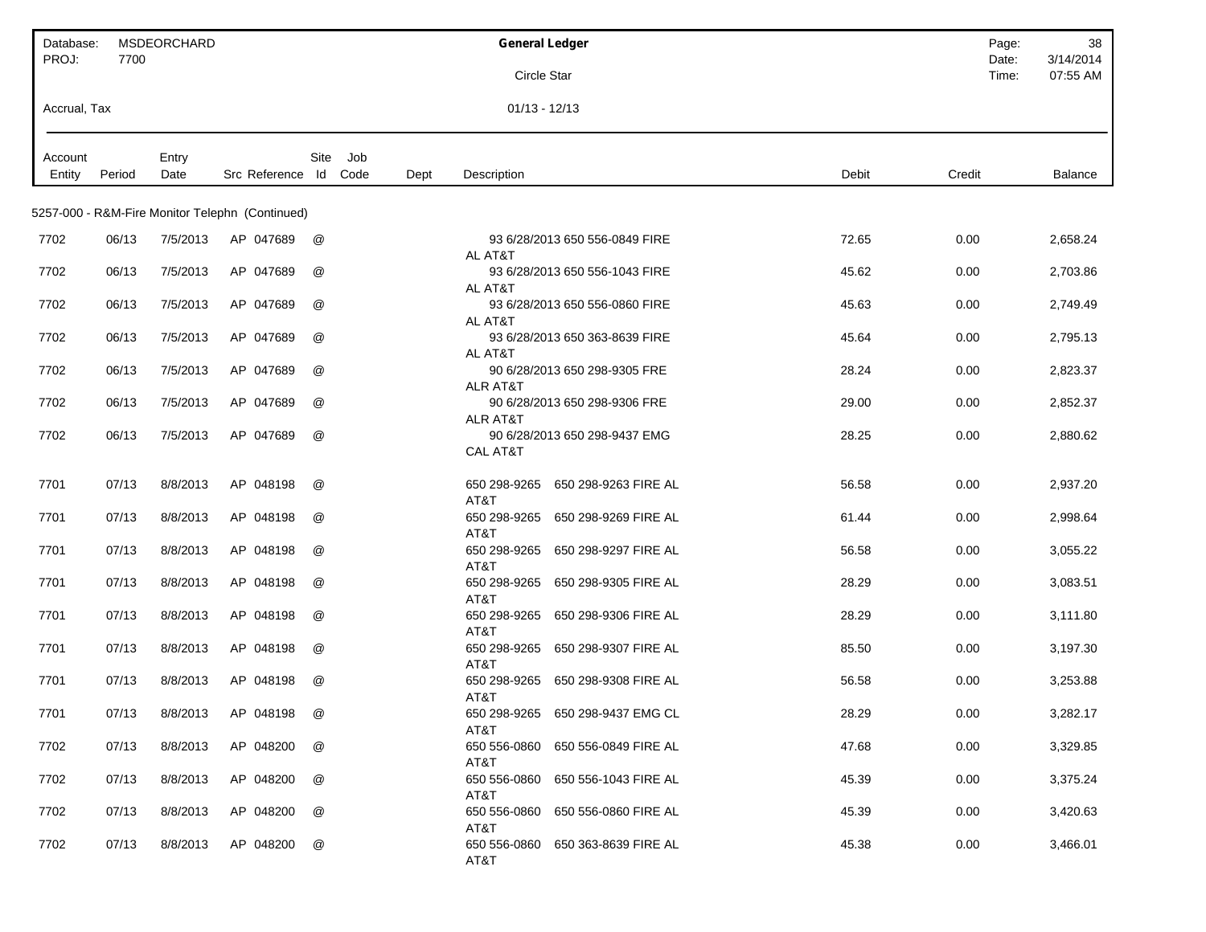| Database: MSDEORCHARD | General Ledger | Page: 38 |
|---|---|---|
| PROJ: 7700 | Circle Star | Date: 3/14/2014 |
| | | Time: 07:55 AM |
| Accrual, Tax | 01/13 - 12/13 | |

| Account Entity | Period | Entry Date | Src | Reference | Site Id | Job Code | Dept | Description | Debit | Credit | Balance |
|---|---|---|---|---|---|---|---|---|---|---|---|
| **5257-000 - R&M-Fire Monitor Telephn (Continued)** | | | | | | | | | | | |
| 7702 | 06/13 | 7/5/2013 | AP | 047689 | @ | | | 93 6/28/2013 650 556-0849 FIRE AL AT&T | 72.65 | 0.00 | 2,658.24 |
| 7702 | 06/13 | 7/5/2013 | AP | 047689 | @ | | | 93 6/28/2013 650 556-1043 FIRE AL AT&T | 45.62 | 0.00 | 2,703.86 |
| 7702 | 06/13 | 7/5/2013 | AP | 047689 | @ | | | 93 6/28/2013 650 556-0860 FIRE AL AT&T | 45.63 | 0.00 | 2,749.49 |
| 7702 | 06/13 | 7/5/2013 | AP | 047689 | @ | | | 93 6/28/2013 650 363-8639 FIRE AL AT&T | 45.64 | 0.00 | 2,795.13 |
| 7702 | 06/13 | 7/5/2013 | AP | 047689 | @ | | | 90 6/28/2013 650 298-9305 FRE ALR AT&T | 28.24 | 0.00 | 2,823.37 |
| 7702 | 06/13 | 7/5/2013 | AP | 047689 | @ | | | 90 6/28/2013 650 298-9306 FRE ALR AT&T | 29.00 | 0.00 | 2,852.37 |
| 7702 | 06/13 | 7/5/2013 | AP | 047689 | @ | | | 90 6/28/2013 650 298-9437 EMG CAL AT&T | 28.25 | 0.00 | 2,880.62 |
| 7701 | 07/13 | 8/8/2013 | AP | 048198 | @ | | | 650 298-9265 650 298-9263 FIRE AL AT&T | 56.58 | 0.00 | 2,937.20 |
| 7701 | 07/13 | 8/8/2013 | AP | 048198 | @ | | | 650 298-9265 650 298-9269 FIRE AL AT&T | 61.44 | 0.00 | 2,998.64 |
| 7701 | 07/13 | 8/8/2013 | AP | 048198 | @ | | | 650 298-9265 650 298-9297 FIRE AL AT&T | 56.58 | 0.00 | 3,055.22 |
| 7701 | 07/13 | 8/8/2013 | AP | 048198 | @ | | | 650 298-9265 650 298-9305 FIRE AL AT&T | 28.29 | 0.00 | 3,083.51 |
| 7701 | 07/13 | 8/8/2013 | AP | 048198 | @ | | | 650 298-9265 650 298-9306 FIRE AL AT&T | 28.29 | 0.00 | 3,111.80 |
| 7701 | 07/13 | 8/8/2013 | AP | 048198 | @ | | | 650 298-9265 650 298-9307 FIRE AL AT&T | 85.50 | 0.00 | 3,197.30 |
| 7701 | 07/13 | 8/8/2013 | AP | 048198 | @ | | | 650 298-9265 650 298-9308 FIRE AL AT&T | 56.58 | 0.00 | 3,253.88 |
| 7701 | 07/13 | 8/8/2013 | AP | 048198 | @ | | | 650 298-9265 650 298-9437 EMG CL AT&T | 28.29 | 0.00 | 3,282.17 |
| 7702 | 07/13 | 8/8/2013 | AP | 048200 | @ | | | 650 556-0860 650 556-0849 FIRE AL AT&T | 47.68 | 0.00 | 3,329.85 |
| 7702 | 07/13 | 8/8/2013 | AP | 048200 | @ | | | 650 556-0860 650 556-1043 FIRE AL AT&T | 45.39 | 0.00 | 3,375.24 |
| 7702 | 07/13 | 8/8/2013 | AP | 048200 | @ | | | 650 556-0860 650 556-0860 FIRE AL AT&T | 45.39 | 0.00 | 3,420.63 |
| 7702 | 07/13 | 8/8/2013 | AP | 048200 | @ | | | 650 556-0860 650 363-8639 FIRE AL AT&T | 45.38 | 0.00 | 3,466.01 |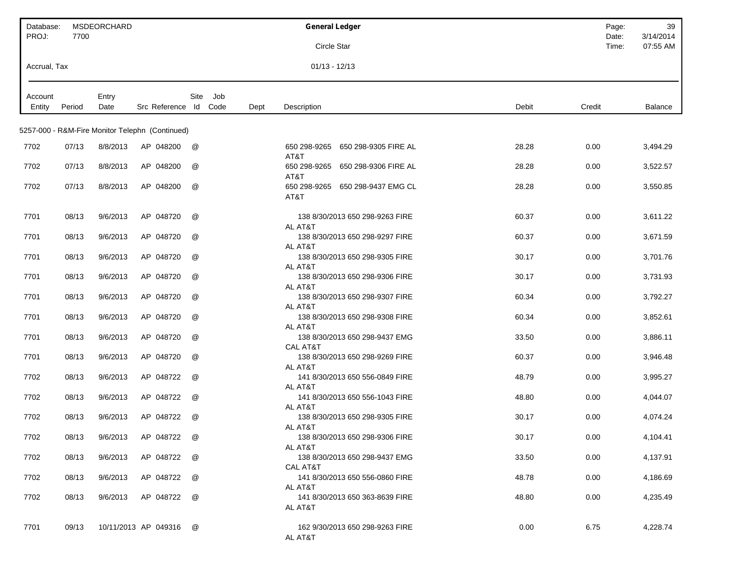| Database: | MSDEORCHARD | General Ledger |
|---|---|---|
| PROJ: | 7700 | Circle Star |
| Accrual, Tax | | 01/13 - 12/13 |

| Account Entity | Period | Entry Date | Src Reference | Site Id | Job Code | Dept | Description | Debit | Credit | Balance |
|---|---|---|---|---|---|---|---|---|---|---|

**5257-000 - R&M-Fire Monitor Telephn (Continued)**

| Account Entity | Period | Entry Date | Src Reference | Site Id | Job Code | Dept | Description | Debit | Credit | Balance |
|---|---|---|---|---|---|---|---|---|---|---|
| 7702 | 07/13 | 8/8/2013 | AP 048200 | @ | | | 650 298-9265 650 298-9305 FIRE AL AT&T | 28.28 | 0.00 | 3,494.29 |
| 7702 | 07/13 | 8/8/2013 | AP 048200 | @ | | | 650 298-9265 650 298-9306 FIRE AL AT&T | 28.28 | 0.00 | 3,522.57 |
| 7702 | 07/13 | 8/8/2013 | AP 048200 | @ | | | 650 298-9265 650 298-9437 EMG CL AT&T | 28.28 | 0.00 | 3,550.85 |
| 7701 | 08/13 | 9/6/2013 | AP 048720 | @ | | | 138 8/30/2013 650 298-9263 FIRE AL AT&T | 60.37 | 0.00 | 3,611.22 |
| 7701 | 08/13 | 9/6/2013 | AP 048720 | @ | | | 138 8/30/2013 650 298-9297 FIRE AL AT&T | 60.37 | 0.00 | 3,671.59 |
| 7701 | 08/13 | 9/6/2013 | AP 048720 | @ | | | 138 8/30/2013 650 298-9305 FIRE AL AT&T | 30.17 | 0.00 | 3,701.76 |
| 7701 | 08/13 | 9/6/2013 | AP 048720 | @ | | | 138 8/30/2013 650 298-9306 FIRE AL AT&T | 30.17 | 0.00 | 3,731.93 |
| 7701 | 08/13 | 9/6/2013 | AP 048720 | @ | | | 138 8/30/2013 650 298-9307 FIRE AL AT&T | 60.34 | 0.00 | 3,792.27 |
| 7701 | 08/13 | 9/6/2013 | AP 048720 | @ | | | 138 8/30/2013 650 298-9308 FIRE AL AT&T | 60.34 | 0.00 | 3,852.61 |
| 7701 | 08/13 | 9/6/2013 | AP 048720 | @ | | | 138 8/30/2013 650 298-9437 EMG CAL AT&T | 33.50 | 0.00 | 3,886.11 |
| 7701 | 08/13 | 9/6/2013 | AP 048720 | @ | | | 138 8/30/2013 650 298-9269 FIRE AL AT&T | 60.37 | 0.00 | 3,946.48 |
| 7702 | 08/13 | 9/6/2013 | AP 048722 | @ | | | 141 8/30/2013 650 556-0849 FIRE AL AT&T | 48.79 | 0.00 | 3,995.27 |
| 7702 | 08/13 | 9/6/2013 | AP 048722 | @ | | | 141 8/30/2013 650 556-1043 FIRE AL AT&T | 48.80 | 0.00 | 4,044.07 |
| 7702 | 08/13 | 9/6/2013 | AP 048722 | @ | | | 138 8/30/2013 650 298-9305 FIRE AL AT&T | 30.17 | 0.00 | 4,074.24 |
| 7702 | 08/13 | 9/6/2013 | AP 048722 | @ | | | 138 8/30/2013 650 298-9306 FIRE AL AT&T | 30.17 | 0.00 | 4,104.41 |
| 7702 | 08/13 | 9/6/2013 | AP 048722 | @ | | | 138 8/30/2013 650 298-9437 EMG CAL AT&T | 33.50 | 0.00 | 4,137.91 |
| 7702 | 08/13 | 9/6/2013 | AP 048722 | @ | | | 141 8/30/2013 650 556-0860 FIRE AL AT&T | 48.78 | 0.00 | 4,186.69 |
| 7702 | 08/13 | 9/6/2013 | AP 048722 | @ | | | 141 8/30/2013 650 363-8639 FIRE AL AT&T | 48.80 | 0.00 | 4,235.49 |
| 7701 | 09/13 | 10/11/2013 | AP 049316 | @ | | | 162 9/30/2013 650 298-9263 FIRE AL AT&T | 0.00 | 6.75 | 4,228.74 |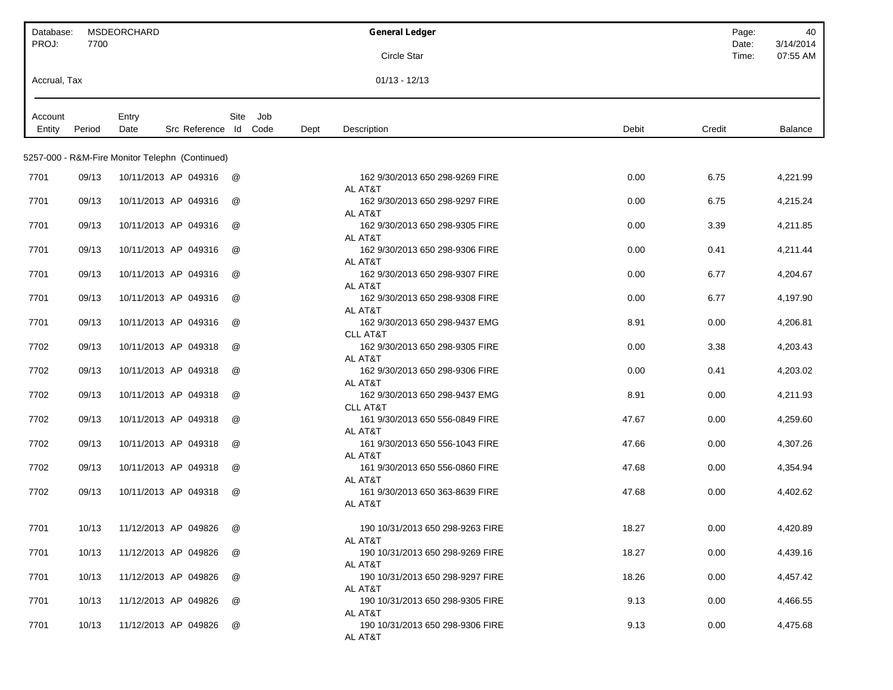| Database: MSDEORCHARD PROJ: 7700 | General Ledger | Date: 3/14/2014 Time: 07:55 AM |
|---|---|---|
| Accrual, Tax | Circle Star 01/13 - 12/13 | |

| Account Entity | Period | Entry Date | Src | Reference | Site Id | Job Code | Dept | Description | Debit | Credit | Balance |
|---|---|---|---|---|---|---|---|---|---|---|---|
| **5257-000 - R&M-Fire Monitor Telephn (Continued)** | | | | | | | | | | | |
| 7701 | 09/13 | 10/11/2013 | AP | 049316 | @ | | | 162 9/30/2013 650 298-9269 FIRE AL AT&T | 0.00 | 6.75 | 4,221.99 |
| 7701 | 09/13 | 10/11/2013 | AP | 049316 | @ | | | 162 9/30/2013 650 298-9297 FIRE AL AT&T | 0.00 | 6.75 | 4,215.24 |
| 7701 | 09/13 | 10/11/2013 | AP | 049316 | @ | | | 162 9/30/2013 650 298-9305 FIRE AL AT&T | 0.00 | 3.39 | 4,211.85 |
| 7701 | 09/13 | 10/11/2013 | AP | 049316 | @ | | | 162 9/30/2013 650 298-9306 FIRE AL AT&T | 0.00 | 0.41 | 4,211.44 |
| 7701 | 09/13 | 10/11/2013 | AP | 049316 | @ | | | 162 9/30/2013 650 298-9307 FIRE AL AT&T | 0.00 | 6.77 | 4,204.67 |
| 7701 | 09/13 | 10/11/2013 | AP | 049316 | @ | | | 162 9/30/2013 650 298-9308 FIRE AL AT&T | 0.00 | 6.77 | 4,197.90 |
| 7701 | 09/13 | 10/11/2013 | AP | 049316 | @ | | | 162 9/30/2013 650 298-9437 EMG CLL AT&T | 8.91 | 0.00 | 4,206.81 |
| 7702 | 09/13 | 10/11/2013 | AP | 049318 | @ | | | 162 9/30/2013 650 298-9305 FIRE AL AT&T | 0.00 | 3.38 | 4,203.43 |
| 7702 | 09/13 | 10/11/2013 | AP | 049318 | @ | | | 162 9/30/2013 650 298-9306 FIRE AL AT&T | 0.00 | 0.41 | 4,203.02 |
| 7702 | 09/13 | 10/11/2013 | AP | 049318 | @ | | | 162 9/30/2013 650 298-9437 EMG CLL AT&T | 8.91 | 0.00 | 4,211.93 |
| 7702 | 09/13 | 10/11/2013 | AP | 049318 | @ | | | 161 9/30/2013 650 556-0849 FIRE AL AT&T | 47.67 | 0.00 | 4,259.60 |
| 7702 | 09/13 | 10/11/2013 | AP | 049318 | @ | | | 161 9/30/2013 650 556-1043 FIRE AL AT&T | 47.66 | 0.00 | 4,307.26 |
| 7702 | 09/13 | 10/11/2013 | AP | 049318 | @ | | | 161 9/30/2013 650 556-0860 FIRE AL AT&T | 47.68 | 0.00 | 4,354.94 |
| 7702 | 09/13 | 10/11/2013 | AP | 049318 | @ | | | 161 9/30/2013 650 363-8639 FIRE AL AT&T | 47.68 | 0.00 | 4,402.62 |
| 7701 | 10/13 | 11/12/2013 | AP | 049826 | @ | | | 190 10/31/2013 650 298-9263 FIRE AL AT&T | 18.27 | 0.00 | 4,420.89 |
| 7701 | 10/13 | 11/12/2013 | AP | 049826 | @ | | | 190 10/31/2013 650 298-9269 FIRE AL AT&T | 18.27 | 0.00 | 4,439.16 |
| 7701 | 10/13 | 11/12/2013 | AP | 049826 | @ | | | 190 10/31/2013 650 298-9297 FIRE AL AT&T | 18.26 | 0.00 | 4,457.42 |
| 7701 | 10/13 | 11/12/2013 | AP | 049826 | @ | | | 190 10/31/2013 650 298-9305 FIRE AL AT&T | 9.13 | 0.00 | 4,466.55 |
| 7701 | 10/13 | 11/12/2013 | AP | 049826 | @ | | | 190 10/31/2013 650 298-9306 FIRE AL AT&T | 9.13 | 0.00 | 4,475.68 |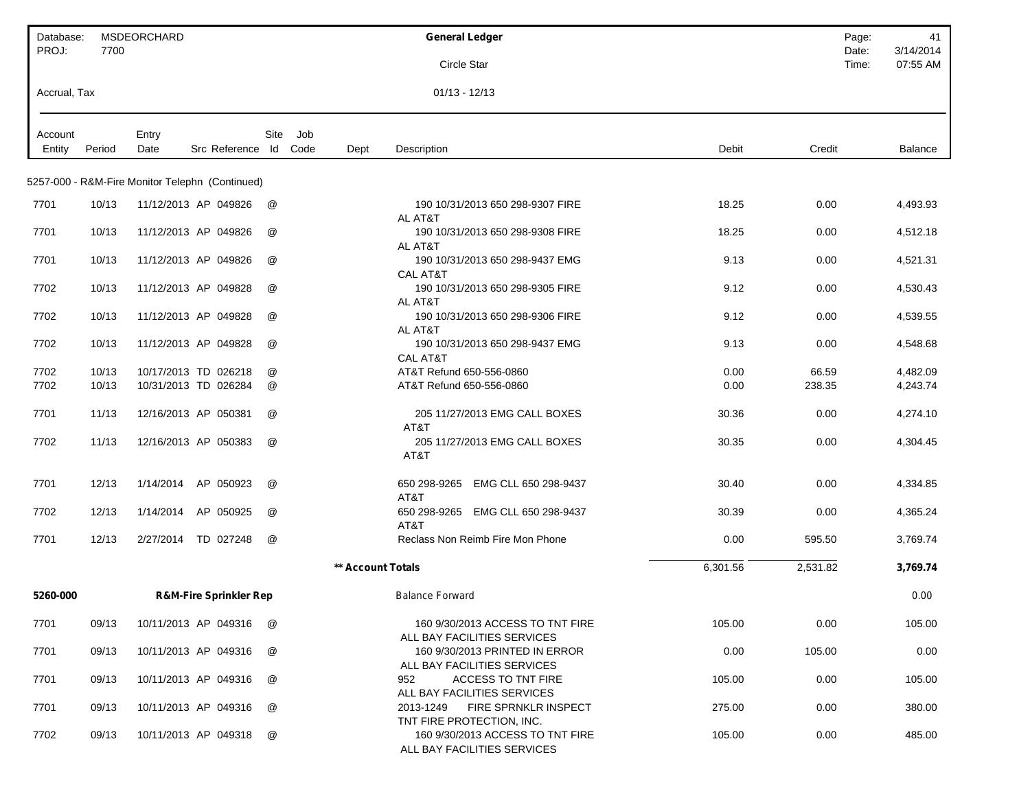| Database: | MSDEORCHARD | General Ledger |
|---|---|---|
| PROJ: | 7700 | Circle Star |
| Accrual, Tax | | 01/13 - 12/13 |

| Account Entity | Period | Entry Date | Src | Reference | Site Id | Job Code | Dept | Description | Debit | Credit | Balance |
|---|---|---|---|---|---|---|---|---|---|---|---|
| 5257-000 - R&M-Fire Monitor Telephn (Continued) | | | | | | | | | | | |
| 7701 | 10/13 | 11/12/2013 | AP | 049826 | @ | | | 190 10/31/2013 650 298-9307 FIRE AL AT&T | 18.25 | 0.00 | 4,493.93 |
| 7701 | 10/13 | 11/12/2013 | AP | 049826 | @ | | | 190 10/31/2013 650 298-9308 FIRE AL AT&T | 18.25 | 0.00 | 4,512.18 |
| 7701 | 10/13 | 11/12/2013 | AP | 049826 | @ | | | 190 10/31/2013 650 298-9437 EMG CAL AT&T | 9.13 | 0.00 | 4,521.31 |
| 7702 | 10/13 | 11/12/2013 | AP | 049828 | @ | | | 190 10/31/2013 650 298-9305 FIRE AL AT&T | 9.12 | 0.00 | 4,530.43 |
| 7702 | 10/13 | 11/12/2013 | AP | 049828 | @ | | | 190 10/31/2013 650 298-9306 FIRE AL AT&T | 9.12 | 0.00 | 4,539.55 |
| 7702 | 10/13 | 11/12/2013 | AP | 049828 | @ | | | 190 10/31/2013 650 298-9437 EMG CAL AT&T | 9.13 | 0.00 | 4,548.68 |
| 7702 | 10/13 | 10/17/2013 | TD | 026218 | @ | | | AT&T Refund 650-556-0860 | 0.00 | 66.59 | 4,482.09 |
| 7702 | 10/13 | 10/31/2013 | TD | 026284 | @ | | | AT&T Refund 650-556-0860 | 0.00 | 238.35 | 4,243.74 |
| 7701 | 11/13 | 12/16/2013 | AP | 050381 | @ | | | 205 11/27/2013 EMG CALL BOXES AT&T | 30.36 | 0.00 | 4,274.10 |
| 7702 | 11/13 | 12/16/2013 | AP | 050383 | @ | | | 205 11/27/2013 EMG CALL BOXES AT&T | 30.35 | 0.00 | 4,304.45 |
| 7701 | 12/13 | 1/14/2014 | AP | 050923 | @ | | | 650 298-9265 EMG CLL 650 298-9437 AT&T | 30.40 | 0.00 | 4,334.85 |
| 7702 | 12/13 | 1/14/2014 | AP | 050925 | @ | | | 650 298-9265 EMG CLL 650 298-9437 AT&T | 30.39 | 0.00 | 4,365.24 |
| 7701 | 12/13 | 2/27/2014 | TD | 027248 | @ | | | Reclass Non Reimb Fire Mon Phone | 0.00 | 595.50 | 3,769.74 |
| | | | | | | | ** Account Totals | | 6,301.56 | 2,531.82 | **3,769.74** |
| **5260-000** | | **R&M-Fire Sprinkler Rep** | | | | | | Balance Forward | | | 0.00 |
| 7701 | 09/13 | 10/11/2013 | AP | 049316 | @ | | | 160 9/30/2013 ACCESS TO TNT FIRE ALL BAY FACILITIES SERVICES | 105.00 | 0.00 | 105.00 |
| 7701 | 09/13 | 10/11/2013 | AP | 049316 | @ | | | 160 9/30/2013 PRINTED IN ERROR ALL BAY FACILITIES SERVICES | 0.00 | 105.00 | 0.00 |
| 7701 | 09/13 | 10/11/2013 | AP | 049316 | @ | | | 952 ACCESS TO TNT FIRE ALL BAY FACILITIES SERVICES | 105.00 | 0.00 | 105.00 |
| 7701 | 09/13 | 10/11/2013 | AP | 049316 | @ | | | 2013-1249 FIRE SPRNKLR INSPECT TNT FIRE PROTECTION, INC. | 275.00 | 0.00 | 380.00 |
| 7702 | 09/13 | 10/11/2013 | AP | 049318 | @ | | | 160 9/30/2013 ACCESS TO TNT FIRE ALL BAY FACILITIES SERVICES | 105.00 | 0.00 | 485.00 |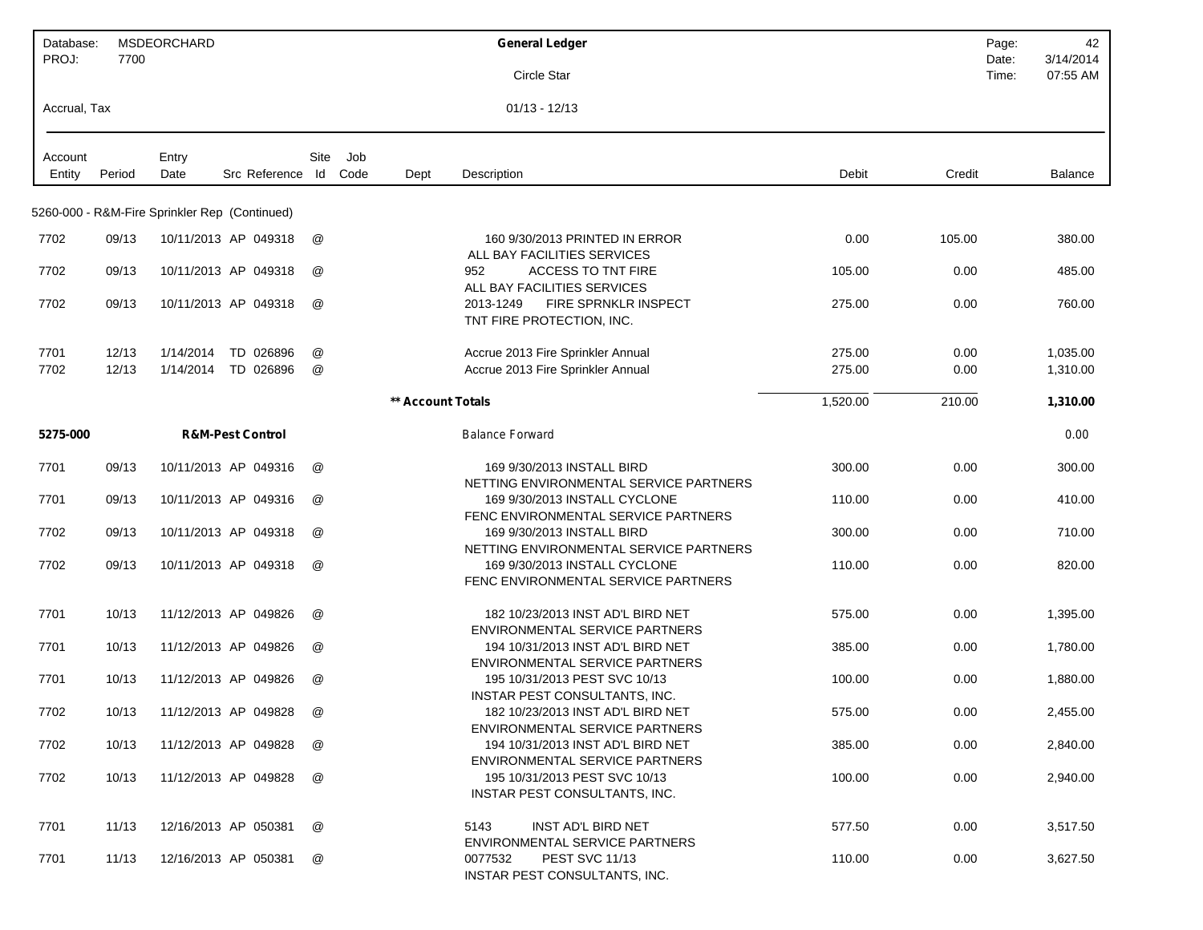Database: MSDEORCHARD
PROJ: 7700

**General Ledger**

Circle Star

Accrual, Tax

01/13 - 12/13

Date: 3/14/2014
Time: 07:55 AM

| Account Entity | Period | Entry Date | Src | Reference | Site Id | Job Code | Dept | Description | Debit | Credit | Balance |
|---|---|---|---|---|---|---|---|---|---|---|---|
| 5260-000 - R&M-Fire Sprinkler Rep (Continued) | | | | | | | | | | | |
| 7702 | 09/13 | 10/11/2013 | AP | 049318 | @ | | | 160 9/30/2013 PRINTED IN ERROR ALL BAY FACILITIES SERVICES | 0.00 | 105.00 | 380.00 |
| 7702 | 09/13 | 10/11/2013 | AP | 049318 | @ | | | 952 ACCESS TO TNT FIRE ALL BAY FACILITIES SERVICES | 105.00 | 0.00 | 485.00 |
| 7702 | 09/13 | 10/11/2013 | AP | 049318 | @ | | | 2013-1249 FIRE SPRNKLR INSPECT TNT FIRE PROTECTION, INC. | 275.00 | 0.00 | 760.00 |
| 7701 | 12/13 | 1/14/2014 | TD | 026896 | @ | | | Accrue 2013 Fire Sprinkler Annual | 275.00 | 0.00 | 1,035.00 |
| 7702 | 12/13 | 1/14/2014 | TD | 026896 | @ | | | Accrue 2013 Fire Sprinkler Annual | 275.00 | 0.00 | 1,310.00 |
| | | | | | | | ** Account Totals | | 1,520.00 | 210.00 | **1,310.00** |
| **5275-000** | | **R&M-Pest Control** | | | | | | Balance Forward | | | 0.00 |
| 7701 | 09/13 | 10/11/2013 | AP | 049316 | @ | | | 169 9/30/2013 INSTALL BIRD NETTING ENVIRONMENTAL SERVICE PARTNERS | 300.00 | 0.00 | 300.00 |
| 7701 | 09/13 | 10/11/2013 | AP | 049316 | @ | | | 169 9/30/2013 INSTALL CYCLONE FENC ENVIRONMENTAL SERVICE PARTNERS | 110.00 | 0.00 | 410.00 |
| 7702 | 09/13 | 10/11/2013 | AP | 049318 | @ | | | 169 9/30/2013 INSTALL BIRD NETTING ENVIRONMENTAL SERVICE PARTNERS | 300.00 | 0.00 | 710.00 |
| 7702 | 09/13 | 10/11/2013 | AP | 049318 | @ | | | 169 9/30/2013 INSTALL CYCLONE FENC ENVIRONMENTAL SERVICE PARTNERS | 110.00 | 0.00 | 820.00 |
| 7701 | 10/13 | 11/12/2013 | AP | 049826 | @ | | | 182 10/23/2013 INST AD'L BIRD NET ENVIRONMENTAL SERVICE PARTNERS | 575.00 | 0.00 | 1,395.00 |
| 7701 | 10/13 | 11/12/2013 | AP | 049826 | @ | | | 194 10/31/2013 INST AD'L BIRD NET ENVIRONMENTAL SERVICE PARTNERS | 385.00 | 0.00 | 1,780.00 |
| 7701 | 10/13 | 11/12/2013 | AP | 049826 | @ | | | 195 10/31/2013 PEST SVC 10/13 INSTAR PEST CONSULTANTS, INC. | 100.00 | 0.00 | 1,880.00 |
| 7702 | 10/13 | 11/12/2013 | AP | 049828 | @ | | | 182 10/23/2013 INST AD'L BIRD NET ENVIRONMENTAL SERVICE PARTNERS | 575.00 | 0.00 | 2,455.00 |
| 7702 | 10/13 | 11/12/2013 | AP | 049828 | @ | | | 194 10/31/2013 INST AD'L BIRD NET ENVIRONMENTAL SERVICE PARTNERS | 385.00 | 0.00 | 2,840.00 |
| 7702 | 10/13 | 11/12/2013 | AP | 049828 | @ | | | 195 10/31/2013 PEST SVC 10/13 INSTAR PEST CONSULTANTS, INC. | 100.00 | 0.00 | 2,940.00 |
| 7701 | 11/13 | 12/16/2013 | AP | 050381 | @ | | | 5143 INST AD'L BIRD NET ENVIRONMENTAL SERVICE PARTNERS | 577.50 | 0.00 | 3,517.50 |
| 7701 | 11/13 | 12/16/2013 | AP | 050381 | @ | | | 0077532 PEST SVC 11/13 INSTAR PEST CONSULTANTS, INC. | 110.00 | 0.00 | 3,627.50 |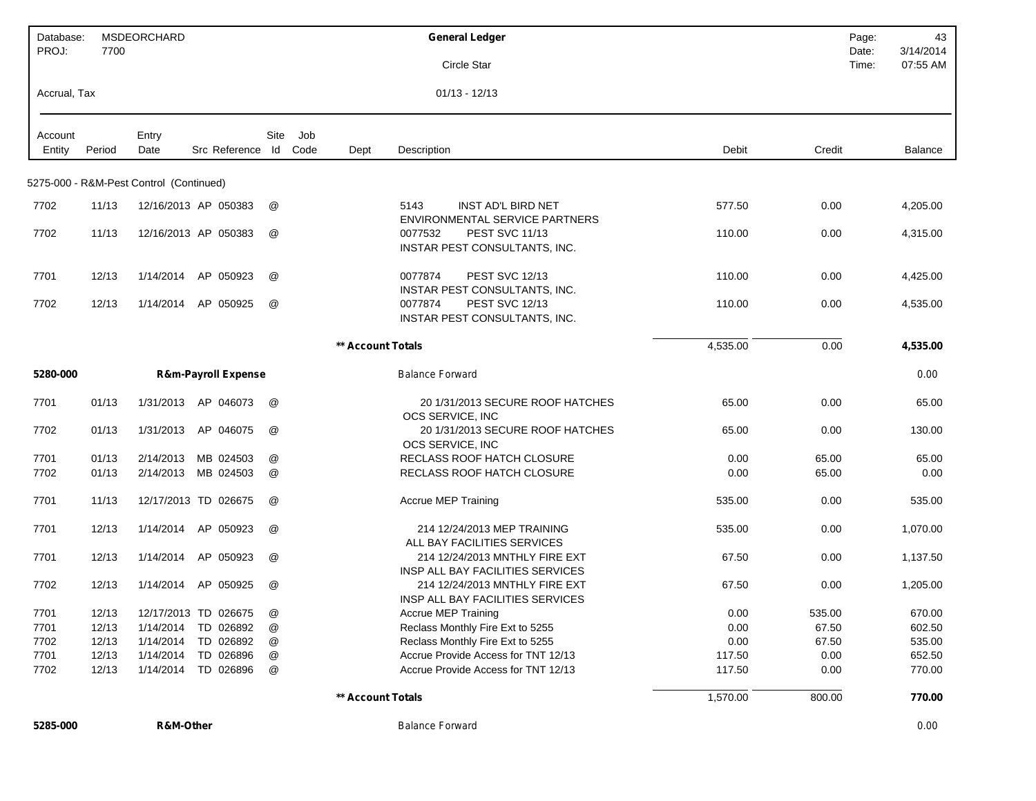Database: MSDEORCHARD
PROJ: 7700

**General Ledger**

Circle Star

Accrual, Tax

01/13 - 12/13

Page: 43
Date: 3/14/2014
Time: 07:55 AM

| Account Entity | Period | Entry Date | Src | Reference | Site Id | Job Code | Dept | Description | Debit | Credit | Balance |
|---|---|---|---|---|---|---|---|---|---|---|---|
| 5275-000 - R&M-Pest Control (Continued) | | | | | | | | | | | |
| 7702 | 11/13 | 12/16/2013 | AP | 050383 | @ | | | 5143 INST AD'L BIRD NET ENVIRONMENTAL SERVICE PARTNERS | 577.50 | 0.00 | 4,205.00 |
| 7702 | 11/13 | 12/16/2013 | AP | 050383 | @ | | | 0077532 PEST SVC 11/13 INSTAR PEST CONSULTANTS, INC. | 110.00 | 0.00 | 4,315.00 |
| 7701 | 12/13 | 1/14/2014 | AP | 050923 | @ | | | 0077874 PEST SVC 12/13 INSTAR PEST CONSULTANTS, INC. | 110.00 | 0.00 | 4,425.00 |
| 7702 | 12/13 | 1/14/2014 | AP | 050925 | @ | | | 0077874 PEST SVC 12/13 INSTAR PEST CONSULTANTS, INC. | 110.00 | 0.00 | 4,535.00 |
| | | | | | | | ** Account Totals | | 4,535.00 | 0.00 | **4,535.00** |
| **5280-000** | | **R&m-Payroll Expense** | | | | | | Balance Forward | | | 0.00 |
| 7701 | 01/13 | 1/31/2013 | AP | 046073 | @ | | | 20 1/31/2013 SECURE ROOF HATCHES OCS SERVICE, INC | 65.00 | 0.00 | 65.00 |
| 7702 | 01/13 | 1/31/2013 | AP | 046075 | @ | | | 20 1/31/2013 SECURE ROOF HATCHES OCS SERVICE, INC | 65.00 | 0.00 | 130.00 |
| 7701 | 01/13 | 2/14/2013 | MB | 024503 | @ | | | RECLASS ROOF HATCH CLOSURE | 0.00 | 65.00 | 65.00 |
| 7702 | 01/13 | 2/14/2013 | MB | 024503 | @ | | | RECLASS ROOF HATCH CLOSURE | 0.00 | 65.00 | 0.00 |
| 7701 | 11/13 | 12/17/2013 | TD | 026675 | @ | | | Accrue MEP Training | 535.00 | 0.00 | 535.00 |
| 7701 | 12/13 | 1/14/2014 | AP | 050923 | @ | | | 214 12/24/2013 MEP TRAINING ALL BAY FACILITIES SERVICES | 535.00 | 0.00 | 1,070.00 |
| 7701 | 12/13 | 1/14/2014 | AP | 050923 | @ | | | 214 12/24/2013 MNTHLY FIRE EXT INSP ALL BAY FACILITIES SERVICES | 67.50 | 0.00 | 1,137.50 |
| 7702 | 12/13 | 1/14/2014 | AP | 050925 | @ | | | 214 12/24/2013 MNTHLY FIRE EXT INSP ALL BAY FACILITIES SERVICES | 67.50 | 0.00 | 1,205.00 |
| 7701 | 12/13 | 12/17/2013 | TD | 026675 | @ | | | Accrue MEP Training | 0.00 | 535.00 | 670.00 |
| 7701 | 12/13 | 1/14/2014 | TD | 026892 | @ | | | Reclass Monthly Fire Ext to 5255 | 0.00 | 67.50 | 602.50 |
| 7702 | 12/13 | 1/14/2014 | TD | 026892 | @ | | | Reclass Monthly Fire Ext to 5255 | 0.00 | 67.50 | 535.00 |
| 7701 | 12/13 | 1/14/2014 | TD | 026896 | @ | | | Accrue Provide Access for TNT 12/13 | 117.50 | 0.00 | 652.50 |
| 7702 | 12/13 | 1/14/2014 | TD | 026896 | @ | | | Accrue Provide Access for TNT 12/13 | 117.50 | 0.00 | 770.00 |
| | | | | | | | ** Account Totals | | 1,570.00 | 800.00 | **770.00** |
| **5285-000** | | **R&M-Other** | | | | | | Balance Forward | | | 0.00 |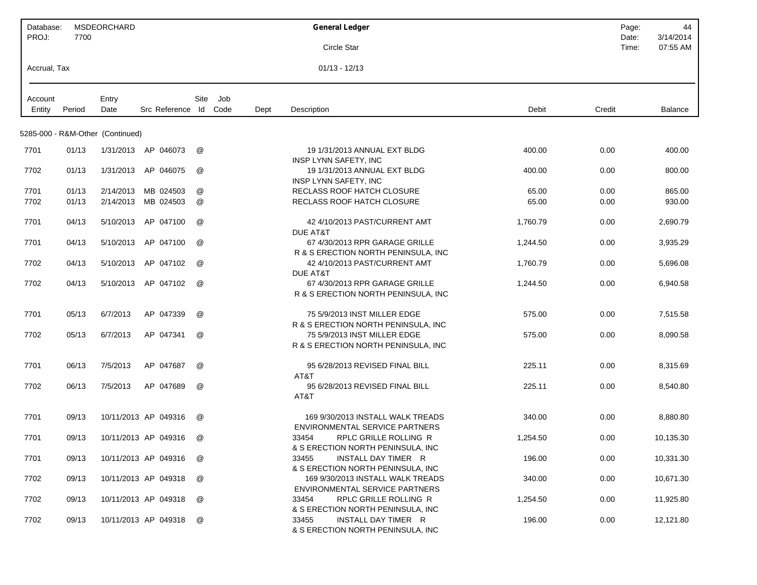| Database: | MSDEORCHARD | General Ledger | Page: | 44 |
|---|---|---|---|---|
| PROJ: | 7700 | Circle Star | Date: | 3/14/2014 |
| | | | Time: | 07:55 AM |
| Accrual, Tax | | 01/13 - 12/13 | | |

| Account Entity | Period | Entry Date | Src | Reference | Site Id | Job Code | Dept | Description | Debit | Credit | Balance |
|---|---|---|---|---|---|---|---|---|---|---|---|
| **5285-000 - R&M-Other (Continued)** | | | | | | | | | | | |
| 7701 | 01/13 | 1/31/2013 | AP | 046073 | @ | | | 19 1/31/2013 ANNUAL EXT BLDG INSP LYNN SAFETY, INC | 400.00 | 0.00 | 400.00 |
| 7702 | 01/13 | 1/31/2013 | AP | 046075 | @ | | | 19 1/31/2013 ANNUAL EXT BLDG INSP LYNN SAFETY, INC | 400.00 | 0.00 | 800.00 |
| 7701 | 01/13 | 2/14/2013 | MB | 024503 | @ | | | RECLASS ROOF HATCH CLOSURE | 65.00 | 0.00 | 865.00 |
| 7702 | 01/13 | 2/14/2013 | MB | 024503 | @ | | | RECLASS ROOF HATCH CLOSURE | 65.00 | 0.00 | 930.00 |
| 7701 | 04/13 | 5/10/2013 | AP | 047100 | @ | | | 42 4/10/2013 PAST/CURRENT AMT DUE AT&T | 1,760.79 | 0.00 | 2,690.79 |
| 7701 | 04/13 | 5/10/2013 | AP | 047100 | @ | | | 67 4/30/2013 RPR GARAGE GRILLE R & S ERECTION NORTH PENINSULA, INC | 1,244.50 | 0.00 | 3,935.29 |
| 7702 | 04/13 | 5/10/2013 | AP | 047102 | @ | | | 42 4/10/2013 PAST/CURRENT AMT DUE AT&T | 1,760.79 | 0.00 | 5,696.08 |
| 7702 | 04/13 | 5/10/2013 | AP | 047102 | @ | | | 67 4/30/2013 RPR GARAGE GRILLE R & S ERECTION NORTH PENINSULA, INC | 1,244.50 | 0.00 | 6,940.58 |
| 7701 | 05/13 | 6/7/2013 | AP | 047339 | @ | | | 75 5/9/2013 INST MILLER EDGE R & S ERECTION NORTH PENINSULA, INC | 575.00 | 0.00 | 7,515.58 |
| 7702 | 05/13 | 6/7/2013 | AP | 047341 | @ | | | 75 5/9/2013 INST MILLER EDGE R & S ERECTION NORTH PENINSULA, INC | 575.00 | 0.00 | 8,090.58 |
| 7701 | 06/13 | 7/5/2013 | AP | 047687 | @ | | | 95 6/28/2013 REVISED FINAL BILL AT&T | 225.11 | 0.00 | 8,315.69 |
| 7702 | 06/13 | 7/5/2013 | AP | 047689 | @ | | | 95 6/28/2013 REVISED FINAL BILL AT&T | 225.11 | 0.00 | 8,540.80 |
| 7701 | 09/13 | 10/11/2013 | AP | 049316 | @ | | | 169 9/30/2013 INSTALL WALK TREADS ENVIRONMENTAL SERVICE PARTNERS | 340.00 | 0.00 | 8,880.80 |
| 7701 | 09/13 | 10/11/2013 | AP | 049316 | @ | | | 33454 RPLC GRILLE ROLLING R & S ERECTION NORTH PENINSULA, INC | 1,254.50 | 0.00 | 10,135.30 |
| 7701 | 09/13 | 10/11/2013 | AP | 049316 | @ | | | 33455 INSTALL DAY TIMER R & S ERECTION NORTH PENINSULA, INC | 196.00 | 0.00 | 10,331.30 |
| 7702 | 09/13 | 10/11/2013 | AP | 049318 | @ | | | 169 9/30/2013 INSTALL WALK TREADS ENVIRONMENTAL SERVICE PARTNERS | 340.00 | 0.00 | 10,671.30 |
| 7702 | 09/13 | 10/11/2013 | AP | 049318 | @ | | | 33454 RPLC GRILLE ROLLING R & S ERECTION NORTH PENINSULA, INC | 1,254.50 | 0.00 | 11,925.80 |
| 7702 | 09/13 | 10/11/2013 | AP | 049318 | @ | | | 33455 INSTALL DAY TIMER R & S ERECTION NORTH PENINSULA, INC | 196.00 | 0.00 | 12,121.80 |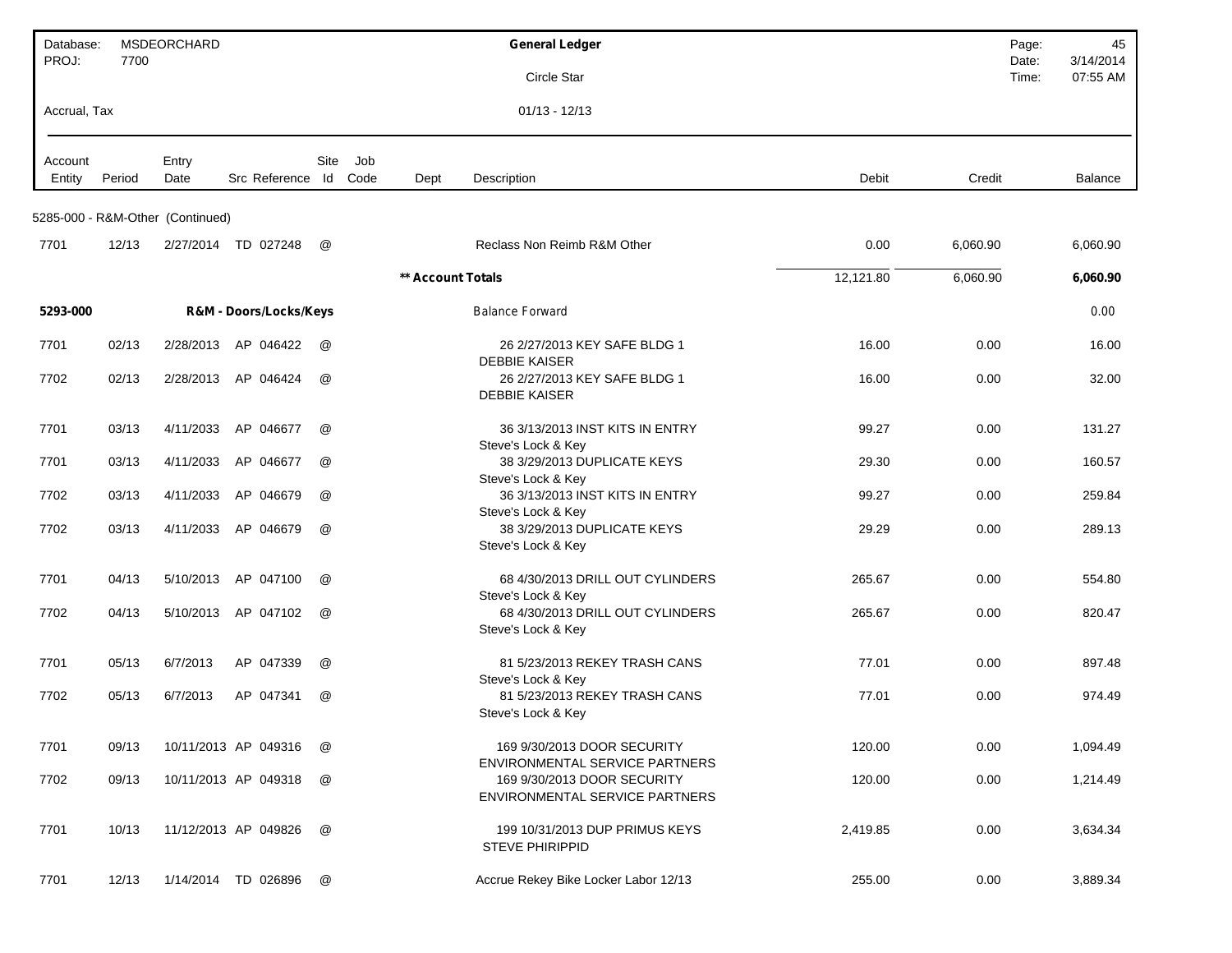Database: MSDEORCHARD
PROJ: 7700

**General Ledger**

Circle Star

Accrual, Tax

01/13 - 12/13

Date: 3/14/2014
Time: 07:55 AM

| Account Entity | Period | Entry Date | Src | Reference | Site Id | Job Code | Dept | Description | Debit | Credit | Balance |
|---|---|---|---|---|---|---|---|---|---|---|---|
| 5285-000 - R&M-Other (Continued) | | | | | | | | | | | |
| 7701 | 12/13 | 2/27/2014 | TD | 027248 | @ | | | Reclass Non Reimb R&M Other | 0.00 | 6,060.90 | 6,060.90 |
| | | | | | | | ** Account Totals | | 12,121.80 | 6,060.90 | **6,060.90** |
| **5293-000** | | | | **R&M - Doors/Locks/Keys** | | | | Balance Forward | | | 0.00 |
| 7701 | 02/13 | 2/28/2013 | AP | 046422 | @ | | | 26 2/27/2013 KEY SAFE BLDG 1 DEBBIE KAISER | 16.00 | 0.00 | 16.00 |
| 7702 | 02/13 | 2/28/2013 | AP | 046424 | @ | | | 26 2/27/2013 KEY SAFE BLDG 1 DEBBIE KAISER | 16.00 | 0.00 | 32.00 |
| 7701 | 03/13 | 4/11/2033 | AP | 046677 | @ | | | 36 3/13/2013 INST KITS IN ENTRY Steve's Lock & Key | 99.27 | 0.00 | 131.27 |
| 7701 | 03/13 | 4/11/2033 | AP | 046677 | @ | | | 38 3/29/2013 DUPLICATE KEYS Steve's Lock & Key | 29.30 | 0.00 | 160.57 |
| 7702 | 03/13 | 4/11/2033 | AP | 046679 | @ | | | 36 3/13/2013 INST KITS IN ENTRY Steve's Lock & Key | 99.27 | 0.00 | 259.84 |
| 7702 | 03/13 | 4/11/2033 | AP | 046679 | @ | | | 38 3/29/2013 DUPLICATE KEYS Steve's Lock & Key | 29.29 | 0.00 | 289.13 |
| 7701 | 04/13 | 5/10/2013 | AP | 047100 | @ | | | 68 4/30/2013 DRILL OUT CYLINDERS Steve's Lock & Key | 265.67 | 0.00 | 554.80 |
| 7702 | 04/13 | 5/10/2013 | AP | 047102 | @ | | | 68 4/30/2013 DRILL OUT CYLINDERS Steve's Lock & Key | 265.67 | 0.00 | 820.47 |
| 7701 | 05/13 | 6/7/2013 | AP | 047339 | @ | | | 81 5/23/2013 REKEY TRASH CANS Steve's Lock & Key | 77.01 | 0.00 | 897.48 |
| 7702 | 05/13 | 6/7/2013 | AP | 047341 | @ | | | 81 5/23/2013 REKEY TRASH CANS Steve's Lock & Key | 77.01 | 0.00 | 974.49 |
| 7701 | 09/13 | 10/11/2013 | AP | 049316 | @ | | | 169 9/30/2013 DOOR SECURITY ENVIRONMENTAL SERVICE PARTNERS | 120.00 | 0.00 | 1,094.49 |
| 7702 | 09/13 | 10/11/2013 | AP | 049318 | @ | | | 169 9/30/2013 DOOR SECURITY ENVIRONMENTAL SERVICE PARTNERS | 120.00 | 0.00 | 1,214.49 |
| 7701 | 10/13 | 11/12/2013 | AP | 049826 | @ | | | 199 10/31/2013 DUP PRIMUS KEYS STEVE PHIRIPPID | 2,419.85 | 0.00 | 3,634.34 |
| 7701 | 12/13 | 1/14/2014 | TD | 026896 | @ | | | Accrue Rekey Bike Locker Labor 12/13 | 255.00 | 0.00 | 3,889.34 |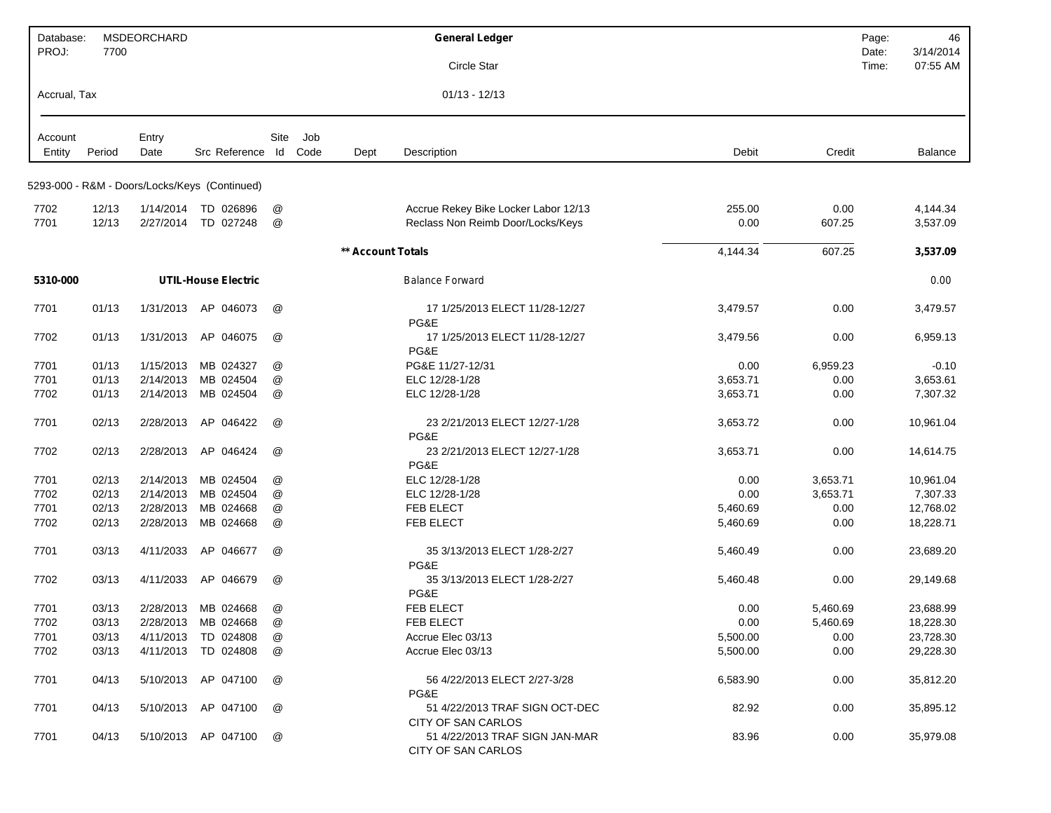Database: MSDEORCHARD
PROJ: 7700

**General Ledger**

Circle Star

Accrual, Tax

01/13 - 12/13

| Account Entity | Period | Entry Date | Src Reference | Site Id | Job Code | Dept | Description | Debit | Credit | Balance |
|---|---|---|---|---|---|---|---|---|---|---|
| 5293-000 - R&M - Doors/Locks/Keys (Continued) | | | | | | | | | | |
| 7702 | 12/13 | 1/14/2014 | TD 026896 | @ | | | Accrue Rekey Bike Locker Labor 12/13 | 255.00 | 0.00 | 4,144.34 |
| 7701 | 12/13 | 2/27/2014 | TD 027248 | @ | | | Reclass Non Reimb Door/Locks/Keys | 0.00 | 607.25 | 3,537.09 |
| | | | | | | ** Account Totals | | 4,144.34 | 607.25 | **3,537.09** |
| **5310-000** | | **UTIL-House Electric** | | | | | Balance Forward | | | 0.00 |
| 7701 | 01/13 | 1/31/2013 | AP 046073 | @ | | | 17 1/25/2013 ELECT 11/28-12/27 PG&E | 3,479.57 | 0.00 | 3,479.57 |
| 7702 | 01/13 | 1/31/2013 | AP 046075 | @ | | | 17 1/25/2013 ELECT 11/28-12/27 PG&E | 3,479.56 | 0.00 | 6,959.13 |
| 7701 | 01/13 | 1/15/2013 | MB 024327 | @ | | | PG&E 11/27-12/31 | 0.00 | 6,959.23 | -0.10 |
| 7701 | 01/13 | 2/14/2013 | MB 024504 | @ | | | ELC 12/28-1/28 | 3,653.71 | 0.00 | 3,653.61 |
| 7702 | 01/13 | 2/14/2013 | MB 024504 | @ | | | ELC 12/28-1/28 | 3,653.71 | 0.00 | 7,307.32 |
| 7701 | 02/13 | 2/28/2013 | AP 046422 | @ | | | 23 2/21/2013 ELECT 12/27-1/28 PG&E | 3,653.72 | 0.00 | 10,961.04 |
| 7702 | 02/13 | 2/28/2013 | AP 046424 | @ | | | 23 2/21/2013 ELECT 12/27-1/28 PG&E | 3,653.71 | 0.00 | 14,614.75 |
| 7701 | 02/13 | 2/14/2013 | MB 024504 | @ | | | ELC 12/28-1/28 | 0.00 | 3,653.71 | 10,961.04 |
| 7702 | 02/13 | 2/14/2013 | MB 024504 | @ | | | ELC 12/28-1/28 | 0.00 | 3,653.71 | 7,307.33 |
| 7701 | 02/13 | 2/28/2013 | MB 024668 | @ | | | FEB ELECT | 5,460.69 | 0.00 | 12,768.02 |
| 7702 | 02/13 | 2/28/2013 | MB 024668 | @ | | | FEB ELECT | 5,460.69 | 0.00 | 18,228.71 |
| 7701 | 03/13 | 4/11/2033 | AP 046677 | @ | | | 35 3/13/2013 ELECT 1/28-2/27 PG&E | 5,460.49 | 0.00 | 23,689.20 |
| 7702 | 03/13 | 4/11/2033 | AP 046679 | @ | | | 35 3/13/2013 ELECT 1/28-2/27 PG&E | 5,460.48 | 0.00 | 29,149.68 |
| 7701 | 03/13 | 2/28/2013 | MB 024668 | @ | | | FEB ELECT | 0.00 | 5,460.69 | 23,688.99 |
| 7702 | 03/13 | 2/28/2013 | MB 024668 | @ | | | FEB ELECT | 0.00 | 5,460.69 | 18,228.30 |
| 7701 | 03/13 | 4/11/2013 | TD 024808 | @ | | | Accrue Elec 03/13 | 5,500.00 | 0.00 | 23,728.30 |
| 7702 | 03/13 | 4/11/2013 | TD 024808 | @ | | | Accrue Elec 03/13 | 5,500.00 | 0.00 | 29,228.30 |
| 7701 | 04/13 | 5/10/2013 | AP 047100 | @ | | | 56 4/22/2013 ELECT 2/27-3/28 PG&E | 6,583.90 | 0.00 | 35,812.20 |
| 7701 | 04/13 | 5/10/2013 | AP 047100 | @ | | | 51 4/22/2013 TRAF SIGN OCT-DEC CITY OF SAN CARLOS | 82.92 | 0.00 | 35,895.12 |
| 7701 | 04/13 | 5/10/2013 | AP 047100 | @ | | | 51 4/22/2013 TRAF SIGN JAN-MAR CITY OF SAN CARLOS | 83.96 | 0.00 | 35,979.08 |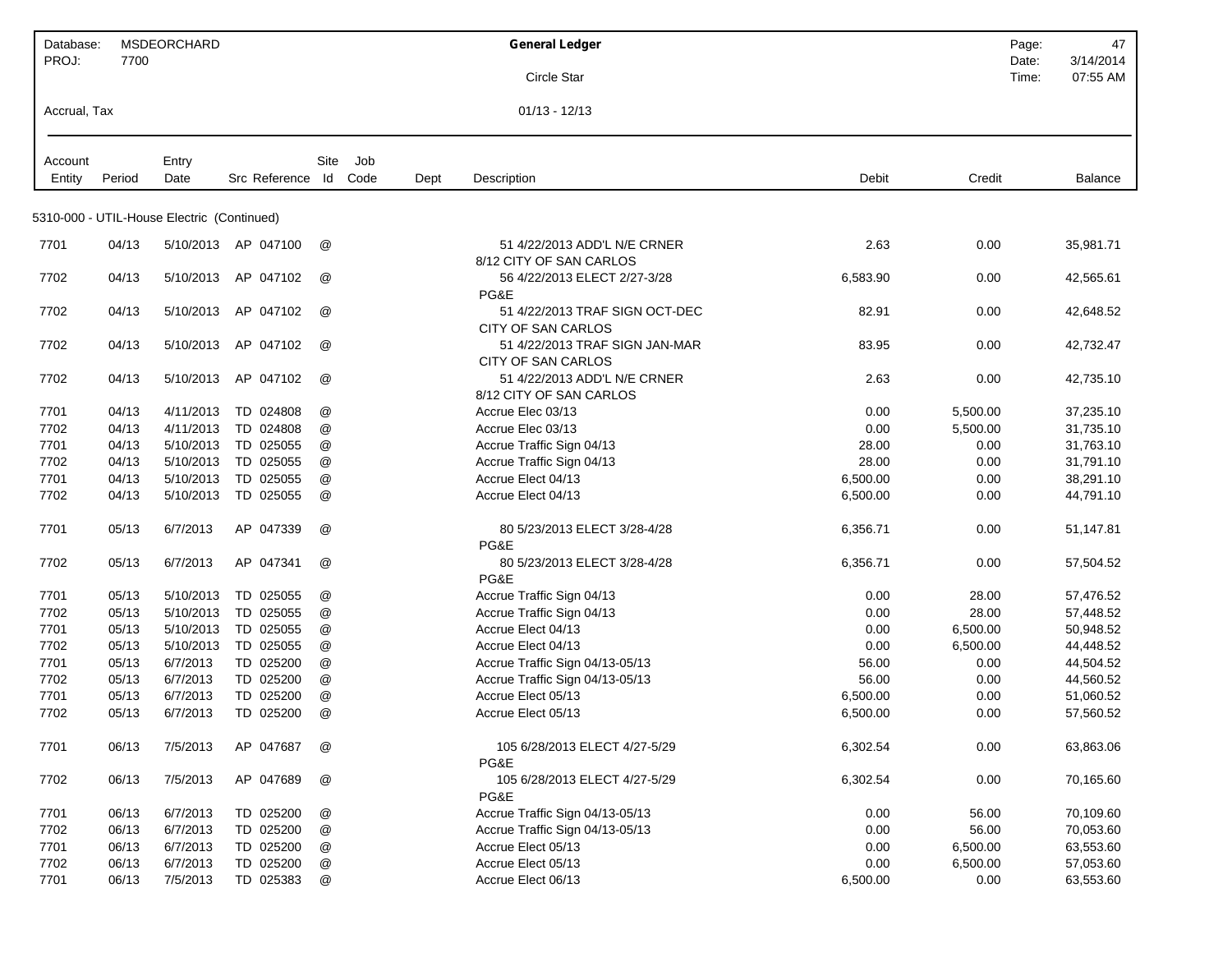| Database: | MSDEORCHARD | General Ledger | Page: | 47 |
|---|---|---|---|---|
| PROJ: | 7700 | Circle Star | Date: | 3/14/2014 |
| | | | Time: | 07:55 AM |
| Accrual, Tax | | 01/13 - 12/13 | | |

5310-000 - UTIL-House Electric (Continued)

| Account Entity | Period | Entry Date | Src | Reference | Site Id | Job Code | Dept | Description | Debit | Credit | Balance |
|---|---|---|---|---|---|---|---|---|---|---|---|
| 7701 | 04/13 | 5/10/2013 | AP | 047100 | @ | | | 51 4/22/2013 ADD'L N/E CRNER 8/12 CITY OF SAN CARLOS | 2.63 | 0.00 | 35,981.71 |
| 7702 | 04/13 | 5/10/2013 | AP | 047102 | @ | | | 56 4/22/2013 ELECT 2/27-3/28 PG&E | 6,583.90 | 0.00 | 42,565.61 |
| 7702 | 04/13 | 5/10/2013 | AP | 047102 | @ | | | 51 4/22/2013 TRAF SIGN OCT-DEC CITY OF SAN CARLOS | 82.91 | 0.00 | 42,648.52 |
| 7702 | 04/13 | 5/10/2013 | AP | 047102 | @ | | | 51 4/22/2013 TRAF SIGN JAN-MAR CITY OF SAN CARLOS | 83.95 | 0.00 | 42,732.47 |
| 7702 | 04/13 | 5/10/2013 | AP | 047102 | @ | | | 51 4/22/2013 ADD'L N/E CRNER 8/12 CITY OF SAN CARLOS | 2.63 | 0.00 | 42,735.10 |
| 7701 | 04/13 | 4/11/2013 | TD | 024808 | @ | | | Accrue Elec 03/13 | 0.00 | 5,500.00 | 37,235.10 |
| 7702 | 04/13 | 4/11/2013 | TD | 024808 | @ | | | Accrue Elec 03/13 | 0.00 | 5,500.00 | 31,735.10 |
| 7701 | 04/13 | 5/10/2013 | TD | 025055 | @ | | | Accrue Traffic Sign 04/13 | 28.00 | 0.00 | 31,763.10 |
| 7702 | 04/13 | 5/10/2013 | TD | 025055 | @ | | | Accrue Traffic Sign 04/13 | 28.00 | 0.00 | 31,791.10 |
| 7701 | 04/13 | 5/10/2013 | TD | 025055 | @ | | | Accrue Elect 04/13 | 6,500.00 | 0.00 | 38,291.10 |
| 7702 | 04/13 | 5/10/2013 | TD | 025055 | @ | | | Accrue Elect 04/13 | 6,500.00 | 0.00 | 44,791.10 |
| 7701 | 05/13 | 6/7/2013 | AP | 047339 | @ | | | 80 5/23/2013 ELECT 3/28-4/28 PG&E | 6,356.71 | 0.00 | 51,147.81 |
| 7702 | 05/13 | 6/7/2013 | AP | 047341 | @ | | | 80 5/23/2013 ELECT 3/28-4/28 PG&E | 6,356.71 | 0.00 | 57,504.52 |
| 7701 | 05/13 | 5/10/2013 | TD | 025055 | @ | | | Accrue Traffic Sign 04/13 | 0.00 | 28.00 | 57,476.52 |
| 7702 | 05/13 | 5/10/2013 | TD | 025055 | @ | | | Accrue Traffic Sign 04/13 | 0.00 | 28.00 | 57,448.52 |
| 7701 | 05/13 | 5/10/2013 | TD | 025055 | @ | | | Accrue Elect 04/13 | 0.00 | 6,500.00 | 50,948.52 |
| 7702 | 05/13 | 5/10/2013 | TD | 025055 | @ | | | Accrue Elect 04/13 | 0.00 | 6,500.00 | 44,448.52 |
| 7701 | 05/13 | 6/7/2013 | TD | 025200 | @ | | | Accrue Traffic Sign 04/13-05/13 | 56.00 | 0.00 | 44,504.52 |
| 7702 | 05/13 | 6/7/2013 | TD | 025200 | @ | | | Accrue Traffic Sign 04/13-05/13 | 56.00 | 0.00 | 44,560.52 |
| 7701 | 05/13 | 6/7/2013 | TD | 025200 | @ | | | Accrue Elect 05/13 | 6,500.00 | 0.00 | 51,060.52 |
| 7702 | 05/13 | 6/7/2013 | TD | 025200 | @ | | | Accrue Elect 05/13 | 6,500.00 | 0.00 | 57,560.52 |
| 7701 | 06/13 | 7/5/2013 | AP | 047687 | @ | | | 105 6/28/2013 ELECT 4/27-5/29 PG&E | 6,302.54 | 0.00 | 63,863.06 |
| 7702 | 06/13 | 7/5/2013 | AP | 047689 | @ | | | 105 6/28/2013 ELECT 4/27-5/29 PG&E | 6,302.54 | 0.00 | 70,165.60 |
| 7701 | 06/13 | 6/7/2013 | TD | 025200 | @ | | | Accrue Traffic Sign 04/13-05/13 | 0.00 | 56.00 | 70,109.60 |
| 7702 | 06/13 | 6/7/2013 | TD | 025200 | @ | | | Accrue Traffic Sign 04/13-05/13 | 0.00 | 56.00 | 70,053.60 |
| 7701 | 06/13 | 6/7/2013 | TD | 025200 | @ | | | Accrue Elect 05/13 | 0.00 | 6,500.00 | 63,553.60 |
| 7702 | 06/13 | 6/7/2013 | TD | 025200 | @ | | | Accrue Elect 05/13 | 0.00 | 6,500.00 | 57,053.60 |
| 7701 | 06/13 | 7/5/2013 | TD | 025383 | @ | | | Accrue Elect 06/13 | 6,500.00 | 0.00 | 63,553.60 |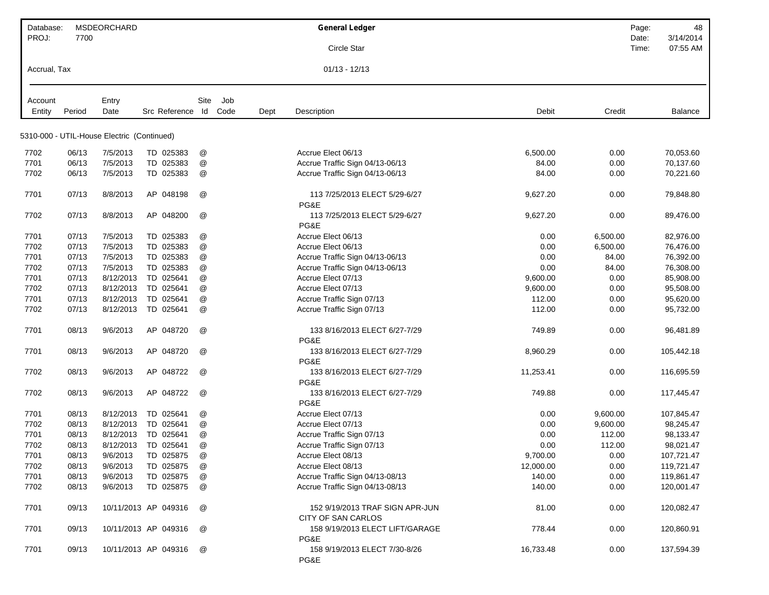Database: MSDEORCHARD
PROJ: 7700

**General Ledger**

Circle Star

Date: 3/14/2014
Time: 07:55 AM

Accrual, Tax

01/13 - 12/13

| Account Entity | Period | Entry Date | Src | Reference | Site Id | Job Code | Dept | Description | Debit | Credit | Balance |
|---|---|---|---|---|---|---|---|---|---|---|---|

5310-000 - UTIL-House Electric (Continued)

| Account Entity | Period | Entry Date | Src | Reference | Site Id | Job Code | Dept | Description | Debit | Credit | Balance |
|---|---|---|---|---|---|---|---|---|---|---|---|
| 7702 | 06/13 | 7/5/2013 | TD | 025383 | @ | | | Accrue Elect 06/13 | 6,500.00 | 0.00 | 70,053.60 |
| 7701 | 06/13 | 7/5/2013 | TD | 025383 | @ | | | Accrue Traffic Sign 04/13-06/13 | 84.00 | 0.00 | 70,137.60 |
| 7702 | 06/13 | 7/5/2013 | TD | 025383 | @ | | | Accrue Traffic Sign 04/13-06/13 | 84.00 | 0.00 | 70,221.60 |
| 7701 | 07/13 | 8/8/2013 | AP | 048198 | @ | | | 113 7/25/2013 ELECT 5/29-6/27 PG&E | 9,627.20 | 0.00 | 79,848.80 |
| 7702 | 07/13 | 8/8/2013 | AP | 048200 | @ | | | 113 7/25/2013 ELECT 5/29-6/27 PG&E | 9,627.20 | 0.00 | 89,476.00 |
| 7701 | 07/13 | 7/5/2013 | TD | 025383 | @ | | | Accrue Elect 06/13 | 0.00 | 6,500.00 | 82,976.00 |
| 7702 | 07/13 | 7/5/2013 | TD | 025383 | @ | | | Accrue Elect 06/13 | 0.00 | 6,500.00 | 76,476.00 |
| 7701 | 07/13 | 7/5/2013 | TD | 025383 | @ | | | Accrue Traffic Sign 04/13-06/13 | 0.00 | 84.00 | 76,392.00 |
| 7702 | 07/13 | 7/5/2013 | TD | 025383 | @ | | | Accrue Traffic Sign 04/13-06/13 | 0.00 | 84.00 | 76,308.00 |
| 7701 | 07/13 | 8/12/2013 | TD | 025641 | @ | | | Accrue Elect 07/13 | 9,600.00 | 0.00 | 85,908.00 |
| 7702 | 07/13 | 8/12/2013 | TD | 025641 | @ | | | Accrue Elect 07/13 | 9,600.00 | 0.00 | 95,508.00 |
| 7701 | 07/13 | 8/12/2013 | TD | 025641 | @ | | | Accrue Traffic Sign 07/13 | 112.00 | 0.00 | 95,620.00 |
| 7702 | 07/13 | 8/12/2013 | TD | 025641 | @ | | | Accrue Traffic Sign 07/13 | 112.00 | 0.00 | 95,732.00 |
| 7701 | 08/13 | 9/6/2013 | AP | 048720 | @ | | | 133 8/16/2013 ELECT 6/27-7/29 PG&E | 749.89 | 0.00 | 96,481.89 |
| 7701 | 08/13 | 9/6/2013 | AP | 048720 | @ | | | 133 8/16/2013 ELECT 6/27-7/29 PG&E | 8,960.29 | 0.00 | 105,442.18 |
| 7702 | 08/13 | 9/6/2013 | AP | 048722 | @ | | | 133 8/16/2013 ELECT 6/27-7/29 PG&E | 11,253.41 | 0.00 | 116,695.59 |
| 7702 | 08/13 | 9/6/2013 | AP | 048722 | @ | | | 133 8/16/2013 ELECT 6/27-7/29 PG&E | 749.88 | 0.00 | 117,445.47 |
| 7701 | 08/13 | 8/12/2013 | TD | 025641 | @ | | | Accrue Elect 07/13 | 0.00 | 9,600.00 | 107,845.47 |
| 7702 | 08/13 | 8/12/2013 | TD | 025641 | @ | | | Accrue Elect 07/13 | 0.00 | 9,600.00 | 98,245.47 |
| 7701 | 08/13 | 8/12/2013 | TD | 025641 | @ | | | Accrue Traffic Sign 07/13 | 0.00 | 112.00 | 98,133.47 |
| 7702 | 08/13 | 8/12/2013 | TD | 025641 | @ | | | Accrue Traffic Sign 07/13 | 0.00 | 112.00 | 98,021.47 |
| 7701 | 08/13 | 9/6/2013 | TD | 025875 | @ | | | Accrue Elect 08/13 | 9,700.00 | 0.00 | 107,721.47 |
| 7702 | 08/13 | 9/6/2013 | TD | 025875 | @ | | | Accrue Elect 08/13 | 12,000.00 | 0.00 | 119,721.47 |
| 7701 | 08/13 | 9/6/2013 | TD | 025875 | @ | | | Accrue Traffic Sign 04/13-08/13 | 140.00 | 0.00 | 119,861.47 |
| 7702 | 08/13 | 9/6/2013 | TD | 025875 | @ | | | Accrue Traffic Sign 04/13-08/13 | 140.00 | 0.00 | 120,001.47 |
| 7701 | 09/13 | 10/11/2013 | AP | 049316 | @ | | | 152 9/19/2013 TRAF SIGN APR-JUN CITY OF SAN CARLOS | 81.00 | 0.00 | 120,082.47 |
| 7701 | 09/13 | 10/11/2013 | AP | 049316 | @ | | | 158 9/19/2013 ELECT LIFT/GARAGE PG&E | 778.44 | 0.00 | 120,860.91 |
| 7701 | 09/13 | 10/11/2013 | AP | 049316 | @ | | | 158 9/19/2013 ELECT 7/30-8/26 PG&E | 16,733.48 | 0.00 | 137,594.39 |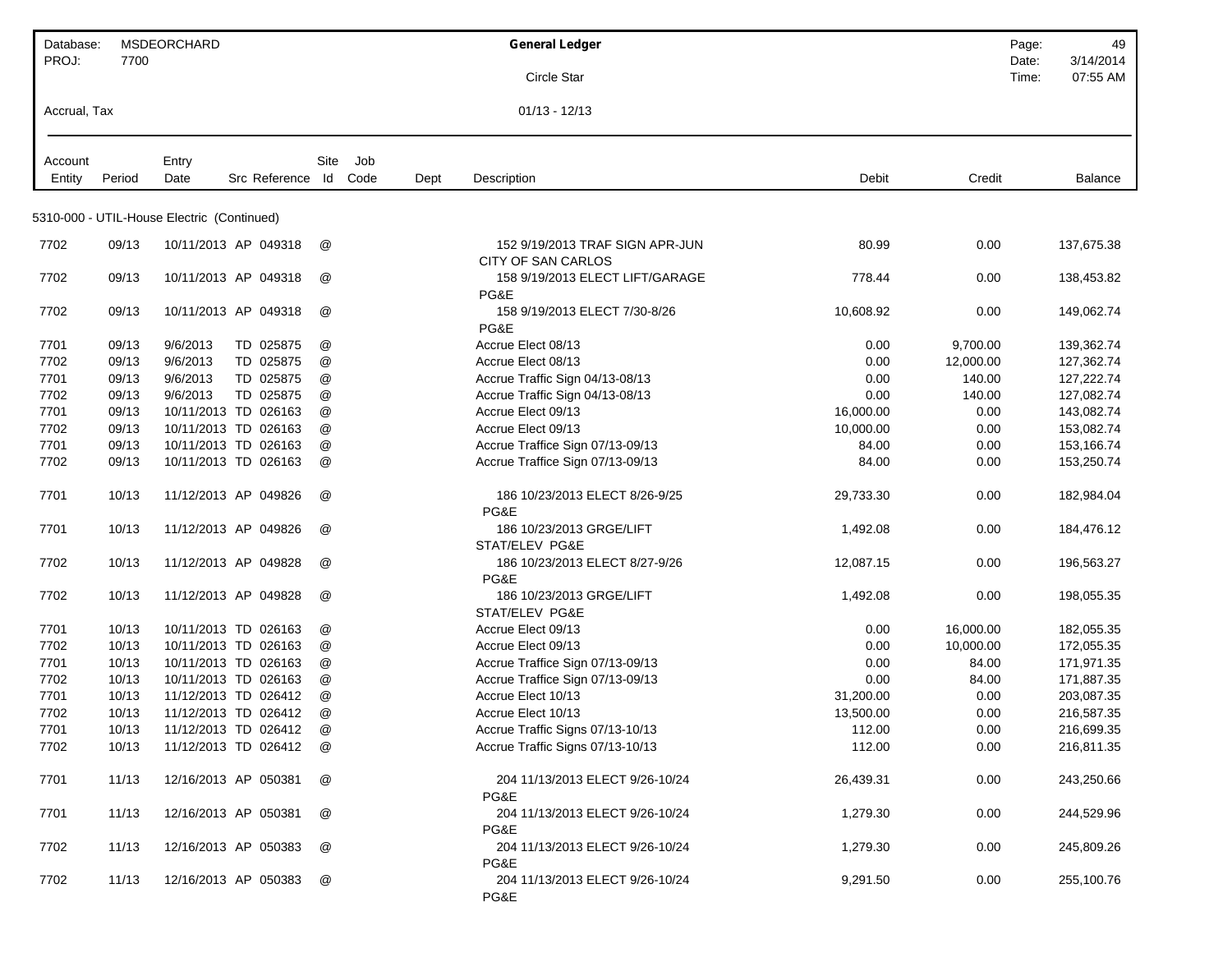Database: MSDEORCHARD
PROJ: 7700

**General Ledger**

Circle Star

Accrual, Tax

01/13 - 12/13

Date: 3/14/2014
Time: 07:55 AM

| Account Entity | Period | Entry Date | Src | Reference | Site Id | Job Code | Dept | Description | Debit | Credit | Balance |
|---|---|---|---|---|---|---|---|---|---|---|---|
| **5310-000 - UTIL-House Electric (Continued)** | | | | | | | | | | | |
| 7702 | 09/13 | 10/11/2013 | AP | 049318 | @ | | | 152 9/19/2013 TRAF SIGN APR-JUN CITY OF SAN CARLOS | 80.99 | 0.00 | 137,675.38 |
| 7702 | 09/13 | 10/11/2013 | AP | 049318 | @ | | | 158 9/19/2013 ELECT LIFT/GARAGE PG&E | 778.44 | 0.00 | 138,453.82 |
| 7702 | 09/13 | 10/11/2013 | AP | 049318 | @ | | | 158 9/19/2013 ELECT 7/30-8/26 PG&E | 10,608.92 | 0.00 | 149,062.74 |
| 7701 | 09/13 | 9/6/2013 | TD | 025875 | @ | | | Accrue Elect 08/13 | 0.00 | 9,700.00 | 139,362.74 |
| 7702 | 09/13 | 9/6/2013 | TD | 025875 | @ | | | Accrue Elect 08/13 | 0.00 | 12,000.00 | 127,362.74 |
| 7701 | 09/13 | 9/6/2013 | TD | 025875 | @ | | | Accrue Traffic Sign 04/13-08/13 | 0.00 | 140.00 | 127,222.74 |
| 7702 | 09/13 | 9/6/2013 | TD | 025875 | @ | | | Accrue Traffic Sign 04/13-08/13 | 0.00 | 140.00 | 127,082.74 |
| 7701 | 09/13 | 10/11/2013 | TD | 026163 | @ | | | Accrue Elect 09/13 | 16,000.00 | 0.00 | 143,082.74 |
| 7702 | 09/13 | 10/11/2013 | TD | 026163 | @ | | | Accrue Elect 09/13 | 10,000.00 | 0.00 | 153,082.74 |
| 7701 | 09/13 | 10/11/2013 | TD | 026163 | @ | | | Accrue Traffice Sign 07/13-09/13 | 84.00 | 0.00 | 153,166.74 |
| 7702 | 09/13 | 10/11/2013 | TD | 026163 | @ | | | Accrue Traffice Sign 07/13-09/13 | 84.00 | 0.00 | 153,250.74 |
| 7701 | 10/13 | 11/12/2013 | AP | 049826 | @ | | | 186 10/23/2013 ELECT 8/26-9/25 PG&E | 29,733.30 | 0.00 | 182,984.04 |
| 7701 | 10/13 | 11/12/2013 | AP | 049826 | @ | | | 186 10/23/2013 GRGE/LIFT STAT/ELEV PG&E | 1,492.08 | 0.00 | 184,476.12 |
| 7702 | 10/13 | 11/12/2013 | AP | 049828 | @ | | | 186 10/23/2013 ELECT 8/27-9/26 PG&E | 12,087.15 | 0.00 | 196,563.27 |
| 7702 | 10/13 | 11/12/2013 | AP | 049828 | @ | | | 186 10/23/2013 GRGE/LIFT STAT/ELEV PG&E | 1,492.08 | 0.00 | 198,055.35 |
| 7701 | 10/13 | 10/11/2013 | TD | 026163 | @ | | | Accrue Elect 09/13 | 0.00 | 16,000.00 | 182,055.35 |
| 7702 | 10/13 | 10/11/2013 | TD | 026163 | @ | | | Accrue Elect 09/13 | 0.00 | 10,000.00 | 172,055.35 |
| 7701 | 10/13 | 10/11/2013 | TD | 026163 | @ | | | Accrue Traffice Sign 07/13-09/13 | 0.00 | 84.00 | 171,971.35 |
| 7702 | 10/13 | 10/11/2013 | TD | 026163 | @ | | | Accrue Traffice Sign 07/13-09/13 | 0.00 | 84.00 | 171,887.35 |
| 7701 | 10/13 | 11/12/2013 | TD | 026412 | @ | | | Accrue Elect 10/13 | 31,200.00 | 0.00 | 203,087.35 |
| 7702 | 10/13 | 11/12/2013 | TD | 026412 | @ | | | Accrue Elect 10/13 | 13,500.00 | 0.00 | 216,587.35 |
| 7701 | 10/13 | 11/12/2013 | TD | 026412 | @ | | | Accrue Traffic Signs 07/13-10/13 | 112.00 | 0.00 | 216,699.35 |
| 7702 | 10/13 | 11/12/2013 | TD | 026412 | @ | | | Accrue Traffic Signs 07/13-10/13 | 112.00 | 0.00 | 216,811.35 |
| 7701 | 11/13 | 12/16/2013 | AP | 050381 | @ | | | 204 11/13/2013 ELECT 9/26-10/24 PG&E | 26,439.31 | 0.00 | 243,250.66 |
| 7701 | 11/13 | 12/16/2013 | AP | 050381 | @ | | | 204 11/13/2013 ELECT 9/26-10/24 PG&E | 1,279.30 | 0.00 | 244,529.96 |
| 7702 | 11/13 | 12/16/2013 | AP | 050383 | @ | | | 204 11/13/2013 ELECT 9/26-10/24 PG&E | 1,279.30 | 0.00 | 245,809.26 |
| 7702 | 11/13 | 12/16/2013 | AP | 050383 | @ | | | 204 11/13/2013 ELECT 9/26-10/24 PG&E | 9,291.50 | 0.00 | 255,100.76 |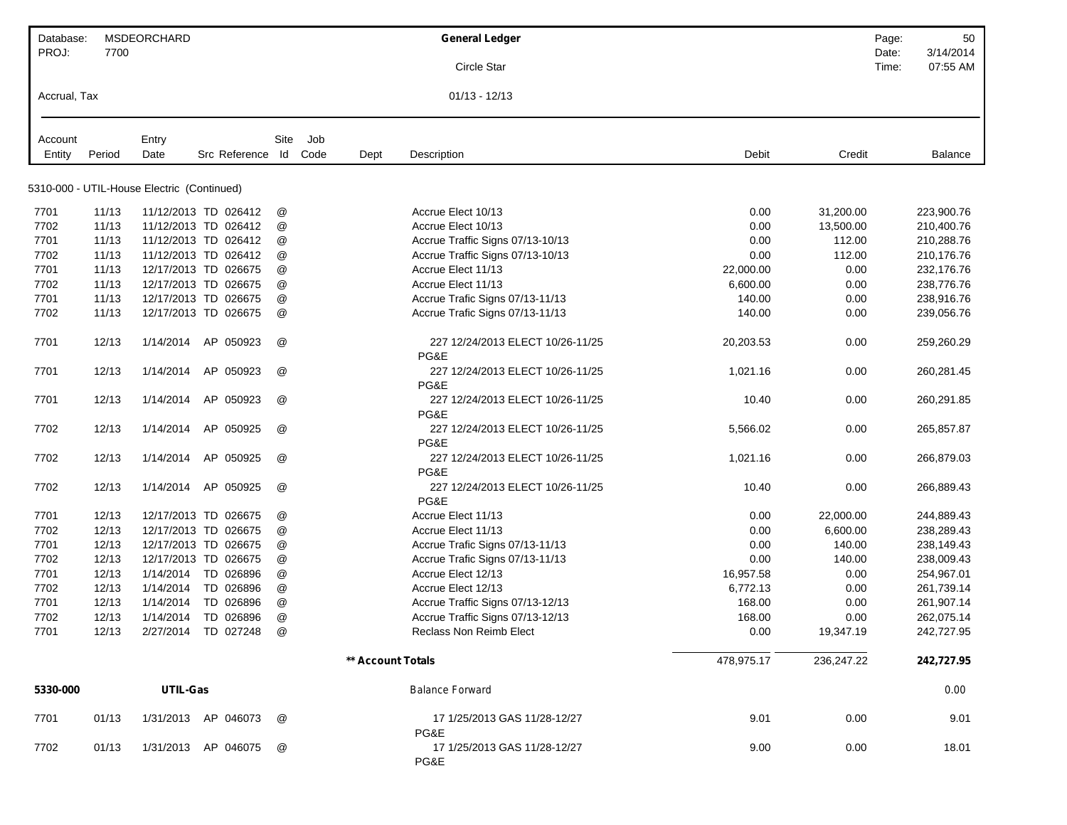| Database: | MSDEORCHARD | General Ledger | Page: | 50 |
|---|---|---|---|---|
| PROJ: | 7700 | Circle Star | Date: | 3/14/2014 |
| | | | Time: | 07:55 AM |
| Accrual, Tax | | 01/13 - 12/13 | | |

| Account Entity | Period | Entry Date | Src | Reference | Site Id | Job Code | Dept | Description | Debit | Credit | Balance |
|---|---|---|---|---|---|---|---|---|---|---|---|
| **5310-000 - UTIL-House Electric (Continued)** | | | | | | | | | | | |
| 7701 | 11/13 | 11/12/2013 | TD | 026412 | @ | | | Accrue Elect 10/13 | 0.00 | 31,200.00 | 223,900.76 |
| 7702 | 11/13 | 11/12/2013 | TD | 026412 | @ | | | Accrue Elect 10/13 | 0.00 | 13,500.00 | 210,400.76 |
| 7701 | 11/13 | 11/12/2013 | TD | 026412 | @ | | | Accrue Traffic Signs 07/13-10/13 | 0.00 | 112.00 | 210,288.76 |
| 7702 | 11/13 | 11/12/2013 | TD | 026412 | @ | | | Accrue Traffic Signs 07/13-10/13 | 0.00 | 112.00 | 210,176.76 |
| 7701 | 11/13 | 12/17/2013 | TD | 026675 | @ | | | Accrue Elect 11/13 | 22,000.00 | 0.00 | 232,176.76 |
| 7702 | 11/13 | 12/17/2013 | TD | 026675 | @ | | | Accrue Elect 11/13 | 6,600.00 | 0.00 | 238,776.76 |
| 7701 | 11/13 | 12/17/2013 | TD | 026675 | @ | | | Accrue Trafic Signs 07/13-11/13 | 140.00 | 0.00 | 238,916.76 |
| 7702 | 11/13 | 12/17/2013 | TD | 026675 | @ | | | Accrue Trafic Signs 07/13-11/13 | 140.00 | 0.00 | 239,056.76 |
| 7701 | 12/13 | 1/14/2014 | AP | 050923 | @ | | | 227 12/24/2013 ELECT 10/26-11/25 PG&E | 20,203.53 | 0.00 | 259,260.29 |
| 7701 | 12/13 | 1/14/2014 | AP | 050923 | @ | | | 227 12/24/2013 ELECT 10/26-11/25 PG&E | 1,021.16 | 0.00 | 260,281.45 |
| 7701 | 12/13 | 1/14/2014 | AP | 050923 | @ | | | 227 12/24/2013 ELECT 10/26-11/25 PG&E | 10.40 | 0.00 | 260,291.85 |
| 7702 | 12/13 | 1/14/2014 | AP | 050925 | @ | | | 227 12/24/2013 ELECT 10/26-11/25 PG&E | 5,566.02 | 0.00 | 265,857.87 |
| 7702 | 12/13 | 1/14/2014 | AP | 050925 | @ | | | 227 12/24/2013 ELECT 10/26-11/25 PG&E | 1,021.16 | 0.00 | 266,879.03 |
| 7702 | 12/13 | 1/14/2014 | AP | 050925 | @ | | | 227 12/24/2013 ELECT 10/26-11/25 PG&E | 10.40 | 0.00 | 266,889.43 |
| 7701 | 12/13 | 12/17/2013 | TD | 026675 | @ | | | Accrue Elect 11/13 | 0.00 | 22,000.00 | 244,889.43 |
| 7702 | 12/13 | 12/17/2013 | TD | 026675 | @ | | | Accrue Elect 11/13 | 0.00 | 6,600.00 | 238,289.43 |
| 7701 | 12/13 | 12/17/2013 | TD | 026675 | @ | | | Accrue Trafic Signs 07/13-11/13 | 0.00 | 140.00 | 238,149.43 |
| 7702 | 12/13 | 12/17/2013 | TD | 026675 | @ | | | Accrue Trafic Signs 07/13-11/13 | 0.00 | 140.00 | 238,009.43 |
| 7701 | 12/13 | 1/14/2014 | TD | 026896 | @ | | | Accrue Elect 12/13 | 16,957.58 | 0.00 | 254,967.01 |
| 7702 | 12/13 | 1/14/2014 | TD | 026896 | @ | | | Accrue Elect 12/13 | 6,772.13 | 0.00 | 261,739.14 |
| 7701 | 12/13 | 1/14/2014 | TD | 026896 | @ | | | Accrue Traffic Signs 07/13-12/13 | 168.00 | 0.00 | 261,907.14 |
| 7702 | 12/13 | 1/14/2014 | TD | 026896 | @ | | | Accrue Traffic Signs 07/13-12/13 | 168.00 | 0.00 | 262,075.14 |
| 7701 | 12/13 | 2/27/2014 | TD | 027248 | @ | | | Reclass Non Reimb Elect | 0.00 | 19,347.19 | 242,727.95 |
| | | | | | | | **\*\* Account Totals** | | 478,975.17 | 236,247.22 | **242,727.95** |
| **5330-000** | | **UTIL-Gas** | | | | | | Balance Forward | | | 0.00 |
| 7701 | 01/13 | 1/31/2013 | AP | 046073 | @ | | | 17 1/25/2013 GAS 11/28-12/27 PG&E | 9.01 | 0.00 | 9.01 |
| 7702 | 01/13 | 1/31/2013 | AP | 046075 | @ | | | 17 1/25/2013 GAS 11/28-12/27 PG&E | 9.00 | 0.00 | 18.01 |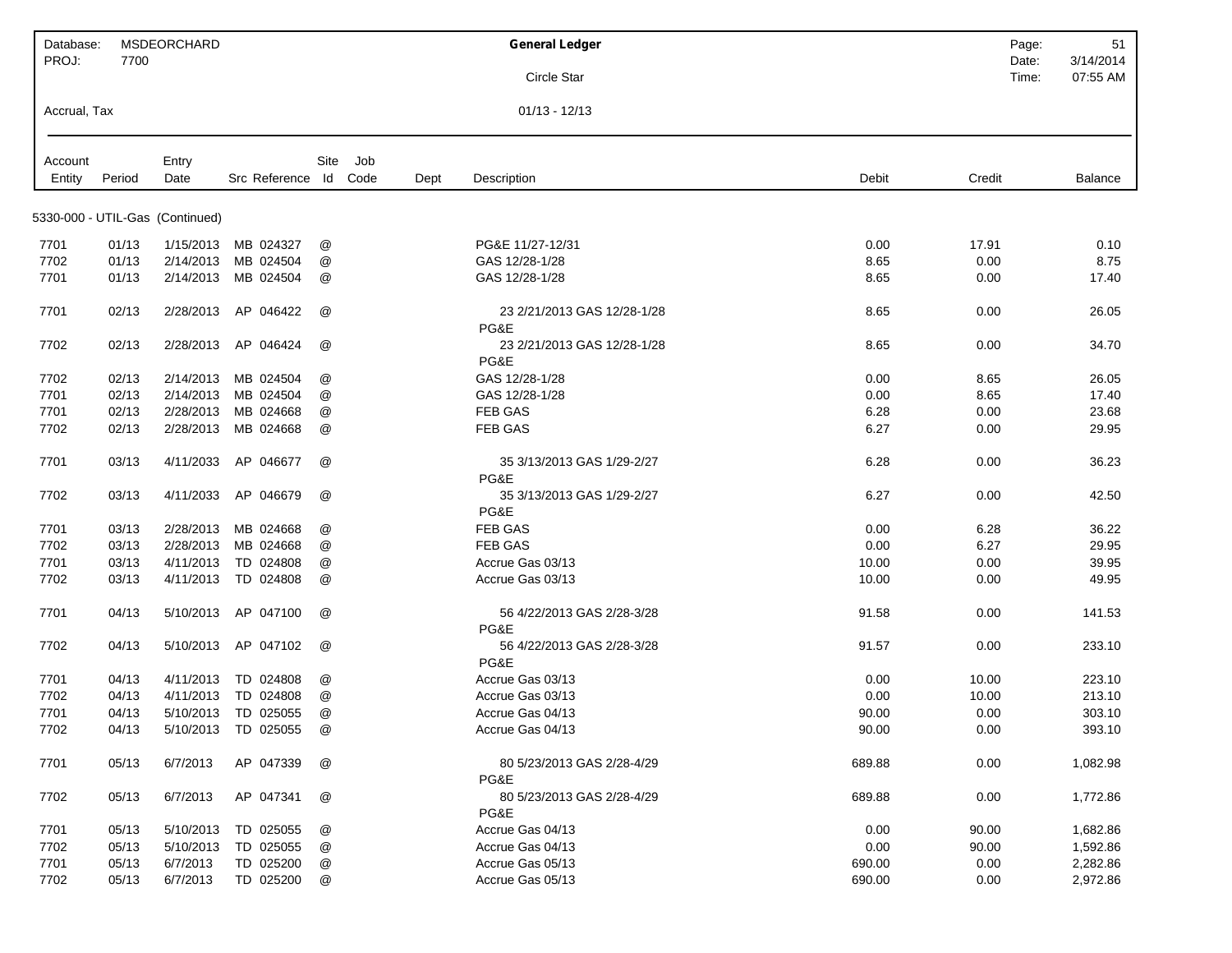| Database: | MSDEORCHARD | General Ledger | Page: | 51 |
|---|---|---|---|---|
| PROJ: | 7700 | Circle Star | Date: | 3/14/2014 |
| | | | Time: | 07:55 AM |
| Accrual, Tax | | 01/13 - 12/13 | | |

| Account Entity | Period | Entry Date | Src Reference | Site Id | Job Code | Dept | Description | Debit | Credit | Balance |
|---|---|---|---|---|---|---|---|---|---|---|
| **5330-000 - UTIL-Gas (Continued)** | | | | | | | | | | |
| 7701 | 01/13 | 1/15/2013 | MB 024327 | @ | | | PG&E 11/27-12/31 | 0.00 | 17.91 | 0.10 |
| 7702 | 01/13 | 2/14/2013 | MB 024504 | @ | | | GAS 12/28-1/28 | 8.65 | 0.00 | 8.75 |
| 7701 | 01/13 | 2/14/2013 | MB 024504 | @ | | | GAS 12/28-1/28 | 8.65 | 0.00 | 17.40 |
| 7701 | 02/13 | 2/28/2013 | AP 046422 | @ | | | 23 2/21/2013 GAS 12/28-1/28 PG&E | 8.65 | 0.00 | 26.05 |
| 7702 | 02/13 | 2/28/2013 | AP 046424 | @ | | | 23 2/21/2013 GAS 12/28-1/28 PG&E | 8.65 | 0.00 | 34.70 |
| 7702 | 02/13 | 2/14/2013 | MB 024504 | @ | | | GAS 12/28-1/28 | 0.00 | 8.65 | 26.05 |
| 7701 | 02/13 | 2/14/2013 | MB 024504 | @ | | | GAS 12/28-1/28 | 0.00 | 8.65 | 17.40 |
| 7701 | 02/13 | 2/28/2013 | MB 024668 | @ | | | FEB GAS | 6.28 | 0.00 | 23.68 |
| 7702 | 02/13 | 2/28/2013 | MB 024668 | @ | | | FEB GAS | 6.27 | 0.00 | 29.95 |
| 7701 | 03/13 | 4/11/2033 | AP 046677 | @ | | | 35 3/13/2013 GAS 1/29-2/27 PG&E | 6.28 | 0.00 | 36.23 |
| 7702 | 03/13 | 4/11/2033 | AP 046679 | @ | | | 35 3/13/2013 GAS 1/29-2/27 PG&E | 6.27 | 0.00 | 42.50 |
| 7701 | 03/13 | 2/28/2013 | MB 024668 | @ | | | FEB GAS | 0.00 | 6.28 | 36.22 |
| 7702 | 03/13 | 2/28/2013 | MB 024668 | @ | | | FEB GAS | 0.00 | 6.27 | 29.95 |
| 7701 | 03/13 | 4/11/2013 | TD 024808 | @ | | | Accrue Gas 03/13 | 10.00 | 0.00 | 39.95 |
| 7702 | 03/13 | 4/11/2013 | TD 024808 | @ | | | Accrue Gas 03/13 | 10.00 | 0.00 | 49.95 |
| 7701 | 04/13 | 5/10/2013 | AP 047100 | @ | | | 56 4/22/2013 GAS 2/28-3/28 PG&E | 91.58 | 0.00 | 141.53 |
| 7702 | 04/13 | 5/10/2013 | AP 047102 | @ | | | 56 4/22/2013 GAS 2/28-3/28 PG&E | 91.57 | 0.00 | 233.10 |
| 7701 | 04/13 | 4/11/2013 | TD 024808 | @ | | | Accrue Gas 03/13 | 0.00 | 10.00 | 223.10 |
| 7702 | 04/13 | 4/11/2013 | TD 024808 | @ | | | Accrue Gas 03/13 | 0.00 | 10.00 | 213.10 |
| 7701 | 04/13 | 5/10/2013 | TD 025055 | @ | | | Accrue Gas 04/13 | 90.00 | 0.00 | 303.10 |
| 7702 | 04/13 | 5/10/2013 | TD 025055 | @ | | | Accrue Gas 04/13 | 90.00 | 0.00 | 393.10 |
| 7701 | 05/13 | 6/7/2013 | AP 047339 | @ | | | 80 5/23/2013 GAS 2/28-4/29 PG&E | 689.88 | 0.00 | 1,082.98 |
| 7702 | 05/13 | 6/7/2013 | AP 047341 | @ | | | 80 5/23/2013 GAS 2/28-4/29 PG&E | 689.88 | 0.00 | 1,772.86 |
| 7701 | 05/13 | 5/10/2013 | TD 025055 | @ | | | Accrue Gas 04/13 | 0.00 | 90.00 | 1,682.86 |
| 7702 | 05/13 | 5/10/2013 | TD 025055 | @ | | | Accrue Gas 04/13 | 0.00 | 90.00 | 1,592.86 |
| 7701 | 05/13 | 6/7/2013 | TD 025200 | @ | | | Accrue Gas 05/13 | 690.00 | 0.00 | 2,282.86 |
| 7702 | 05/13 | 6/7/2013 | TD 025200 | @ | | | Accrue Gas 05/13 | 690.00 | 0.00 | 2,972.86 |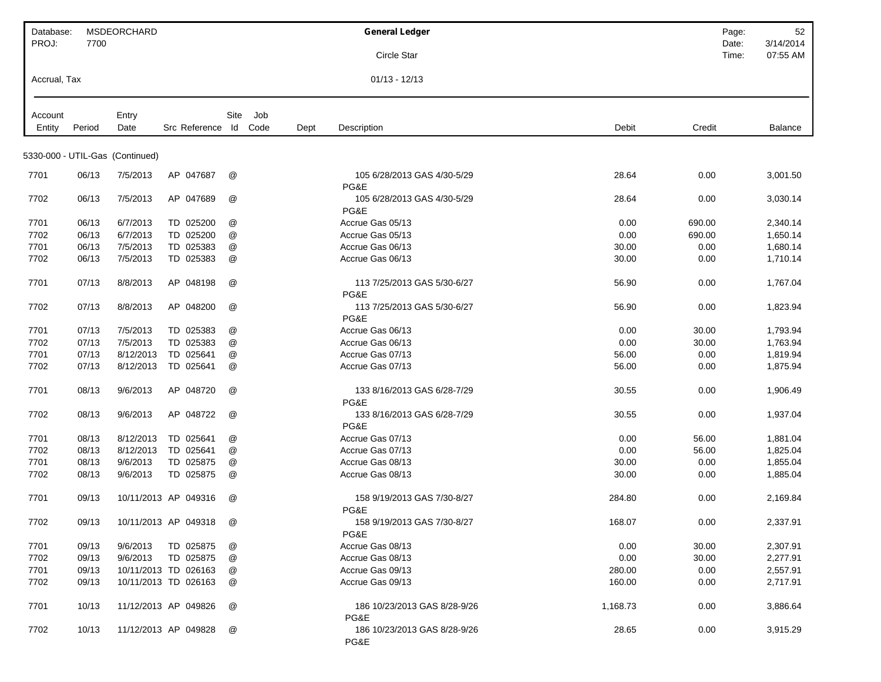| Database: | MSDEORCHARD | General Ledger | Page: | 52 |
|---|---|---|---|---|
| PROJ: | 7700 | Circle Star | Date: | 3/14/2014 |
| | | | Time: | 07:55 AM |
| Accrual, Tax | | 01/13 - 12/13 | | |

5330-000 - UTIL-Gas (Continued)

| Account Entity | Period | Entry Date | Src | Reference | Site Id | Job Code | Dept | Description | Debit | Credit | Balance |
|---|---|---|---|---|---|---|---|---|---|---|---|
| 7701 | 06/13 | 7/5/2013 | AP | 047687 | @ | | | 105 6/28/2013 GAS 4/30-5/29 PG&E | 28.64 | 0.00 | 3,001.50 |
| 7702 | 06/13 | 7/5/2013 | AP | 047689 | @ | | | 105 6/28/2013 GAS 4/30-5/29 PG&E | 28.64 | 0.00 | 3,030.14 |
| 7701 | 06/13 | 6/7/2013 | TD | 025200 | @ | | | Accrue Gas 05/13 | 0.00 | 690.00 | 2,340.14 |
| 7702 | 06/13 | 6/7/2013 | TD | 025200 | @ | | | Accrue Gas 05/13 | 0.00 | 690.00 | 1,650.14 |
| 7701 | 06/13 | 7/5/2013 | TD | 025383 | @ | | | Accrue Gas 06/13 | 30.00 | 0.00 | 1,680.14 |
| 7702 | 06/13 | 7/5/2013 | TD | 025383 | @ | | | Accrue Gas 06/13 | 30.00 | 0.00 | 1,710.14 |
| 7701 | 07/13 | 8/8/2013 | AP | 048198 | @ | | | 113 7/25/2013 GAS 5/30-6/27 PG&E | 56.90 | 0.00 | 1,767.04 |
| 7702 | 07/13 | 8/8/2013 | AP | 048200 | @ | | | 113 7/25/2013 GAS 5/30-6/27 PG&E | 56.90 | 0.00 | 1,823.94 |
| 7701 | 07/13 | 7/5/2013 | TD | 025383 | @ | | | Accrue Gas 06/13 | 0.00 | 30.00 | 1,793.94 |
| 7702 | 07/13 | 7/5/2013 | TD | 025383 | @ | | | Accrue Gas 06/13 | 0.00 | 30.00 | 1,763.94 |
| 7701 | 07/13 | 8/12/2013 | TD | 025641 | @ | | | Accrue Gas 07/13 | 56.00 | 0.00 | 1,819.94 |
| 7702 | 07/13 | 8/12/2013 | TD | 025641 | @ | | | Accrue Gas 07/13 | 56.00 | 0.00 | 1,875.94 |
| 7701 | 08/13 | 9/6/2013 | AP | 048720 | @ | | | 133 8/16/2013 GAS 6/28-7/29 PG&E | 30.55 | 0.00 | 1,906.49 |
| 7702 | 08/13 | 9/6/2013 | AP | 048722 | @ | | | 133 8/16/2013 GAS 6/28-7/29 PG&E | 30.55 | 0.00 | 1,937.04 |
| 7701 | 08/13 | 8/12/2013 | TD | 025641 | @ | | | Accrue Gas 07/13 | 0.00 | 56.00 | 1,881.04 |
| 7702 | 08/13 | 8/12/2013 | TD | 025641 | @ | | | Accrue Gas 07/13 | 0.00 | 56.00 | 1,825.04 |
| 7701 | 08/13 | 9/6/2013 | TD | 025875 | @ | | | Accrue Gas 08/13 | 30.00 | 0.00 | 1,855.04 |
| 7702 | 08/13 | 9/6/2013 | TD | 025875 | @ | | | Accrue Gas 08/13 | 30.00 | 0.00 | 1,885.04 |
| 7701 | 09/13 | 10/11/2013 | AP | 049316 | @ | | | 158 9/19/2013 GAS 7/30-8/27 PG&E | 284.80 | 0.00 | 2,169.84 |
| 7702 | 09/13 | 10/11/2013 | AP | 049318 | @ | | | 158 9/19/2013 GAS 7/30-8/27 PG&E | 168.07 | 0.00 | 2,337.91 |
| 7701 | 09/13 | 9/6/2013 | TD | 025875 | @ | | | Accrue Gas 08/13 | 0.00 | 30.00 | 2,307.91 |
| 7702 | 09/13 | 9/6/2013 | TD | 025875 | @ | | | Accrue Gas 08/13 | 0.00 | 30.00 | 2,277.91 |
| 7701 | 09/13 | 10/11/2013 | TD | 026163 | @ | | | Accrue Gas 09/13 | 280.00 | 0.00 | 2,557.91 |
| 7702 | 09/13 | 10/11/2013 | TD | 026163 | @ | | | Accrue Gas 09/13 | 160.00 | 0.00 | 2,717.91 |
| 7701 | 10/13 | 11/12/2013 | AP | 049826 | @ | | | 186 10/23/2013 GAS 8/28-9/26 PG&E | 1,168.73 | 0.00 | 3,886.64 |
| 7702 | 10/13 | 11/12/2013 | AP | 049828 | @ | | | 186 10/23/2013 GAS 8/28-9/26 PG&E | 28.65 | 0.00 | 3,915.29 |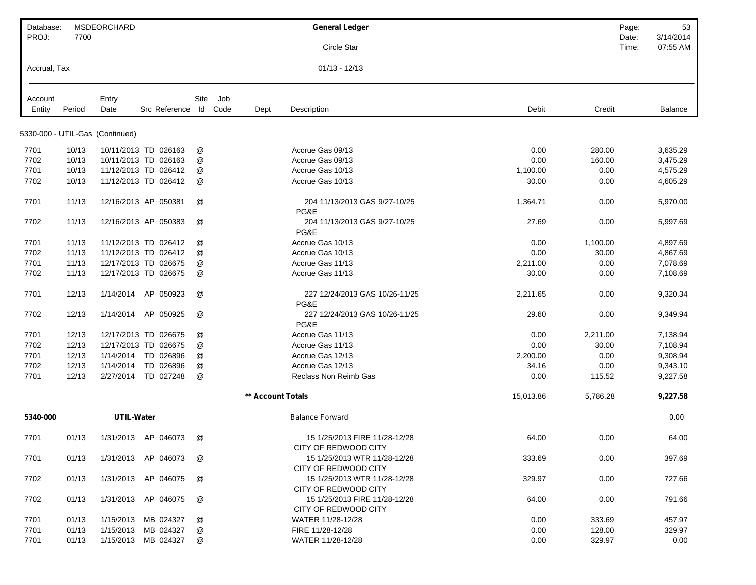Database: MSDEORCHARD
PROJ: 7700

**General Ledger**

Circle Star

Accrual, Tax

01/13 - 12/13

Date: 3/14/2014
Time: 07:55 AM

| Account Entity | Period | Entry Date | Src | Reference | Site Id | Job Code | Dept | Description | Debit | Credit | Balance |
|---|---|---|---|---|---|---|---|---|---|---|---|
| **5330-000 - UTIL-Gas (Continued)** | | | | | | | | | | | |
| 7701 | 10/13 | 10/11/2013 | TD | 026163 | @ | | | Accrue Gas 09/13 | 0.00 | 280.00 | 3,635.29 |
| 7702 | 10/13 | 10/11/2013 | TD | 026163 | @ | | | Accrue Gas 09/13 | 0.00 | 160.00 | 3,475.29 |
| 7701 | 10/13 | 11/12/2013 | TD | 026412 | @ | | | Accrue Gas 10/13 | 1,100.00 | 0.00 | 4,575.29 |
| 7702 | 10/13 | 11/12/2013 | TD | 026412 | @ | | | Accrue Gas 10/13 | 30.00 | 0.00 | 4,605.29 |
| 7701 | 11/13 | 12/16/2013 | AP | 050381 | @ | | | 204 11/13/2013 GAS 9/27-10/25 PG&E | 1,364.71 | 0.00 | 5,970.00 |
| 7702 | 11/13 | 12/16/2013 | AP | 050383 | @ | | | 204 11/13/2013 GAS 9/27-10/25 PG&E | 27.69 | 0.00 | 5,997.69 |
| 7701 | 11/13 | 11/12/2013 | TD | 026412 | @ | | | Accrue Gas 10/13 | 0.00 | 1,100.00 | 4,897.69 |
| 7702 | 11/13 | 11/12/2013 | TD | 026412 | @ | | | Accrue Gas 10/13 | 0.00 | 30.00 | 4,867.69 |
| 7701 | 11/13 | 12/17/2013 | TD | 026675 | @ | | | Accrue Gas 11/13 | 2,211.00 | 0.00 | 7,078.69 |
| 7702 | 11/13 | 12/17/2013 | TD | 026675 | @ | | | Accrue Gas 11/13 | 30.00 | 0.00 | 7,108.69 |
| 7701 | 12/13 | 1/14/2014 | AP | 050923 | @ | | | 227 12/24/2013 GAS 10/26-11/25 PG&E | 2,211.65 | 0.00 | 9,320.34 |
| 7702 | 12/13 | 1/14/2014 | AP | 050925 | @ | | | 227 12/24/2013 GAS 10/26-11/25 PG&E | 29.60 | 0.00 | 9,349.94 |
| 7701 | 12/13 | 12/17/2013 | TD | 026675 | @ | | | Accrue Gas 11/13 | 0.00 | 2,211.00 | 7,138.94 |
| 7702 | 12/13 | 12/17/2013 | TD | 026675 | @ | | | Accrue Gas 11/13 | 0.00 | 30.00 | 7,108.94 |
| 7701 | 12/13 | 1/14/2014 | TD | 026896 | @ | | | Accrue Gas 12/13 | 2,200.00 | 0.00 | 9,308.94 |
| 7702 | 12/13 | 1/14/2014 | TD | 026896 | @ | | | Accrue Gas 12/13 | 34.16 | 0.00 | 9,343.10 |
| 7701 | 12/13 | 2/27/2014 | TD | 027248 | @ | | | Reclass Non Reimb Gas | 0.00 | 115.52 | 9,227.58 |
| | | | | | | | **Account Totals** | | 15,013.86 | 5,786.28 | **9,227.58** |
| **5340-000** | | **UTIL-Water** | | | | | | Balance Forward | | | 0.00 |
| 7701 | 01/13 | 1/31/2013 | AP | 046073 | @ | | | 15 1/25/2013 FIRE 11/28-12/28 CITY OF REDWOOD CITY | 64.00 | 0.00 | 64.00 |
| 7701 | 01/13 | 1/31/2013 | AP | 046073 | @ | | | 15 1/25/2013 WTR 11/28-12/28 CITY OF REDWOOD CITY | 333.69 | 0.00 | 397.69 |
| 7702 | 01/13 | 1/31/2013 | AP | 046075 | @ | | | 15 1/25/2013 WTR 11/28-12/28 CITY OF REDWOOD CITY | 329.97 | 0.00 | 727.66 |
| 7702 | 01/13 | 1/31/2013 | AP | 046075 | @ | | | 15 1/25/2013 FIRE 11/28-12/28 CITY OF REDWOOD CITY | 64.00 | 0.00 | 791.66 |
| 7701 | 01/13 | 1/15/2013 | MB | 024327 | @ | | | WATER 11/28-12/28 | 0.00 | 333.69 | 457.97 |
| 7701 | 01/13 | 1/15/2013 | MB | 024327 | @ | | | FIRE 11/28-12/28 | 0.00 | 128.00 | 329.97 |
| 7701 | 01/13 | 1/15/2013 | MB | 024327 | @ | | | WATER 11/28-12/28 | 0.00 | 329.97 | 0.00 |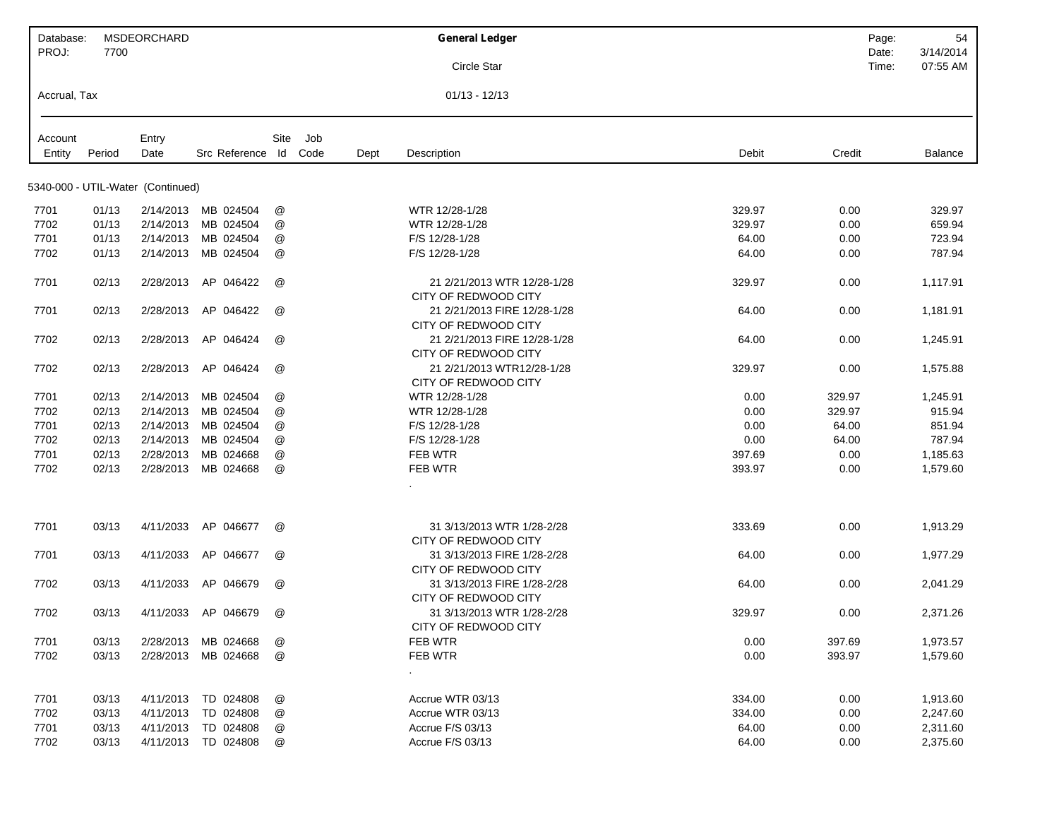Database: MSDEORCHARD
PROJ: 7700

**General Ledger**

Circle Star

Accrual, Tax

01/13 - 12/13

Date: 3/14/2014
Time: 07:55 AM

5340-000 - UTIL-Water (Continued)

| Account Entity | Period | Entry Date | Src | Reference | Site Id | Job Code | Dept | Description | Debit | Credit | Balance |
|---|---|---|---|---|---|---|---|---|---|---|---|
| 7701 | 01/13 | 2/14/2013 | MB | 024504 | @ | | | WTR 12/28-1/28 | 329.97 | 0.00 | 329.97 |
| 7702 | 01/13 | 2/14/2013 | MB | 024504 | @ | | | WTR 12/28-1/28 | 329.97 | 0.00 | 659.94 |
| 7701 | 01/13 | 2/14/2013 | MB | 024504 | @ | | | F/S 12/28-1/28 | 64.00 | 0.00 | 723.94 |
| 7702 | 01/13 | 2/14/2013 | MB | 024504 | @ | | | F/S 12/28-1/28 | 64.00 | 0.00 | 787.94 |
| 7701 | 02/13 | 2/28/2013 | AP | 046422 | @ | | | 21 2/21/2013 WTR 12/28-1/28 CITY OF REDWOOD CITY | 329.97 | 0.00 | 1,117.91 |
| 7701 | 02/13 | 2/28/2013 | AP | 046422 | @ | | | 21 2/21/2013 FIRE 12/28-1/28 CITY OF REDWOOD CITY | 64.00 | 0.00 | 1,181.91 |
| 7702 | 02/13 | 2/28/2013 | AP | 046424 | @ | | | 21 2/21/2013 FIRE 12/28-1/28 CITY OF REDWOOD CITY | 64.00 | 0.00 | 1,245.91 |
| 7702 | 02/13 | 2/28/2013 | AP | 046424 | @ | | | 21 2/21/2013 WTR12/28-1/28 CITY OF REDWOOD CITY | 329.97 | 0.00 | 1,575.88 |
| 7701 | 02/13 | 2/14/2013 | MB | 024504 | @ | | | WTR 12/28-1/28 | 0.00 | 329.97 | 1,245.91 |
| 7702 | 02/13 | 2/14/2013 | MB | 024504 | @ | | | WTR 12/28-1/28 | 0.00 | 329.97 | 915.94 |
| 7701 | 02/13 | 2/14/2013 | MB | 024504 | @ | | | F/S 12/28-1/28 | 0.00 | 64.00 | 851.94 |
| 7702 | 02/13 | 2/14/2013 | MB | 024504 | @ | | | F/S 12/28-1/28 | 0.00 | 64.00 | 787.94 |
| 7701 | 02/13 | 2/28/2013 | MB | 024668 | @ | | | FEB WTR | 397.69 | 0.00 | 1,185.63 |
| 7702 | 02/13 | 2/28/2013 | MB | 024668 | @ | | | FEB WTR | 393.97 | 0.00 | 1,579.60 |
| | | | | | | | | . | | | |
| 7701 | 03/13 | 4/11/2033 | AP | 046677 | @ | | | 31 3/13/2013 WTR 1/28-2/28 CITY OF REDWOOD CITY | 333.69 | 0.00 | 1,913.29 |
| 7701 | 03/13 | 4/11/2033 | AP | 046677 | @ | | | 31 3/13/2013 FIRE 1/28-2/28 CITY OF REDWOOD CITY | 64.00 | 0.00 | 1,977.29 |
| 7702 | 03/13 | 4/11/2033 | AP | 046679 | @ | | | 31 3/13/2013 FIRE 1/28-2/28 CITY OF REDWOOD CITY | 64.00 | 0.00 | 2,041.29 |
| 7702 | 03/13 | 4/11/2033 | AP | 046679 | @ | | | 31 3/13/2013 WTR 1/28-2/28 CITY OF REDWOOD CITY | 329.97 | 0.00 | 2,371.26 |
| 7701 | 03/13 | 2/28/2013 | MB | 024668 | @ | | | FEB WTR | 0.00 | 397.69 | 1,973.57 |
| 7702 | 03/13 | 2/28/2013 | MB | 024668 | @ | | | FEB WTR | 0.00 | 393.97 | 1,579.60 |
| | | | | | | | | . | | | |
| 7701 | 03/13 | 4/11/2013 | TD | 024808 | @ | | | Accrue WTR 03/13 | 334.00 | 0.00 | 1,913.60 |
| 7702 | 03/13 | 4/11/2013 | TD | 024808 | @ | | | Accrue WTR 03/13 | 334.00 | 0.00 | 2,247.60 |
| 7701 | 03/13 | 4/11/2013 | TD | 024808 | @ | | | Accrue F/S 03/13 | 64.00 | 0.00 | 2,311.60 |
| 7702 | 03/13 | 4/11/2013 | TD | 024808 | @ | | | Accrue F/S 03/13 | 64.00 | 0.00 | 2,375.60 |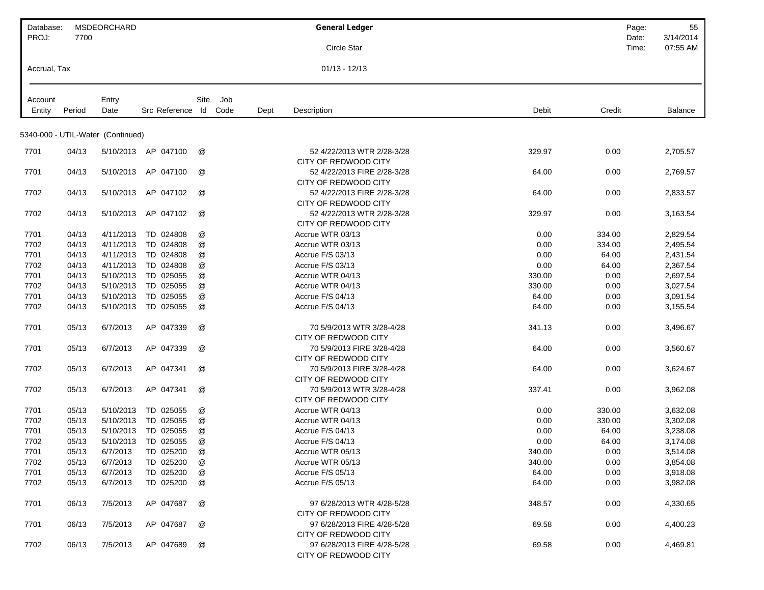| Database: | MSDEORCHARD | General Ledger | Page: | 55 |
|---|---|---|---|---|
| PROJ: | 7700 | Circle Star | Date: | 3/14/2014 |
| | | | Time: | 07:55 AM |
| Accrual, Tax | | 01/13 - 12/13 | | |

| Account Entity | Period | Entry Date | Src | Reference | Site Id | Job Code | Dept | Description | Debit | Credit | Balance |
|---|---|---|---|---|---|---|---|---|---|---|---|
| **5340-000 - UTIL-Water (Continued)** | | | | | | | | | | | |
| 7701 | 04/13 | 5/10/2013 | AP | 047100 | @ | | | 52 4/22/2013 WTR 2/28-3/28 CITY OF REDWOOD CITY | 329.97 | 0.00 | 2,705.57 |
| 7701 | 04/13 | 5/10/2013 | AP | 047100 | @ | | | 52 4/22/2013 FIRE 2/28-3/28 CITY OF REDWOOD CITY | 64.00 | 0.00 | 2,769.57 |
| 7702 | 04/13 | 5/10/2013 | AP | 047102 | @ | | | 52 4/22/2013 FIRE 2/28-3/28 CITY OF REDWOOD CITY | 64.00 | 0.00 | 2,833.57 |
| 7702 | 04/13 | 5/10/2013 | AP | 047102 | @ | | | 52 4/22/2013 WTR 2/28-3/28 CITY OF REDWOOD CITY | 329.97 | 0.00 | 3,163.54 |
| 7701 | 04/13 | 4/11/2013 | TD | 024808 | @ | | | Accrue WTR 03/13 | 0.00 | 334.00 | 2,829.54 |
| 7702 | 04/13 | 4/11/2013 | TD | 024808 | @ | | | Accrue WTR 03/13 | 0.00 | 334.00 | 2,495.54 |
| 7701 | 04/13 | 4/11/2013 | TD | 024808 | @ | | | Accrue F/S 03/13 | 0.00 | 64.00 | 2,431.54 |
| 7702 | 04/13 | 4/11/2013 | TD | 024808 | @ | | | Accrue F/S 03/13 | 0.00 | 64.00 | 2,367.54 |
| 7701 | 04/13 | 5/10/2013 | TD | 025055 | @ | | | Accrue WTR 04/13 | 330.00 | 0.00 | 2,697.54 |
| 7702 | 04/13 | 5/10/2013 | TD | 025055 | @ | | | Accrue WTR 04/13 | 330.00 | 0.00 | 3,027.54 |
| 7701 | 04/13 | 5/10/2013 | TD | 025055 | @ | | | Accrue F/S 04/13 | 64.00 | 0.00 | 3,091.54 |
| 7702 | 04/13 | 5/10/2013 | TD | 025055 | @ | | | Accrue F/S 04/13 | 64.00 | 0.00 | 3,155.54 |
| 7701 | 05/13 | 6/7/2013 | AP | 047339 | @ | | | 70 5/9/2013 WTR 3/28-4/28 CITY OF REDWOOD CITY | 341.13 | 0.00 | 3,496.67 |
| 7701 | 05/13 | 6/7/2013 | AP | 047339 | @ | | | 70 5/9/2013 FIRE 3/28-4/28 CITY OF REDWOOD CITY | 64.00 | 0.00 | 3,560.67 |
| 7702 | 05/13 | 6/7/2013 | AP | 047341 | @ | | | 70 5/9/2013 FIRE 3/28-4/28 CITY OF REDWOOD CITY | 64.00 | 0.00 | 3,624.67 |
| 7702 | 05/13 | 6/7/2013 | AP | 047341 | @ | | | 70 5/9/2013 WTR 3/28-4/28 CITY OF REDWOOD CITY | 337.41 | 0.00 | 3,962.08 |
| 7701 | 05/13 | 5/10/2013 | TD | 025055 | @ | | | Accrue WTR 04/13 | 0.00 | 330.00 | 3,632.08 |
| 7702 | 05/13 | 5/10/2013 | TD | 025055 | @ | | | Accrue WTR 04/13 | 0.00 | 330.00 | 3,302.08 |
| 7701 | 05/13 | 5/10/2013 | TD | 025055 | @ | | | Accrue F/S 04/13 | 0.00 | 64.00 | 3,238.08 |
| 7702 | 05/13 | 5/10/2013 | TD | 025055 | @ | | | Accrue F/S 04/13 | 0.00 | 64.00 | 3,174.08 |
| 7701 | 05/13 | 6/7/2013 | TD | 025200 | @ | | | Accrue WTR 05/13 | 340.00 | 0.00 | 3,514.08 |
| 7702 | 05/13 | 6/7/2013 | TD | 025200 | @ | | | Accrue WTR 05/13 | 340.00 | 0.00 | 3,854.08 |
| 7701 | 05/13 | 6/7/2013 | TD | 025200 | @ | | | Accrue F/S 05/13 | 64.00 | 0.00 | 3,918.08 |
| 7702 | 05/13 | 6/7/2013 | TD | 025200 | @ | | | Accrue F/S 05/13 | 64.00 | 0.00 | 3,982.08 |
| 7701 | 06/13 | 7/5/2013 | AP | 047687 | @ | | | 97 6/28/2013 WTR 4/28-5/28 CITY OF REDWOOD CITY | 348.57 | 0.00 | 4,330.65 |
| 7701 | 06/13 | 7/5/2013 | AP | 047687 | @ | | | 97 6/28/2013 FIRE 4/28-5/28 CITY OF REDWOOD CITY | 69.58 | 0.00 | 4,400.23 |
| 7702 | 06/13 | 7/5/2013 | AP | 047689 | @ | | | 97 6/28/2013 FIRE 4/28-5/28 CITY OF REDWOOD CITY | 69.58 | 0.00 | 4,469.81 |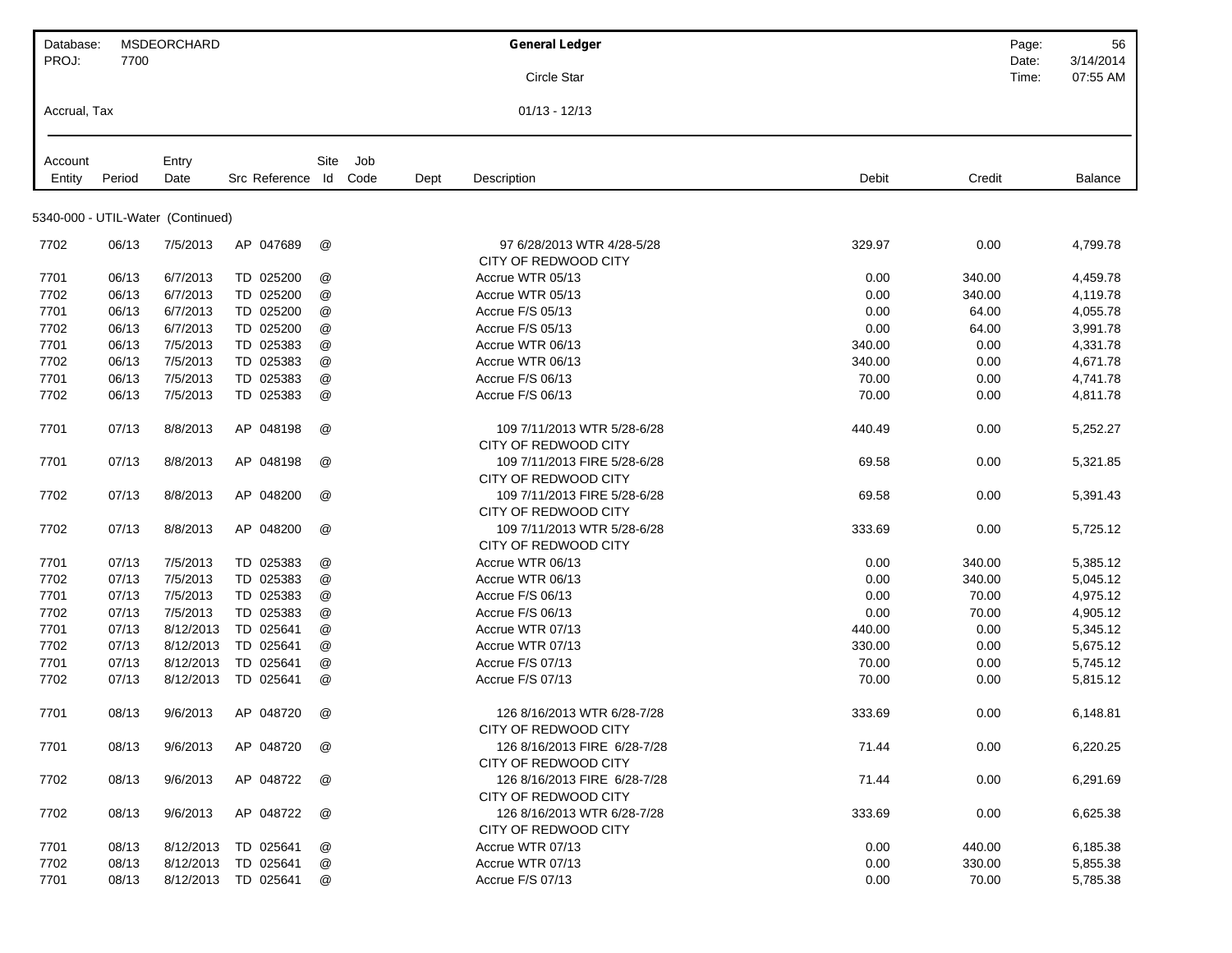Database: MSDEORCHARD
PROJ: 7700

**General Ledger**

Circle Star

Date: 3/14/2014
Time: 07:55 AM

Accrual, Tax

01/13 - 12/13

| Account Entity | Period | Entry Date | Src | Reference | Site Id | Job Code | Dept | Description | Debit | Credit | Balance |
|---|---|---|---|---|---|---|---|---|---|---|---|
| **5340-000 - UTIL-Water (Continued)** | | | | | | | | | | | |
| 7702 | 06/13 | 7/5/2013 | AP | 047689 | @ | | | 97 6/28/2013 WTR 4/28-5/28 CITY OF REDWOOD CITY | 329.97 | 0.00 | 4,799.78 |
| 7701 | 06/13 | 6/7/2013 | TD | 025200 | @ | | | Accrue WTR 05/13 | 0.00 | 340.00 | 4,459.78 |
| 7702 | 06/13 | 6/7/2013 | TD | 025200 | @ | | | Accrue WTR 05/13 | 0.00 | 340.00 | 4,119.78 |
| 7701 | 06/13 | 6/7/2013 | TD | 025200 | @ | | | Accrue F/S 05/13 | 0.00 | 64.00 | 4,055.78 |
| 7702 | 06/13 | 6/7/2013 | TD | 025200 | @ | | | Accrue F/S 05/13 | 0.00 | 64.00 | 3,991.78 |
| 7701 | 06/13 | 7/5/2013 | TD | 025383 | @ | | | Accrue WTR 06/13 | 340.00 | 0.00 | 4,331.78 |
| 7702 | 06/13 | 7/5/2013 | TD | 025383 | @ | | | Accrue WTR 06/13 | 340.00 | 0.00 | 4,671.78 |
| 7701 | 06/13 | 7/5/2013 | TD | 025383 | @ | | | Accrue F/S 06/13 | 70.00 | 0.00 | 4,741.78 |
| 7702 | 06/13 | 7/5/2013 | TD | 025383 | @ | | | Accrue F/S 06/13 | 70.00 | 0.00 | 4,811.78 |
| 7701 | 07/13 | 8/8/2013 | AP | 048198 | @ | | | 109 7/11/2013 WTR 5/28-6/28 CITY OF REDWOOD CITY | 440.49 | 0.00 | 5,252.27 |
| 7701 | 07/13 | 8/8/2013 | AP | 048198 | @ | | | 109 7/11/2013 FIRE 5/28-6/28 CITY OF REDWOOD CITY | 69.58 | 0.00 | 5,321.85 |
| 7702 | 07/13 | 8/8/2013 | AP | 048200 | @ | | | 109 7/11/2013 FIRE 5/28-6/28 CITY OF REDWOOD CITY | 69.58 | 0.00 | 5,391.43 |
| 7702 | 07/13 | 8/8/2013 | AP | 048200 | @ | | | 109 7/11/2013 WTR 5/28-6/28 CITY OF REDWOOD CITY | 333.69 | 0.00 | 5,725.12 |
| 7701 | 07/13 | 7/5/2013 | TD | 025383 | @ | | | Accrue WTR 06/13 | 0.00 | 340.00 | 5,385.12 |
| 7702 | 07/13 | 7/5/2013 | TD | 025383 | @ | | | Accrue WTR 06/13 | 0.00 | 340.00 | 5,045.12 |
| 7701 | 07/13 | 7/5/2013 | TD | 025383 | @ | | | Accrue F/S 06/13 | 0.00 | 70.00 | 4,975.12 |
| 7702 | 07/13 | 7/5/2013 | TD | 025383 | @ | | | Accrue F/S 06/13 | 0.00 | 70.00 | 4,905.12 |
| 7701 | 07/13 | 8/12/2013 | TD | 025641 | @ | | | Accrue WTR 07/13 | 440.00 | 0.00 | 5,345.12 |
| 7702 | 07/13 | 8/12/2013 | TD | 025641 | @ | | | Accrue WTR 07/13 | 330.00 | 0.00 | 5,675.12 |
| 7701 | 07/13 | 8/12/2013 | TD | 025641 | @ | | | Accrue F/S 07/13 | 70.00 | 0.00 | 5,745.12 |
| 7702 | 07/13 | 8/12/2013 | TD | 025641 | @ | | | Accrue F/S 07/13 | 70.00 | 0.00 | 5,815.12 |
| 7701 | 08/13 | 9/6/2013 | AP | 048720 | @ | | | 126 8/16/2013 WTR 6/28-7/28 CITY OF REDWOOD CITY | 333.69 | 0.00 | 6,148.81 |
| 7701 | 08/13 | 9/6/2013 | AP | 048720 | @ | | | 126 8/16/2013 FIRE 6/28-7/28 CITY OF REDWOOD CITY | 71.44 | 0.00 | 6,220.25 |
| 7702 | 08/13 | 9/6/2013 | AP | 048722 | @ | | | 126 8/16/2013 FIRE 6/28-7/28 CITY OF REDWOOD CITY | 71.44 | 0.00 | 6,291.69 |
| 7702 | 08/13 | 9/6/2013 | AP | 048722 | @ | | | 126 8/16/2013 WTR 6/28-7/28 CITY OF REDWOOD CITY | 333.69 | 0.00 | 6,625.38 |
| 7701 | 08/13 | 8/12/2013 | TD | 025641 | @ | | | Accrue WTR 07/13 | 0.00 | 440.00 | 6,185.38 |
| 7702 | 08/13 | 8/12/2013 | TD | 025641 | @ | | | Accrue WTR 07/13 | 0.00 | 330.00 | 5,855.38 |
| 7701 | 08/13 | 8/12/2013 | TD | 025641 | @ | | | Accrue F/S 07/13 | 0.00 | 70.00 | 5,785.38 |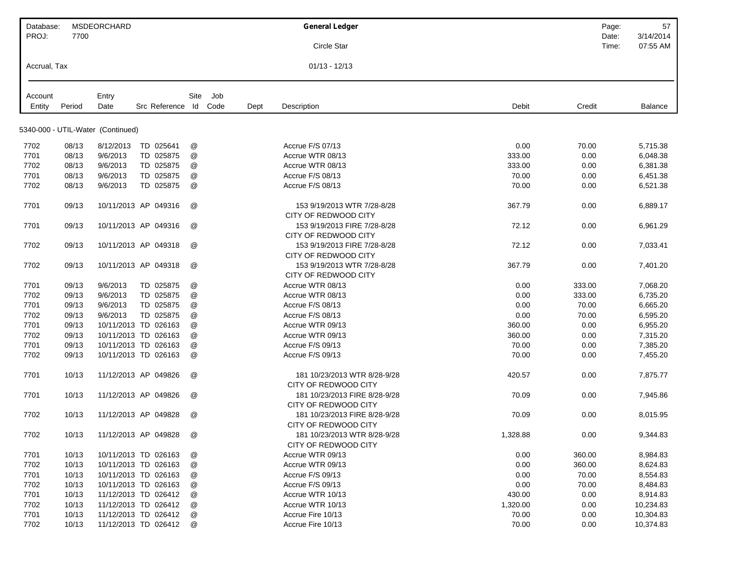| Database: | MSDEORCHARD | General Ledger | Page: | 57 |
|---|---|---|---|---|
| PROJ: | 7700 | Circle Star | Date: | 3/14/2014 |
| | | | Time: | 07:55 AM |
| Accrual, Tax | | 01/13 - 12/13 | | |

| Account Entity | Period | Entry Date | Src | Reference | Site Id | Job Code | Dept | Description | Debit | Credit | Balance |
|---|---|---|---|---|---|---|---|---|---|---|---|
| **5340-000 - UTIL-Water (Continued)** | | | | | | | | | | | |
| 7702 | 08/13 | 8/12/2013 | TD | 025641 | @ | | | Accrue F/S 07/13 | 0.00 | 70.00 | 5,715.38 |
| 7701 | 08/13 | 9/6/2013 | TD | 025875 | @ | | | Accrue WTR 08/13 | 333.00 | 0.00 | 6,048.38 |
| 7702 | 08/13 | 9/6/2013 | TD | 025875 | @ | | | Accrue WTR 08/13 | 333.00 | 0.00 | 6,381.38 |
| 7701 | 08/13 | 9/6/2013 | TD | 025875 | @ | | | Accrue F/S 08/13 | 70.00 | 0.00 | 6,451.38 |
| 7702 | 08/13 | 9/6/2013 | TD | 025875 | @ | | | Accrue F/S 08/13 | 70.00 | 0.00 | 6,521.38 |
| 7701 | 09/13 | 10/11/2013 | AP | 049316 | @ | | | 153 9/19/2013 WTR 7/28-8/28 CITY OF REDWOOD CITY | 367.79 | 0.00 | 6,889.17 |
| 7701 | 09/13 | 10/11/2013 | AP | 049316 | @ | | | 153 9/19/2013 FIRE 7/28-8/28 CITY OF REDWOOD CITY | 72.12 | 0.00 | 6,961.29 |
| 7702 | 09/13 | 10/11/2013 | AP | 049318 | @ | | | 153 9/19/2013 FIRE 7/28-8/28 CITY OF REDWOOD CITY | 72.12 | 0.00 | 7,033.41 |
| 7702 | 09/13 | 10/11/2013 | AP | 049318 | @ | | | 153 9/19/2013 WTR 7/28-8/28 CITY OF REDWOOD CITY | 367.79 | 0.00 | 7,401.20 |
| 7701 | 09/13 | 9/6/2013 | TD | 025875 | @ | | | Accrue WTR 08/13 | 0.00 | 333.00 | 7,068.20 |
| 7702 | 09/13 | 9/6/2013 | TD | 025875 | @ | | | Accrue WTR 08/13 | 0.00 | 333.00 | 6,735.20 |
| 7701 | 09/13 | 9/6/2013 | TD | 025875 | @ | | | Accrue F/S 08/13 | 0.00 | 70.00 | 6,665.20 |
| 7702 | 09/13 | 9/6/2013 | TD | 025875 | @ | | | Accrue F/S 08/13 | 0.00 | 70.00 | 6,595.20 |
| 7701 | 09/13 | 10/11/2013 | TD | 026163 | @ | | | Accrue WTR 09/13 | 360.00 | 0.00 | 6,955.20 |
| 7702 | 09/13 | 10/11/2013 | TD | 026163 | @ | | | Accrue WTR 09/13 | 360.00 | 0.00 | 7,315.20 |
| 7701 | 09/13 | 10/11/2013 | TD | 026163 | @ | | | Accrue F/S 09/13 | 70.00 | 0.00 | 7,385.20 |
| 7702 | 09/13 | 10/11/2013 | TD | 026163 | @ | | | Accrue F/S 09/13 | 70.00 | 0.00 | 7,455.20 |
| 7701 | 10/13 | 11/12/2013 | AP | 049826 | @ | | | 181 10/23/2013 WTR 8/28-9/28 CITY OF REDWOOD CITY | 420.57 | 0.00 | 7,875.77 |
| 7701 | 10/13 | 11/12/2013 | AP | 049826 | @ | | | 181 10/23/2013 FIRE 8/28-9/28 CITY OF REDWOOD CITY | 70.09 | 0.00 | 7,945.86 |
| 7702 | 10/13 | 11/12/2013 | AP | 049828 | @ | | | 181 10/23/2013 FIRE 8/28-9/28 CITY OF REDWOOD CITY | 70.09 | 0.00 | 8,015.95 |
| 7702 | 10/13 | 11/12/2013 | AP | 049828 | @ | | | 181 10/23/2013 WTR 8/28-9/28 CITY OF REDWOOD CITY | 1,328.88 | 0.00 | 9,344.83 |
| 7701 | 10/13 | 10/11/2013 | TD | 026163 | @ | | | Accrue WTR 09/13 | 0.00 | 360.00 | 8,984.83 |
| 7702 | 10/13 | 10/11/2013 | TD | 026163 | @ | | | Accrue WTR 09/13 | 0.00 | 360.00 | 8,624.83 |
| 7701 | 10/13 | 10/11/2013 | TD | 026163 | @ | | | Accrue F/S 09/13 | 0.00 | 70.00 | 8,554.83 |
| 7702 | 10/13 | 10/11/2013 | TD | 026163 | @ | | | Accrue F/S 09/13 | 0.00 | 70.00 | 8,484.83 |
| 7701 | 10/13 | 11/12/2013 | TD | 026412 | @ | | | Accrue WTR 10/13 | 430.00 | 0.00 | 8,914.83 |
| 7702 | 10/13 | 11/12/2013 | TD | 026412 | @ | | | Accrue WTR 10/13 | 1,320.00 | 0.00 | 10,234.83 |
| 7701 | 10/13 | 11/12/2013 | TD | 026412 | @ | | | Accrue Fire 10/13 | 70.00 | 0.00 | 10,304.83 |
| 7702 | 10/13 | 11/12/2013 | TD | 026412 | @ | | | Accrue Fire 10/13 | 70.00 | 0.00 | 10,374.83 |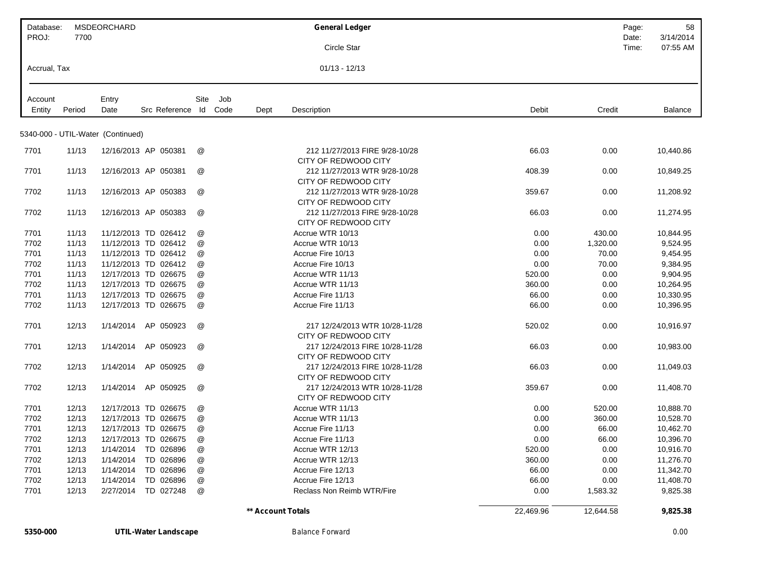| Database: MSDEORCHARD | General Ledger | Page: 58 |
|---|---|---|
| PROJ: 7700 | Circle Star | Date: 3/14/2014 |
| | | Time: 07:55 AM |
| Accrual, Tax | 01/13 - 12/13 | |

| Account Entity | Period | Entry Date | Src | Reference | Site Id | Job Code | Dept | Description | Debit | Credit | Balance |
|---|---|---|---|---|---|---|---|---|---|---|---|
| **5340-000 - UTIL-Water (Continued)** | | | | | | | | | | | |
| 7701 | 11/13 | 12/16/2013 | AP | 050381 | @ | | | 212 11/27/2013 FIRE 9/28-10/28 CITY OF REDWOOD CITY | 66.03 | 0.00 | 10,440.86 |
| 7701 | 11/13 | 12/16/2013 | AP | 050381 | @ | | | 212 11/27/2013 WTR 9/28-10/28 CITY OF REDWOOD CITY | 408.39 | 0.00 | 10,849.25 |
| 7702 | 11/13 | 12/16/2013 | AP | 050383 | @ | | | 212 11/27/2013 WTR 9/28-10/28 CITY OF REDWOOD CITY | 359.67 | 0.00 | 11,208.92 |
| 7702 | 11/13 | 12/16/2013 | AP | 050383 | @ | | | 212 11/27/2013 FIRE 9/28-10/28 CITY OF REDWOOD CITY | 66.03 | 0.00 | 11,274.95 |
| 7701 | 11/13 | 11/12/2013 | TD | 026412 | @ | | | Accrue WTR 10/13 | 0.00 | 430.00 | 10,844.95 |
| 7702 | 11/13 | 11/12/2013 | TD | 026412 | @ | | | Accrue WTR 10/13 | 0.00 | 1,320.00 | 9,524.95 |
| 7701 | 11/13 | 11/12/2013 | TD | 026412 | @ | | | Accrue Fire 10/13 | 0.00 | 70.00 | 9,454.95 |
| 7702 | 11/13 | 11/12/2013 | TD | 026412 | @ | | | Accrue Fire 10/13 | 0.00 | 70.00 | 9,384.95 |
| 7701 | 11/13 | 12/17/2013 | TD | 026675 | @ | | | Accrue WTR 11/13 | 520.00 | 0.00 | 9,904.95 |
| 7702 | 11/13 | 12/17/2013 | TD | 026675 | @ | | | Accrue WTR 11/13 | 360.00 | 0.00 | 10,264.95 |
| 7701 | 11/13 | 12/17/2013 | TD | 026675 | @ | | | Accrue Fire 11/13 | 66.00 | 0.00 | 10,330.95 |
| 7702 | 11/13 | 12/17/2013 | TD | 026675 | @ | | | Accrue Fire 11/13 | 66.00 | 0.00 | 10,396.95 |
| 7701 | 12/13 | 1/14/2014 | AP | 050923 | @ | | | 217 12/24/2013 WTR 10/28-11/28 CITY OF REDWOOD CITY | 520.02 | 0.00 | 10,916.97 |
| 7701 | 12/13 | 1/14/2014 | AP | 050923 | @ | | | 217 12/24/2013 FIRE 10/28-11/28 CITY OF REDWOOD CITY | 66.03 | 0.00 | 10,983.00 |
| 7702 | 12/13 | 1/14/2014 | AP | 050925 | @ | | | 217 12/24/2013 FIRE 10/28-11/28 CITY OF REDWOOD CITY | 66.03 | 0.00 | 11,049.03 |
| 7702 | 12/13 | 1/14/2014 | AP | 050925 | @ | | | 217 12/24/2013 WTR 10/28-11/28 CITY OF REDWOOD CITY | 359.67 | 0.00 | 11,408.70 |
| 7701 | 12/13 | 12/17/2013 | TD | 026675 | @ | | | Accrue WTR 11/13 | 0.00 | 520.00 | 10,888.70 |
| 7702 | 12/13 | 12/17/2013 | TD | 026675 | @ | | | Accrue WTR 11/13 | 0.00 | 360.00 | 10,528.70 |
| 7701 | 12/13 | 12/17/2013 | TD | 026675 | @ | | | Accrue Fire 11/13 | 0.00 | 66.00 | 10,462.70 |
| 7702 | 12/13 | 12/17/2013 | TD | 026675 | @ | | | Accrue Fire 11/13 | 0.00 | 66.00 | 10,396.70 |
| 7701 | 12/13 | 1/14/2014 | TD | 026896 | @ | | | Accrue WTR 12/13 | 520.00 | 0.00 | 10,916.70 |
| 7702 | 12/13 | 1/14/2014 | TD | 026896 | @ | | | Accrue WTR 12/13 | 360.00 | 0.00 | 11,276.70 |
| 7701 | 12/13 | 1/14/2014 | TD | 026896 | @ | | | Accrue Fire 12/13 | 66.00 | 0.00 | 11,342.70 |
| 7702 | 12/13 | 1/14/2014 | TD | 026896 | @ | | | Accrue Fire 12/13 | 66.00 | 0.00 | 11,408.70 |
| 7701 | 12/13 | 2/27/2014 | TD | 027248 | @ | | | Reclass Non Reimb WTR/Fire | 0.00 | 1,583.32 | 9,825.38 |
| | | | | | | | | **\*\* Account Totals** | 22,469.96 | 12,644.58 | **9,825.38** |
| **5350-000** | | **UTIL-Water Landscape** | | | | | | Balance Forward | | | 0.00 |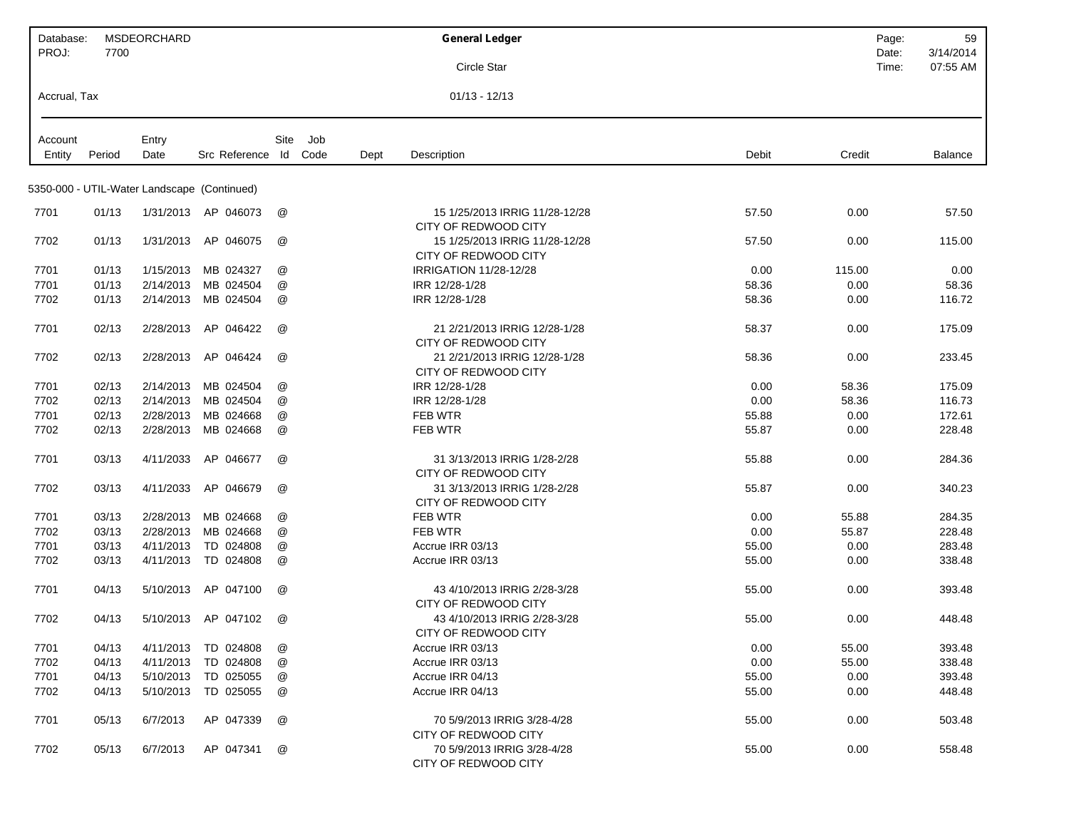| Database: | MSDEORCHARD | General Ledger | Page: | 59 |
|---|---|---|---|---|
| PROJ: | 7700 | Circle Star | Date: | 3/14/2014 |
| | | | Time: | 07:55 AM |
| Accrual, Tax | | 01/13 - 12/13 | | |

| Account Entity | Period | Entry Date | Src Reference | Site Id | Job Code | Dept | Description | Debit | Credit | Balance |
|---|---|---|---|---|---|---|---|---|---|---|
| **5350-000 - UTIL-Water Landscape (Continued)** | | | | | | | | | | |
| 7701 | 01/13 | 1/31/2013 | AP 046073 | @ | | | 15 1/25/2013 IRRIG 11/28-12/28 CITY OF REDWOOD CITY | 57.50 | 0.00 | 57.50 |
| 7702 | 01/13 | 1/31/2013 | AP 046075 | @ | | | 15 1/25/2013 IRRIG 11/28-12/28 CITY OF REDWOOD CITY | 57.50 | 0.00 | 115.00 |
| 7701 | 01/13 | 1/15/2013 | MB 024327 | @ | | | IRRIGATION 11/28-12/28 | 0.00 | 115.00 | 0.00 |
| 7701 | 01/13 | 2/14/2013 | MB 024504 | @ | | | IRR 12/28-1/28 | 58.36 | 0.00 | 58.36 |
| 7702 | 01/13 | 2/14/2013 | MB 024504 | @ | | | IRR 12/28-1/28 | 58.36 | 0.00 | 116.72 |
| 7701 | 02/13 | 2/28/2013 | AP 046422 | @ | | | 21 2/21/2013 IRRIG 12/28-1/28 CITY OF REDWOOD CITY | 58.37 | 0.00 | 175.09 |
| 7702 | 02/13 | 2/28/2013 | AP 046424 | @ | | | 21 2/21/2013 IRRIG 12/28-1/28 CITY OF REDWOOD CITY | 58.36 | 0.00 | 233.45 |
| 7701 | 02/13 | 2/14/2013 | MB 024504 | @ | | | IRR 12/28-1/28 | 0.00 | 58.36 | 175.09 |
| 7702 | 02/13 | 2/14/2013 | MB 024504 | @ | | | IRR 12/28-1/28 | 0.00 | 58.36 | 116.73 |
| 7701 | 02/13 | 2/28/2013 | MB 024668 | @ | | | FEB WTR | 55.88 | 0.00 | 172.61 |
| 7702 | 02/13 | 2/28/2013 | MB 024668 | @ | | | FEB WTR | 55.87 | 0.00 | 228.48 |
| 7701 | 03/13 | 4/11/2033 | AP 046677 | @ | | | 31 3/13/2013 IRRIG 1/28-2/28 CITY OF REDWOOD CITY | 55.88 | 0.00 | 284.36 |
| 7702 | 03/13 | 4/11/2033 | AP 046679 | @ | | | 31 3/13/2013 IRRIG 1/28-2/28 CITY OF REDWOOD CITY | 55.87 | 0.00 | 340.23 |
| 7701 | 03/13 | 2/28/2013 | MB 024668 | @ | | | FEB WTR | 0.00 | 55.88 | 284.35 |
| 7702 | 03/13 | 2/28/2013 | MB 024668 | @ | | | FEB WTR | 0.00 | 55.87 | 228.48 |
| 7701 | 03/13 | 4/11/2013 | TD 024808 | @ | | | Accrue IRR 03/13 | 55.00 | 0.00 | 283.48 |
| 7702 | 03/13 | 4/11/2013 | TD 024808 | @ | | | Accrue IRR 03/13 | 55.00 | 0.00 | 338.48 |
| 7701 | 04/13 | 5/10/2013 | AP 047100 | @ | | | 43 4/10/2013 IRRIG 2/28-3/28 CITY OF REDWOOD CITY | 55.00 | 0.00 | 393.48 |
| 7702 | 04/13 | 5/10/2013 | AP 047102 | @ | | | 43 4/10/2013 IRRIG 2/28-3/28 CITY OF REDWOOD CITY | 55.00 | 0.00 | 448.48 |
| 7701 | 04/13 | 4/11/2013 | TD 024808 | @ | | | Accrue IRR 03/13 | 0.00 | 55.00 | 393.48 |
| 7702 | 04/13 | 4/11/2013 | TD 024808 | @ | | | Accrue IRR 03/13 | 0.00 | 55.00 | 338.48 |
| 7701 | 04/13 | 5/10/2013 | TD 025055 | @ | | | Accrue IRR 04/13 | 55.00 | 0.00 | 393.48 |
| 7702 | 04/13 | 5/10/2013 | TD 025055 | @ | | | Accrue IRR 04/13 | 55.00 | 0.00 | 448.48 |
| 7701 | 05/13 | 6/7/2013 | AP 047339 | @ | | | 70 5/9/2013 IRRIG 3/28-4/28 CITY OF REDWOOD CITY | 55.00 | 0.00 | 503.48 |
| 7702 | 05/13 | 6/7/2013 | AP 047341 | @ | | | 70 5/9/2013 IRRIG 3/28-4/28 CITY OF REDWOOD CITY | 55.00 | 0.00 | 558.48 |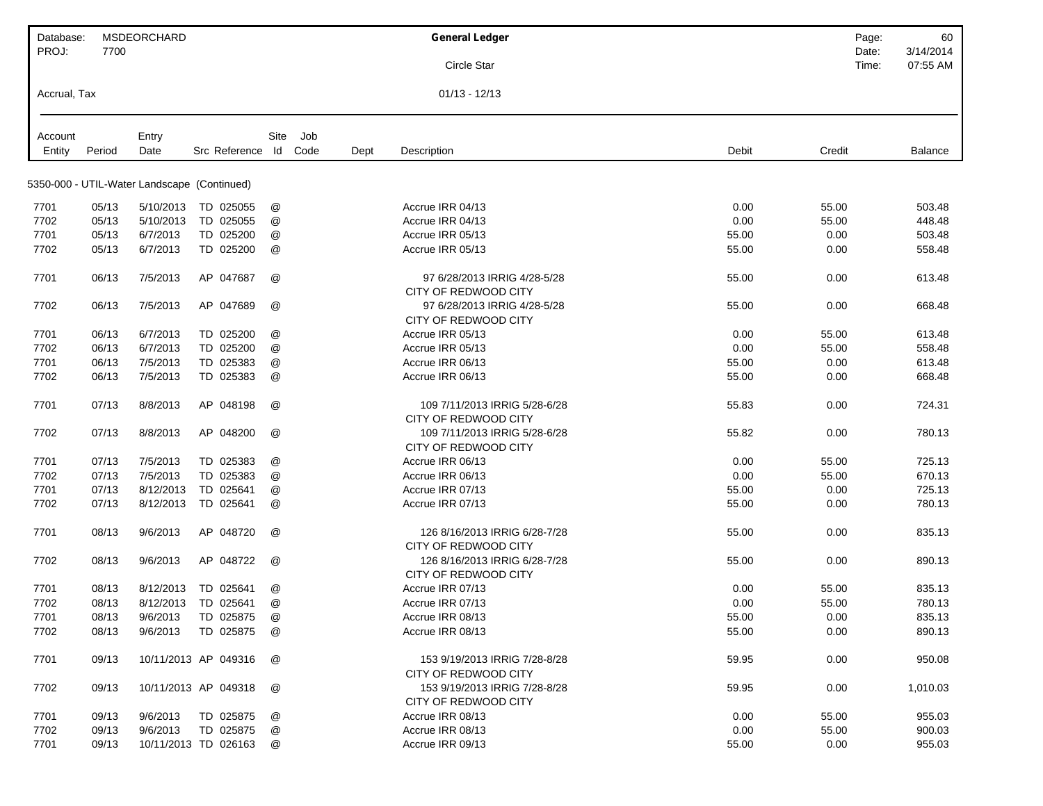Database: MSDEORCHARD
PROJ: 7700

**General Ledger**

Circle Star

Date: 3/14/2014
Time: 07:55 AM

Accrual, Tax

01/13 - 12/13

5350-000 - UTIL-Water Landscape (Continued)

| Account Entity | Period | Entry Date | Src | Reference | Site Id | Job Code | Dept | Description | Debit | Credit | Balance |
|---|---|---|---|---|---|---|---|---|---|---|---|
| 7701 | 05/13 | 5/10/2013 | TD | 025055 | @ | | | Accrue IRR 04/13 | 0.00 | 55.00 | 503.48 |
| 7702 | 05/13 | 5/10/2013 | TD | 025055 | @ | | | Accrue IRR 04/13 | 0.00 | 55.00 | 448.48 |
| 7701 | 05/13 | 6/7/2013 | TD | 025200 | @ | | | Accrue IRR 05/13 | 55.00 | 0.00 | 503.48 |
| 7702 | 05/13 | 6/7/2013 | TD | 025200 | @ | | | Accrue IRR 05/13 | 55.00 | 0.00 | 558.48 |
| 7701 | 06/13 | 7/5/2013 | AP | 047687 | @ | | | 97 6/28/2013 IRRIG 4/28-5/28 CITY OF REDWOOD CITY | 55.00 | 0.00 | 613.48 |
| 7702 | 06/13 | 7/5/2013 | AP | 047689 | @ | | | 97 6/28/2013 IRRIG 4/28-5/28 CITY OF REDWOOD CITY | 55.00 | 0.00 | 668.48 |
| 7701 | 06/13 | 6/7/2013 | TD | 025200 | @ | | | Accrue IRR 05/13 | 0.00 | 55.00 | 613.48 |
| 7702 | 06/13 | 6/7/2013 | TD | 025200 | @ | | | Accrue IRR 05/13 | 0.00 | 55.00 | 558.48 |
| 7701 | 06/13 | 7/5/2013 | TD | 025383 | @ | | | Accrue IRR 06/13 | 55.00 | 0.00 | 613.48 |
| 7702 | 06/13 | 7/5/2013 | TD | 025383 | @ | | | Accrue IRR 06/13 | 55.00 | 0.00 | 668.48 |
| 7701 | 07/13 | 8/8/2013 | AP | 048198 | @ | | | 109 7/11/2013 IRRIG 5/28-6/28 CITY OF REDWOOD CITY | 55.83 | 0.00 | 724.31 |
| 7702 | 07/13 | 8/8/2013 | AP | 048200 | @ | | | 109 7/11/2013 IRRIG 5/28-6/28 CITY OF REDWOOD CITY | 55.82 | 0.00 | 780.13 |
| 7701 | 07/13 | 7/5/2013 | TD | 025383 | @ | | | Accrue IRR 06/13 | 0.00 | 55.00 | 725.13 |
| 7702 | 07/13 | 7/5/2013 | TD | 025383 | @ | | | Accrue IRR 06/13 | 0.00 | 55.00 | 670.13 |
| 7701 | 07/13 | 8/12/2013 | TD | 025641 | @ | | | Accrue IRR 07/13 | 55.00 | 0.00 | 725.13 |
| 7702 | 07/13 | 8/12/2013 | TD | 025641 | @ | | | Accrue IRR 07/13 | 55.00 | 0.00 | 780.13 |
| 7701 | 08/13 | 9/6/2013 | AP | 048720 | @ | | | 126 8/16/2013 IRRIG 6/28-7/28 CITY OF REDWOOD CITY | 55.00 | 0.00 | 835.13 |
| 7702 | 08/13 | 9/6/2013 | AP | 048722 | @ | | | 126 8/16/2013 IRRIG 6/28-7/28 CITY OF REDWOOD CITY | 55.00 | 0.00 | 890.13 |
| 7701 | 08/13 | 8/12/2013 | TD | 025641 | @ | | | Accrue IRR 07/13 | 0.00 | 55.00 | 835.13 |
| 7702 | 08/13 | 8/12/2013 | TD | 025641 | @ | | | Accrue IRR 07/13 | 0.00 | 55.00 | 780.13 |
| 7701 | 08/13 | 9/6/2013 | TD | 025875 | @ | | | Accrue IRR 08/13 | 55.00 | 0.00 | 835.13 |
| 7702 | 08/13 | 9/6/2013 | TD | 025875 | @ | | | Accrue IRR 08/13 | 55.00 | 0.00 | 890.13 |
| 7701 | 09/13 | 10/11/2013 | AP | 049316 | @ | | | 153 9/19/2013 IRRIG 7/28-8/28 CITY OF REDWOOD CITY | 59.95 | 0.00 | 950.08 |
| 7702 | 09/13 | 10/11/2013 | AP | 049318 | @ | | | 153 9/19/2013 IRRIG 7/28-8/28 CITY OF REDWOOD CITY | 59.95 | 0.00 | 1,010.03 |
| 7701 | 09/13 | 9/6/2013 | TD | 025875 | @ | | | Accrue IRR 08/13 | 0.00 | 55.00 | 955.03 |
| 7702 | 09/13 | 9/6/2013 | TD | 025875 | @ | | | Accrue IRR 08/13 | 0.00 | 55.00 | 900.03 |
| 7701 | 09/13 | 10/11/2013 | TD | 026163 | @ | | | Accrue IRR 09/13 | 55.00 | 0.00 | 955.03 |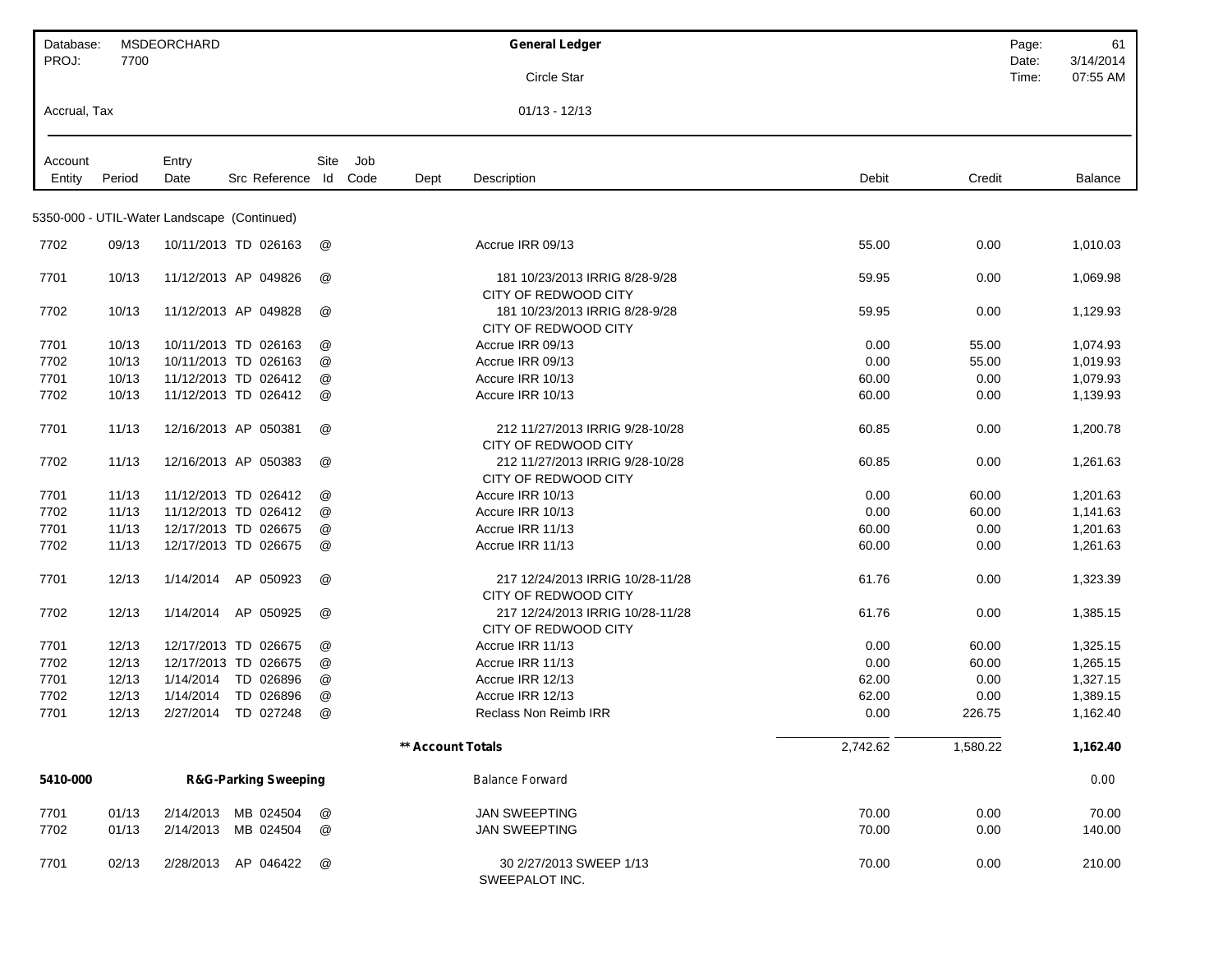| Database: MSDEORCHARD | General Ledger | Page: 61 |
|---|---|---|
| PROJ: 7700 | Circle Star | Date: 3/14/2014 |
| | | Time: 07:55 AM |
| Accrual, Tax | 01/13 - 12/13 | |

| Account Entity | Period | Entry Date | Src | Reference | Site Id | Job Code | Dept | Description | Debit | Credit | Balance |
|---|---|---|---|---|---|---|---|---|---|---|---|
| **5350-000 - UTIL-Water Landscape (Continued)** | | | | | | | | | | | |
| 7702 | 09/13 | 10/11/2013 | TD | 026163 | @ | | | Accrue IRR 09/13 | 55.00 | 0.00 | 1,010.03 |
| 7701 | 10/13 | 11/12/2013 | AP | 049826 | @ | | | 181 10/23/2013 IRRIG 8/28-9/28 CITY OF REDWOOD CITY | 59.95 | 0.00 | 1,069.98 |
| 7702 | 10/13 | 11/12/2013 | AP | 049828 | @ | | | 181 10/23/2013 IRRIG 8/28-9/28 CITY OF REDWOOD CITY | 59.95 | 0.00 | 1,129.93 |
| 7701 | 10/13 | 10/11/2013 | TD | 026163 | @ | | | Accrue IRR 09/13 | 0.00 | 55.00 | 1,074.93 |
| 7702 | 10/13 | 10/11/2013 | TD | 026163 | @ | | | Accrue IRR 09/13 | 0.00 | 55.00 | 1,019.93 |
| 7701 | 10/13 | 11/12/2013 | TD | 026412 | @ | | | Accure IRR 10/13 | 60.00 | 0.00 | 1,079.93 |
| 7702 | 10/13 | 11/12/2013 | TD | 026412 | @ | | | Accure IRR 10/13 | 60.00 | 0.00 | 1,139.93 |
| 7701 | 11/13 | 12/16/2013 | AP | 050381 | @ | | | 212 11/27/2013 IRRIG 9/28-10/28 CITY OF REDWOOD CITY | 60.85 | 0.00 | 1,200.78 |
| 7702 | 11/13 | 12/16/2013 | AP | 050383 | @ | | | 212 11/27/2013 IRRIG 9/28-10/28 CITY OF REDWOOD CITY | 60.85 | 0.00 | 1,261.63 |
| 7701 | 11/13 | 11/12/2013 | TD | 026412 | @ | | | Accure IRR 10/13 | 0.00 | 60.00 | 1,201.63 |
| 7702 | 11/13 | 11/12/2013 | TD | 026412 | @ | | | Accure IRR 10/13 | 0.00 | 60.00 | 1,141.63 |
| 7701 | 11/13 | 12/17/2013 | TD | 026675 | @ | | | Accrue IRR 11/13 | 60.00 | 0.00 | 1,201.63 |
| 7702 | 11/13 | 12/17/2013 | TD | 026675 | @ | | | Accrue IRR 11/13 | 60.00 | 0.00 | 1,261.63 |
| 7701 | 12/13 | 1/14/2014 | AP | 050923 | @ | | | 217 12/24/2013 IRRIG 10/28-11/28 CITY OF REDWOOD CITY | 61.76 | 0.00 | 1,323.39 |
| 7702 | 12/13 | 1/14/2014 | AP | 050925 | @ | | | 217 12/24/2013 IRRIG 10/28-11/28 CITY OF REDWOOD CITY | 61.76 | 0.00 | 1,385.15 |
| 7701 | 12/13 | 12/17/2013 | TD | 026675 | @ | | | Accrue IRR 11/13 | 0.00 | 60.00 | 1,325.15 |
| 7702 | 12/13 | 12/17/2013 | TD | 026675 | @ | | | Accrue IRR 11/13 | 0.00 | 60.00 | 1,265.15 |
| 7701 | 12/13 | 1/14/2014 | TD | 026896 | @ | | | Accrue IRR 12/13 | 62.00 | 0.00 | 1,327.15 |
| 7702 | 12/13 | 1/14/2014 | TD | 026896 | @ | | | Accrue IRR 12/13 | 62.00 | 0.00 | 1,389.15 |
| 7701 | 12/13 | 2/27/2014 | TD | 027248 | @ | | | Reclass Non Reimb IRR | 0.00 | 226.75 | 1,162.40 |
| | | | | | | | **\*\* Account Totals** | | 2,742.62 | 1,580.22 | **1,162.40** |
| **5410-000** | | **R&G-Parking Sweeping** | | | | | | Balance Forward | | | 0.00 |
| 7701 | 01/13 | 2/14/2013 | MB | 024504 | @ | | | JAN SWEEPTING | 70.00 | 0.00 | 70.00 |
| 7702 | 01/13 | 2/14/2013 | MB | 024504 | @ | | | JAN SWEEPTING | 70.00 | 0.00 | 140.00 |
| 7701 | 02/13 | 2/28/2013 | AP | 046422 | @ | | | 30 2/27/2013 SWEEP 1/13 SWEEPALOT INC. | 70.00 | 0.00 | 210.00 |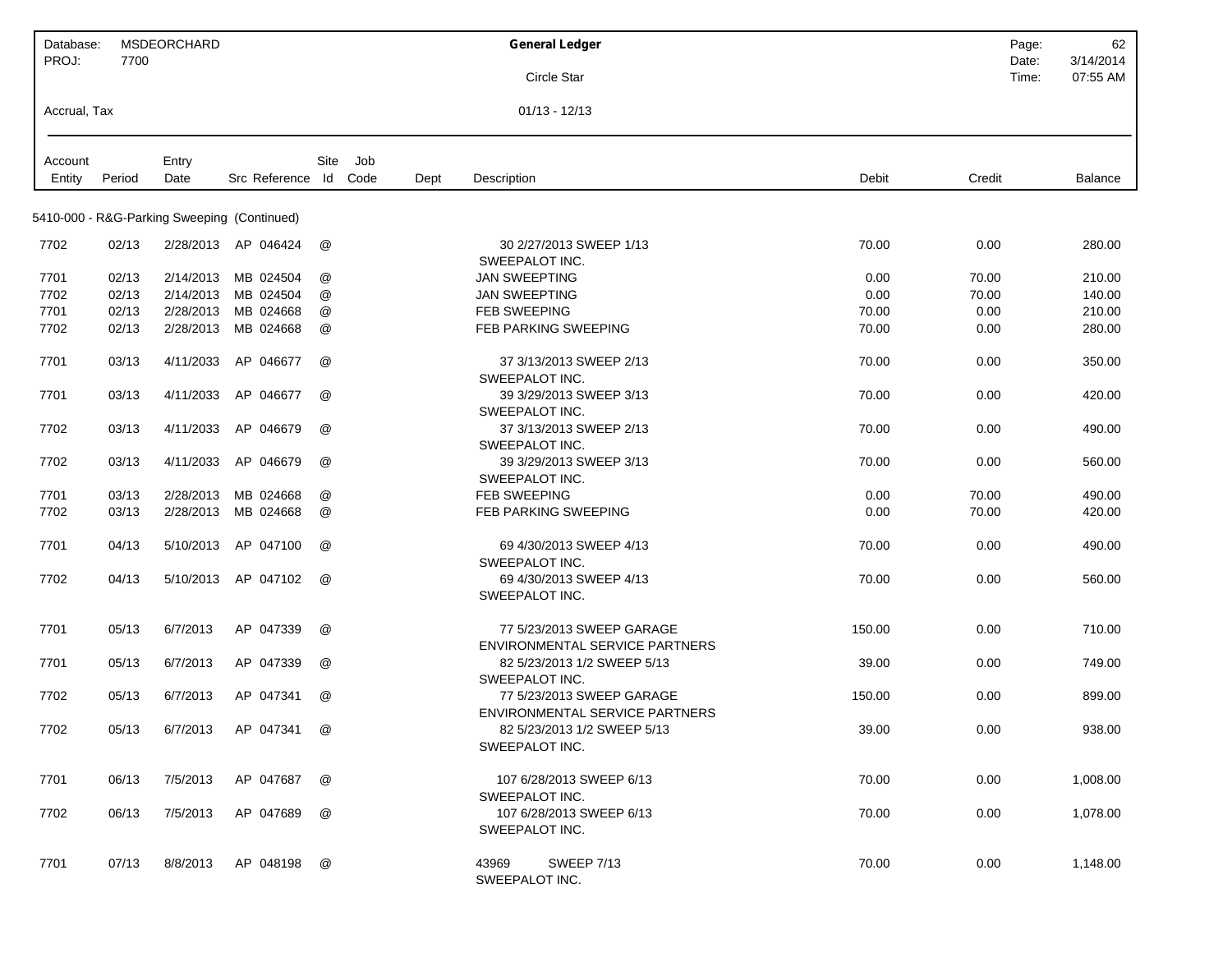| Database: MSDEORCHARD | General Ledger | Page: 62 |
|---|---|---|
| PROJ: 7700 | Circle Star | Date: 3/14/2014 |
| | | Time: 07:55 AM |
| Accrual, Tax | 01/13 - 12/13 | |

| Account Entity | Period | Entry Date | Src | Reference | Site Id | Job Code | Dept | Description | Debit | Credit | Balance |
|---|---|---|---|---|---|---|---|---|---|---|---|
| **5410-000 - R&G-Parking Sweeping (Continued)** | | | | | | | | | | | |
| 7702 | 02/13 | 2/28/2013 | AP | 046424 | @ | | | 30 2/27/2013 SWEEP 1/13 SWEEPALOT INC. | 70.00 | 0.00 | 280.00 |
| 7701 | 02/13 | 2/14/2013 | MB | 024504 | @ | | | JAN SWEEPTING | 0.00 | 70.00 | 210.00 |
| 7702 | 02/13 | 2/14/2013 | MB | 024504 | @ | | | JAN SWEEPTING | 0.00 | 70.00 | 140.00 |
| 7701 | 02/13 | 2/28/2013 | MB | 024668 | @ | | | FEB SWEEPING | 70.00 | 0.00 | 210.00 |
| 7702 | 02/13 | 2/28/2013 | MB | 024668 | @ | | | FEB PARKING SWEEPING | 70.00 | 0.00 | 280.00 |
| 7701 | 03/13 | 4/11/2033 | AP | 046677 | @ | | | 37 3/13/2013 SWEEP 2/13 SWEEPALOT INC. | 70.00 | 0.00 | 350.00 |
| 7701 | 03/13 | 4/11/2033 | AP | 046677 | @ | | | 39 3/29/2013 SWEEP 3/13 SWEEPALOT INC. | 70.00 | 0.00 | 420.00 |
| 7702 | 03/13 | 4/11/2033 | AP | 046679 | @ | | | 37 3/13/2013 SWEEP 2/13 SWEEPALOT INC. | 70.00 | 0.00 | 490.00 |
| 7702 | 03/13 | 4/11/2033 | AP | 046679 | @ | | | 39 3/29/2013 SWEEP 3/13 SWEEPALOT INC. | 70.00 | 0.00 | 560.00 |
| 7701 | 03/13 | 2/28/2013 | MB | 024668 | @ | | | FEB SWEEPING | 0.00 | 70.00 | 490.00 |
| 7702 | 03/13 | 2/28/2013 | MB | 024668 | @ | | | FEB PARKING SWEEPING | 0.00 | 70.00 | 420.00 |
| 7701 | 04/13 | 5/10/2013 | AP | 047100 | @ | | | 69 4/30/2013 SWEEP 4/13 SWEEPALOT INC. | 70.00 | 0.00 | 490.00 |
| 7702 | 04/13 | 5/10/2013 | AP | 047102 | @ | | | 69 4/30/2013 SWEEP 4/13 SWEEPALOT INC. | 70.00 | 0.00 | 560.00 |
| 7701 | 05/13 | 6/7/2013 | AP | 047339 | @ | | | 77 5/23/2013 SWEEP GARAGE ENVIRONMENTAL SERVICE PARTNERS | 150.00 | 0.00 | 710.00 |
| 7701 | 05/13 | 6/7/2013 | AP | 047339 | @ | | | 82 5/23/2013 1/2 SWEEP 5/13 SWEEPALOT INC. | 39.00 | 0.00 | 749.00 |
| 7702 | 05/13 | 6/7/2013 | AP | 047341 | @ | | | 77 5/23/2013 SWEEP GARAGE ENVIRONMENTAL SERVICE PARTNERS | 150.00 | 0.00 | 899.00 |
| 7702 | 05/13 | 6/7/2013 | AP | 047341 | @ | | | 82 5/23/2013 1/2 SWEEP 5/13 SWEEPALOT INC. | 39.00 | 0.00 | 938.00 |
| 7701 | 06/13 | 7/5/2013 | AP | 047687 | @ | | | 107 6/28/2013 SWEEP 6/13 SWEEPALOT INC. | 70.00 | 0.00 | 1,008.00 |
| 7702 | 06/13 | 7/5/2013 | AP | 047689 | @ | | | 107 6/28/2013 SWEEP 6/13 SWEEPALOT INC. | 70.00 | 0.00 | 1,078.00 |
| 7701 | 07/13 | 8/8/2013 | AP | 048198 | @ | | | 43969 SWEEP 7/13 SWEEPALOT INC. | 70.00 | 0.00 | 1,148.00 |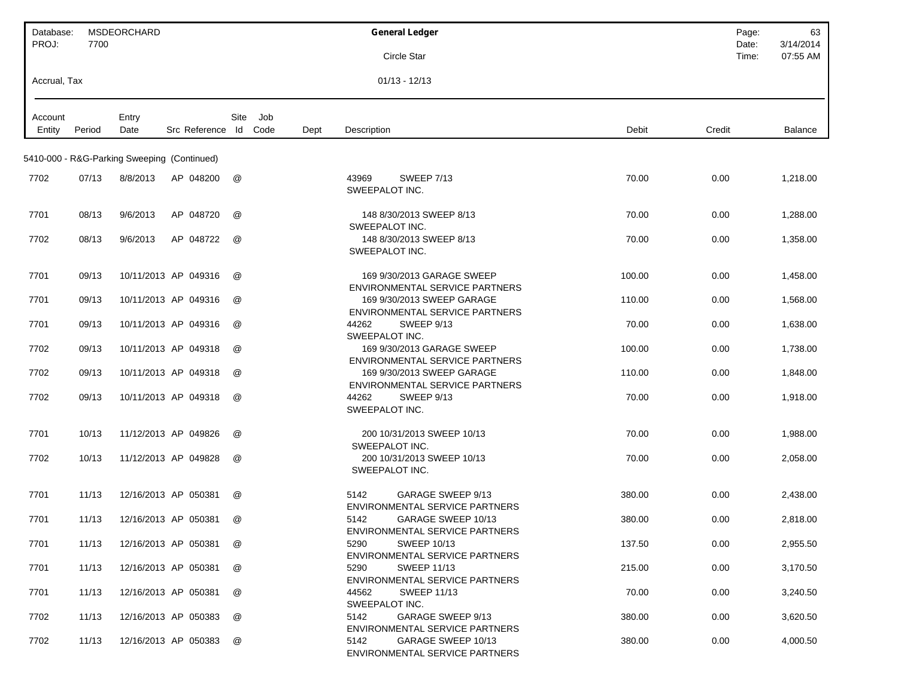| Database: MSDEORCHARD | General Ledger | Page: 63 |
|---|---|---|
| PROJ: 7700 | Circle Star | Date: 3/14/2014 |
| | | Time: 07:55 AM |
| Accrual, Tax | 01/13 - 12/13 | |

5410-000 - R&G-Parking Sweeping (Continued)

| Account Entity | Period | Entry Date | Src | Reference | Site Id | Job Code | Dept | Description | Debit | Credit | Balance |
|---|---|---|---|---|---|---|---|---|---|---|---|
| 7702 | 07/13 | 8/8/2013 | AP | 048200 | @ | | | 43969 SWEEP 7/13 SWEEPALOT INC. | 70.00 | 0.00 | 1,218.00 |
| 7701 | 08/13 | 9/6/2013 | AP | 048720 | @ | | | 148 8/30/2013 SWEEP 8/13 SWEEPALOT INC. | 70.00 | 0.00 | 1,288.00 |
| 7702 | 08/13 | 9/6/2013 | AP | 048722 | @ | | | 148 8/30/2013 SWEEP 8/13 SWEEPALOT INC. | 70.00 | 0.00 | 1,358.00 |
| 7701 | 09/13 | 10/11/2013 | AP | 049316 | @ | | | 169 9/30/2013 GARAGE SWEEP ENVIRONMENTAL SERVICE PARTNERS | 100.00 | 0.00 | 1,458.00 |
| 7701 | 09/13 | 10/11/2013 | AP | 049316 | @ | | | 169 9/30/2013 SWEEP GARAGE ENVIRONMENTAL SERVICE PARTNERS | 110.00 | 0.00 | 1,568.00 |
| 7701 | 09/13 | 10/11/2013 | AP | 049316 | @ | | | 44262 SWEEP 9/13 SWEEPALOT INC. | 70.00 | 0.00 | 1,638.00 |
| 7702 | 09/13 | 10/11/2013 | AP | 049318 | @ | | | 169 9/30/2013 GARAGE SWEEP ENVIRONMENTAL SERVICE PARTNERS | 100.00 | 0.00 | 1,738.00 |
| 7702 | 09/13 | 10/11/2013 | AP | 049318 | @ | | | 169 9/30/2013 SWEEP GARAGE ENVIRONMENTAL SERVICE PARTNERS | 110.00 | 0.00 | 1,848.00 |
| 7702 | 09/13 | 10/11/2013 | AP | 049318 | @ | | | 44262 SWEEP 9/13 SWEEPALOT INC. | 70.00 | 0.00 | 1,918.00 |
| 7701 | 10/13 | 11/12/2013 | AP | 049826 | @ | | | 200 10/31/2013 SWEEP 10/13 SWEEPALOT INC. | 70.00 | 0.00 | 1,988.00 |
| 7702 | 10/13 | 11/12/2013 | AP | 049828 | @ | | | 200 10/31/2013 SWEEP 10/13 SWEEPALOT INC. | 70.00 | 0.00 | 2,058.00 |
| 7701 | 11/13 | 12/16/2013 | AP | 050381 | @ | | | 5142 GARAGE SWEEP 9/13 ENVIRONMENTAL SERVICE PARTNERS | 380.00 | 0.00 | 2,438.00 |
| 7701 | 11/13 | 12/16/2013 | AP | 050381 | @ | | | 5142 GARAGE SWEEP 10/13 ENVIRONMENTAL SERVICE PARTNERS | 380.00 | 0.00 | 2,818.00 |
| 7701 | 11/13 | 12/16/2013 | AP | 050381 | @ | | | 5290 SWEEP 10/13 ENVIRONMENTAL SERVICE PARTNERS | 137.50 | 0.00 | 2,955.50 |
| 7701 | 11/13 | 12/16/2013 | AP | 050381 | @ | | | 5290 SWEEP 11/13 ENVIRONMENTAL SERVICE PARTNERS | 215.00 | 0.00 | 3,170.50 |
| 7701 | 11/13 | 12/16/2013 | AP | 050381 | @ | | | 44562 SWEEP 11/13 SWEEPALOT INC. | 70.00 | 0.00 | 3,240.50 |
| 7702 | 11/13 | 12/16/2013 | AP | 050383 | @ | | | 5142 GARAGE SWEEP 9/13 ENVIRONMENTAL SERVICE PARTNERS | 380.00 | 0.00 | 3,620.50 |
| 7702 | 11/13 | 12/16/2013 | AP | 050383 | @ | | | 5142 GARAGE SWEEP 10/13 ENVIRONMENTAL SERVICE PARTNERS | 380.00 | 0.00 | 4,000.50 |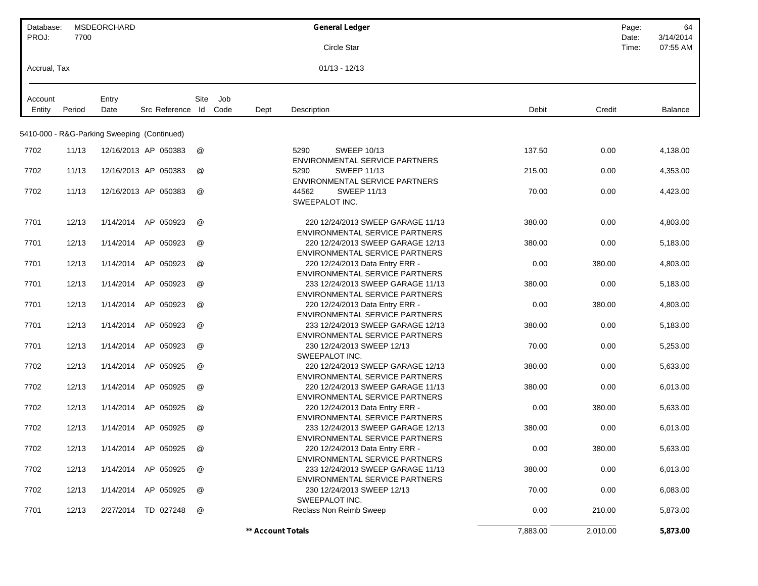| Database: | MSDEORCHARD | General Ledger | Page: | 64 |
|---|---|---|---|---|
| PROJ: | 7700 | Circle Star | Date: | 3/14/2014 |
| | | | Time: | 07:55 AM |
| Accrual, Tax | | 01/13 - 12/13 | | |

## 5410-000 - R&G-Parking Sweeping (Continued)

| Account Entity | Period | Entry Date | Src Reference | Site Id | Job Code | Dept | Description | Debit | Credit | Balance |
|---|---|---|---|---|---|---|---|---|---|---|
| 7702 | 11/13 | 12/16/2013 | AP 050383 | @ | | | 5290 SWEEP 10/13 ENVIRONMENTAL SERVICE PARTNERS | 137.50 | 0.00 | 4,138.00 |
| 7702 | 11/13 | 12/16/2013 | AP 050383 | @ | | | 5290 SWEEP 11/13 ENVIRONMENTAL SERVICE PARTNERS | 215.00 | 0.00 | 4,353.00 |
| 7702 | 11/13 | 12/16/2013 | AP 050383 | @ | | | 44562 SWEEP 11/13 SWEEPALOT INC. | 70.00 | 0.00 | 4,423.00 |
| 7701 | 12/13 | 1/14/2014 | AP 050923 | @ | | | 220 12/24/2013 SWEEP GARAGE 11/13 ENVIRONMENTAL SERVICE PARTNERS | 380.00 | 0.00 | 4,803.00 |
| 7701 | 12/13 | 1/14/2014 | AP 050923 | @ | | | 220 12/24/2013 SWEEP GARAGE 12/13 ENVIRONMENTAL SERVICE PARTNERS | 380.00 | 0.00 | 5,183.00 |
| 7701 | 12/13 | 1/14/2014 | AP 050923 | @ | | | 220 12/24/2013 Data Entry ERR - ENVIRONMENTAL SERVICE PARTNERS | 0.00 | 380.00 | 4,803.00 |
| 7701 | 12/13 | 1/14/2014 | AP 050923 | @ | | | 233 12/24/2013 SWEEP GARAGE 11/13 ENVIRONMENTAL SERVICE PARTNERS | 380.00 | 0.00 | 5,183.00 |
| 7701 | 12/13 | 1/14/2014 | AP 050923 | @ | | | 220 12/24/2013 Data Entry ERR - ENVIRONMENTAL SERVICE PARTNERS | 0.00 | 380.00 | 4,803.00 |
| 7701 | 12/13 | 1/14/2014 | AP 050923 | @ | | | 233 12/24/2013 SWEEP GARAGE 12/13 ENVIRONMENTAL SERVICE PARTNERS | 380.00 | 0.00 | 5,183.00 |
| 7701 | 12/13 | 1/14/2014 | AP 050923 | @ | | | 230 12/24/2013 SWEEP 12/13 SWEEPALOT INC. | 70.00 | 0.00 | 5,253.00 |
| 7702 | 12/13 | 1/14/2014 | AP 050925 | @ | | | 220 12/24/2013 SWEEP GARAGE 12/13 ENVIRONMENTAL SERVICE PARTNERS | 380.00 | 0.00 | 5,633.00 |
| 7702 | 12/13 | 1/14/2014 | AP 050925 | @ | | | 220 12/24/2013 SWEEP GARAGE 11/13 ENVIRONMENTAL SERVICE PARTNERS | 380.00 | 0.00 | 6,013.00 |
| 7702 | 12/13 | 1/14/2014 | AP 050925 | @ | | | 220 12/24/2013 Data Entry ERR - ENVIRONMENTAL SERVICE PARTNERS | 0.00 | 380.00 | 5,633.00 |
| 7702 | 12/13 | 1/14/2014 | AP 050925 | @ | | | 233 12/24/2013 SWEEP GARAGE 12/13 ENVIRONMENTAL SERVICE PARTNERS | 380.00 | 0.00 | 6,013.00 |
| 7702 | 12/13 | 1/14/2014 | AP 050925 | @ | | | 220 12/24/2013 Data Entry ERR - ENVIRONMENTAL SERVICE PARTNERS | 0.00 | 380.00 | 5,633.00 |
| 7702 | 12/13 | 1/14/2014 | AP 050925 | @ | | | 233 12/24/2013 SWEEP GARAGE 11/13 ENVIRONMENTAL SERVICE PARTNERS | 380.00 | 0.00 | 6,013.00 |
| 7702 | 12/13 | 1/14/2014 | AP 050925 | @ | | | 230 12/24/2013 SWEEP 12/13 SWEEPALOT INC. | 70.00 | 0.00 | 6,083.00 |
| 7701 | 12/13 | 2/27/2014 | TD 027248 | @ | | | Reclass Non Reimb Sweep | 0.00 | 210.00 | 5,873.00 |
| | | | | | | | **\*\* Account Totals** | 7,883.00 | 2,010.00 | **5,873.00** |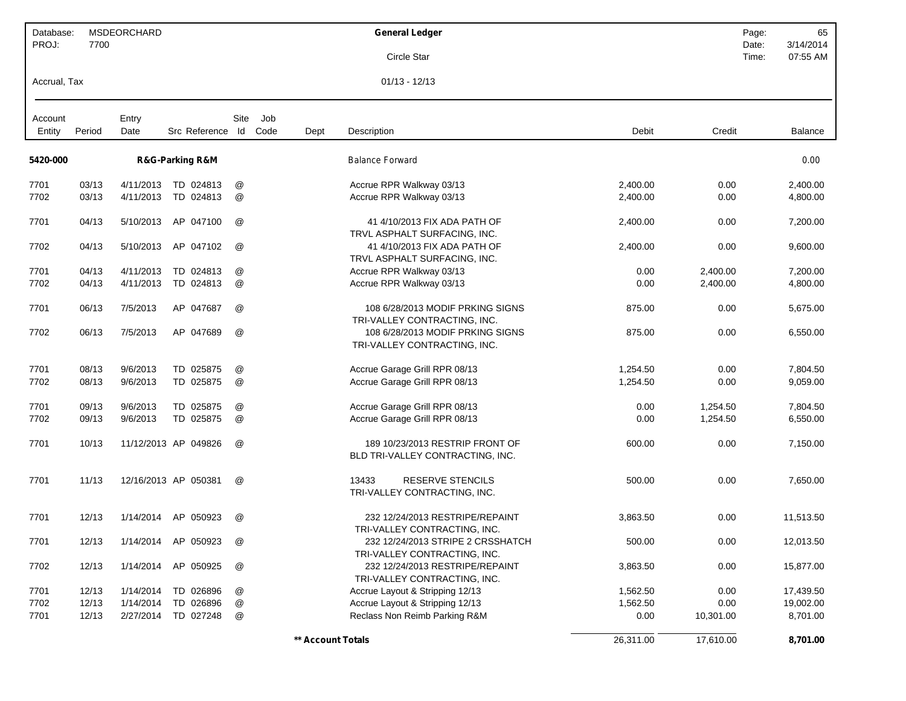Database: MSDEORCHARD
PROJ: 7700

**General Ledger**

Circle Star

Accrual, Tax

01/13 - 12/13

Date: 3/14/2014
Time: 07:55 AM

| Account Entity | Period | Entry Date | Src Reference | Site Id | Job Code | Dept | Description | Debit | Credit | Balance |
|---|---|---|---|---|---|---|---|---|---|---|
| **5420-000** | | | **R&G-Parking R&M** | | | | Balance Forward | | | 0.00 |
| 7701 | 03/13 | 4/11/2013 | TD 024813 | @ | | | Accrue RPR Walkway 03/13 | 2,400.00 | 0.00 | 2,400.00 |
| 7702 | 03/13 | 4/11/2013 | TD 024813 | @ | | | Accrue RPR Walkway 03/13 | 2,400.00 | 0.00 | 4,800.00 |
| 7701 | 04/13 | 5/10/2013 | AP 047100 | @ | | | 41 4/10/2013 FIX ADA PATH OF TRVL ASPHALT SURFACING, INC. | 2,400.00 | 0.00 | 7,200.00 |
| 7702 | 04/13 | 5/10/2013 | AP 047102 | @ | | | 41 4/10/2013 FIX ADA PATH OF TRVL ASPHALT SURFACING, INC. | 2,400.00 | 0.00 | 9,600.00 |
| 7701 | 04/13 | 4/11/2013 | TD 024813 | @ | | | Accrue RPR Walkway 03/13 | 0.00 | 2,400.00 | 7,200.00 |
| 7702 | 04/13 | 4/11/2013 | TD 024813 | @ | | | Accrue RPR Walkway 03/13 | 0.00 | 2,400.00 | 4,800.00 |
| 7701 | 06/13 | 7/5/2013 | AP 047687 | @ | | | 108 6/28/2013 MODIF PRKING SIGNS TRI-VALLEY CONTRACTING, INC. | 875.00 | 0.00 | 5,675.00 |
| 7702 | 06/13 | 7/5/2013 | AP 047689 | @ | | | 108 6/28/2013 MODIF PRKING SIGNS TRI-VALLEY CONTRACTING, INC. | 875.00 | 0.00 | 6,550.00 |
| 7701 | 08/13 | 9/6/2013 | TD 025875 | @ | | | Accrue Garage Grill RPR 08/13 | 1,254.50 | 0.00 | 7,804.50 |
| 7702 | 08/13 | 9/6/2013 | TD 025875 | @ | | | Accrue Garage Grill RPR 08/13 | 1,254.50 | 0.00 | 9,059.00 |
| 7701 | 09/13 | 9/6/2013 | TD 025875 | @ | | | Accrue Garage Grill RPR 08/13 | 0.00 | 1,254.50 | 7,804.50 |
| 7702 | 09/13 | 9/6/2013 | TD 025875 | @ | | | Accrue Garage Grill RPR 08/13 | 0.00 | 1,254.50 | 6,550.00 |
| 7701 | 10/13 | 11/12/2013 | AP 049826 | @ | | | 189 10/23/2013 RESTRIP FRONT OF BLD TRI-VALLEY CONTRACTING, INC. | 600.00 | 0.00 | 7,150.00 |
| 7701 | 11/13 | 12/16/2013 | AP 050381 | @ | | | 13433 RESERVE STENCILS TRI-VALLEY CONTRACTING, INC. | 500.00 | 0.00 | 7,650.00 |
| 7701 | 12/13 | 1/14/2014 | AP 050923 | @ | | | 232 12/24/2013 RESTRIPE/REPAINT TRI-VALLEY CONTRACTING, INC. | 3,863.50 | 0.00 | 11,513.50 |
| 7701 | 12/13 | 1/14/2014 | AP 050923 | @ | | | 232 12/24/2013 STRIPE 2 CRSSHATCH TRI-VALLEY CONTRACTING, INC. | 500.00 | 0.00 | 12,013.50 |
| 7702 | 12/13 | 1/14/2014 | AP 050925 | @ | | | 232 12/24/2013 RESTRIPE/REPAINT TRI-VALLEY CONTRACTING, INC. | 3,863.50 | 0.00 | 15,877.00 |
| 7701 | 12/13 | 1/14/2014 | TD 026896 | @ | | | Accrue Layout & Stripping 12/13 | 1,562.50 | 0.00 | 17,439.50 |
| 7702 | 12/13 | 1/14/2014 | TD 026896 | @ | | | Accrue Layout & Stripping 12/13 | 1,562.50 | 0.00 | 19,002.00 |
| 7701 | 12/13 | 2/27/2014 | TD 027248 | @ | | | Reclass Non Reimb Parking R&M | 0.00 | 10,301.00 | 8,701.00 |
| | | | | | | | **\*\* Account Totals** | 26,311.00 | 17,610.00 | **8,701.00** |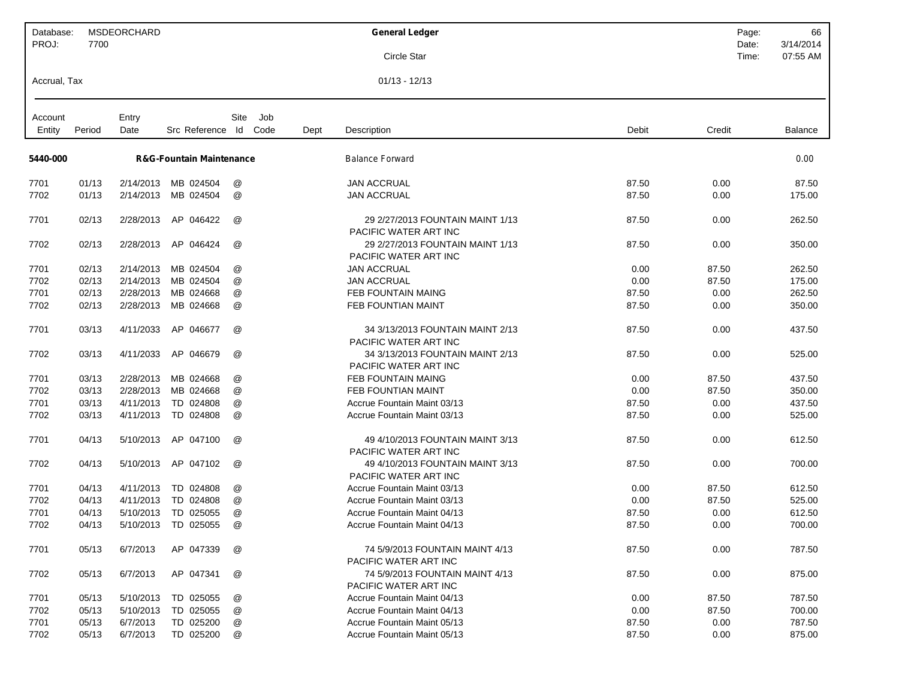| Database: MSDEORCHARD | General Ledger | Page: 66 |
| --- | --- | --- |
| PROJ: 7700 | Circle Star | Date: 3/14/2014 |
| | | Time: 07:55 AM |
| Accrual, Tax | 01/13 - 12/13 | |

| Account Entity | Period | Entry Date | Src Reference | Site Id | Job Code | Dept | Description | Debit | Credit | Balance |
| --- | --- | --- | --- | --- | --- | --- | --- | --- | --- | --- |
| **5440-000** | | | **R&G-Fountain Maintenance** | | | | Balance Forward | | | 0.00 |
| 7701 | 01/13 | 2/14/2013 | MB 024504 | @ | | | JAN ACCRUAL | 87.50 | 0.00 | 87.50 |
| 7702 | 01/13 | 2/14/2013 | MB 024504 | @ | | | JAN ACCRUAL | 87.50 | 0.00 | 175.00 |
| 7701 | 02/13 | 2/28/2013 | AP 046422 | @ | | | 29 2/27/2013 FOUNTAIN MAINT 1/13 PACIFIC WATER ART INC | 87.50 | 0.00 | 262.50 |
| 7702 | 02/13 | 2/28/2013 | AP 046424 | @ | | | 29 2/27/2013 FOUNTAIN MAINT 1/13 PACIFIC WATER ART INC | 87.50 | 0.00 | 350.00 |
| 7701 | 02/13 | 2/14/2013 | MB 024504 | @ | | | JAN ACCRUAL | 0.00 | 87.50 | 262.50 |
| 7702 | 02/13 | 2/14/2013 | MB 024504 | @ | | | JAN ACCRUAL | 0.00 | 87.50 | 175.00 |
| 7701 | 02/13 | 2/28/2013 | MB 024668 | @ | | | FEB FOUNTAIN MAING | 87.50 | 0.00 | 262.50 |
| 7702 | 02/13 | 2/28/2013 | MB 024668 | @ | | | FEB FOUNTIAN MAINT | 87.50 | 0.00 | 350.00 |
| 7701 | 03/13 | 4/11/2033 | AP 046677 | @ | | | 34 3/13/2013 FOUNTAIN MAINT 2/13 PACIFIC WATER ART INC | 87.50 | 0.00 | 437.50 |
| 7702 | 03/13 | 4/11/2033 | AP 046679 | @ | | | 34 3/13/2013 FOUNTAIN MAINT 2/13 PACIFIC WATER ART INC | 87.50 | 0.00 | 525.00 |
| 7701 | 03/13 | 2/28/2013 | MB 024668 | @ | | | FEB FOUNTAIN MAING | 0.00 | 87.50 | 437.50 |
| 7702 | 03/13 | 2/28/2013 | MB 024668 | @ | | | FEB FOUNTIAN MAINT | 0.00 | 87.50 | 350.00 |
| 7701 | 03/13 | 4/11/2013 | TD 024808 | @ | | | Accrue Fountain Maint 03/13 | 87.50 | 0.00 | 437.50 |
| 7702 | 03/13 | 4/11/2013 | TD 024808 | @ | | | Accrue Fountain Maint 03/13 | 87.50 | 0.00 | 525.00 |
| 7701 | 04/13 | 5/10/2013 | AP 047100 | @ | | | 49 4/10/2013 FOUNTAIN MAINT 3/13 PACIFIC WATER ART INC | 87.50 | 0.00 | 612.50 |
| 7702 | 04/13 | 5/10/2013 | AP 047102 | @ | | | 49 4/10/2013 FOUNTAIN MAINT 3/13 PACIFIC WATER ART INC | 87.50 | 0.00 | 700.00 |
| 7701 | 04/13 | 4/11/2013 | TD 024808 | @ | | | Accrue Fountain Maint 03/13 | 0.00 | 87.50 | 612.50 |
| 7702 | 04/13 | 4/11/2013 | TD 024808 | @ | | | Accrue Fountain Maint 03/13 | 0.00 | 87.50 | 525.00 |
| 7701 | 04/13 | 5/10/2013 | TD 025055 | @ | | | Accrue Fountain Maint 04/13 | 87.50 | 0.00 | 612.50 |
| 7702 | 04/13 | 5/10/2013 | TD 025055 | @ | | | Accrue Fountain Maint 04/13 | 87.50 | 0.00 | 700.00 |
| 7701 | 05/13 | 6/7/2013 | AP 047339 | @ | | | 74 5/9/2013 FOUNTAIN MAINT 4/13 PACIFIC WATER ART INC | 87.50 | 0.00 | 787.50 |
| 7702 | 05/13 | 6/7/2013 | AP 047341 | @ | | | 74 5/9/2013 FOUNTAIN MAINT 4/13 PACIFIC WATER ART INC | 87.50 | 0.00 | 875.00 |
| 7701 | 05/13 | 5/10/2013 | TD 025055 | @ | | | Accrue Fountain Maint 04/13 | 0.00 | 87.50 | 787.50 |
| 7702 | 05/13 | 5/10/2013 | TD 025055 | @ | | | Accrue Fountain Maint 04/13 | 0.00 | 87.50 | 700.00 |
| 7701 | 05/13 | 6/7/2013 | TD 025200 | @ | | | Accrue Fountain Maint 05/13 | 87.50 | 0.00 | 787.50 |
| 7702 | 05/13 | 6/7/2013 | TD 025200 | @ | | | Accrue Fountain Maint 05/13 | 87.50 | 0.00 | 875.00 |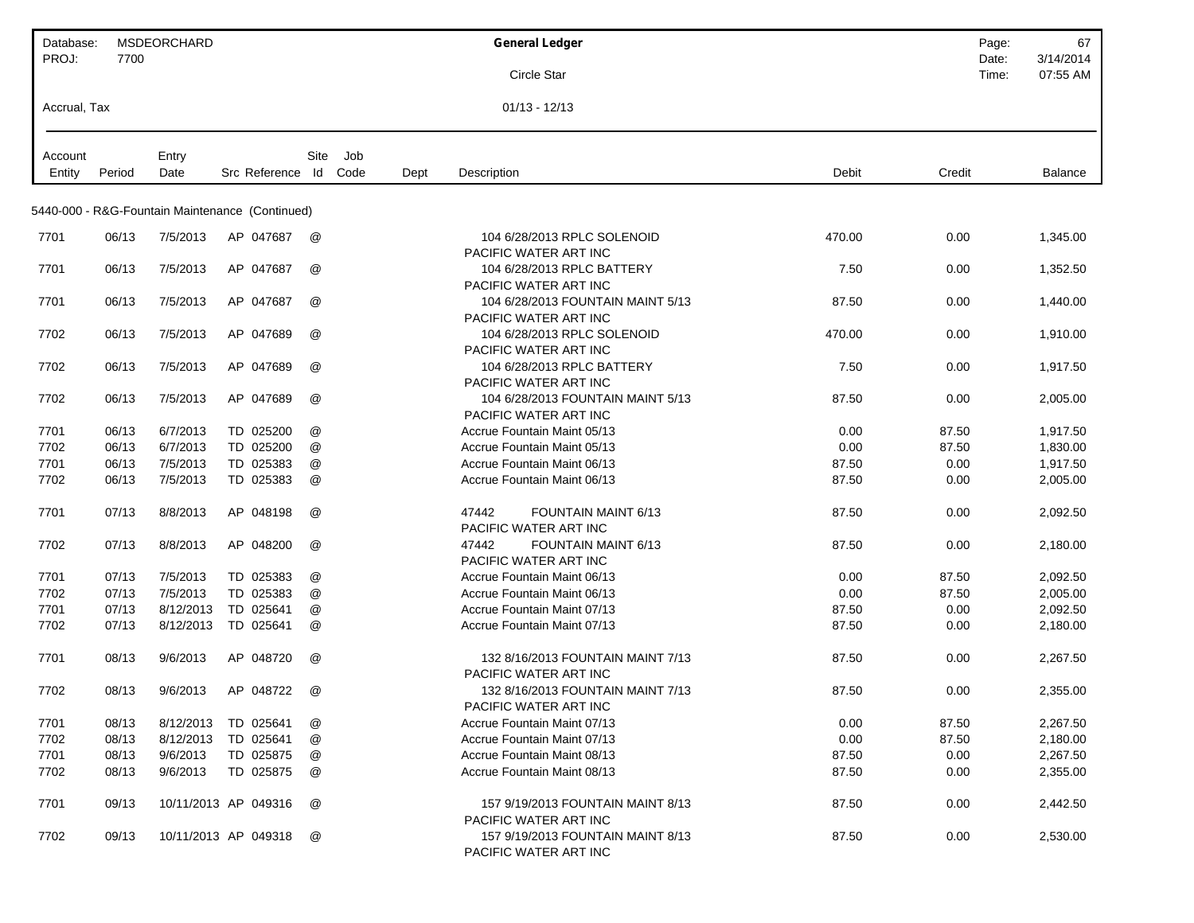Database: MSDEORCHARD
PROJ: 7700

# General Ledger

Circle Star

Accrual, Tax

01/13 - 12/13

Date: 3/14/2014
Time: 07:55 AM

| Account Entity | Period | Entry Date | Src | Reference | Site Id | Job Code | Dept | Description | Debit | Credit | Balance |
|---|---|---|---|---|---|---|---|---|---|---|---|
| **5440-000 - R&G-Fountain Maintenance (Continued)** | | | | | | | | | | | |
| 7701 | 06/13 | 7/5/2013 | AP | 047687 | @ | | | 104 6/28/2013 RPLC SOLENOID PACIFIC WATER ART INC | 470.00 | 0.00 | 1,345.00 |
| 7701 | 06/13 | 7/5/2013 | AP | 047687 | @ | | | 104 6/28/2013 RPLC BATTERY PACIFIC WATER ART INC | 7.50 | 0.00 | 1,352.50 |
| 7701 | 06/13 | 7/5/2013 | AP | 047687 | @ | | | 104 6/28/2013 FOUNTAIN MAINT 5/13 PACIFIC WATER ART INC | 87.50 | 0.00 | 1,440.00 |
| 7702 | 06/13 | 7/5/2013 | AP | 047689 | @ | | | 104 6/28/2013 RPLC SOLENOID PACIFIC WATER ART INC | 470.00 | 0.00 | 1,910.00 |
| 7702 | 06/13 | 7/5/2013 | AP | 047689 | @ | | | 104 6/28/2013 RPLC BATTERY PACIFIC WATER ART INC | 7.50 | 0.00 | 1,917.50 |
| 7702 | 06/13 | 7/5/2013 | AP | 047689 | @ | | | 104 6/28/2013 FOUNTAIN MAINT 5/13 PACIFIC WATER ART INC | 87.50 | 0.00 | 2,005.00 |
| 7701 | 06/13 | 6/7/2013 | TD | 025200 | @ | | | Accrue Fountain Maint 05/13 | 0.00 | 87.50 | 1,917.50 |
| 7702 | 06/13 | 6/7/2013 | TD | 025200 | @ | | | Accrue Fountain Maint 05/13 | 0.00 | 87.50 | 1,830.00 |
| 7701 | 06/13 | 7/5/2013 | TD | 025383 | @ | | | Accrue Fountain Maint 06/13 | 87.50 | 0.00 | 1,917.50 |
| 7702 | 06/13 | 7/5/2013 | TD | 025383 | @ | | | Accrue Fountain Maint 06/13 | 87.50 | 0.00 | 2,005.00 |
| 7701 | 07/13 | 8/8/2013 | AP | 048198 | @ | | | 47442 FOUNTAIN MAINT 6/13 PACIFIC WATER ART INC | 87.50 | 0.00 | 2,092.50 |
| 7702 | 07/13 | 8/8/2013 | AP | 048200 | @ | | | 47442 FOUNTAIN MAINT 6/13 PACIFIC WATER ART INC | 87.50 | 0.00 | 2,180.00 |
| 7701 | 07/13 | 7/5/2013 | TD | 025383 | @ | | | Accrue Fountain Maint 06/13 | 0.00 | 87.50 | 2,092.50 |
| 7702 | 07/13 | 7/5/2013 | TD | 025383 | @ | | | Accrue Fountain Maint 06/13 | 0.00 | 87.50 | 2,005.00 |
| 7701 | 07/13 | 8/12/2013 | TD | 025641 | @ | | | Accrue Fountain Maint 07/13 | 87.50 | 0.00 | 2,092.50 |
| 7702 | 07/13 | 8/12/2013 | TD | 025641 | @ | | | Accrue Fountain Maint 07/13 | 87.50 | 0.00 | 2,180.00 |
| 7701 | 08/13 | 9/6/2013 | AP | 048720 | @ | | | 132 8/16/2013 FOUNTAIN MAINT 7/13 PACIFIC WATER ART INC | 87.50 | 0.00 | 2,267.50 |
| 7702 | 08/13 | 9/6/2013 | AP | 048722 | @ | | | 132 8/16/2013 FOUNTAIN MAINT 7/13 PACIFIC WATER ART INC | 87.50 | 0.00 | 2,355.00 |
| 7701 | 08/13 | 8/12/2013 | TD | 025641 | @ | | | Accrue Fountain Maint 07/13 | 0.00 | 87.50 | 2,267.50 |
| 7702 | 08/13 | 8/12/2013 | TD | 025641 | @ | | | Accrue Fountain Maint 07/13 | 0.00 | 87.50 | 2,180.00 |
| 7701 | 08/13 | 9/6/2013 | TD | 025875 | @ | | | Accrue Fountain Maint 08/13 | 87.50 | 0.00 | 2,267.50 |
| 7702 | 08/13 | 9/6/2013 | TD | 025875 | @ | | | Accrue Fountain Maint 08/13 | 87.50 | 0.00 | 2,355.00 |
| 7701 | 09/13 | 10/11/2013 | AP | 049316 | @ | | | 157 9/19/2013 FOUNTAIN MAINT 8/13 PACIFIC WATER ART INC | 87.50 | 0.00 | 2,442.50 |
| 7702 | 09/13 | 10/11/2013 | AP | 049318 | @ | | | 157 9/19/2013 FOUNTAIN MAINT 8/13 PACIFIC WATER ART INC | 87.50 | 0.00 | 2,530.00 |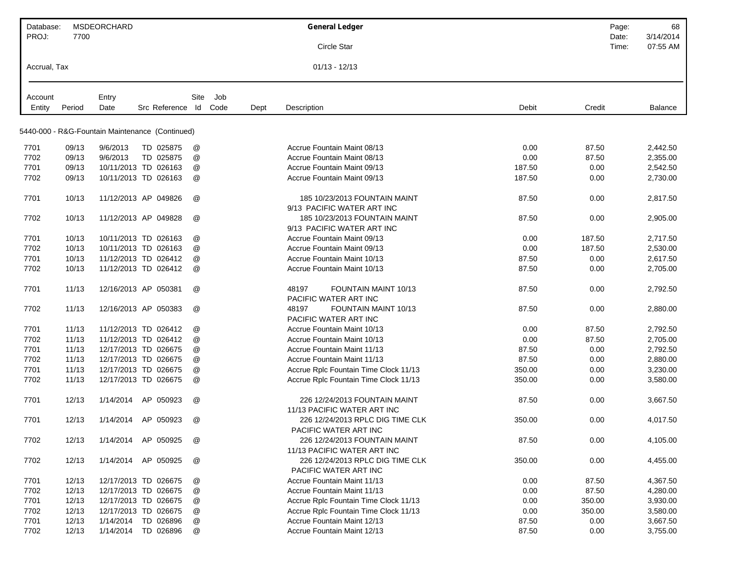| Database: | MSDEORCHARD | General Ledger | Page: | 68 |
|---|---|---|---|---|
| PROJ: | 7700 | Circle Star | Date: | 3/14/2014 |
| | | | Time: | 07:55 AM |
| Accrual, Tax | | 01/13 - 12/13 | | |

| Account Entity | Period | Entry Date | Src Reference | Site Id | Job Code | Dept | Description | Debit | Credit | Balance |
|---|---|---|---|---|---|---|---|---|---|---|
| **5440-000 - R&G-Fountain Maintenance (Continued)** | | | | | | | | | | |
| 7701 | 09/13 | 9/6/2013 | TD 025875 | @ | | | Accrue Fountain Maint 08/13 | 0.00 | 87.50 | 2,442.50 |
| 7702 | 09/13 | 9/6/2013 | TD 025875 | @ | | | Accrue Fountain Maint 08/13 | 0.00 | 87.50 | 2,355.00 |
| 7701 | 09/13 | 10/11/2013 | TD 026163 | @ | | | Accrue Fountain Maint 09/13 | 187.50 | 0.00 | 2,542.50 |
| 7702 | 09/13 | 10/11/2013 | TD 026163 | @ | | | Accrue Fountain Maint 09/13 | 187.50 | 0.00 | 2,730.00 |
| 7701 | 10/13 | 11/12/2013 | AP 049826 | @ | | | 185 10/23/2013 FOUNTAIN MAINT 9/13 PACIFIC WATER ART INC | 87.50 | 0.00 | 2,817.50 |
| 7702 | 10/13 | 11/12/2013 | AP 049828 | @ | | | 185 10/23/2013 FOUNTAIN MAINT 9/13 PACIFIC WATER ART INC | 87.50 | 0.00 | 2,905.00 |
| 7701 | 10/13 | 10/11/2013 | TD 026163 | @ | | | Accrue Fountain Maint 09/13 | 0.00 | 187.50 | 2,717.50 |
| 7702 | 10/13 | 10/11/2013 | TD 026163 | @ | | | Accrue Fountain Maint 09/13 | 0.00 | 187.50 | 2,530.00 |
| 7701 | 10/13 | 11/12/2013 | TD 026412 | @ | | | Accrue Fountain Maint 10/13 | 87.50 | 0.00 | 2,617.50 |
| 7702 | 10/13 | 11/12/2013 | TD 026412 | @ | | | Accrue Fountain Maint 10/13 | 87.50 | 0.00 | 2,705.00 |
| 7701 | 11/13 | 12/16/2013 | AP 050381 | @ | | | 48197 FOUNTAIN MAINT 10/13 PACIFIC WATER ART INC | 87.50 | 0.00 | 2,792.50 |
| 7702 | 11/13 | 12/16/2013 | AP 050383 | @ | | | 48197 FOUNTAIN MAINT 10/13 PACIFIC WATER ART INC | 87.50 | 0.00 | 2,880.00 |
| 7701 | 11/13 | 11/12/2013 | TD 026412 | @ | | | Accrue Fountain Maint 10/13 | 0.00 | 87.50 | 2,792.50 |
| 7702 | 11/13 | 11/12/2013 | TD 026412 | @ | | | Accrue Fountain Maint 10/13 | 0.00 | 87.50 | 2,705.00 |
| 7701 | 11/13 | 12/17/2013 | TD 026675 | @ | | | Accrue Fountain Maint 11/13 | 87.50 | 0.00 | 2,792.50 |
| 7702 | 11/13 | 12/17/2013 | TD 026675 | @ | | | Accrue Fountain Maint 11/13 | 87.50 | 0.00 | 2,880.00 |
| 7701 | 11/13 | 12/17/2013 | TD 026675 | @ | | | Accrue Rplc Fountain Time Clock 11/13 | 350.00 | 0.00 | 3,230.00 |
| 7702 | 11/13 | 12/17/2013 | TD 026675 | @ | | | Accrue Rplc Fountain Time Clock 11/13 | 350.00 | 0.00 | 3,580.00 |
| 7701 | 12/13 | 1/14/2014 | AP 050923 | @ | | | 226 12/24/2013 FOUNTAIN MAINT 11/13 PACIFIC WATER ART INC | 87.50 | 0.00 | 3,667.50 |
| 7701 | 12/13 | 1/14/2014 | AP 050923 | @ | | | 226 12/24/2013 RPLC DIG TIME CLK PACIFIC WATER ART INC | 350.00 | 0.00 | 4,017.50 |
| 7702 | 12/13 | 1/14/2014 | AP 050925 | @ | | | 226 12/24/2013 FOUNTAIN MAINT 11/13 PACIFIC WATER ART INC | 87.50 | 0.00 | 4,105.00 |
| 7702 | 12/13 | 1/14/2014 | AP 050925 | @ | | | 226 12/24/2013 RPLC DIG TIME CLK PACIFIC WATER ART INC | 350.00 | 0.00 | 4,455.00 |
| 7701 | 12/13 | 12/17/2013 | TD 026675 | @ | | | Accrue Fountain Maint 11/13 | 0.00 | 87.50 | 4,367.50 |
| 7702 | 12/13 | 12/17/2013 | TD 026675 | @ | | | Accrue Fountain Maint 11/13 | 0.00 | 87.50 | 4,280.00 |
| 7701 | 12/13 | 12/17/2013 | TD 026675 | @ | | | Accrue Rplc Fountain Time Clock 11/13 | 0.00 | 350.00 | 3,930.00 |
| 7702 | 12/13 | 12/17/2013 | TD 026675 | @ | | | Accrue Rplc Fountain Time Clock 11/13 | 0.00 | 350.00 | 3,580.00 |
| 7701 | 12/13 | 1/14/2014 | TD 026896 | @ | | | Accrue Fountain Maint 12/13 | 87.50 | 0.00 | 3,667.50 |
| 7702 | 12/13 | 1/14/2014 | TD 026896 | @ | | | Accrue Fountain Maint 12/13 | 87.50 | 0.00 | 3,755.00 |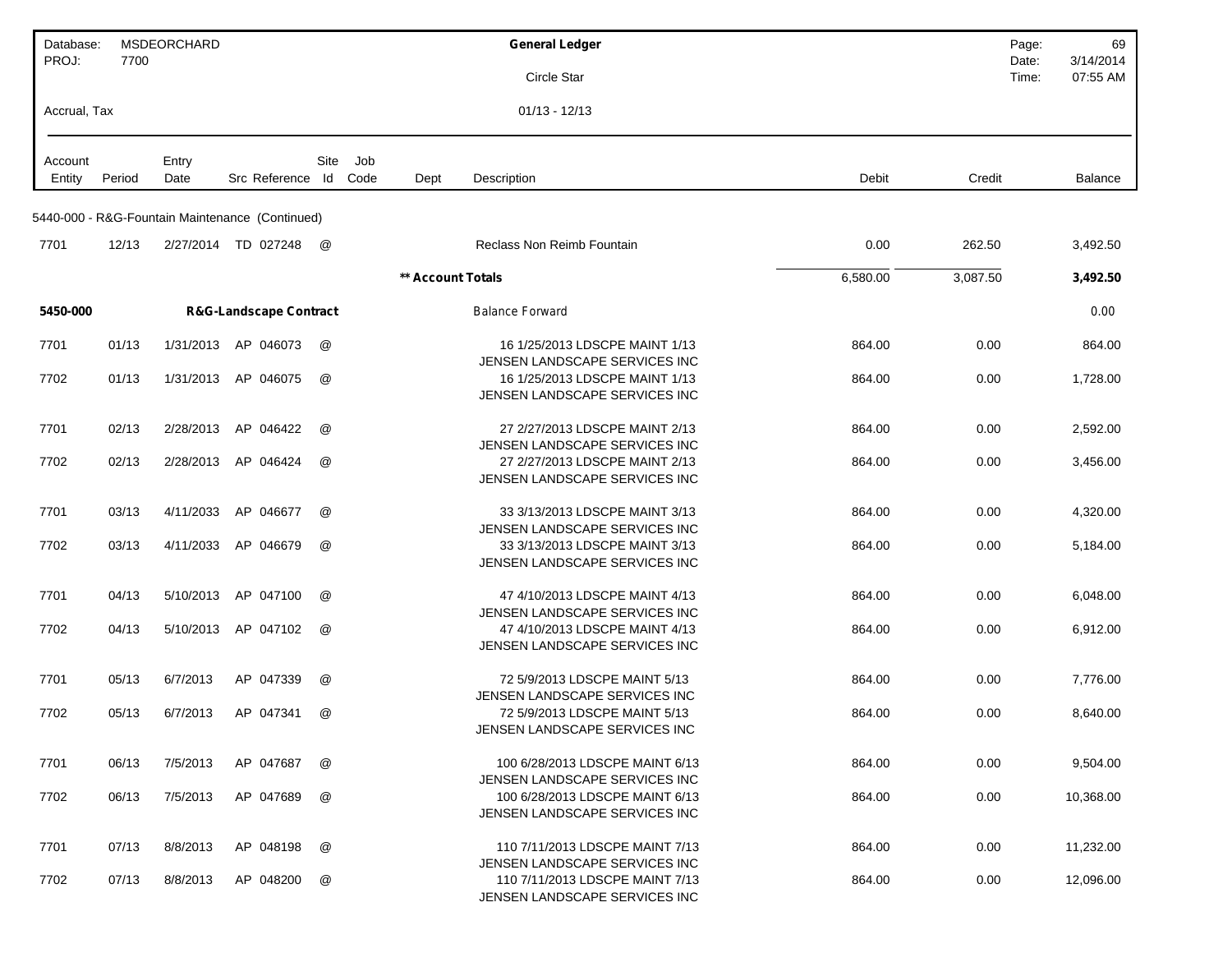| Database: MSDEORCHARD | | | | | | | General Ledger | | | Page: 69 |
|---|---|---|---|---|---|---|---|---|---|---|
| PROJ: 7700 | | | | | | | Circle Star | | | Date: 3/14/2014 |
| | | | | | | | | | | Time: 07:55 AM |
| Accrual, Tax | | | | | | | 01/13 - 12/13 | | | |

| Account Entity | Period | Entry Date | Src | Reference | Site Id | Job Code | Dept | Description | Debit | Credit | Balance |
|---|---|---|---|---|---|---|---|---|---|---|---|
| **5440-000 - R&G-Fountain Maintenance (Continued)** | | | | | | | | | | | |
| 7701 | 12/13 | 2/27/2014 | TD | 027248 | @ | | | Reclass Non Reimb Fountain | 0.00 | 262.50 | 3,492.50 |
| | | | | | | | ** Account Totals | | 6,580.00 | 3,087.50 | **3,492.50** |
| **5450-000** | | | **R&G-Landscape Contract** | | | | | Balance Forward | | | 0.00 |
| 7701 | 01/13 | 1/31/2013 | AP | 046073 | @ | | | 16 1/25/2013 LDSCPE MAINT 1/13 JENSEN LANDSCAPE SERVICES INC | 864.00 | 0.00 | 864.00 |
| 7702 | 01/13 | 1/31/2013 | AP | 046075 | @ | | | 16 1/25/2013 LDSCPE MAINT 1/13 JENSEN LANDSCAPE SERVICES INC | 864.00 | 0.00 | 1,728.00 |
| 7701 | 02/13 | 2/28/2013 | AP | 046422 | @ | | | 27 2/27/2013 LDSCPE MAINT 2/13 JENSEN LANDSCAPE SERVICES INC | 864.00 | 0.00 | 2,592.00 |
| 7702 | 02/13 | 2/28/2013 | AP | 046424 | @ | | | 27 2/27/2013 LDSCPE MAINT 2/13 JENSEN LANDSCAPE SERVICES INC | 864.00 | 0.00 | 3,456.00 |
| 7701 | 03/13 | 4/11/2033 | AP | 046677 | @ | | | 33 3/13/2013 LDSCPE MAINT 3/13 JENSEN LANDSCAPE SERVICES INC | 864.00 | 0.00 | 4,320.00 |
| 7702 | 03/13 | 4/11/2033 | AP | 046679 | @ | | | 33 3/13/2013 LDSCPE MAINT 3/13 JENSEN LANDSCAPE SERVICES INC | 864.00 | 0.00 | 5,184.00 |
| 7701 | 04/13 | 5/10/2013 | AP | 047100 | @ | | | 47 4/10/2013 LDSCPE MAINT 4/13 JENSEN LANDSCAPE SERVICES INC | 864.00 | 0.00 | 6,048.00 |
| 7702 | 04/13 | 5/10/2013 | AP | 047102 | @ | | | 47 4/10/2013 LDSCPE MAINT 4/13 JENSEN LANDSCAPE SERVICES INC | 864.00 | 0.00 | 6,912.00 |
| 7701 | 05/13 | 6/7/2013 | AP | 047339 | @ | | | 72 5/9/2013 LDSCPE MAINT 5/13 JENSEN LANDSCAPE SERVICES INC | 864.00 | 0.00 | 7,776.00 |
| 7702 | 05/13 | 6/7/2013 | AP | 047341 | @ | | | 72 5/9/2013 LDSCPE MAINT 5/13 JENSEN LANDSCAPE SERVICES INC | 864.00 | 0.00 | 8,640.00 |
| 7701 | 06/13 | 7/5/2013 | AP | 047687 | @ | | | 100 6/28/2013 LDSCPE MAINT 6/13 JENSEN LANDSCAPE SERVICES INC | 864.00 | 0.00 | 9,504.00 |
| 7702 | 06/13 | 7/5/2013 | AP | 047689 | @ | | | 100 6/28/2013 LDSCPE MAINT 6/13 JENSEN LANDSCAPE SERVICES INC | 864.00 | 0.00 | 10,368.00 |
| 7701 | 07/13 | 8/8/2013 | AP | 048198 | @ | | | 110 7/11/2013 LDSCPE MAINT 7/13 JENSEN LANDSCAPE SERVICES INC | 864.00 | 0.00 | 11,232.00 |
| 7702 | 07/13 | 8/8/2013 | AP | 048200 | @ | | | 110 7/11/2013 LDSCPE MAINT 7/13 JENSEN LANDSCAPE SERVICES INC | 864.00 | 0.00 | 12,096.00 |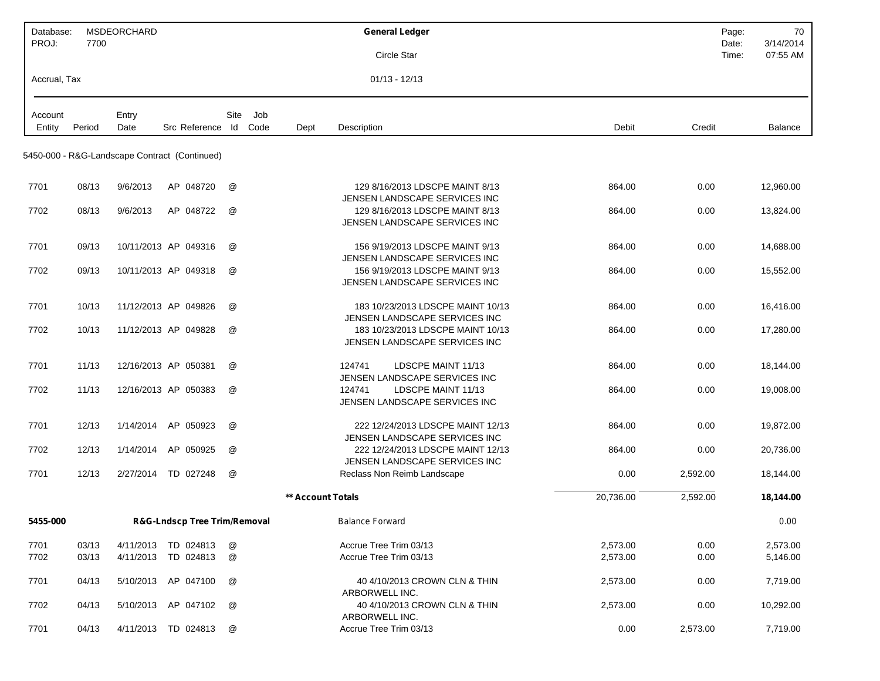| Database: | MSDEORCHARD | General Ledger | Page: | 70 |
|---|---|---|---|---|
| PROJ: | 7700 | Circle Star | Date: | 3/14/2014 |
| | | | Time: | 07:55 AM |
| Accrual, Tax | | 01/13 - 12/13 | | |

| Account Entity | Period | Entry Date | Src | Reference | Site Id | Job Code | Dept | Description | Debit | Credit | Balance |
|---|---|---|---|---|---|---|---|---|---|---|---|
| **5450-000 - R&G-Landscape Contract (Continued)** | | | | | | | | | | | |
| 7701 | 08/13 | 9/6/2013 | AP | 048720 | @ | | | 129 8/16/2013 LDSCPE MAINT 8/13 JENSEN LANDSCAPE SERVICES INC | 864.00 | 0.00 | 12,960.00 |
| 7702 | 08/13 | 9/6/2013 | AP | 048722 | @ | | | 129 8/16/2013 LDSCPE MAINT 8/13 JENSEN LANDSCAPE SERVICES INC | 864.00 | 0.00 | 13,824.00 |
| 7701 | 09/13 | 10/11/2013 | AP | 049316 | @ | | | 156 9/19/2013 LDSCPE MAINT 9/13 JENSEN LANDSCAPE SERVICES INC | 864.00 | 0.00 | 14,688.00 |
| 7702 | 09/13 | 10/11/2013 | AP | 049318 | @ | | | 156 9/19/2013 LDSCPE MAINT 9/13 JENSEN LANDSCAPE SERVICES INC | 864.00 | 0.00 | 15,552.00 |
| 7701 | 10/13 | 11/12/2013 | AP | 049826 | @ | | | 183 10/23/2013 LDSCPE MAINT 10/13 JENSEN LANDSCAPE SERVICES INC | 864.00 | 0.00 | 16,416.00 |
| 7702 | 10/13 | 11/12/2013 | AP | 049828 | @ | | | 183 10/23/2013 LDSCPE MAINT 10/13 JENSEN LANDSCAPE SERVICES INC | 864.00 | 0.00 | 17,280.00 |
| 7701 | 11/13 | 12/16/2013 | AP | 050381 | @ | | | 124741 LDSCPE MAINT 11/13 JENSEN LANDSCAPE SERVICES INC | 864.00 | 0.00 | 18,144.00 |
| 7702 | 11/13 | 12/16/2013 | AP | 050383 | @ | | | 124741 LDSCPE MAINT 11/13 JENSEN LANDSCAPE SERVICES INC | 864.00 | 0.00 | 19,008.00 |
| 7701 | 12/13 | 1/14/2014 | AP | 050923 | @ | | | 222 12/24/2013 LDSCPE MAINT 12/13 JENSEN LANDSCAPE SERVICES INC | 864.00 | 0.00 | 19,872.00 |
| 7702 | 12/13 | 1/14/2014 | AP | 050925 | @ | | | 222 12/24/2013 LDSCPE MAINT 12/13 JENSEN LANDSCAPE SERVICES INC | 864.00 | 0.00 | 20,736.00 |
| 7701 | 12/13 | 2/27/2014 | TD | 027248 | @ | | | Reclass Non Reimb Landscape | 0.00 | 2,592.00 | 18,144.00 |
| | | | | | | | **\*\* Account Totals** | | 20,736.00 | 2,592.00 | **18,144.00** |
| **5455-000** | | **R&G-Lndscp Tree Trim/Removal** | | | | | | Balance Forward | | | 0.00 |
| 7701 | 03/13 | 4/11/2013 | TD | 024813 | @ | | | Accrue Tree Trim 03/13 | 2,573.00 | 0.00 | 2,573.00 |
| 7702 | 03/13 | 4/11/2013 | TD | 024813 | @ | | | Accrue Tree Trim 03/13 | 2,573.00 | 0.00 | 5,146.00 |
| 7701 | 04/13 | 5/10/2013 | AP | 047100 | @ | | | 40 4/10/2013 CROWN CLN & THIN ARBORWELL INC. | 2,573.00 | 0.00 | 7,719.00 |
| 7702 | 04/13 | 5/10/2013 | AP | 047102 | @ | | | 40 4/10/2013 CROWN CLN & THIN ARBORWELL INC. | 2,573.00 | 0.00 | 10,292.00 |
| 7701 | 04/13 | 4/11/2013 | TD | 024813 | @ | | | Accrue Tree Trim 03/13 | 0.00 | 2,573.00 | 7,719.00 |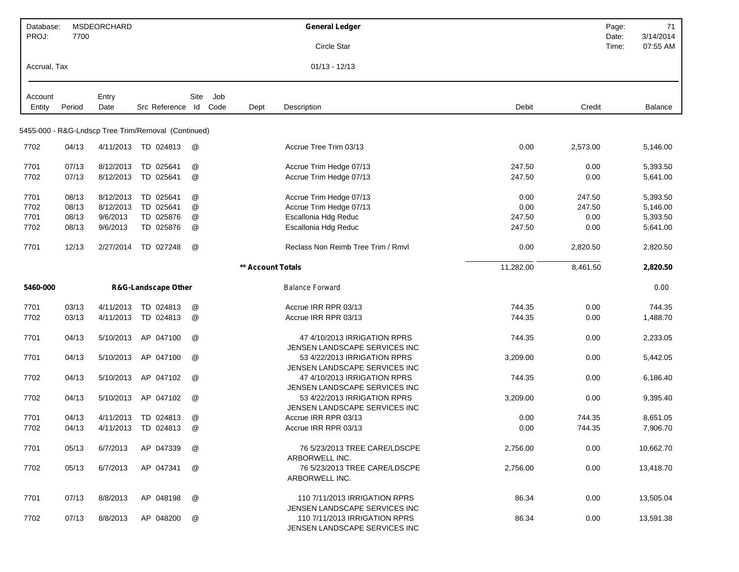| Database: | MSDEORCHARD | General Ledger | Page: | 71 |
|---|---|---|---|---|
| PROJ: | 7700 | Circle Star | Date: | 3/14/2014 |
| | | | Time: | 07:55 AM |
| Accrual, Tax | | 01/13 - 12/13 | | |

| Account Entity | Period | Entry Date | Src Reference | Site Id | Job Code | Dept | Description | Debit | Credit | Balance |
|---|---|---|---|---|---|---|---|---|---|---|
| 5455-000 - R&G-Lndscp Tree Trim/Removal (Continued) | | | | | | | | | | |
| 7702 | 04/13 | 4/11/2013 | TD 024813 | @ | | | Accrue Tree Trim 03/13 | 0.00 | 2,573.00 | 5,146.00 |
| 7701 | 07/13 | 8/12/2013 | TD 025641 | @ | | | Accrue Trim Hedge 07/13 | 247.50 | 0.00 | 5,393.50 |
| 7702 | 07/13 | 8/12/2013 | TD 025641 | @ | | | Accrue Trim Hedge 07/13 | 247.50 | 0.00 | 5,641.00 |
| 7701 | 08/13 | 8/12/2013 | TD 025641 | @ | | | Accrue Trim Hedge 07/13 | 0.00 | 247.50 | 5,393.50 |
| 7702 | 08/13 | 8/12/2013 | TD 025641 | @ | | | Accrue Trim Hedge 07/13 | 0.00 | 247.50 | 5,146.00 |
| 7701 | 08/13 | 9/6/2013 | TD 025876 | @ | | | Escallonia Hdg Reduc | 247.50 | 0.00 | 5,393.50 |
| 7702 | 08/13 | 9/6/2013 | TD 025876 | @ | | | Escallonia Hdg Reduc | 247.50 | 0.00 | 5,641.00 |
| 7701 | 12/13 | 2/27/2014 | TD 027248 | @ | | | Reclass Non Reimb Tree Trim / Rmvl | 0.00 | 2,820.50 | 2,820.50 |
| | | | | | | | **\*\* Account Totals** | 11,282.00 | 8,461.50 | **2,820.50** |
| **5460-000** | | | **R&G-Landscape Other** | | | | Balance Forward | | | 0.00 |
| 7701 | 03/13 | 4/11/2013 | TD 024813 | @ | | | Accrue IRR RPR 03/13 | 744.35 | 0.00 | 744.35 |
| 7702 | 03/13 | 4/11/2013 | TD 024813 | @ | | | Accrue IRR RPR 03/13 | 744.35 | 0.00 | 1,488.70 |
| 7701 | 04/13 | 5/10/2013 | AP 047100 | @ | | | 47 4/10/2013 IRRIGATION RPRS JENSEN LANDSCAPE SERVICES INC | 744.35 | 0.00 | 2,233.05 |
| 7701 | 04/13 | 5/10/2013 | AP 047100 | @ | | | 53 4/22/2013 IRRIGATION RPRS JENSEN LANDSCAPE SERVICES INC | 3,209.00 | 0.00 | 5,442.05 |
| 7702 | 04/13 | 5/10/2013 | AP 047102 | @ | | | 47 4/10/2013 IRRIGATION RPRS JENSEN LANDSCAPE SERVICES INC | 744.35 | 0.00 | 6,186.40 |
| 7702 | 04/13 | 5/10/2013 | AP 047102 | @ | | | 53 4/22/2013 IRRIGATION RPRS JENSEN LANDSCAPE SERVICES INC | 3,209.00 | 0.00 | 9,395.40 |
| 7701 | 04/13 | 4/11/2013 | TD 024813 | @ | | | Accrue IRR RPR 03/13 | 0.00 | 744.35 | 8,651.05 |
| 7702 | 04/13 | 4/11/2013 | TD 024813 | @ | | | Accrue IRR RPR 03/13 | 0.00 | 744.35 | 7,906.70 |
| 7701 | 05/13 | 6/7/2013 | AP 047339 | @ | | | 76 5/23/2013 TREE CARE/LDSCPE ARBORWELL INC. | 2,756.00 | 0.00 | 10,662.70 |
| 7702 | 05/13 | 6/7/2013 | AP 047341 | @ | | | 76 5/23/2013 TREE CARE/LDSCPE ARBORWELL INC. | 2,756.00 | 0.00 | 13,418.70 |
| 7701 | 07/13 | 8/8/2013 | AP 048198 | @ | | | 110 7/11/2013 IRRIGATION RPRS JENSEN LANDSCAPE SERVICES INC | 86.34 | 0.00 | 13,505.04 |
| 7702 | 07/13 | 8/8/2013 | AP 048200 | @ | | | 110 7/11/2013 IRRIGATION RPRS JENSEN LANDSCAPE SERVICES INC | 86.34 | 0.00 | 13,591.38 |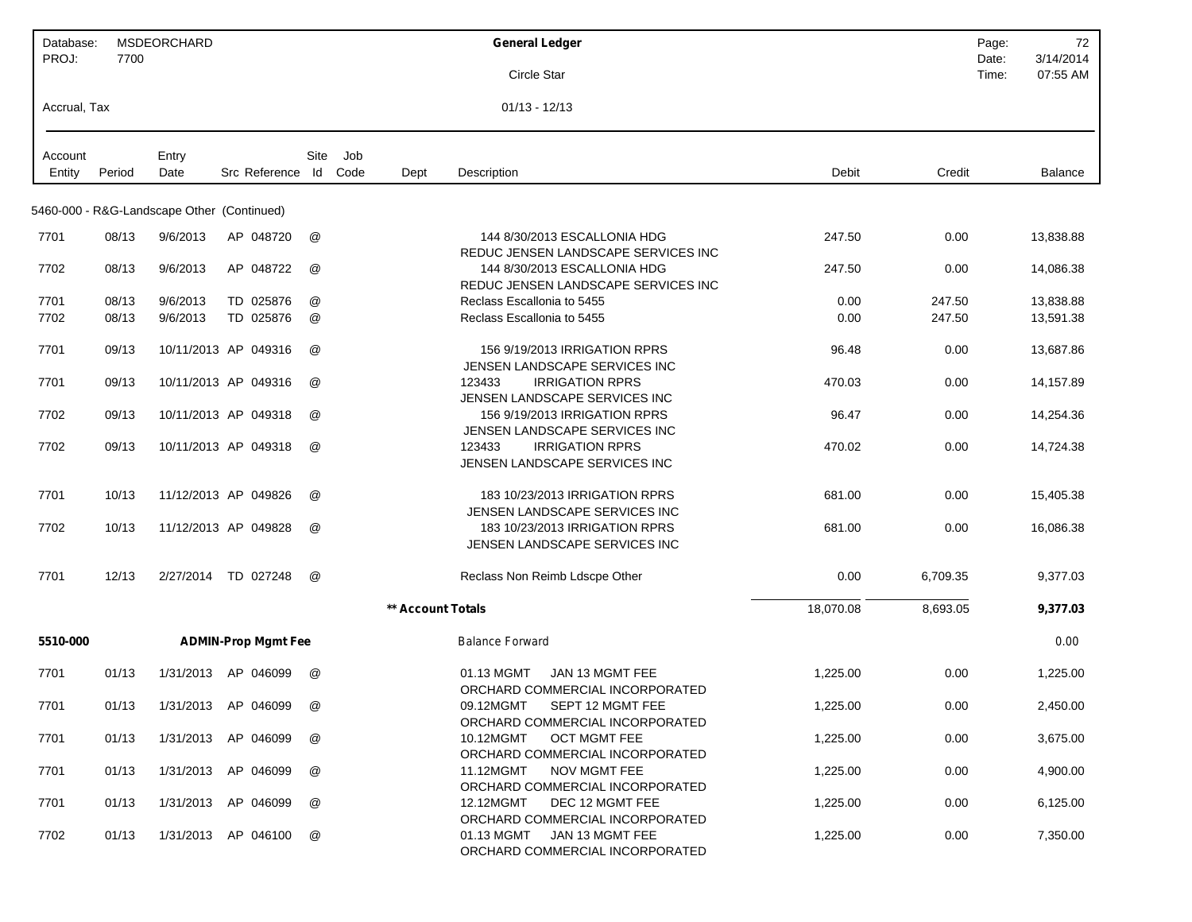| Database: MSDEORCHARD | | | | General Ledger | | | |
|---|---|---|---|---|---|---|---|
| PROJ: 7700 | | | | Circle Star | | | |
| Accrual, Tax | | | | 01/13 - 12/13 | | | |

| Account Entity | Period | Entry Date | Src Reference | Site Id | Job Code | Dept | Description | Debit | Credit | Balance |
|---|---|---|---|---|---|---|---|---|---|---|
| 5460-000 - R&G-Landscape Other (Continued) | | | | | | | | | | |
| 7701 | 08/13 | 9/6/2013 | AP 048720 | @ | | | 144 8/30/2013 ESCALLONIA HDG REDUC JENSEN LANDSCAPE SERVICES INC | 247.50 | 0.00 | 13,838.88 |
| 7702 | 08/13 | 9/6/2013 | AP 048722 | @ | | | 144 8/30/2013 ESCALLONIA HDG REDUC JENSEN LANDSCAPE SERVICES INC | 247.50 | 0.00 | 14,086.38 |
| 7701 | 08/13 | 9/6/2013 | TD 025876 | @ | | | Reclass Escallonia to 5455 | 0.00 | 247.50 | 13,838.88 |
| 7702 | 08/13 | 9/6/2013 | TD 025876 | @ | | | Reclass Escallonia to 5455 | 0.00 | 247.50 | 13,591.38 |
| 7701 | 09/13 | 10/11/2013 | AP 049316 | @ | | | 156 9/19/2013 IRRIGATION RPRS JENSEN LANDSCAPE SERVICES INC | 96.48 | 0.00 | 13,687.86 |
| 7701 | 09/13 | 10/11/2013 | AP 049316 | @ | | | 123433 IRRIGATION RPRS JENSEN LANDSCAPE SERVICES INC | 470.03 | 0.00 | 14,157.89 |
| 7702 | 09/13 | 10/11/2013 | AP 049318 | @ | | | 156 9/19/2013 IRRIGATION RPRS JENSEN LANDSCAPE SERVICES INC | 96.47 | 0.00 | 14,254.36 |
| 7702 | 09/13 | 10/11/2013 | AP 049318 | @ | | | 123433 IRRIGATION RPRS JENSEN LANDSCAPE SERVICES INC | 470.02 | 0.00 | 14,724.38 |
| 7701 | 10/13 | 11/12/2013 | AP 049826 | @ | | | 183 10/23/2013 IRRIGATION RPRS JENSEN LANDSCAPE SERVICES INC | 681.00 | 0.00 | 15,405.38 |
| 7702 | 10/13 | 11/12/2013 | AP 049828 | @ | | | 183 10/23/2013 IRRIGATION RPRS JENSEN LANDSCAPE SERVICES INC | 681.00 | 0.00 | 16,086.38 |
| 7701 | 12/13 | 2/27/2014 | TD 027248 | @ | | | Reclass Non Reimb Ldscpe Other | 0.00 | 6,709.35 | 9,377.03 |
| | | | | | | ** Account Totals | | 18,070.08 | 8,693.05 | **9,377.03** |
| **5510-000** | | **ADMIN-Prop Mgmt Fee** | | | | | Balance Forward | | | 0.00 |
| 7701 | 01/13 | 1/31/2013 | AP 046099 | @ | | | 01.13 MGMT JAN 13 MGMT FEE ORCHARD COMMERCIAL INCORPORATED | 1,225.00 | 0.00 | 1,225.00 |
| 7701 | 01/13 | 1/31/2013 | AP 046099 | @ | | | 09.12MGMT SEPT 12 MGMT FEE ORCHARD COMMERCIAL INCORPORATED | 1,225.00 | 0.00 | 2,450.00 |
| 7701 | 01/13 | 1/31/2013 | AP 046099 | @ | | | 10.12MGMT OCT MGMT FEE ORCHARD COMMERCIAL INCORPORATED | 1,225.00 | 0.00 | 3,675.00 |
| 7701 | 01/13 | 1/31/2013 | AP 046099 | @ | | | 11.12MGMT NOV MGMT FEE ORCHARD COMMERCIAL INCORPORATED | 1,225.00 | 0.00 | 4,900.00 |
| 7701 | 01/13 | 1/31/2013 | AP 046099 | @ | | | 12.12MGMT DEC 12 MGMT FEE ORCHARD COMMERCIAL INCORPORATED | 1,225.00 | 0.00 | 6,125.00 |
| 7702 | 01/13 | 1/31/2013 | AP 046100 | @ | | | 01.13 MGMT JAN 13 MGMT FEE ORCHARD COMMERCIAL INCORPORATED | 1,225.00 | 0.00 | 7,350.00 |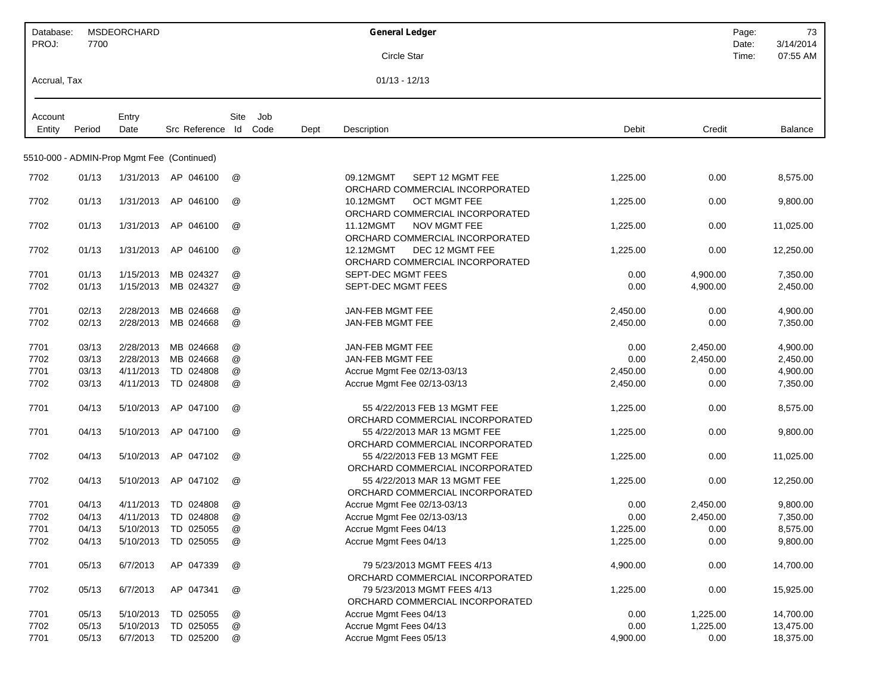| Database: | MSDEORCHARD | | General Ledger | Page: | 73 |
|---|---|---|---|---|---|
| PROJ: | 7700 | | | Date: | 3/14/2014 |
| | | | Circle Star | Time: | 07:55 AM |
| Accrual, Tax | | | 01/13 - 12/13 | | |

5510-000 - ADMIN-Prop Mgmt Fee (Continued)

| Account Entity | Period | Entry Date | Src Reference | Site Id | Job Code | Dept | Description | Debit | Credit | Balance |
|---|---|---|---|---|---|---|---|---|---|---|
| 7702 | 01/13 | 1/31/2013 | AP 046100 | @ | | | 09.12MGMT SEPT 12 MGMT FEE ORCHARD COMMERCIAL INCORPORATED | 1,225.00 | 0.00 | 8,575.00 |
| 7702 | 01/13 | 1/31/2013 | AP 046100 | @ | | | 10.12MGMT OCT MGMT FEE ORCHARD COMMERCIAL INCORPORATED | 1,225.00 | 0.00 | 9,800.00 |
| 7702 | 01/13 | 1/31/2013 | AP 046100 | @ | | | 11.12MGMT NOV MGMT FEE ORCHARD COMMERCIAL INCORPORATED | 1,225.00 | 0.00 | 11,025.00 |
| 7702 | 01/13 | 1/31/2013 | AP 046100 | @ | | | 12.12MGMT DEC 12 MGMT FEE ORCHARD COMMERCIAL INCORPORATED | 1,225.00 | 0.00 | 12,250.00 |
| 7701 | 01/13 | 1/15/2013 | MB 024327 | @ | | | SEPT-DEC MGMT FEES | 0.00 | 4,900.00 | 7,350.00 |
| 7702 | 01/13 | 1/15/2013 | MB 024327 | @ | | | SEPT-DEC MGMT FEES | 0.00 | 4,900.00 | 2,450.00 |
| 7701 | 02/13 | 2/28/2013 | MB 024668 | @ | | | JAN-FEB MGMT FEE | 2,450.00 | 0.00 | 4,900.00 |
| 7702 | 02/13 | 2/28/2013 | MB 024668 | @ | | | JAN-FEB MGMT FEE | 2,450.00 | 0.00 | 7,350.00 |
| 7701 | 03/13 | 2/28/2013 | MB 024668 | @ | | | JAN-FEB MGMT FEE | 0.00 | 2,450.00 | 4,900.00 |
| 7702 | 03/13 | 2/28/2013 | MB 024668 | @ | | | JAN-FEB MGMT FEE | 0.00 | 2,450.00 | 2,450.00 |
| 7701 | 03/13 | 4/11/2013 | TD 024808 | @ | | | Accrue Mgmt Fee 02/13-03/13 | 2,450.00 | 0.00 | 4,900.00 |
| 7702 | 03/13 | 4/11/2013 | TD 024808 | @ | | | Accrue Mgmt Fee 02/13-03/13 | 2,450.00 | 0.00 | 7,350.00 |
| 7701 | 04/13 | 5/10/2013 | AP 047100 | @ | | | 55 4/22/2013 FEB 13 MGMT FEE ORCHARD COMMERCIAL INCORPORATED | 1,225.00 | 0.00 | 8,575.00 |
| 7701 | 04/13 | 5/10/2013 | AP 047100 | @ | | | 55 4/22/2013 MAR 13 MGMT FEE ORCHARD COMMERCIAL INCORPORATED | 1,225.00 | 0.00 | 9,800.00 |
| 7702 | 04/13 | 5/10/2013 | AP 047102 | @ | | | 55 4/22/2013 FEB 13 MGMT FEE ORCHARD COMMERCIAL INCORPORATED | 1,225.00 | 0.00 | 11,025.00 |
| 7702 | 04/13 | 5/10/2013 | AP 047102 | @ | | | 55 4/22/2013 MAR 13 MGMT FEE ORCHARD COMMERCIAL INCORPORATED | 1,225.00 | 0.00 | 12,250.00 |
| 7701 | 04/13 | 4/11/2013 | TD 024808 | @ | | | Accrue Mgmt Fee 02/13-03/13 | 0.00 | 2,450.00 | 9,800.00 |
| 7702 | 04/13 | 4/11/2013 | TD 024808 | @ | | | Accrue Mgmt Fee 02/13-03/13 | 0.00 | 2,450.00 | 7,350.00 |
| 7701 | 04/13 | 5/10/2013 | TD 025055 | @ | | | Accrue Mgmt Fees 04/13 | 1,225.00 | 0.00 | 8,575.00 |
| 7702 | 04/13 | 5/10/2013 | TD 025055 | @ | | | Accrue Mgmt Fees 04/13 | 1,225.00 | 0.00 | 9,800.00 |
| 7701 | 05/13 | 6/7/2013 | AP 047339 | @ | | | 79 5/23/2013 MGMT FEES 4/13 ORCHARD COMMERCIAL INCORPORATED | 4,900.00 | 0.00 | 14,700.00 |
| 7702 | 05/13 | 6/7/2013 | AP 047341 | @ | | | 79 5/23/2013 MGMT FEES 4/13 ORCHARD COMMERCIAL INCORPORATED | 1,225.00 | 0.00 | 15,925.00 |
| 7701 | 05/13 | 5/10/2013 | TD 025055 | @ | | | Accrue Mgmt Fees 04/13 | 0.00 | 1,225.00 | 14,700.00 |
| 7702 | 05/13 | 5/10/2013 | TD 025055 | @ | | | Accrue Mgmt Fees 04/13 | 0.00 | 1,225.00 | 13,475.00 |
| 7701 | 05/13 | 6/7/2013 | TD 025200 | @ | | | Accrue Mgmt Fees 05/13 | 4,900.00 | 0.00 | 18,375.00 |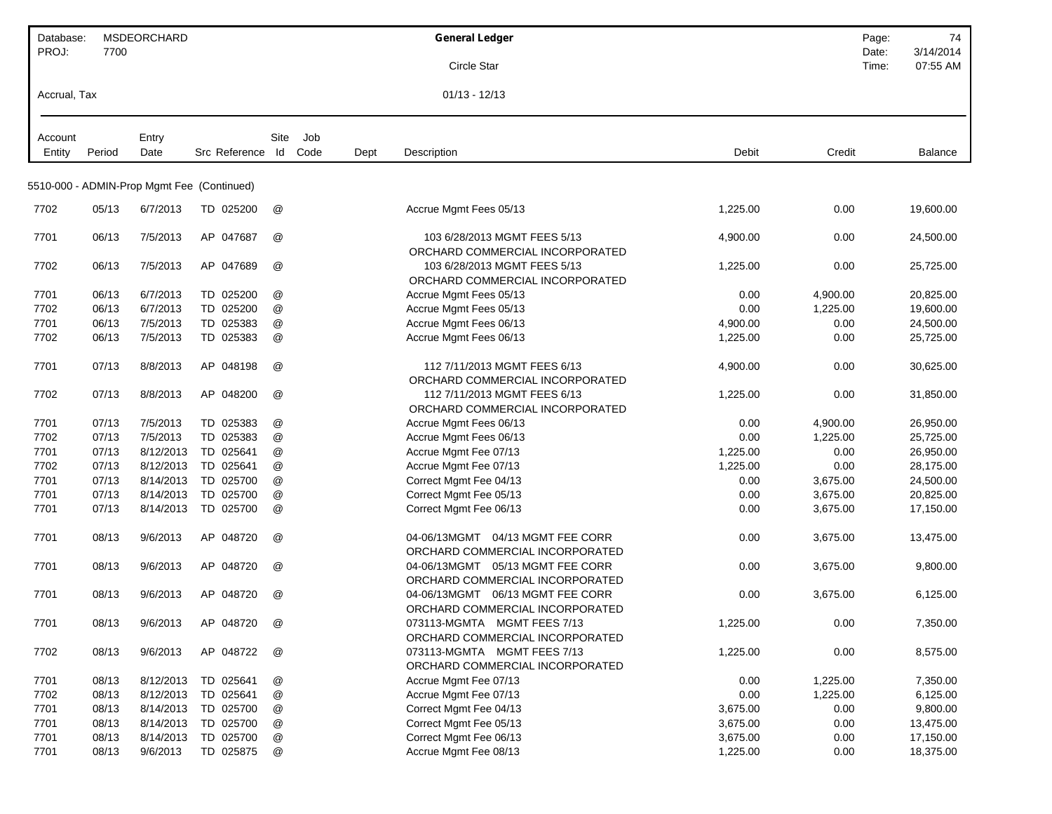| Database: MSDEORCHARD | General Ledger | Page: 74 |
|---|---|---|
| PROJ: 7700 | Circle Star | Date: 3/14/2014 |
| | | Time: 07:55 AM |
| Accrual, Tax | 01/13 - 12/13 | |

5510-000 - ADMIN-Prop Mgmt Fee (Continued)

| Account Entity | Period | Entry Date | Src Reference | Site Id | Job Code | Dept | Description | Debit | Credit | Balance |
|---|---|---|---|---|---|---|---|---|---|---|
| 7702 | 05/13 | 6/7/2013 | TD 025200 | @ | | | Accrue Mgmt Fees 05/13 | 1,225.00 | 0.00 | 19,600.00 |
| 7701 | 06/13 | 7/5/2013 | AP 047687 | @ | | | 103 6/28/2013 MGMT FEES 5/13 ORCHARD COMMERCIAL INCORPORATED | 4,900.00 | 0.00 | 24,500.00 |
| 7702 | 06/13 | 7/5/2013 | AP 047689 | @ | | | 103 6/28/2013 MGMT FEES 5/13 ORCHARD COMMERCIAL INCORPORATED | 1,225.00 | 0.00 | 25,725.00 |
| 7701 | 06/13 | 6/7/2013 | TD 025200 | @ | | | Accrue Mgmt Fees 05/13 | 0.00 | 4,900.00 | 20,825.00 |
| 7702 | 06/13 | 6/7/2013 | TD 025200 | @ | | | Accrue Mgmt Fees 05/13 | 0.00 | 1,225.00 | 19,600.00 |
| 7701 | 06/13 | 7/5/2013 | TD 025383 | @ | | | Accrue Mgmt Fees 06/13 | 4,900.00 | 0.00 | 24,500.00 |
| 7702 | 06/13 | 7/5/2013 | TD 025383 | @ | | | Accrue Mgmt Fees 06/13 | 1,225.00 | 0.00 | 25,725.00 |
| 7701 | 07/13 | 8/8/2013 | AP 048198 | @ | | | 112 7/11/2013 MGMT FEES 6/13 ORCHARD COMMERCIAL INCORPORATED | 4,900.00 | 0.00 | 30,625.00 |
| 7702 | 07/13 | 8/8/2013 | AP 048200 | @ | | | 112 7/11/2013 MGMT FEES 6/13 ORCHARD COMMERCIAL INCORPORATED | 1,225.00 | 0.00 | 31,850.00 |
| 7701 | 07/13 | 7/5/2013 | TD 025383 | @ | | | Accrue Mgmt Fees 06/13 | 0.00 | 4,900.00 | 26,950.00 |
| 7702 | 07/13 | 7/5/2013 | TD 025383 | @ | | | Accrue Mgmt Fees 06/13 | 0.00 | 1,225.00 | 25,725.00 |
| 7701 | 07/13 | 8/12/2013 | TD 025641 | @ | | | Accrue Mgmt Fee 07/13 | 1,225.00 | 0.00 | 26,950.00 |
| 7702 | 07/13 | 8/12/2013 | TD 025641 | @ | | | Accrue Mgmt Fee 07/13 | 1,225.00 | 0.00 | 28,175.00 |
| 7701 | 07/13 | 8/14/2013 | TD 025700 | @ | | | Correct Mgmt Fee 04/13 | 0.00 | 3,675.00 | 24,500.00 |
| 7701 | 07/13 | 8/14/2013 | TD 025700 | @ | | | Correct Mgmt Fee 05/13 | 0.00 | 3,675.00 | 20,825.00 |
| 7701 | 07/13 | 8/14/2013 | TD 025700 | @ | | | Correct Mgmt Fee 06/13 | 0.00 | 3,675.00 | 17,150.00 |
| 7701 | 08/13 | 9/6/2013 | AP 048720 | @ | | | 04-06/13MGMT 04/13 MGMT FEE CORR ORCHARD COMMERCIAL INCORPORATED | 0.00 | 3,675.00 | 13,475.00 |
| 7701 | 08/13 | 9/6/2013 | AP 048720 | @ | | | 04-06/13MGMT 05/13 MGMT FEE CORR ORCHARD COMMERCIAL INCORPORATED | 0.00 | 3,675.00 | 9,800.00 |
| 7701 | 08/13 | 9/6/2013 | AP 048720 | @ | | | 04-06/13MGMT 06/13 MGMT FEE CORR ORCHARD COMMERCIAL INCORPORATED | 0.00 | 3,675.00 | 6,125.00 |
| 7701 | 08/13 | 9/6/2013 | AP 048720 | @ | | | 073113-MGMTA MGMT FEES 7/13 ORCHARD COMMERCIAL INCORPORATED | 1,225.00 | 0.00 | 7,350.00 |
| 7702 | 08/13 | 9/6/2013 | AP 048722 | @ | | | 073113-MGMTA MGMT FEES 7/13 ORCHARD COMMERCIAL INCORPORATED | 1,225.00 | 0.00 | 8,575.00 |
| 7701 | 08/13 | 8/12/2013 | TD 025641 | @ | | | Accrue Mgmt Fee 07/13 | 0.00 | 1,225.00 | 7,350.00 |
| 7702 | 08/13 | 8/12/2013 | TD 025641 | @ | | | Accrue Mgmt Fee 07/13 | 0.00 | 1,225.00 | 6,125.00 |
| 7701 | 08/13 | 8/14/2013 | TD 025700 | @ | | | Correct Mgmt Fee 04/13 | 3,675.00 | 0.00 | 9,800.00 |
| 7701 | 08/13 | 8/14/2013 | TD 025700 | @ | | | Correct Mgmt Fee 05/13 | 3,675.00 | 0.00 | 13,475.00 |
| 7701 | 08/13 | 8/14/2013 | TD 025700 | @ | | | Correct Mgmt Fee 06/13 | 3,675.00 | 0.00 | 17,150.00 |
| 7701 | 08/13 | 9/6/2013 | TD 025875 | @ | | | Accrue Mgmt Fee 08/13 | 1,225.00 | 0.00 | 18,375.00 |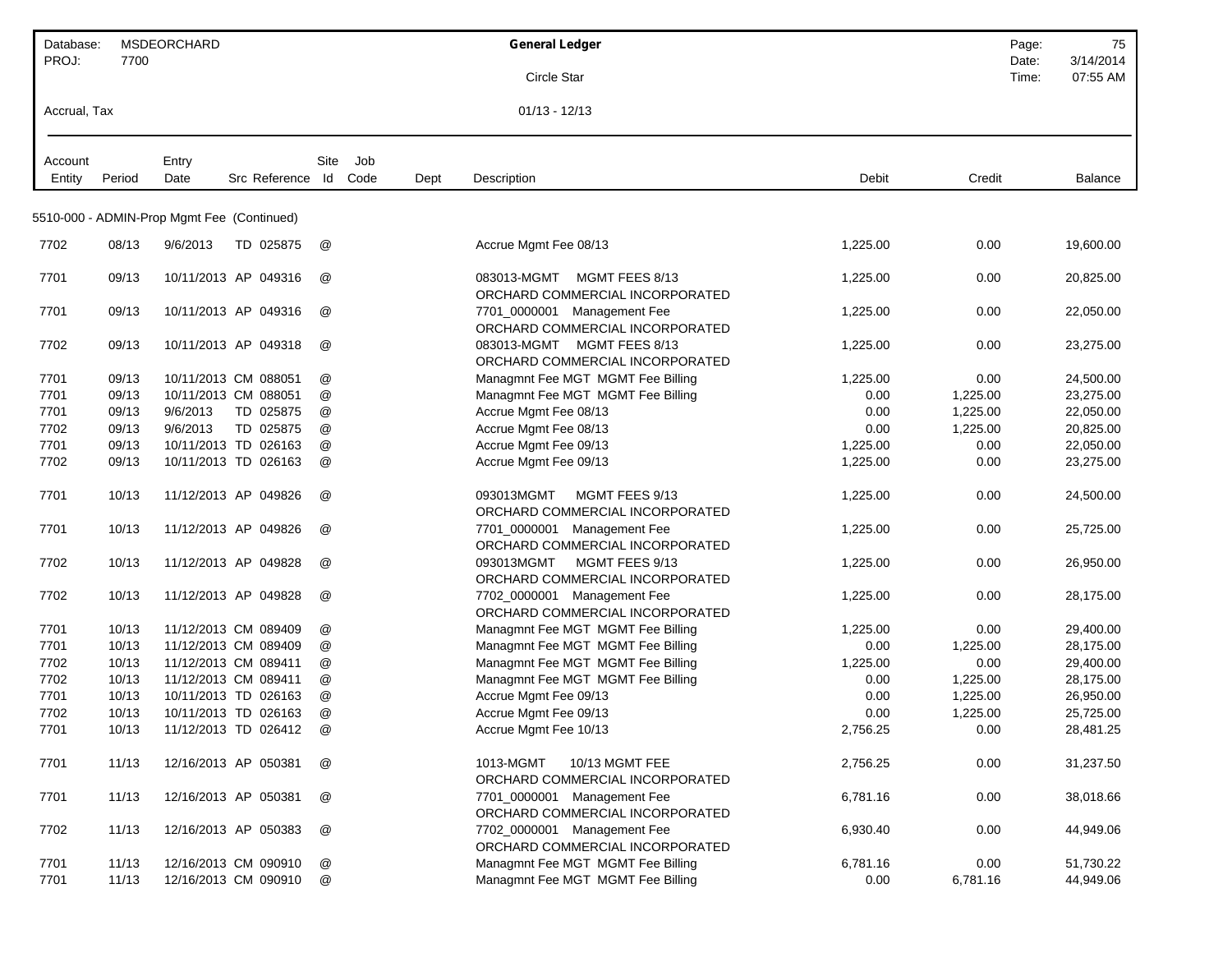| Database: | MSDEORCHARD | General Ledger | Page: | 75 |
|---|---|---|---|---|
| PROJ: | 7700 | Circle Star | Date: | 3/14/2014 |
| | | | Time: | 07:55 AM |
| Accrual, Tax | | 01/13 - 12/13 | | |

| Account Entity | Period | Entry Date | Src | Reference | Site Id | Job Code | Dept | Description | Debit | Credit | Balance |
|---|---|---|---|---|---|---|---|---|---|---|---|
| 5510-000 - ADMIN-Prop Mgmt Fee (Continued) | | | | | | | | | | | |
| 7702 | 08/13 | 9/6/2013 | TD | 025875 | @ | | | Accrue Mgmt Fee 08/13 | 1,225.00 | 0.00 | 19,600.00 |
| 7701 | 09/13 | 10/11/2013 | AP | 049316 | @ | | | 083013-MGMT MGMT FEES 8/13 ORCHARD COMMERCIAL INCORPORATED | 1,225.00 | 0.00 | 20,825.00 |
| 7701 | 09/13 | 10/11/2013 | AP | 049316 | @ | | | 7701_0000001 Management Fee ORCHARD COMMERCIAL INCORPORATED | 1,225.00 | 0.00 | 22,050.00 |
| 7702 | 09/13 | 10/11/2013 | AP | 049318 | @ | | | 083013-MGMT MGMT FEES 8/13 ORCHARD COMMERCIAL INCORPORATED | 1,225.00 | 0.00 | 23,275.00 |
| 7701 | 09/13 | 10/11/2013 | CM | 088051 | @ | | | Managmnt Fee MGT MGMT Fee Billing | 1,225.00 | 0.00 | 24,500.00 |
| 7701 | 09/13 | 10/11/2013 | CM | 088051 | @ | | | Managmnt Fee MGT MGMT Fee Billing | 0.00 | 1,225.00 | 23,275.00 |
| 7701 | 09/13 | 9/6/2013 | TD | 025875 | @ | | | Accrue Mgmt Fee 08/13 | 0.00 | 1,225.00 | 22,050.00 |
| 7702 | 09/13 | 9/6/2013 | TD | 025875 | @ | | | Accrue Mgmt Fee 08/13 | 0.00 | 1,225.00 | 20,825.00 |
| 7701 | 09/13 | 10/11/2013 | TD | 026163 | @ | | | Accrue Mgmt Fee 09/13 | 1,225.00 | 0.00 | 22,050.00 |
| 7702 | 09/13 | 10/11/2013 | TD | 026163 | @ | | | Accrue Mgmt Fee 09/13 | 1,225.00 | 0.00 | 23,275.00 |
| 7701 | 10/13 | 11/12/2013 | AP | 049826 | @ | | | 093013MGMT MGMT FEES 9/13 ORCHARD COMMERCIAL INCORPORATED | 1,225.00 | 0.00 | 24,500.00 |
| 7701 | 10/13 | 11/12/2013 | AP | 049826 | @ | | | 7701_0000001 Management Fee ORCHARD COMMERCIAL INCORPORATED | 1,225.00 | 0.00 | 25,725.00 |
| 7702 | 10/13 | 11/12/2013 | AP | 049828 | @ | | | 093013MGMT MGMT FEES 9/13 ORCHARD COMMERCIAL INCORPORATED | 1,225.00 | 0.00 | 26,950.00 |
| 7702 | 10/13 | 11/12/2013 | AP | 049828 | @ | | | 7702_0000001 Management Fee ORCHARD COMMERCIAL INCORPORATED | 1,225.00 | 0.00 | 28,175.00 |
| 7701 | 10/13 | 11/12/2013 | CM | 089409 | @ | | | Managmnt Fee MGT MGMT Fee Billing | 1,225.00 | 0.00 | 29,400.00 |
| 7701 | 10/13 | 11/12/2013 | CM | 089409 | @ | | | Managmnt Fee MGT MGMT Fee Billing | 0.00 | 1,225.00 | 28,175.00 |
| 7702 | 10/13 | 11/12/2013 | CM | 089411 | @ | | | Managmnt Fee MGT MGMT Fee Billing | 1,225.00 | 0.00 | 29,400.00 |
| 7702 | 10/13 | 11/12/2013 | CM | 089411 | @ | | | Managmnt Fee MGT MGMT Fee Billing | 0.00 | 1,225.00 | 28,175.00 |
| 7701 | 10/13 | 10/11/2013 | TD | 026163 | @ | | | Accrue Mgmt Fee 09/13 | 0.00 | 1,225.00 | 26,950.00 |
| 7702 | 10/13 | 10/11/2013 | TD | 026163 | @ | | | Accrue Mgmt Fee 09/13 | 0.00 | 1,225.00 | 25,725.00 |
| 7701 | 10/13 | 11/12/2013 | TD | 026412 | @ | | | Accrue Mgmt Fee 10/13 | 2,756.25 | 0.00 | 28,481.25 |
| 7701 | 11/13 | 12/16/2013 | AP | 050381 | @ | | | 1013-MGMT 10/13 MGMT FEE ORCHARD COMMERCIAL INCORPORATED | 2,756.25 | 0.00 | 31,237.50 |
| 7701 | 11/13 | 12/16/2013 | AP | 050381 | @ | | | 7701_0000001 Management Fee ORCHARD COMMERCIAL INCORPORATED | 6,781.16 | 0.00 | 38,018.66 |
| 7702 | 11/13 | 12/16/2013 | AP | 050383 | @ | | | 7702_0000001 Management Fee ORCHARD COMMERCIAL INCORPORATED | 6,930.40 | 0.00 | 44,949.06 |
| 7701 | 11/13 | 12/16/2013 | CM | 090910 | @ | | | Managmnt Fee MGT MGMT Fee Billing | 6,781.16 | 0.00 | 51,730.22 |
| 7701 | 11/13 | 12/16/2013 | CM | 090910 | @ | | | Managmnt Fee MGT MGMT Fee Billing | 0.00 | 6,781.16 | 44,949.06 |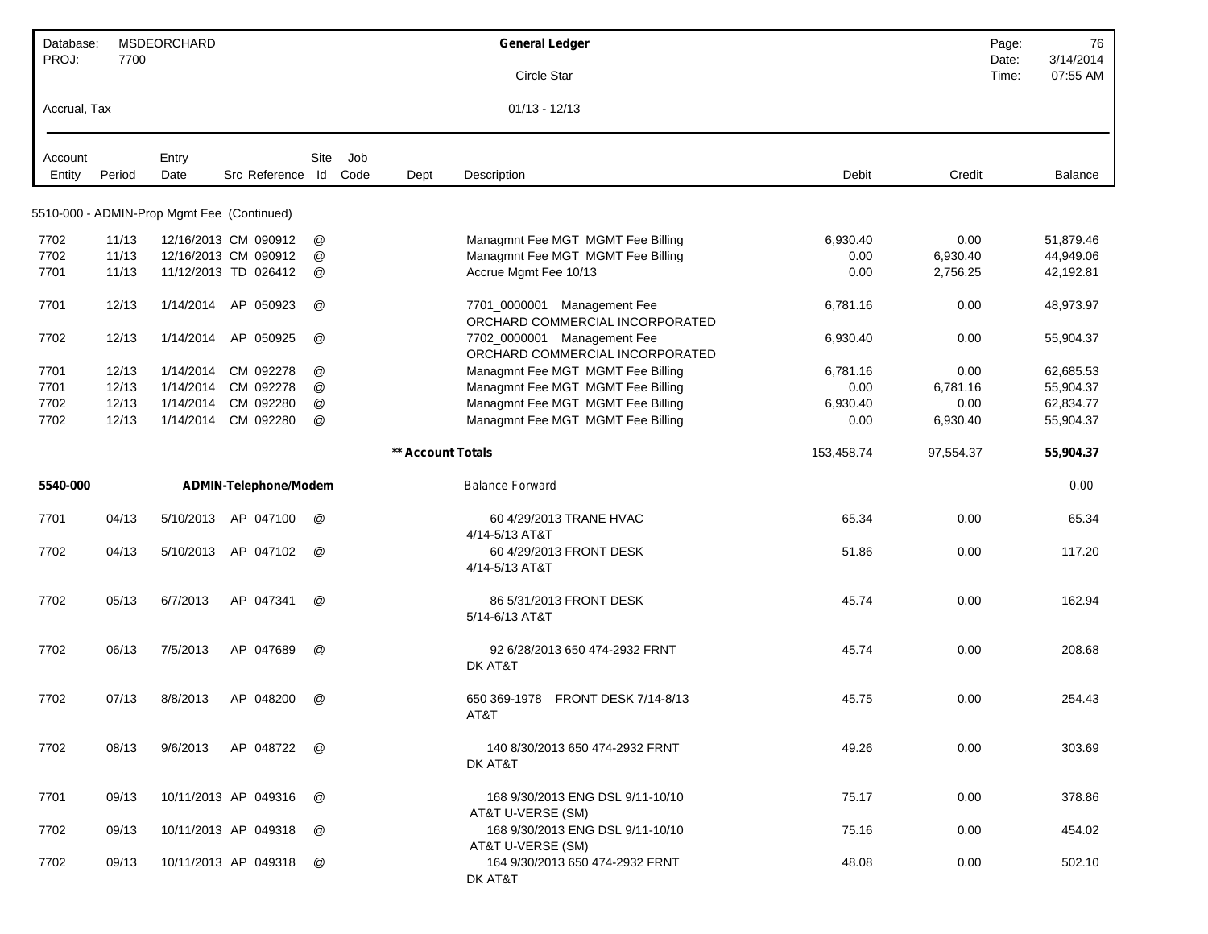| Account Entity | Period | Entry Date | Src Reference | Site Id | Job Code | Dept | Description | Debit | Credit | Balance |
|---|---|---|---|---|---|---|---|---|---|---|
| 5510-000 - ADMIN-Prop Mgmt Fee (Continued) | | | | | | | | | | |
| 7702 | 11/13 | 12/16/2013 | CM 090912 | @ | | | Managmnt Fee MGT MGMT Fee Billing | 6,930.40 | 0.00 | 51,879.46 |
| 7702 | 11/13 | 12/16/2013 | CM 090912 | @ | | | Managmnt Fee MGT MGMT Fee Billing | 0.00 | 6,930.40 | 44,949.06 |
| 7701 | 11/13 | 11/12/2013 | TD 026412 | @ | | | Accrue Mgmt Fee 10/13 | 0.00 | 2,756.25 | 42,192.81 |
| 7701 | 12/13 | 1/14/2014 | AP 050923 | @ | | | 7701_0000001 Management Fee ORCHARD COMMERCIAL INCORPORATED | 6,781.16 | 0.00 | 48,973.97 |
| 7702 | 12/13 | 1/14/2014 | AP 050925 | @ | | | 7702_0000001 Management Fee ORCHARD COMMERCIAL INCORPORATED | 6,930.40 | 0.00 | 55,904.37 |
| 7701 | 12/13 | 1/14/2014 | CM 092278 | @ | | | Managmnt Fee MGT MGMT Fee Billing | 6,781.16 | 0.00 | 62,685.53 |
| 7701 | 12/13 | 1/14/2014 | CM 092278 | @ | | | Managmnt Fee MGT MGMT Fee Billing | 0.00 | 6,781.16 | 55,904.37 |
| 7702 | 12/13 | 1/14/2014 | CM 092280 | @ | | | Managmnt Fee MGT MGMT Fee Billing | 6,930.40 | 0.00 | 62,834.77 |
| 7702 | 12/13 | 1/14/2014 | CM 092280 | @ | | | Managmnt Fee MGT MGMT Fee Billing | 0.00 | 6,930.40 | 55,904.37 |
| | | | | | | **\*\* Account Totals** | | 153,458.74 | 97,554.37 | **55,904.37** |
| **5540-000** | | **ADMIN-Telephone/Modem** | | | | | Balance Forward | | | 0.00 |
| 7701 | 04/13 | 5/10/2013 | AP 047100 | @ | | | 60 4/29/2013 TRANE HVAC 4/14-5/13 AT&T | 65.34 | 0.00 | 65.34 |
| 7702 | 04/13 | 5/10/2013 | AP 047102 | @ | | | 60 4/29/2013 FRONT DESK 4/14-5/13 AT&T | 51.86 | 0.00 | 117.20 |
| 7702 | 05/13 | 6/7/2013 | AP 047341 | @ | | | 86 5/31/2013 FRONT DESK 5/14-6/13 AT&T | 45.74 | 0.00 | 162.94 |
| 7702 | 06/13 | 7/5/2013 | AP 047689 | @ | | | 92 6/28/2013 650 474-2932 FRNT DK AT&T | 45.74 | 0.00 | 208.68 |
| 7702 | 07/13 | 8/8/2013 | AP 048200 | @ | | | 650 369-1978 FRONT DESK 7/14-8/13 AT&T | 45.75 | 0.00 | 254.43 |
| 7702 | 08/13 | 9/6/2013 | AP 048722 | @ | | | 140 8/30/2013 650 474-2932 FRNT DK AT&T | 49.26 | 0.00 | 303.69 |
| 7701 | 09/13 | 10/11/2013 | AP 049316 | @ | | | 168 9/30/2013 ENG DSL 9/11-10/10 AT&T U-VERSE (SM) | 75.17 | 0.00 | 378.86 |
| 7702 | 09/13 | 10/11/2013 | AP 049318 | @ | | | 168 9/30/2013 ENG DSL 9/11-10/10 AT&T U-VERSE (SM) | 75.16 | 0.00 | 454.02 |
| 7702 | 09/13 | 10/11/2013 | AP 049318 | @ | | | 164 9/30/2013 650 474-2932 FRNT DK AT&T | 48.08 | 0.00 | 502.10 |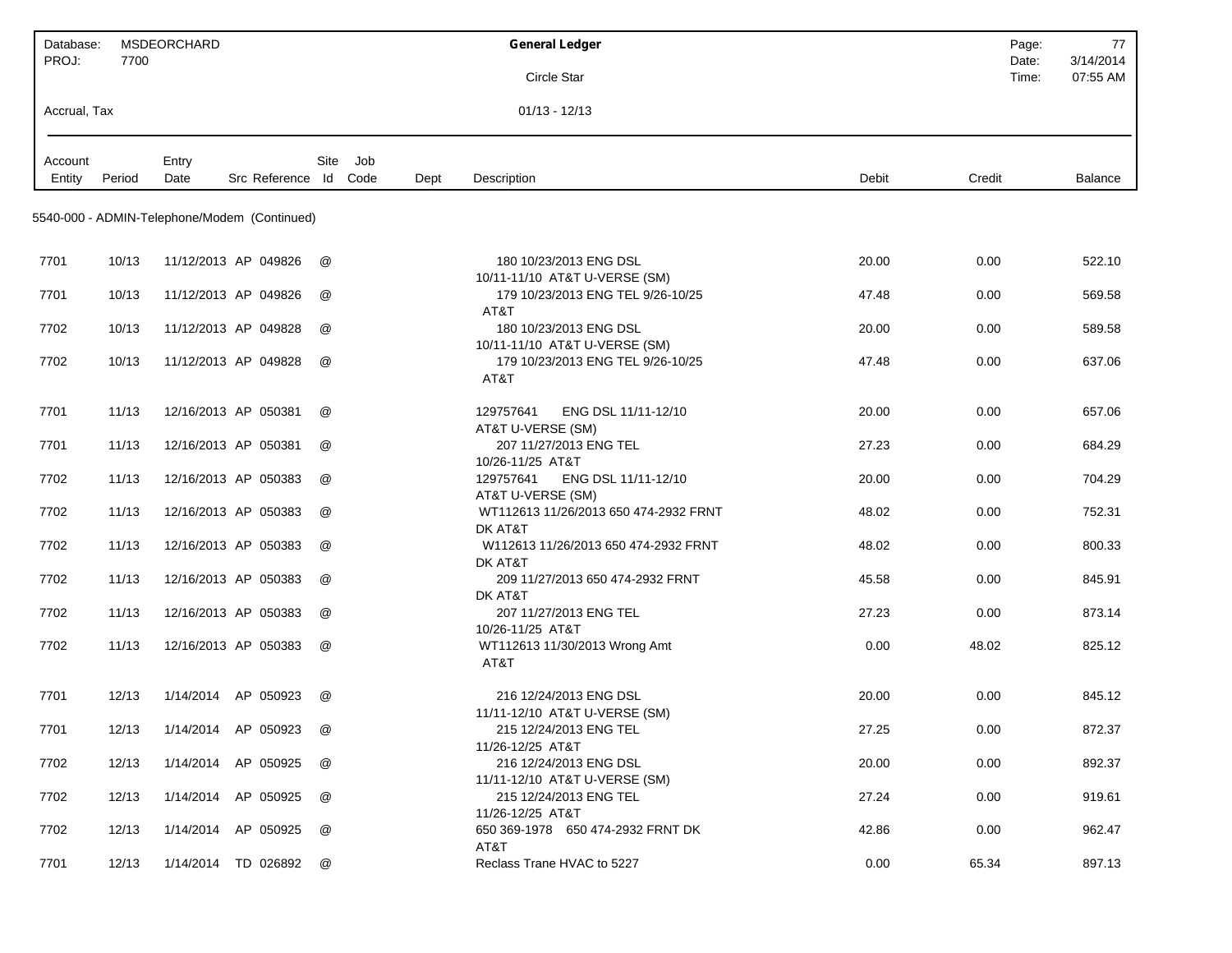| Database: | MSDEORCHARD | General Ledger |
|---|---|---|
| PROJ: | 7700 | Circle Star |
| Accrual, Tax | | 01/13 - 12/13 |

| Account Entity | Period | Entry Date | Src | Reference | Site Id | Job Code | Dept | Description | Debit | Credit | Balance |
|---|---|---|---|---|---|---|---|---|---|---|---|

## 5540-000 - ADMIN-Telephone/Modem (Continued)

| Account Entity | Period | Entry Date | Src | Reference | Site Id | Job Code | Dept | Description | Debit | Credit | Balance |
|---|---|---|---|---|---|---|---|---|---|---|---|
| 7701 | 10/13 | 11/12/2013 | AP | 049826 | @ | | | 180 10/23/2013 ENG DSL 10/11-11/10 AT&T U-VERSE (SM) | 20.00 | 0.00 | 522.10 |
| 7701 | 10/13 | 11/12/2013 | AP | 049826 | @ | | | 179 10/23/2013 ENG TEL 9/26-10/25 AT&T | 47.48 | 0.00 | 569.58 |
| 7702 | 10/13 | 11/12/2013 | AP | 049828 | @ | | | 180 10/23/2013 ENG DSL 10/11-11/10 AT&T U-VERSE (SM) | 20.00 | 0.00 | 589.58 |
| 7702 | 10/13 | 11/12/2013 | AP | 049828 | @ | | | 179 10/23/2013 ENG TEL 9/26-10/25 AT&T | 47.48 | 0.00 | 637.06 |
| 7701 | 11/13 | 12/16/2013 | AP | 050381 | @ | | | 129757641 ENG DSL 11/11-12/10 AT&T U-VERSE (SM) | 20.00 | 0.00 | 657.06 |
| 7701 | 11/13 | 12/16/2013 | AP | 050381 | @ | | | 207 11/27/2013 ENG TEL 10/26-11/25 AT&T | 27.23 | 0.00 | 684.29 |
| 7702 | 11/13 | 12/16/2013 | AP | 050383 | @ | | | 129757641 ENG DSL 11/11-12/10 AT&T U-VERSE (SM) | 20.00 | 0.00 | 704.29 |
| 7702 | 11/13 | 12/16/2013 | AP | 050383 | @ | | | WT112613 11/26/2013 650 474-2932 FRNT DK AT&T | 48.02 | 0.00 | 752.31 |
| 7702 | 11/13 | 12/16/2013 | AP | 050383 | @ | | | W112613 11/26/2013 650 474-2932 FRNT DK AT&T | 48.02 | 0.00 | 800.33 |
| 7702 | 11/13 | 12/16/2013 | AP | 050383 | @ | | | 209 11/27/2013 650 474-2932 FRNT DK AT&T | 45.58 | 0.00 | 845.91 |
| 7702 | 11/13 | 12/16/2013 | AP | 050383 | @ | | | 207 11/27/2013 ENG TEL 10/26-11/25 AT&T | 27.23 | 0.00 | 873.14 |
| 7702 | 11/13 | 12/16/2013 | AP | 050383 | @ | | | WT112613 11/30/2013 Wrong Amt AT&T | 0.00 | 48.02 | 825.12 |
| 7701 | 12/13 | 1/14/2014 | AP | 050923 | @ | | | 216 12/24/2013 ENG DSL 11/11-12/10 AT&T U-VERSE (SM) | 20.00 | 0.00 | 845.12 |
| 7701 | 12/13 | 1/14/2014 | AP | 050923 | @ | | | 215 12/24/2013 ENG TEL 11/26-12/25 AT&T | 27.25 | 0.00 | 872.37 |
| 7702 | 12/13 | 1/14/2014 | AP | 050925 | @ | | | 216 12/24/2013 ENG DSL 11/11-12/10 AT&T U-VERSE (SM) | 20.00 | 0.00 | 892.37 |
| 7702 | 12/13 | 1/14/2014 | AP | 050925 | @ | | | 215 12/24/2013 ENG TEL 11/26-12/25 AT&T | 27.24 | 0.00 | 919.61 |
| 7702 | 12/13 | 1/14/2014 | AP | 050925 | @ | | | 650 369-1978 650 474-2932 FRNT DK AT&T | 42.86 | 0.00 | 962.47 |
| 7701 | 12/13 | 1/14/2014 | TD | 026892 | @ | | | Reclass Trane HVAC to 5227 | 0.00 | 65.34 | 897.13 |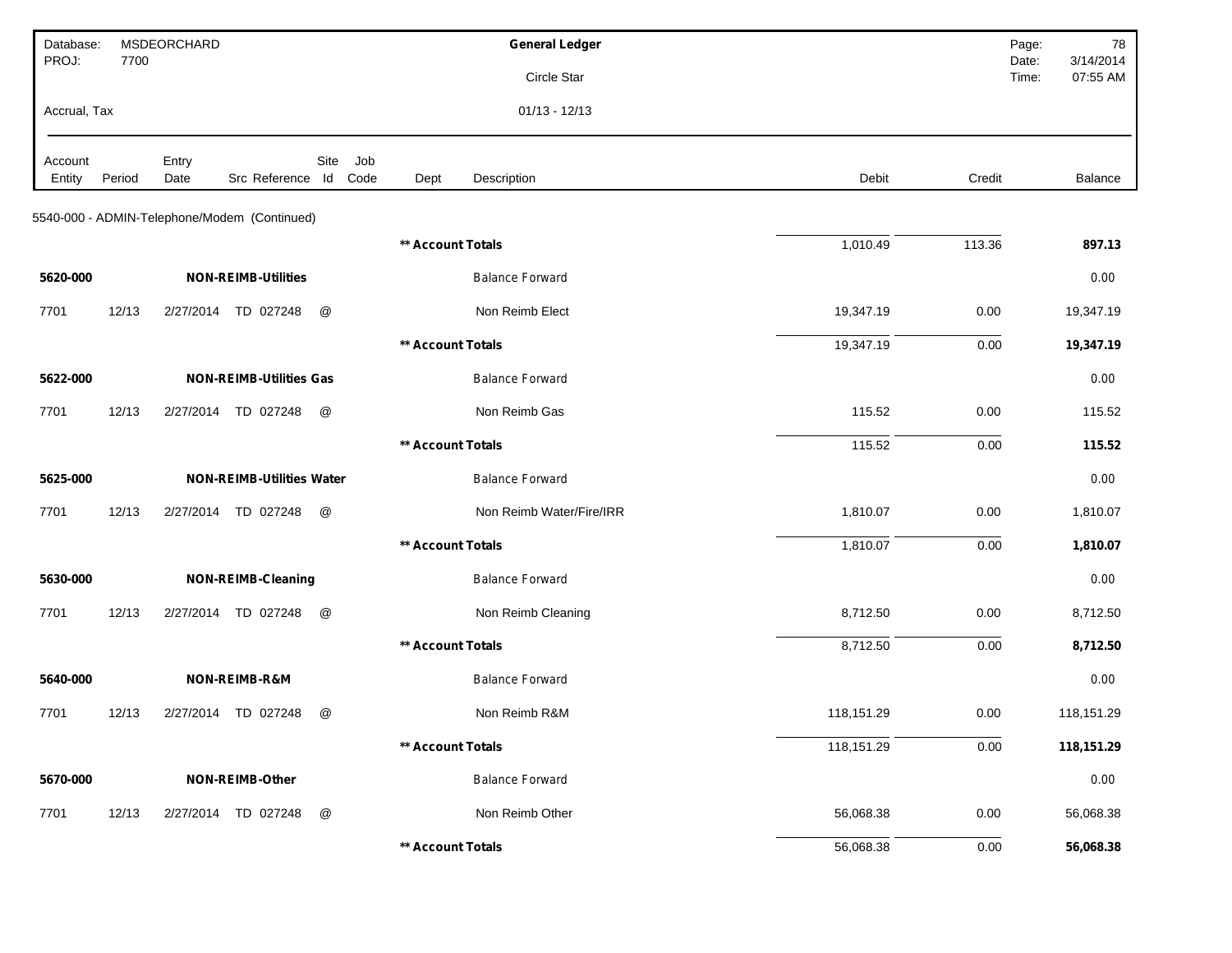| Database: | MSDEORCHARD | General Ledger | Page: | 78 |
|---|---|---|---|---|
| PROJ: | 7700 | Circle Star | Date: | 3/14/2014 |
| | | | Time: | 07:55 AM |
| Accrual, Tax | | 01/13 - 12/13 | | |

| Account Entity | Period | Entry Date | Src Reference | Site Id | Job Code | Dept | Description | Debit | Credit | Balance |
|---|---|---|---|---|---|---|---|---|---|---|
| 5540-000 - ADMIN-Telephone/Modem (Continued) | | | | | | | | | | |
| | | | | | | ** Account Totals | | 1,010.49 | 113.36 | **897.13** |
| **5620-000** | | | **NON-REIMB-Utilities** | | | | Balance Forward | | | 0.00 |
| 7701 | 12/13 | 2/27/2014 | TD 027248 | @ | | | Non Reimb Elect | 19,347.19 | 0.00 | 19,347.19 |
| | | | | | | ** Account Totals | | 19,347.19 | 0.00 | **19,347.19** |
| **5622-000** | | | **NON-REIMB-Utilities Gas** | | | | Balance Forward | | | 0.00 |
| 7701 | 12/13 | 2/27/2014 | TD 027248 | @ | | | Non Reimb Gas | 115.52 | 0.00 | 115.52 |
| | | | | | | ** Account Totals | | 115.52 | 0.00 | **115.52** |
| **5625-000** | | | **NON-REIMB-Utilities Water** | | | | Balance Forward | | | 0.00 |
| 7701 | 12/13 | 2/27/2014 | TD 027248 | @ | | | Non Reimb Water/Fire/IRR | 1,810.07 | 0.00 | 1,810.07 |
| | | | | | | ** Account Totals | | 1,810.07 | 0.00 | **1,810.07** |
| **5630-000** | | | **NON-REIMB-Cleaning** | | | | Balance Forward | | | 0.00 |
| 7701 | 12/13 | 2/27/2014 | TD 027248 | @ | | | Non Reimb Cleaning | 8,712.50 | 0.00 | 8,712.50 |
| | | | | | | ** Account Totals | | 8,712.50 | 0.00 | **8,712.50** |
| **5640-000** | | | **NON-REIMB-R&M** | | | | Balance Forward | | | 0.00 |
| 7701 | 12/13 | 2/27/2014 | TD 027248 | @ | | | Non Reimb R&M | 118,151.29 | 0.00 | 118,151.29 |
| | | | | | | ** Account Totals | | 118,151.29 | 0.00 | **118,151.29** |
| **5670-000** | | | **NON-REIMB-Other** | | | | Balance Forward | | | 0.00 |
| 7701 | 12/13 | 2/27/2014 | TD 027248 | @ | | | Non Reimb Other | 56,068.38 | 0.00 | 56,068.38 |
| | | | | | | ** Account Totals | | 56,068.38 | 0.00 | **56,068.38** |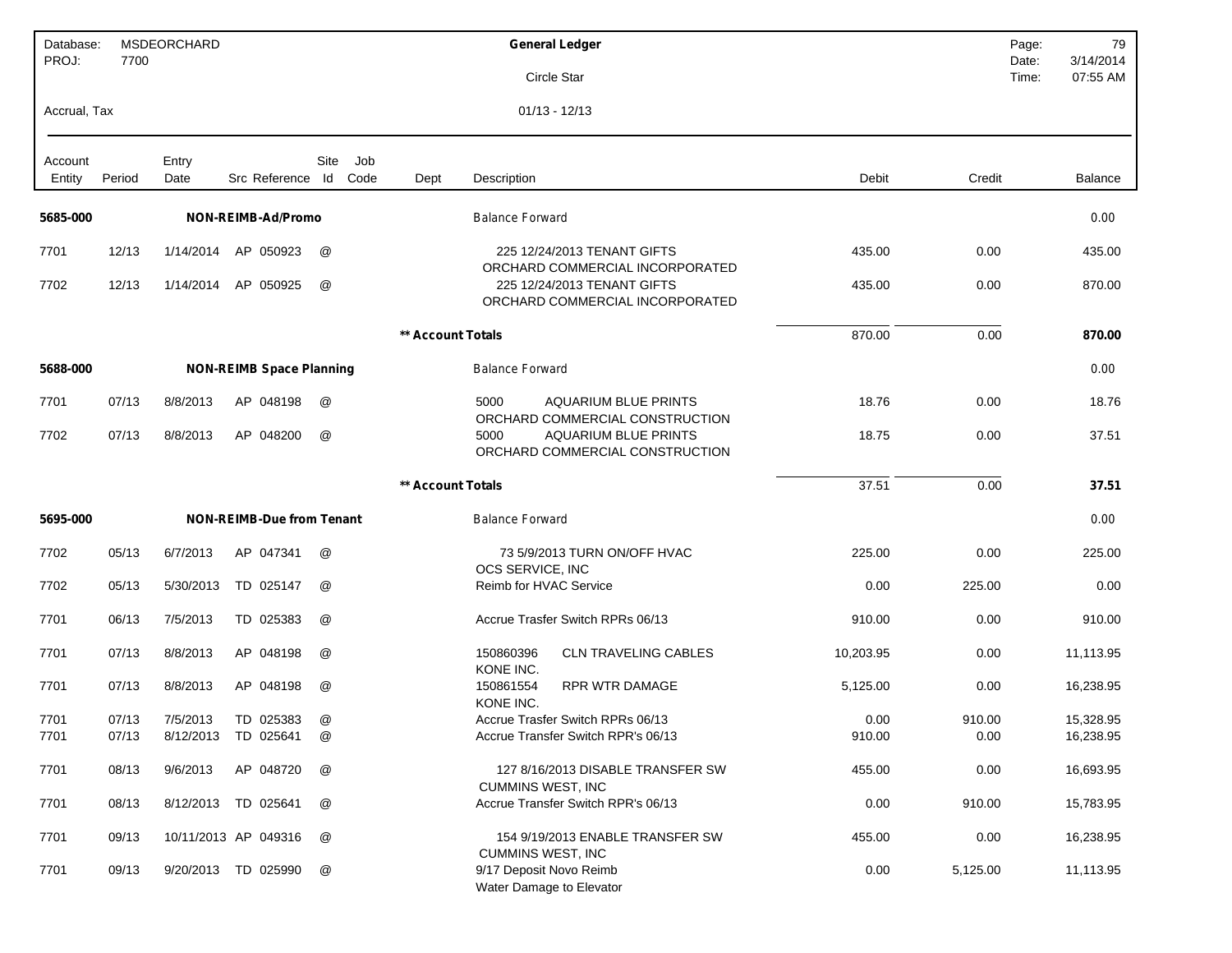Database: MSDEORCHARD
PROJ: 7700

**General Ledger**

Circle Star

Accrual, Tax

01/13 - 12/13

Page: 79
Date: 3/14/2014
Time: 07:55 AM

| Account Entity | Period | Entry Date | Src | Reference | Site Id | Job Code | Dept | Description | Debit | Credit | Balance |
|---|---|---|---|---|---|---|---|---|---|---|---|
| **5685-000** | | **NON-REIMB-Ad/Promo** | | | | | | Balance Forward | | | 0.00 |
| 7701 | 12/13 | 1/14/2014 | AP | 050923 | @ | | | 225 12/24/2013 TENANT GIFTS ORCHARD COMMERCIAL INCORPORATED | 435.00 | 0.00 | 435.00 |
| 7702 | 12/13 | 1/14/2014 | AP | 050925 | @ | | | 225 12/24/2013 TENANT GIFTS ORCHARD COMMERCIAL INCORPORATED | 435.00 | 0.00 | 870.00 |
| | | | | | | | **\*\* Account Totals** | | 870.00 | 0.00 | **870.00** |
| **5688-000** | | **NON-REIMB Space Planning** | | | | | | Balance Forward | | | 0.00 |
| 7701 | 07/13 | 8/8/2013 | AP | 048198 | @ | | | 5000 AQUARIUM BLUE PRINTS ORCHARD COMMERCIAL CONSTRUCTION | 18.76 | 0.00 | 18.76 |
| 7702 | 07/13 | 8/8/2013 | AP | 048200 | @ | | | 5000 AQUARIUM BLUE PRINTS ORCHARD COMMERCIAL CONSTRUCTION | 18.75 | 0.00 | 37.51 |
| | | | | | | | **\*\* Account Totals** | | 37.51 | 0.00 | **37.51** |
| **5695-000** | | **NON-REIMB-Due from Tenant** | | | | | | Balance Forward | | | 0.00 |
| 7702 | 05/13 | 6/7/2013 | AP | 047341 | @ | | | 73 5/9/2013 TURN ON/OFF HVAC OCS SERVICE, INC | 225.00 | 0.00 | 225.00 |
| 7702 | 05/13 | 5/30/2013 | TD | 025147 | @ | | | Reimb for HVAC Service | 0.00 | 225.00 | 0.00 |
| 7701 | 06/13 | 7/5/2013 | TD | 025383 | @ | | | Accrue Trasfer Switch RPRs 06/13 | 910.00 | 0.00 | 910.00 |
| 7701 | 07/13 | 8/8/2013 | AP | 048198 | @ | | | 150860396 CLN TRAVELING CABLES KONE INC. | 10,203.95 | 0.00 | 11,113.95 |
| 7701 | 07/13 | 8/8/2013 | AP | 048198 | @ | | | 150861554 RPR WTR DAMAGE KONE INC. | 5,125.00 | 0.00 | 16,238.95 |
| 7701 | 07/13 | 7/5/2013 | TD | 025383 | @ | | | Accrue Trasfer Switch RPRs 06/13 | 0.00 | 910.00 | 15,328.95 |
| 7701 | 07/13 | 8/12/2013 | TD | 025641 | @ | | | Accrue Transfer Switch RPR's 06/13 | 910.00 | 0.00 | 16,238.95 |
| 7701 | 08/13 | 9/6/2013 | AP | 048720 | @ | | | 127 8/16/2013 DISABLE TRANSFER SW CUMMINS WEST, INC | 455.00 | 0.00 | 16,693.95 |
| 7701 | 08/13 | 8/12/2013 | TD | 025641 | @ | | | Accrue Transfer Switch RPR's 06/13 | 0.00 | 910.00 | 15,783.95 |
| 7701 | 09/13 | 10/11/2013 | AP | 049316 | @ | | | 154 9/19/2013 ENABLE TRANSFER SW CUMMINS WEST, INC | 455.00 | 0.00 | 16,238.95 |
| 7701 | 09/13 | 9/20/2013 | TD | 025990 | @ | | | 9/17 Deposit Novo Reimb Water Damage to Elevator | 0.00 | 5,125.00 | 11,113.95 |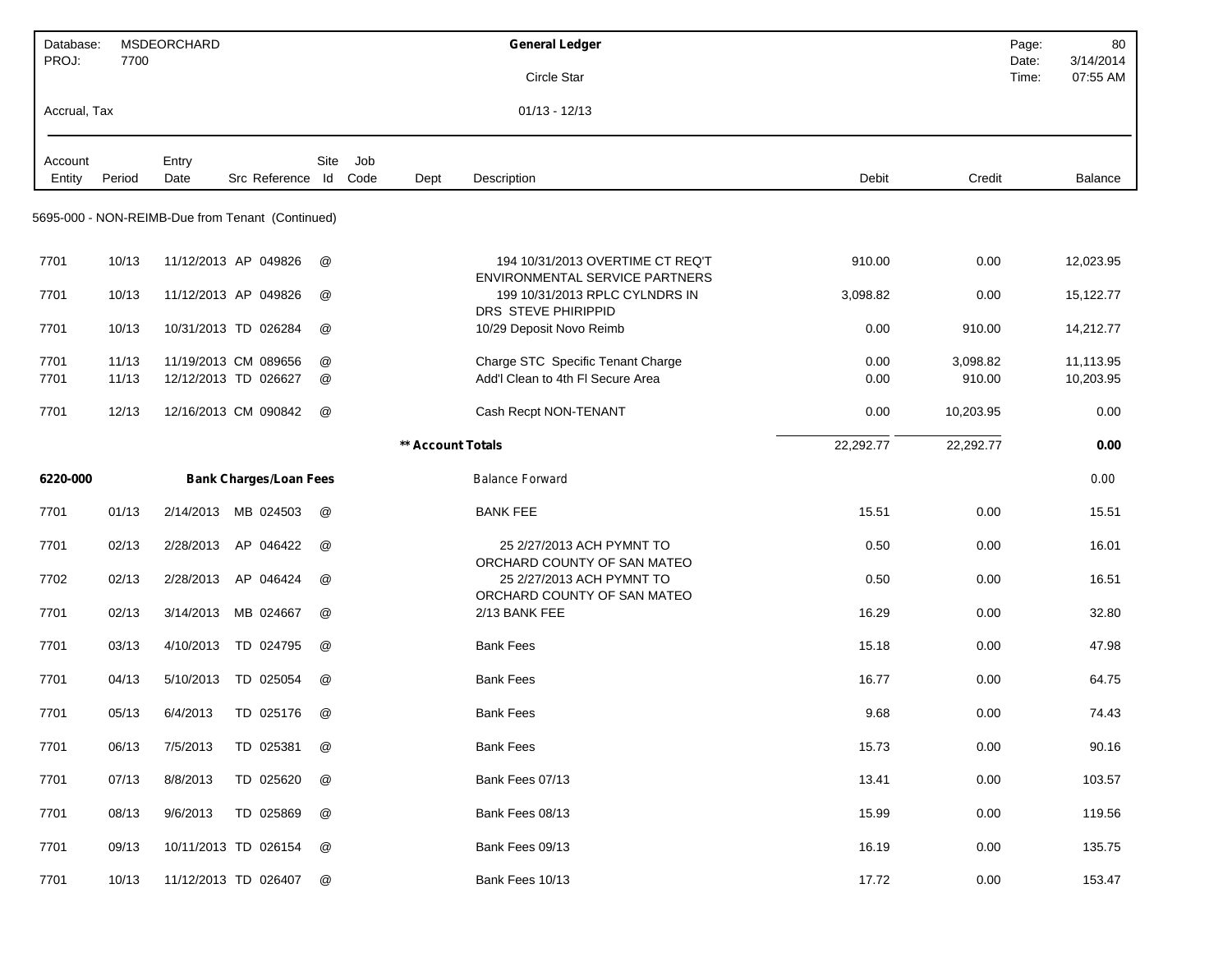| Account Entity | Period | Entry Date | Src | Reference | Site Id | Job Code | Dept | Description | Debit | Credit | Balance |
|---|---|---|---|---|---|---|---|---|---|---|---|
| **5695-000 - NON-REIMB-Due from Tenant (Continued)** | | | | | | | | | | | |
| 7701 | 10/13 | 11/12/2013 | AP | 049826 | @ | | | 194 10/31/2013 OVERTIME CT REQ'T ENVIRONMENTAL SERVICE PARTNERS | 910.00 | 0.00 | 12,023.95 |
| 7701 | 10/13 | 11/12/2013 | AP | 049826 | @ | | | 199 10/31/2013 RPLC CYLNDRS IN DRS STEVE PHIRIPPID | 3,098.82 | 0.00 | 15,122.77 |
| 7701 | 10/13 | 10/31/2013 | TD | 026284 | @ | | | 10/29 Deposit Novo Reimb | 0.00 | 910.00 | 14,212.77 |
| 7701 | 11/13 | 11/19/2013 | CM | 089656 | @ | | | Charge STC Specific Tenant Charge | 0.00 | 3,098.82 | 11,113.95 |
| 7701 | 11/13 | 12/12/2013 | TD | 026627 | @ | | | Add'l Clean to 4th Fl Secure Area | 0.00 | 910.00 | 10,203.95 |
| 7701 | 12/13 | 12/16/2013 | CM | 090842 | @ | | | Cash Recpt NON-TENANT | 0.00 | 10,203.95 | 0.00 |
| | | | | | | | **\*\* Account Totals** | | 22,292.77 | 22,292.77 | **0.00** |
| **6220-000** | | | **Bank Charges/Loan Fees** | | | | | Balance Forward | | | 0.00 |
| 7701 | 01/13 | 2/14/2013 | MB | 024503 | @ | | | BANK FEE | 15.51 | 0.00 | 15.51 |
| 7701 | 02/13 | 2/28/2013 | AP | 046422 | @ | | | 25 2/27/2013 ACH PYMNT TO ORCHARD COUNTY OF SAN MATEO | 0.50 | 0.00 | 16.01 |
| 7702 | 02/13 | 2/28/2013 | AP | 046424 | @ | | | 25 2/27/2013 ACH PYMNT TO ORCHARD COUNTY OF SAN MATEO | 0.50 | 0.00 | 16.51 |
| 7701 | 02/13 | 3/14/2013 | MB | 024667 | @ | | | 2/13 BANK FEE | 16.29 | 0.00 | 32.80 |
| 7701 | 03/13 | 4/10/2013 | TD | 024795 | @ | | | Bank Fees | 15.18 | 0.00 | 47.98 |
| 7701 | 04/13 | 5/10/2013 | TD | 025054 | @ | | | Bank Fees | 16.77 | 0.00 | 64.75 |
| 7701 | 05/13 | 6/4/2013 | TD | 025176 | @ | | | Bank Fees | 9.68 | 0.00 | 74.43 |
| 7701 | 06/13 | 7/5/2013 | TD | 025381 | @ | | | Bank Fees | 15.73 | 0.00 | 90.16 |
| 7701 | 07/13 | 8/8/2013 | TD | 025620 | @ | | | Bank Fees 07/13 | 13.41 | 0.00 | 103.57 |
| 7701 | 08/13 | 9/6/2013 | TD | 025869 | @ | | | Bank Fees 08/13 | 15.99 | 0.00 | 119.56 |
| 7701 | 09/13 | 10/11/2013 | TD | 026154 | @ | | | Bank Fees 09/13 | 16.19 | 0.00 | 135.75 |
| 7701 | 10/13 | 11/12/2013 | TD | 026407 | @ | | | Bank Fees 10/13 | 17.72 | 0.00 | 153.47 |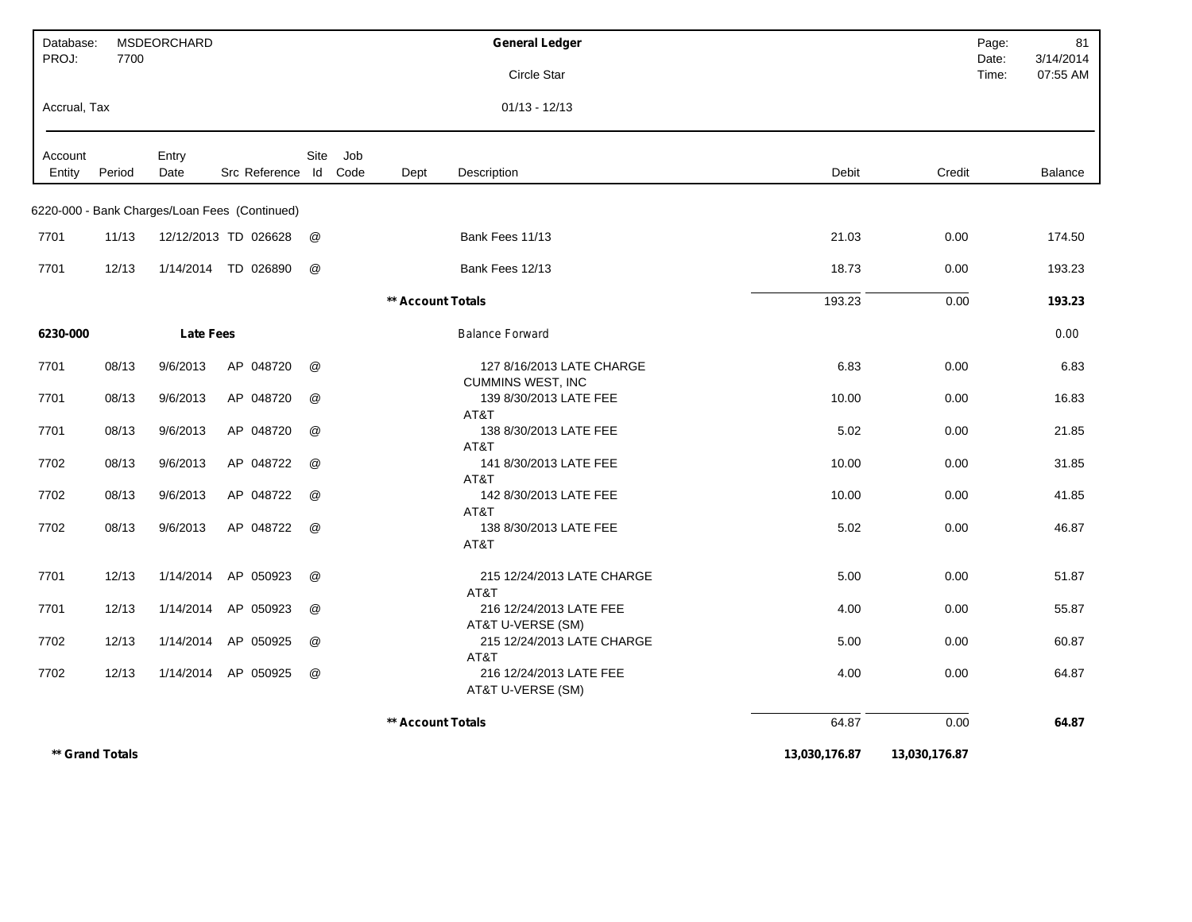| Account Entity | Period | Entry Date | Src | Reference | Site Id | Job Code | Dept | Description | Debit | Credit | Balance |
|---|---|---|---|---|---|---|---|---|---|---|---|
| **6220-000 - Bank Charges/Loan Fees (Continued)** | | | | | | | | | | | |
| 7701 | 11/13 | 12/12/2013 | TD | 026628 | @ | | | Bank Fees 11/13 | 21.03 | 0.00 | 174.50 |
| 7701 | 12/13 | 1/14/2014 | TD | 026890 | @ | | | Bank Fees 12/13 | 18.73 | 0.00 | 193.23 |
| | | | | | | | **\*\* Account Totals** | | 193.23 | 0.00 | **193.23** |
| **6230-000** | | **Late Fees** | | | | | | Balance Forward | | | 0.00 |
| 7701 | 08/13 | 9/6/2013 | AP | 048720 | @ | | | 127 8/16/2013 LATE CHARGE CUMMINS WEST, INC | 6.83 | 0.00 | 6.83 |
| 7701 | 08/13 | 9/6/2013 | AP | 048720 | @ | | | 139 8/30/2013 LATE FEE AT&T | 10.00 | 0.00 | 16.83 |
| 7701 | 08/13 | 9/6/2013 | AP | 048720 | @ | | | 138 8/30/2013 LATE FEE AT&T | 5.02 | 0.00 | 21.85 |
| 7702 | 08/13 | 9/6/2013 | AP | 048722 | @ | | | 141 8/30/2013 LATE FEE AT&T | 10.00 | 0.00 | 31.85 |
| 7702 | 08/13 | 9/6/2013 | AP | 048722 | @ | | | 142 8/30/2013 LATE FEE AT&T | 10.00 | 0.00 | 41.85 |
| 7702 | 08/13 | 9/6/2013 | AP | 048722 | @ | | | 138 8/30/2013 LATE FEE AT&T | 5.02 | 0.00 | 46.87 |
| 7701 | 12/13 | 1/14/2014 | AP | 050923 | @ | | | 215 12/24/2013 LATE CHARGE AT&T | 5.00 | 0.00 | 51.87 |
| 7701 | 12/13 | 1/14/2014 | AP | 050923 | @ | | | 216 12/24/2013 LATE FEE AT&T U-VERSE (SM) | 4.00 | 0.00 | 55.87 |
| 7702 | 12/13 | 1/14/2014 | AP | 050925 | @ | | | 215 12/24/2013 LATE CHARGE AT&T | 5.00 | 0.00 | 60.87 |
| 7702 | 12/13 | 1/14/2014 | AP | 050925 | @ | | | 216 12/24/2013 LATE FEE AT&T U-VERSE (SM) | 4.00 | 0.00 | 64.87 |
| | | | | | | | **\*\* Account Totals** | | 64.87 | 0.00 | **64.87** |
| **\*\* Grand Totals** | | | | | | | | | **13,030,176.87** | **13,030,176.87** | |